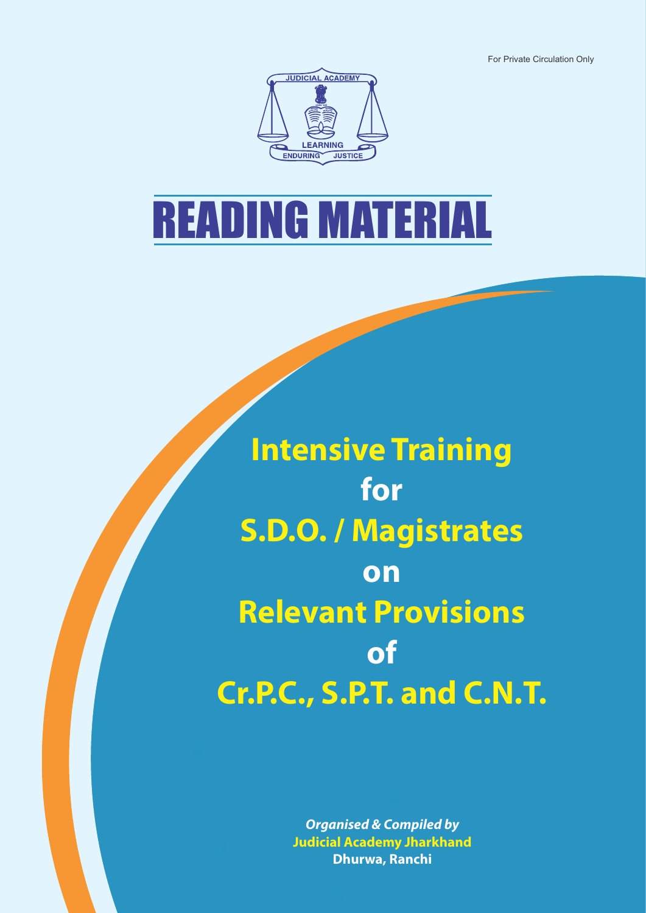For Private Circulation Only

JUDICIAL ACADEMY

LEARNING

ENDURING JUSTICE

# READING MATERIAL

## Intensive Training for S.D.O. / Magistrates on Relevant Provisions of Cr.P.C., S.P.T. and C.N.T.

*Organised & Compiled by*

**Judicial Academy Jharkhand**

**Dhurwa, Ranchi**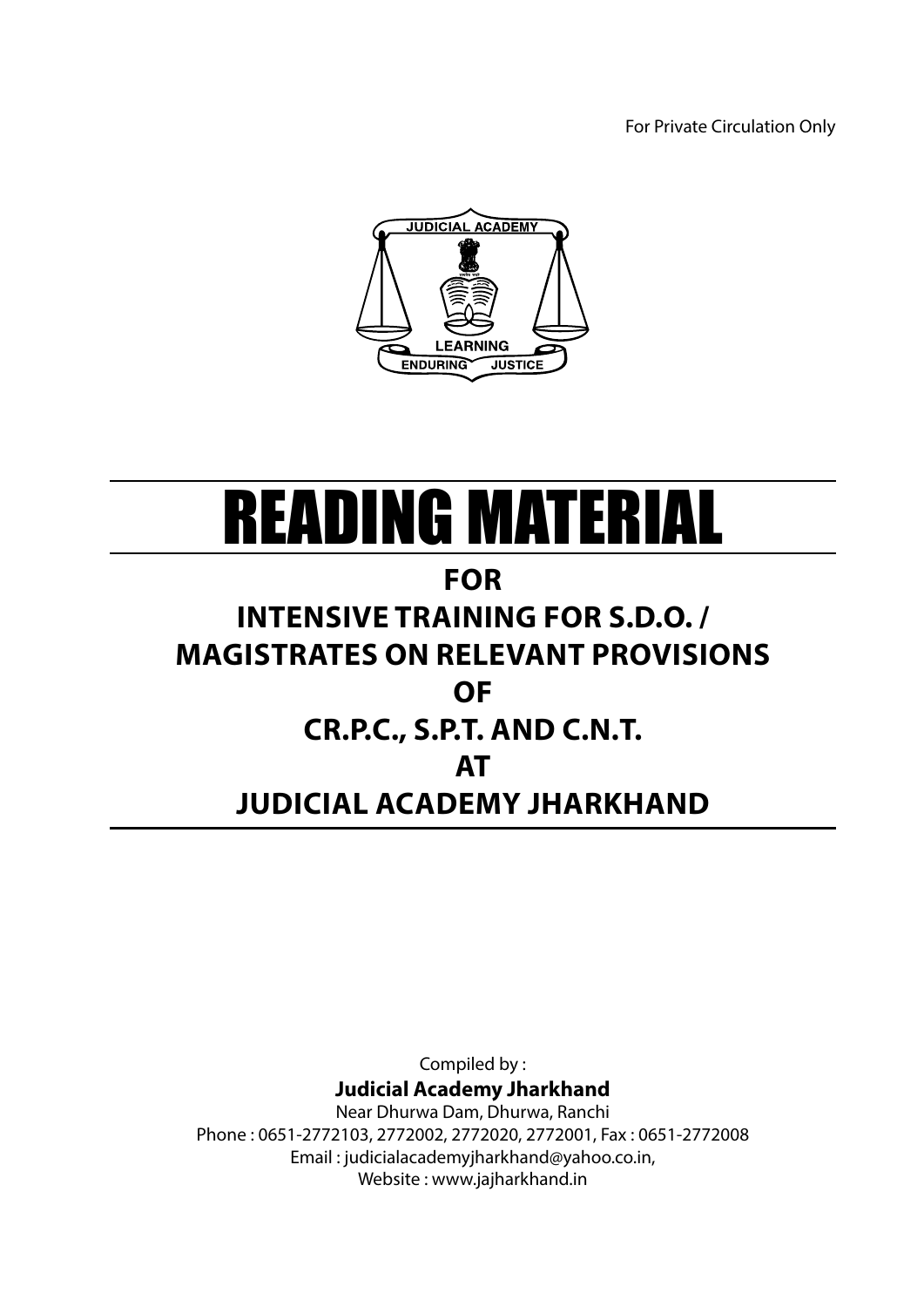For Private Circulation Only

JUDICIAL ACADEMY

LEARNING ENDURING JUSTICE

# READING MATERIAL

## FOR
## INTENSIVE TRAINING FOR S.D.O. / MAGISTRATES ON RELEVANT PROVISIONS
## OF
## CR.P.C., S.P.T. AND C.N.T.
## AT
## JUDICIAL ACADEMY JHARKHAND

Compiled by :

**Judicial Academy Jharkhand**

Near Dhurwa Dam, Dhurwa, Ranchi

Phone : 0651-2772103, 2772002, 2772020, 2772001, Fax : 0651-2772008

Email : judicialacademyjharkhand@yahoo.co.in,

Website : www.jajharkhand.in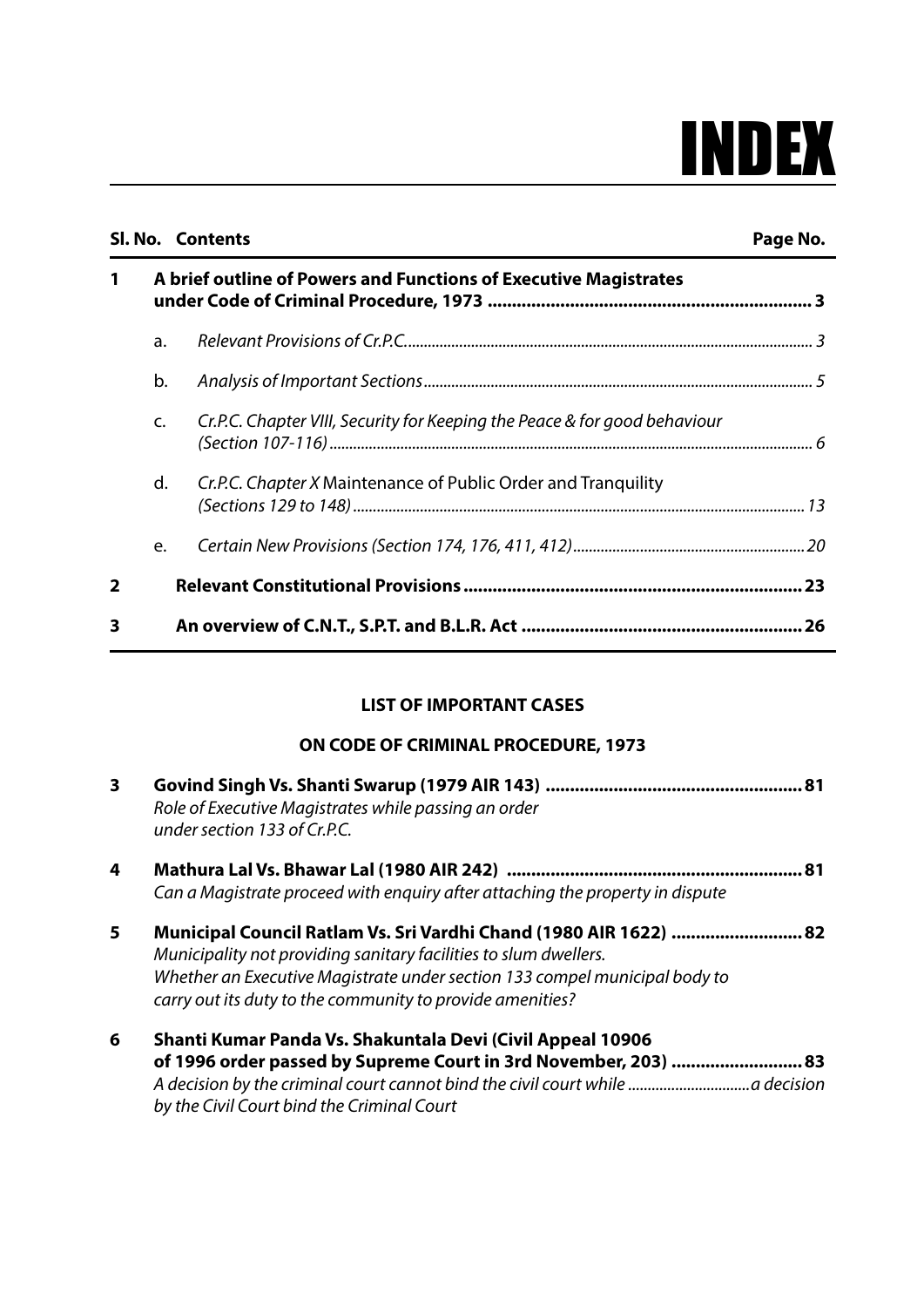# INDEX

| Sl. No. | | Contents | Page No. |
|---|---|---|---|
| 1 | | **A brief outline of Powers and Functions of Executive Magistrates under Code of Criminal Procedure, 1973** | **3** |
| | a. | *Relevant Provisions of Cr.P.C.* | *3* |
| | b. | *Analysis of Important Sections* | *5* |
| | c. | *Cr.P.C. Chapter VIII, Security for Keeping the Peace & for good behaviour (Section 107-116)* | *6* |
| | d. | *Cr.P.C. Chapter X* Maintenance of Public Order and Tranquility *(Sections 129 to 148)* | *13* |
| | e. | *Certain New Provisions (Section 174, 176, 411, 412)* | *20* |
| 2 | | **Relevant Constitutional Provisions** | **23** |
| 3 | | **An overview of C.N.T., S.P.T. and B.L.R. Act** | **26** |

**LIST OF IMPORTANT CASES**

**ON CODE OF CRIMINAL PROCEDURE, 1973**

| | Case | Page No. |
|---|---|---|
| 3 | **Govind Singh Vs. Shanti Swarup (1979 AIR 143)** <br> *Role of Executive Magistrates while passing an order under section 133 of Cr.P.C.* | **81** |
| 4 | **Mathura Lal Vs. Bhawar Lal (1980 AIR 242)** <br> *Can a Magistrate proceed with enquiry after attaching the property in dispute* | **81** |
| 5 | **Municipal Council Ratlam Vs. Sri Vardhi Chand (1980 AIR 1622)** <br> *Municipality not providing sanitary facilities to slum dwellers. Whether an Executive Magistrate under section 133 compel municipal body to carry out its duty to the community to provide amenities?* | **82** |
| 6 | **Shanti Kumar Panda Vs. Shakuntala Devi (Civil Appeal 10906 of 1996 order passed by Supreme Court in 3rd November, 203)** <br> *A decision by the criminal court cannot bind the civil court while ..............................a decision by the Civil Court bind the Criminal Court* | **83** |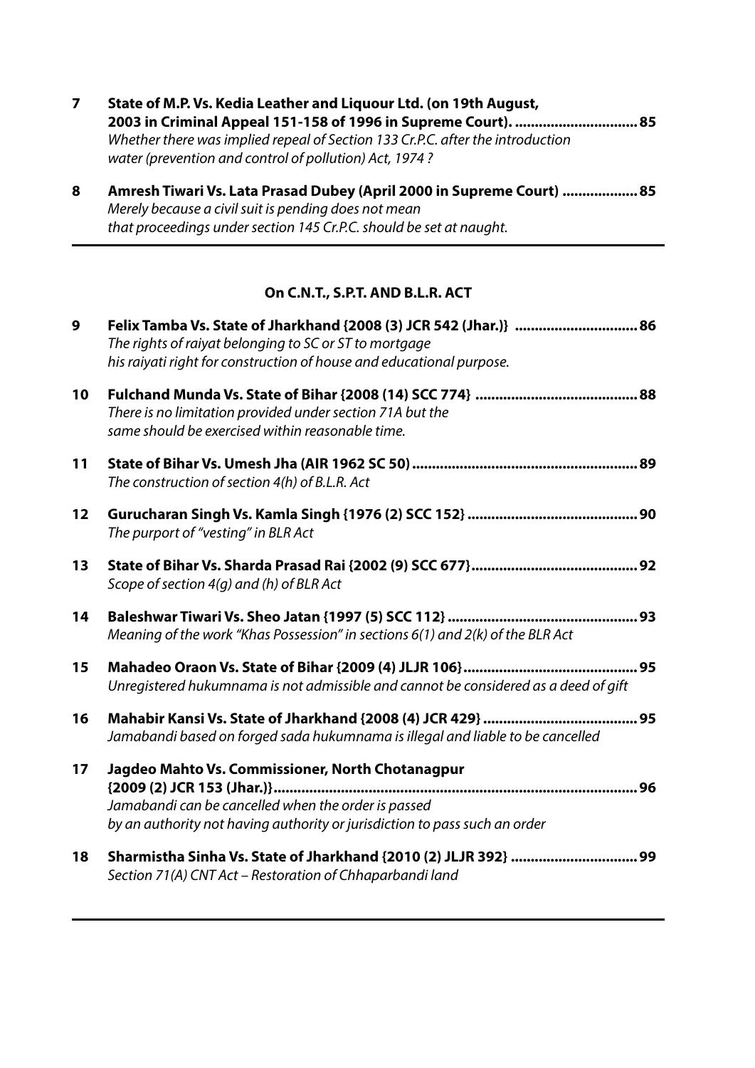**7 State of M.P. Vs. Kedia Leather and Liquour Ltd. (on 19th August, 2003 in Criminal Appeal 151-158 of 1996 in Supreme Court). ............................... 85**
*Whether there was implied repeal of Section 133 Cr.P.C. after the introduction water (prevention and control of pollution) Act, 1974 ?*

**8 Amresh Tiwari Vs. Lata Prasad Dubey (April 2000 in Supreme Court) .................. 85**
*Merely because a civil suit is pending does not mean that proceedings under section 145 Cr.P.C. should be set at naught.*

---

### On C.N.T., S.P.T. AND B.L.R. ACT

**9 Felix Tamba Vs. State of Jharkhand {2008 (3) JCR 542 (Jhar.)} .............................. 86**
*The rights of raiyat belonging to SC or ST to mortgage his raiyati right for construction of house and educational purpose.*

**10 Fulchand Munda Vs. State of Bihar {2008 (14) SCC 774} ........................................ 88**
*There is no limitation provided under section 71A but the same should be exercised within reasonable time.*

**11 State of Bihar Vs. Umesh Jha (AIR 1962 SC 50) ........................................................ 89**
*The construction of section 4(h) of B.L.R. Act*

**12 Gurucharan Singh Vs. Kamla Singh {1976 (2) SCC 152} .......................................... 90**
*The purport of "vesting" in BLR Act*

**13 State of Bihar Vs. Sharda Prasad Rai {2002 (9) SCC 677}......................................... 92**
*Scope of section 4(g) and (h) of BLR Act*

**14 Baleshwar Tiwari Vs. Sheo Jatan {1997 (5) SCC 112} ............................................... 93**
*Meaning of the work "Khas Possession" in sections 6(1) and 2(k) of the BLR Act*

**15 Mahadeo Oraon Vs. State of Bihar {2009 (4) JLJR 106}........................................... 95**
*Unregistered hukumnama is not admissible and cannot be considered as a deed of gift*

**16 Mahabir Kansi Vs. State of Jharkhand {2008 (4) JCR 429} ....................................... 95**
*Jamabandi based on forged sada hukumnama is illegal and liable to be cancelled*

**17 Jagdeo Mahto Vs. Commissioner, North Chotanagpur {2009 (2) JCR 153 (Jhar.)}........................................................................................... 96**
*Jamabandi can be cancelled when the order is passed by an authority not having authority or jurisdiction to pass such an order*

**18 Sharmistha Sinha Vs. State of Jharkhand {2010 (2) JLJR 392} ................................ 99**
*Section 71(A) CNT Act – Restoration of Chhaparbandi land*

---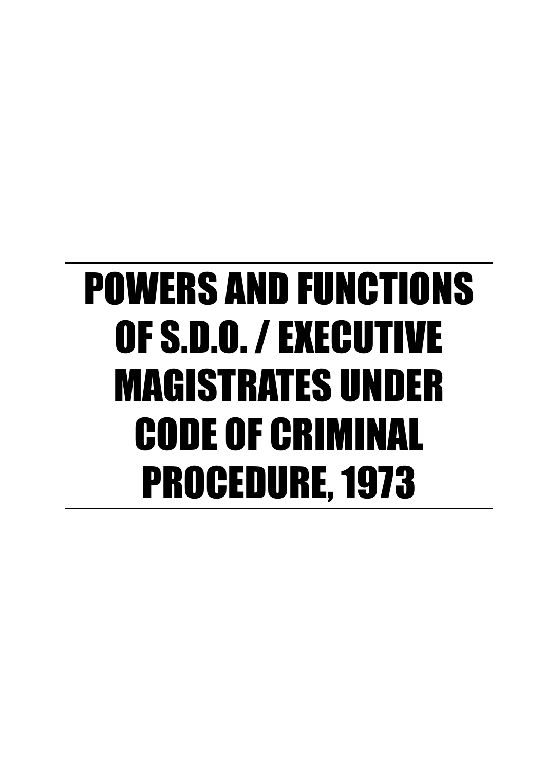# POWERS AND FUNCTIONS OF S.D.O. / EXECUTIVE MAGISTRATES UNDER CODE OF CRIMINAL PROCEDURE, 1973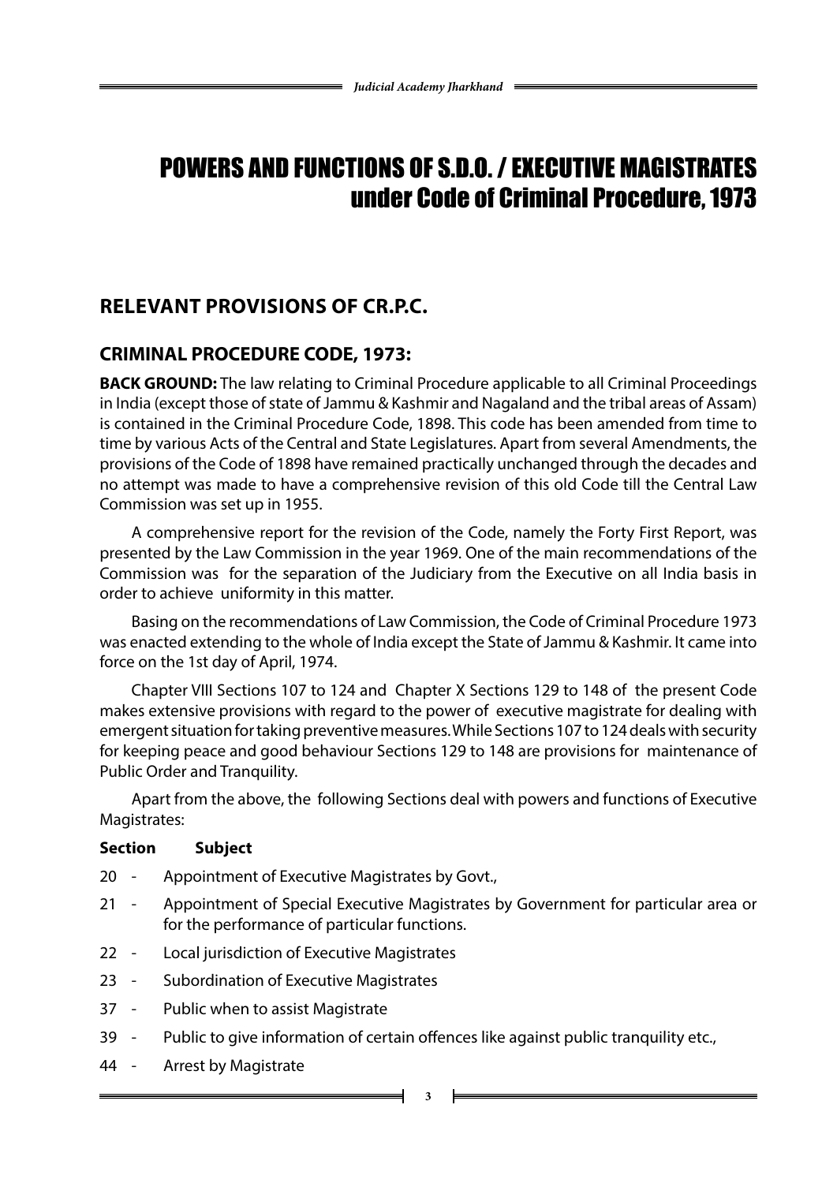# POWERS AND FUNCTIONS OF S.D.O. / EXECUTIVE MAGISTRATES under Code of Criminal Procedure, 1973

## RELEVANT PROVISIONS OF CR.P.C.

## CRIMINAL PROCEDURE CODE, 1973:

**BACK GROUND:** The law relating to Criminal Procedure applicable to all Criminal Proceedings in India (except those of state of Jammu & Kashmir and Nagaland and the tribal areas of Assam) is contained in the Criminal Procedure Code, 1898. This code has been amended from time to time by various Acts of the Central and State Legislatures. Apart from several Amendments, the provisions of the Code of 1898 have remained practically unchanged through the decades and no attempt was made to have a comprehensive revision of this old Code till the Central Law Commission was set up in 1955.

A comprehensive report for the revision of the Code, namely the Forty First Report, was presented by the Law Commission in the year 1969. One of the main recommendations of the Commission was for the separation of the Judiciary from the Executive on all India basis in order to achieve uniformity in this matter.

Basing on the recommendations of Law Commission, the Code of Criminal Procedure 1973 was enacted extending to the whole of India except the State of Jammu & Kashmir. It came into force on the 1st day of April, 1974.

Chapter VIII Sections 107 to 124 and Chapter X Sections 129 to 148 of the present Code makes extensive provisions with regard to the power of executive magistrate for dealing with emergent situation for taking preventive measures. While Sections 107 to 124 deals with security for keeping peace and good behaviour Sections 129 to 148 are provisions for maintenance of Public Order and Tranquility.

Apart from the above, the following Sections deal with powers and functions of Executive Magistrates:

| Section | Subject |
|---|---|
| 20 - | Appointment of Executive Magistrates by Govt., |
| 21 - | Appointment of Special Executive Magistrates by Government for particular area or for the performance of particular functions. |
| 22 - | Local jurisdiction of Executive Magistrates |
| 23 - | Subordination of Executive Magistrates |
| 37 - | Public when to assist Magistrate |
| 39 - | Public to give information of certain offences like against public tranquility etc., |
| 44 - | Arrest by Magistrate |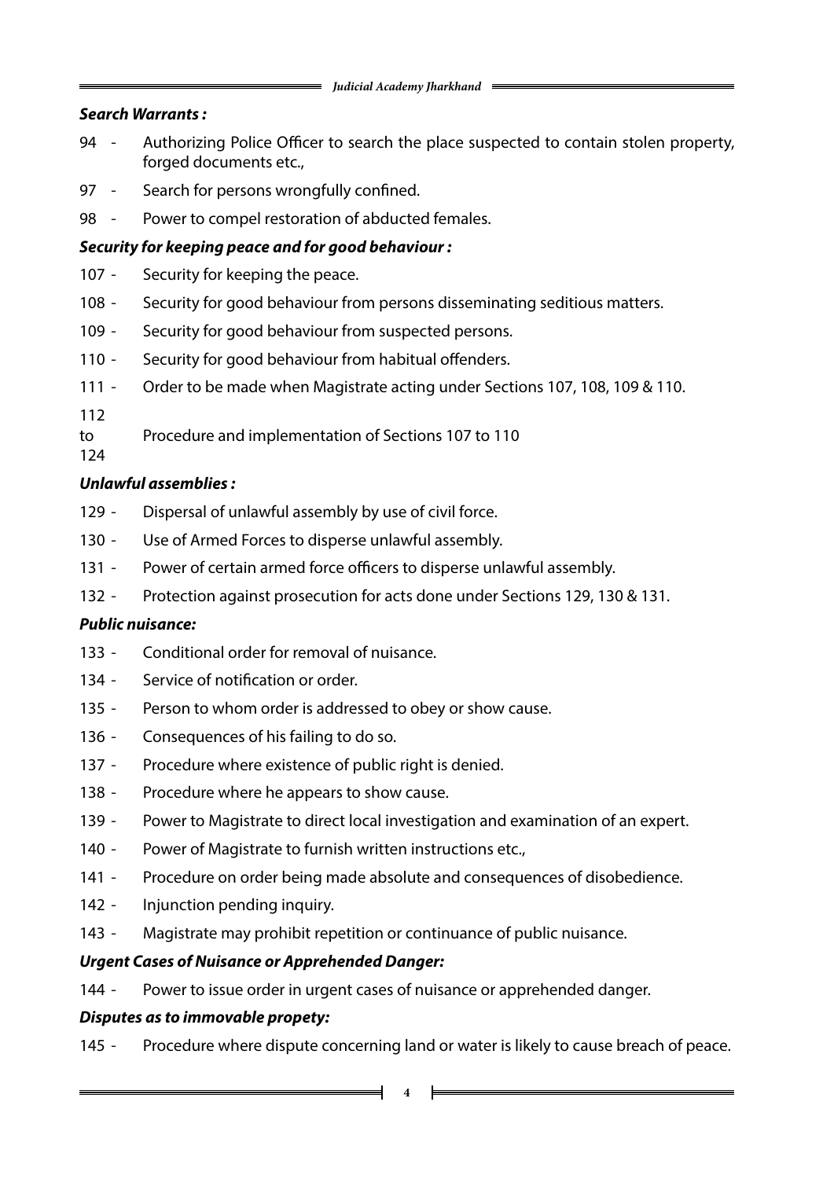***Search Warrants :***

94 - Authorizing Police Officer to search the place suspected to contain stolen property, forged documents etc.,

97 - Search for persons wrongfully confined.

98 - Power to compel restoration of abducted females.

***Security for keeping peace and for good behaviour :***

107 - Security for keeping the peace.

108 - Security for good behaviour from persons disseminating seditious matters.

109 - Security for good behaviour from suspected persons.

110 - Security for good behaviour from habitual offenders.

111 - Order to be made when Magistrate acting under Sections 107, 108, 109 & 110.

112 to 124 Procedure and implementation of Sections 107 to 110

***Unlawful assemblies :***

129 - Dispersal of unlawful assembly by use of civil force.

130 - Use of Armed Forces to disperse unlawful assembly.

131 - Power of certain armed force officers to disperse unlawful assembly.

132 - Protection against prosecution for acts done under Sections 129, 130 & 131.

***Public nuisance:***

133 - Conditional order for removal of nuisance.

134 - Service of notification or order.

135 - Person to whom order is addressed to obey or show cause.

136 - Consequences of his failing to do so.

137 - Procedure where existence of public right is denied.

138 - Procedure where he appears to show cause.

139 - Power to Magistrate to direct local investigation and examination of an expert.

140 - Power of Magistrate to furnish written instructions etc.,

141 - Procedure on order being made absolute and consequences of disobedience.

142 - Injunction pending inquiry.

143 - Magistrate may prohibit repetition or continuance of public nuisance.

***Urgent Cases of Nuisance or Apprehended Danger:***

144 - Power to issue order in urgent cases of nuisance or apprehended danger.

***Disputes as to immovable propety:***

145 - Procedure where dispute concerning land or water is likely to cause breach of peace.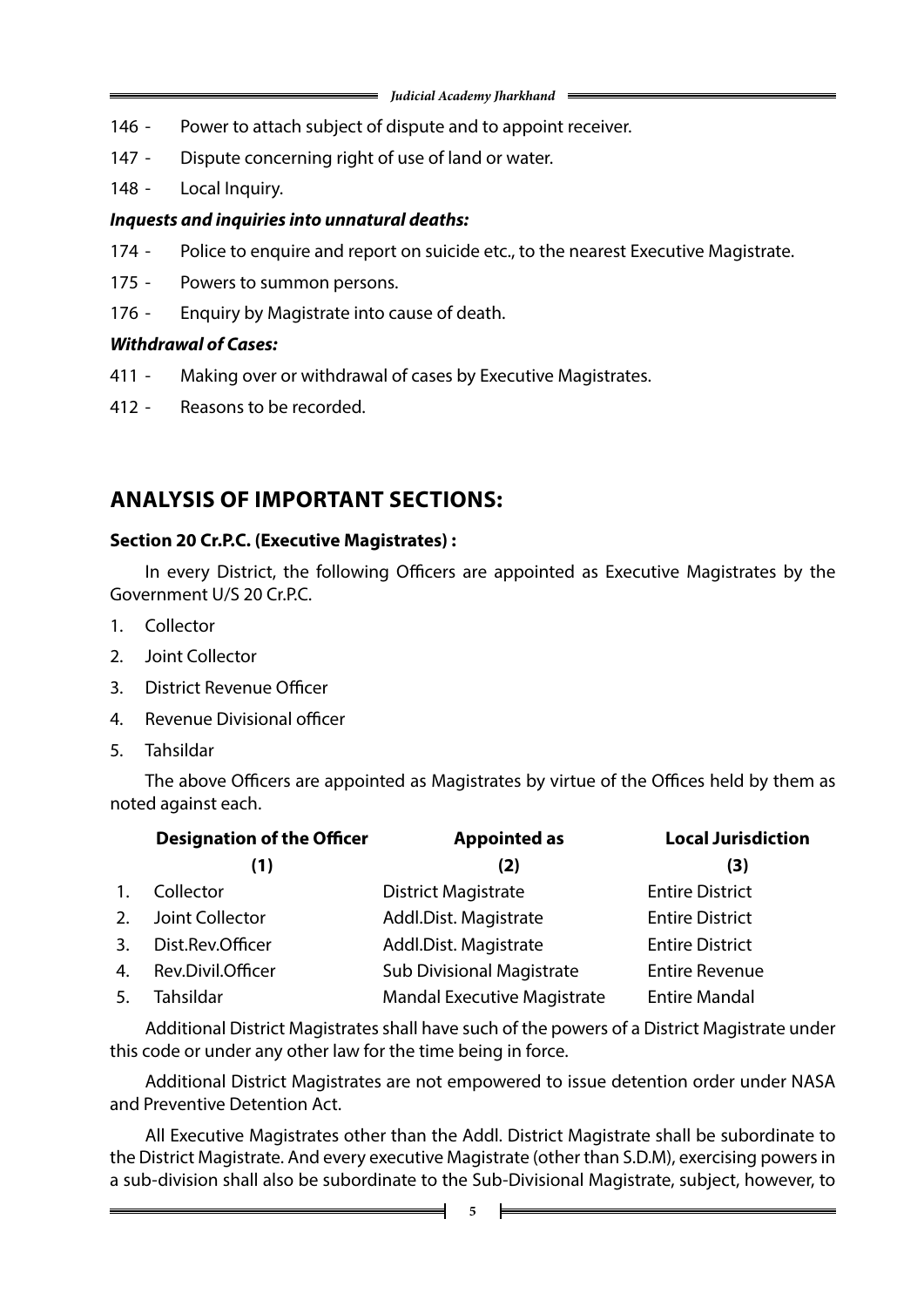146 - Power to attach subject of dispute and to appoint receiver.

147 - Dispute concerning right of use of land or water.

148 - Local Inquiry.

***Inquests and inquiries into unnatural deaths:***

174 - Police to enquire and report on suicide etc., to the nearest Executive Magistrate.

175 - Powers to summon persons.

176 - Enquiry by Magistrate into cause of death.

***Withdrawal of Cases:***

411 - Making over or withdrawal of cases by Executive Magistrates.

412 - Reasons to be recorded.

## ANALYSIS OF IMPORTANT SECTIONS:

**Section 20 Cr.P.C. (Executive Magistrates) :**

In every District, the following Officers are appointed as Executive Magistrates by the Government U/S 20 Cr.P.C.

1. Collector
2. Joint Collector
3. District Revenue Officer
4. Revenue Divisional officer
5. Tahsildar

The above Officers are appointed as Magistrates by virtue of the Offices held by them as noted against each.

| | Designation of the Officer | Appointed as | Local Jurisdiction |
|---|---|---|---|
| | (1) | (2) | (3) |
| 1. | Collector | District Magistrate | Entire District |
| 2. | Joint Collector | Addl.Dist. Magistrate | Entire District |
| 3. | Dist.Rev.Officer | Addl.Dist. Magistrate | Entire District |
| 4. | Rev.Divil.Officer | Sub Divisional Magistrate | Entire Revenue |
| 5. | Tahsildar | Mandal Executive Magistrate | Entire Mandal |

Additional District Magistrates shall have such of the powers of a District Magistrate under this code or under any other law for the time being in force.

Additional District Magistrates are not empowered to issue detention order under NASA and Preventive Detention Act.

All Executive Magistrates other than the Addl. District Magistrate shall be subordinate to the District Magistrate. And every executive Magistrate (other than S.D.M), exercising powers in a sub-division shall also be subordinate to the Sub-Divisional Magistrate, subject, however, to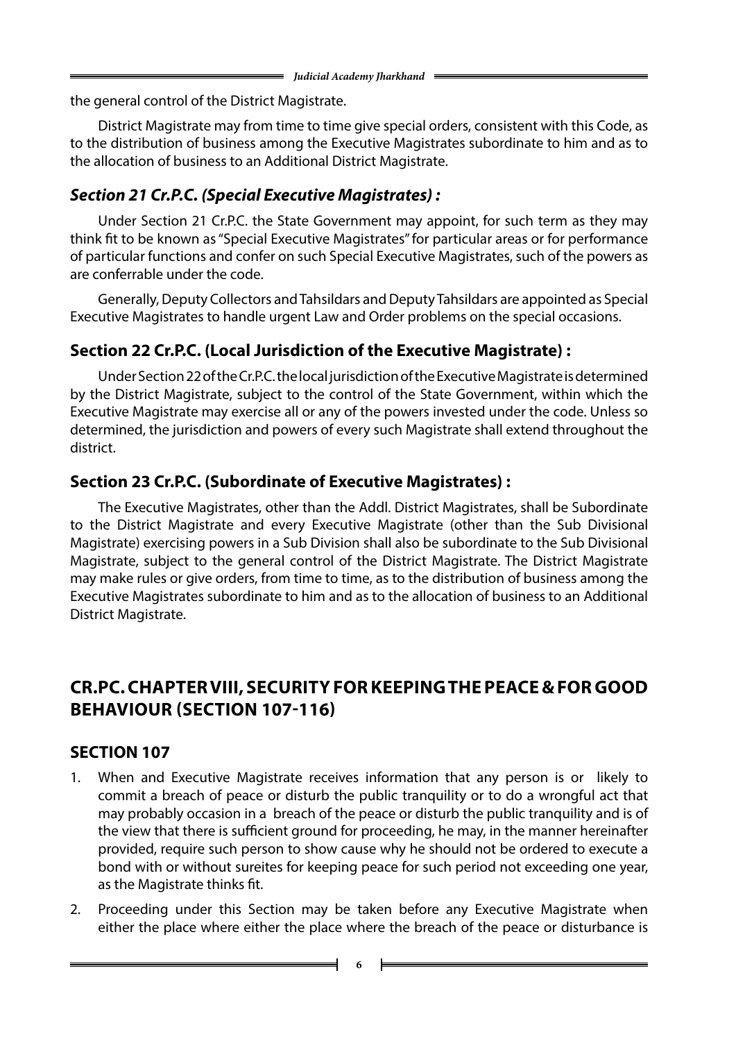the general control of the District Magistrate.

District Magistrate may from time to time give special orders, consistent with this Code, as to the distribution of business among the Executive Magistrates subordinate to him and as to the allocation of business to an Additional District Magistrate.

### *Section 21 Cr.P.C. (Special Executive Magistrates) :*

Under Section 21 Cr.P.C. the State Government may appoint, for such term as they may think fit to be known as "Special Executive Magistrates" for particular areas or for performance of particular functions and confer on such Special Executive Magistrates, such of the powers as are conferrable under the code.

Generally, Deputy Collectors and Tahsildars and Deputy Tahsildars are appointed as Special Executive Magistrates to handle urgent Law and Order problems on the special occasions.

### Section 22 Cr.P.C. (Local Jurisdiction of the Executive Magistrate) :

Under Section 22 of the Cr.P.C. the local jurisdiction of the Executive Magistrate is determined by the District Magistrate, subject to the control of the State Government, within which the Executive Magistrate may exercise all or any of the powers invested under the code. Unless so determined, the jurisdiction and powers of every such Magistrate shall extend throughout the district.

### Section 23 Cr.P.C. (Subordinate of Executive Magistrates) :

The Executive Magistrates, other than the Addl. District Magistrates, shall be Subordinate to the District Magistrate and every Executive Magistrate (other than the Sub Divisional Magistrate) exercising powers in a Sub Division shall also be subordinate to the Sub Divisional Magistrate, subject to the general control of the District Magistrate. The District Magistrate may make rules or give orders, from time to time, as to the distribution of business among the Executive Magistrates subordinate to him and as to the allocation of business to an Additional District Magistrate.

## CR.PC. CHAPTER VIII, SECURITY FOR KEEPING THE PEACE & FOR GOOD BEHAVIOUR (SECTION 107-116)

### SECTION 107

1. When and Executive Magistrate receives information that any person is or likely to commit a breach of peace or disturb the public tranquility or to do a wrongful act that may probably occasion in a breach of the peace or disturb the public tranquility and is of the view that there is sufficient ground for proceeding, he may, in the manner hereinafter provided, require such person to show cause why he should not be ordered to execute a bond with or without sureites for keeping peace for such period not exceeding one year, as the Magistrate thinks fit.
2. Proceeding under this Section may be taken before any Executive Magistrate when either the place where either the place where the breach of the peace or disturbance is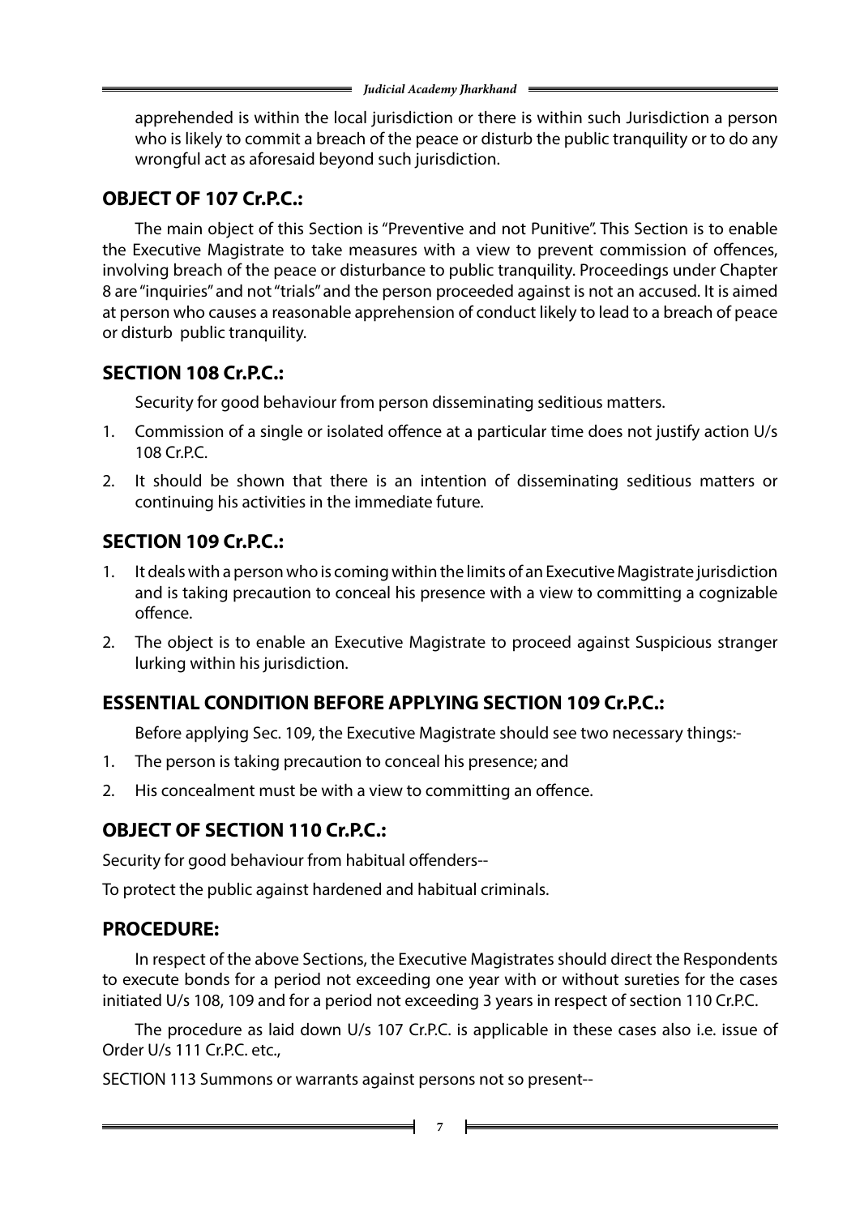apprehended is within the local jurisdiction or there is within such Jurisdiction a person who is likely to commit a breach of the peace or disturb the public tranquility or to do any wrongful act as aforesaid beyond such jurisdiction.

## OBJECT OF 107 Cr.P.C.:

The main object of this Section is "Preventive and not Punitive". This Section is to enable the Executive Magistrate to take measures with a view to prevent commission of offences, involving breach of the peace or disturbance to public tranquility. Proceedings under Chapter 8 are "inquiries" and not "trials" and the person proceeded against is not an accused. It is aimed at person who causes a reasonable apprehension of conduct likely to lead to a breach of peace or disturb public tranquility.

## SECTION 108 Cr.P.C.:

Security for good behaviour from person disseminating seditious matters.

1. Commission of a single or isolated offence at a particular time does not justify action U/s 108 Cr.P.C.
2. It should be shown that there is an intention of disseminating seditious matters or continuing his activities in the immediate future.

## SECTION 109 Cr.P.C.:

1. It deals with a person who is coming within the limits of an Executive Magistrate jurisdiction and is taking precaution to conceal his presence with a view to committing a cognizable offence.
2. The object is to enable an Executive Magistrate to proceed against Suspicious stranger lurking within his jurisdiction.

## ESSENTIAL CONDITION BEFORE APPLYING SECTION 109 Cr.P.C.:

Before applying Sec. 109, the Executive Magistrate should see two necessary things:-

1. The person is taking precaution to conceal his presence; and
2. His concealment must be with a view to committing an offence.

## OBJECT OF SECTION 110 Cr.P.C.:

Security for good behaviour from habitual offenders--

To protect the public against hardened and habitual criminals.

## PROCEDURE:

In respect of the above Sections, the Executive Magistrates should direct the Respondents to execute bonds for a period not exceeding one year with or without sureties for the cases initiated U/s 108, 109 and for a period not exceeding 3 years in respect of section 110 Cr.P.C.

The procedure as laid down U/s 107 Cr.P.C. is applicable in these cases also i.e. issue of Order U/s 111 Cr.P.C. etc.,

SECTION 113 Summons or warrants against persons not so present--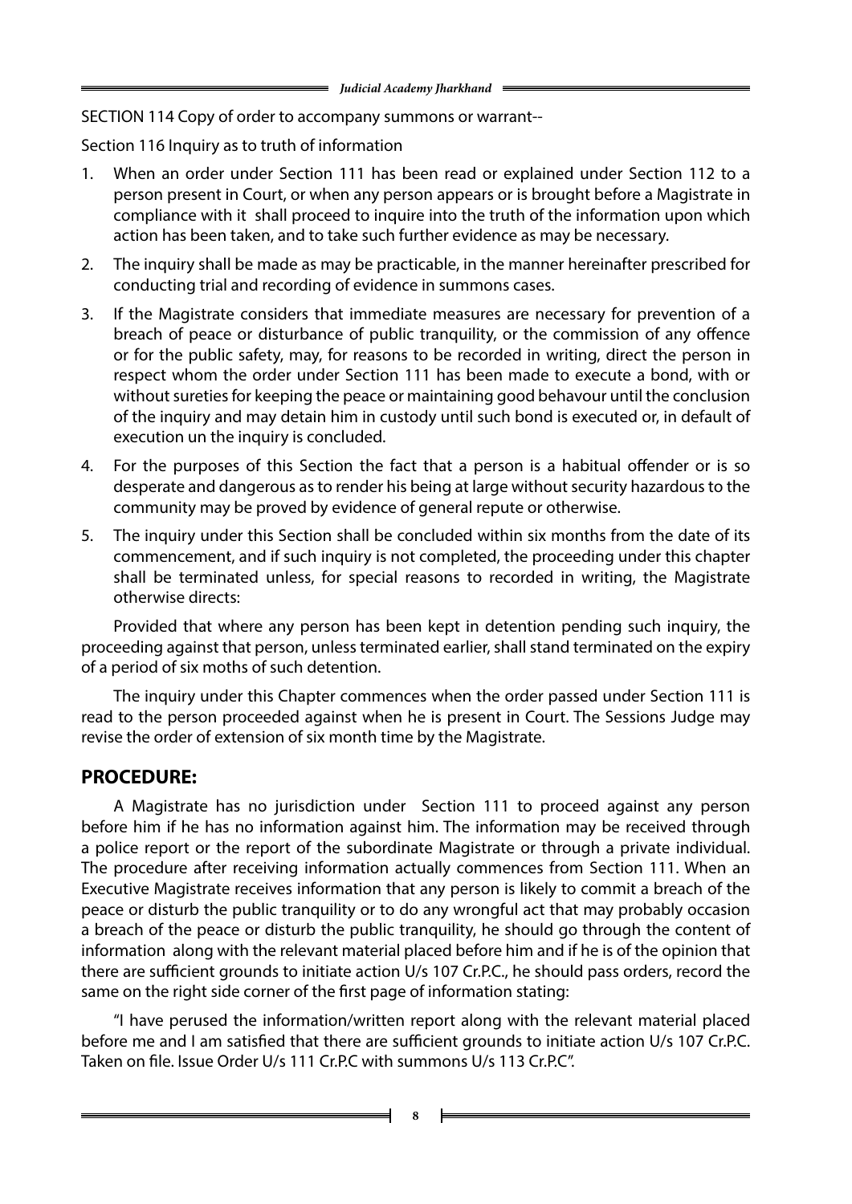SECTION 114 Copy of order to accompany summons or warrant--

Section 116 Inquiry as to truth of information

1. When an order under Section 111 has been read or explained under Section 112 to a person present in Court, or when any person appears or is brought before a Magistrate in compliance with it shall proceed to inquire into the truth of the information upon which action has been taken, and to take such further evidence as may be necessary.
2. The inquiry shall be made as may be practicable, in the manner hereinafter prescribed for conducting trial and recording of evidence in summons cases.
3. If the Magistrate considers that immediate measures are necessary for prevention of a breach of peace or disturbance of public tranquility, or the commission of any offence or for the public safety, may, for reasons to be recorded in writing, direct the person in respect whom the order under Section 111 has been made to execute a bond, with or without sureties for keeping the peace or maintaining good behavour until the conclusion of the inquiry and may detain him in custody until such bond is executed or, in default of execution un the inquiry is concluded.
4. For the purposes of this Section the fact that a person is a habitual offender or is so desperate and dangerous as to render his being at large without security hazardous to the community may be proved by evidence of general repute or otherwise.
5. The inquiry under this Section shall be concluded within six months from the date of its commencement, and if such inquiry is not completed, the proceeding under this chapter shall be terminated unless, for special reasons to recorded in writing, the Magistrate otherwise directs:

Provided that where any person has been kept in detention pending such inquiry, the proceeding against that person, unless terminated earlier, shall stand terminated on the expiry of a period of six moths of such detention.

The inquiry under this Chapter commences when the order passed under Section 111 is read to the person proceeded against when he is present in Court. The Sessions Judge may revise the order of extension of six month time by the Magistrate.

## PROCEDURE:

A Magistrate has no jurisdiction under Section 111 to proceed against any person before him if he has no information against him. The information may be received through a police report or the report of the subordinate Magistrate or through a private individual. The procedure after receiving information actually commences from Section 111. When an Executive Magistrate receives information that any person is likely to commit a breach of the peace or disturb the public tranquility or to do any wrongful act that may probably occasion a breach of the peace or disturb the public tranquility, he should go through the content of information along with the relevant material placed before him and if he is of the opinion that there are sufficient grounds to initiate action U/s 107 Cr.P.C., he should pass orders, record the same on the right side corner of the first page of information stating:

"I have perused the information/written report along with the relevant material placed before me and I am satisfied that there are sufficient grounds to initiate action U/s 107 Cr.P.C. Taken on file. Issue Order U/s 111 Cr.P.C with summons U/s 113 Cr.P.C".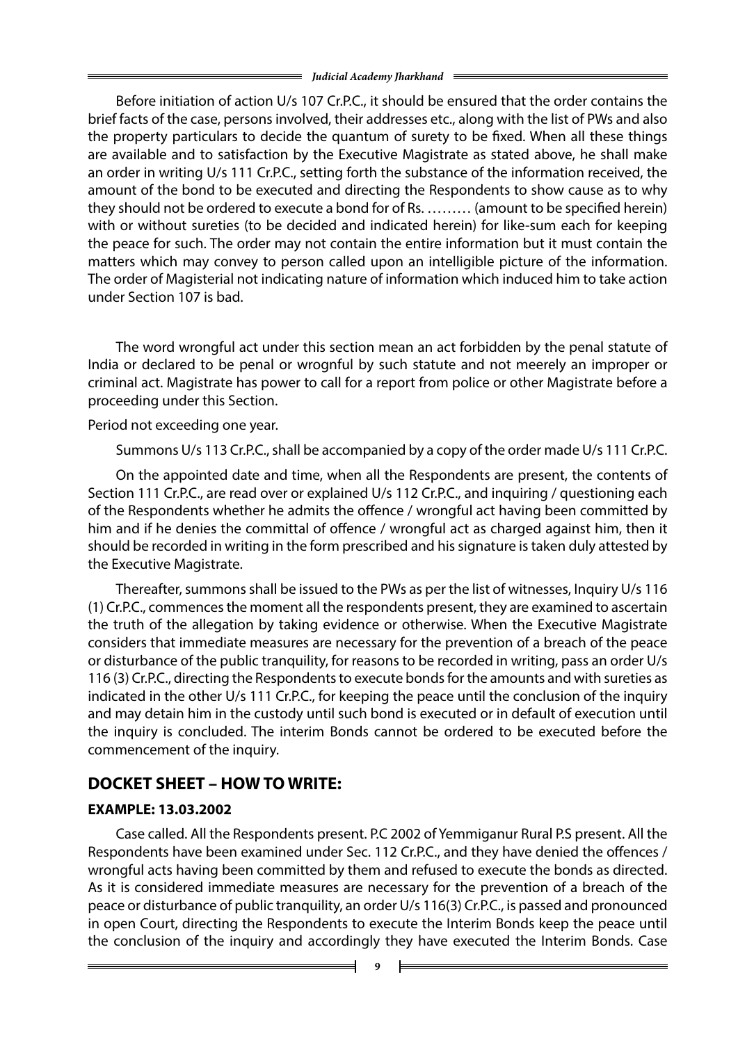Before initiation of action U/s 107 Cr.P.C., it should be ensured that the order contains the brief facts of the case, persons involved, their addresses etc., along with the list of PWs and also the property particulars to decide the quantum of surety to be fixed. When all these things are available and to satisfaction by the Executive Magistrate as stated above, he shall make an order in writing U/s 111 Cr.P.C., setting forth the substance of the information received, the amount of the bond to be executed and directing the Respondents to show cause as to why they should not be ordered to execute a bond for of Rs. ……… (amount to be specified herein) with or without sureties (to be decided and indicated herein) for like-sum each for keeping the peace for such. The order may not contain the entire information but it must contain the matters which may convey to person called upon an intelligible picture of the information. The order of Magisterial not indicating nature of information which induced him to take action under Section 107 is bad.

The word wrongful act under this section mean an act forbidden by the penal statute of India or declared to be penal or wrognful by such statute and not meerely an improper or criminal act. Magistrate has power to call for a report from police or other Magistrate before a proceeding under this Section.

Period not exceeding one year.

Summons U/s 113 Cr.P.C., shall be accompanied by a copy of the order made U/s 111 Cr.P.C.

On the appointed date and time, when all the Respondents are present, the contents of Section 111 Cr.P.C., are read over or explained U/s 112 Cr.P.C., and inquiring / questioning each of the Respondents whether he admits the offence / wrongful act having been committed by him and if he denies the committal of offence / wrongful act as charged against him, then it should be recorded in writing in the form prescribed and his signature is taken duly attested by the Executive Magistrate.

Thereafter, summons shall be issued to the PWs as per the list of witnesses, Inquiry U/s 116 (1) Cr.P.C., commences the moment all the respondents present, they are examined to ascertain the truth of the allegation by taking evidence or otherwise. When the Executive Magistrate considers that immediate measures are necessary for the prevention of a breach of the peace or disturbance of the public tranquility, for reasons to be recorded in writing, pass an order U/s 116 (3) Cr.P.C., directing the Respondents to execute bonds for the amounts and with sureties as indicated in the other U/s 111 Cr.P.C., for keeping the peace until the conclusion of the inquiry and may detain him in the custody until such bond is executed or in default of execution until the inquiry is concluded. The interim Bonds cannot be ordered to be executed before the commencement of the inquiry.

## DOCKET SHEET – HOW TO WRITE:

**EXAMPLE: 13.03.2002**

Case called. All the Respondents present. P.C 2002 of Yemmiganur Rural P.S present. All the Respondents have been examined under Sec. 112 Cr.P.C., and they have denied the offences / wrongful acts having been committed by them and refused to execute the bonds as directed. As it is considered immediate measures are necessary for the prevention of a breach of the peace or disturbance of public tranquility, an order U/s 116(3) Cr.P.C., is passed and pronounced in open Court, directing the Respondents to execute the Interim Bonds keep the peace until the conclusion of the inquiry and accordingly they have executed the Interim Bonds. Case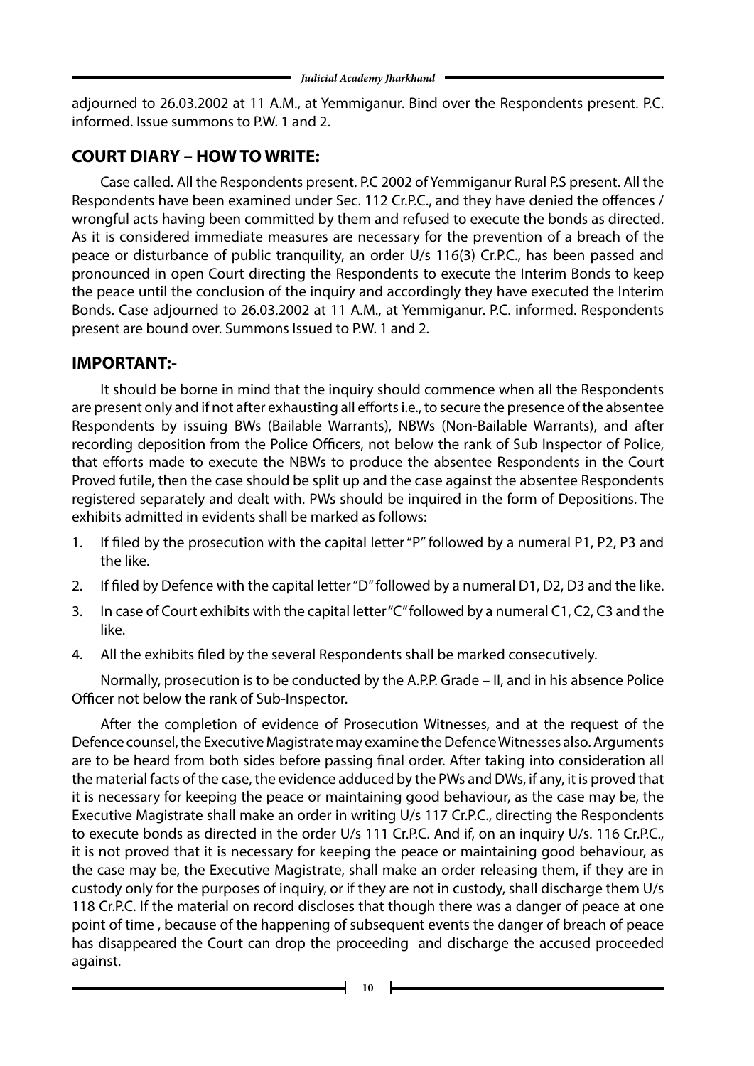adjourned to 26.03.2002 at 11 A.M., at Yemmiganur. Bind over the Respondents present. P.C. informed. Issue summons to P.W. 1 and 2.

## COURT DIARY – HOW TO WRITE:

Case called. All the Respondents present. P.C 2002 of Yemmiganur Rural P.S present. All the Respondents have been examined under Sec. 112 Cr.P.C., and they have denied the offences / wrongful acts having been committed by them and refused to execute the bonds as directed. As it is considered immediate measures are necessary for the prevention of a breach of the peace or disturbance of public tranquility, an order U/s 116(3) Cr.P.C., has been passed and pronounced in open Court directing the Respondents to execute the Interim Bonds to keep the peace until the conclusion of the inquiry and accordingly they have executed the Interim Bonds. Case adjourned to 26.03.2002 at 11 A.M., at Yemmiganur. P.C. informed. Respondents present are bound over. Summons Issued to P.W. 1 and 2.

## IMPORTANT:-

It should be borne in mind that the inquiry should commence when all the Respondents are present only and if not after exhausting all efforts i.e., to secure the presence of the absentee Respondents by issuing BWs (Bailable Warrants), NBWs (Non-Bailable Warrants), and after recording deposition from the Police Officers, not below the rank of Sub Inspector of Police, that efforts made to execute the NBWs to produce the absentee Respondents in the Court Proved futile, then the case should be split up and the case against the absentee Respondents registered separately and dealt with. PWs should be inquired in the form of Depositions. The exhibits admitted in evidents shall be marked as follows:

1. If filed by the prosecution with the capital letter "P" followed by a numeral P1, P2, P3 and the like.
2. If filed by Defence with the capital letter "D" followed by a numeral D1, D2, D3 and the like.
3. In case of Court exhibits with the capital letter "C" followed by a numeral C1, C2, C3 and the like.
4. All the exhibits filed by the several Respondents shall be marked consecutively.

Normally, prosecution is to be conducted by the A.P.P. Grade – II, and in his absence Police Officer not below the rank of Sub-Inspector.

After the completion of evidence of Prosecution Witnesses, and at the request of the Defence counsel, the Executive Magistrate may examine the Defence Witnesses also. Arguments are to be heard from both sides before passing final order. After taking into consideration all the material facts of the case, the evidence adduced by the PWs and DWs, if any, it is proved that it is necessary for keeping the peace or maintaining good behaviour, as the case may be, the Executive Magistrate shall make an order in writing U/s 117 Cr.P.C., directing the Respondents to execute bonds as directed in the order U/s 111 Cr.P.C. And if, on an inquiry U/s. 116 Cr.P.C., it is not proved that it is necessary for keeping the peace or maintaining good behaviour, as the case may be, the Executive Magistrate, shall make an order releasing them, if they are in custody only for the purposes of inquiry, or if they are not in custody, shall discharge them U/s 118 Cr.P.C. If the material on record discloses that though there was a danger of peace at one point of time , because of the happening of subsequent events the danger of breach of peace has disappeared the Court can drop the proceeding and discharge the accused proceeded against.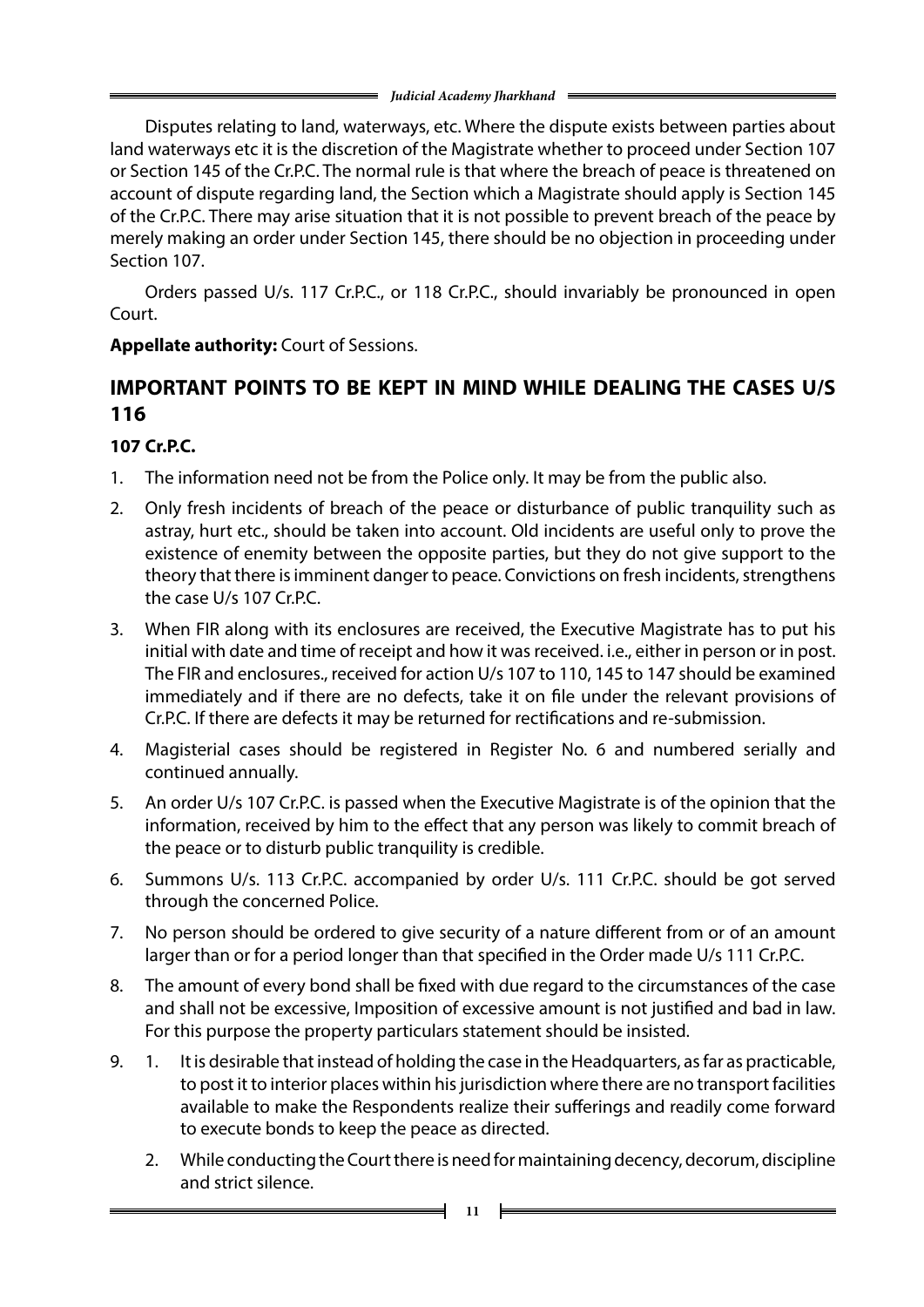Disputes relating to land, waterways, etc. Where the dispute exists between parties about land waterways etc it is the discretion of the Magistrate whether to proceed under Section 107 or Section 145 of the Cr.P.C. The normal rule is that where the breach of peace is threatened on account of dispute regarding land, the Section which a Magistrate should apply is Section 145 of the Cr.P.C. There may arise situation that it is not possible to prevent breach of the peace by merely making an order under Section 145, there should be no objection in proceeding under Section 107.

Orders passed U/s. 117 Cr.P.C., or 118 Cr.P.C., should invariably be pronounced in open Court.

**Appellate authority:** Court of Sessions.

## IMPORTANT POINTS TO BE KEPT IN MIND WHILE DEALING THE CASES U/S 116

**107 Cr.P.C.**

1. The information need not be from the Police only. It may be from the public also.
2. Only fresh incidents of breach of the peace or disturbance of public tranquility such as astray, hurt etc., should be taken into account. Old incidents are useful only to prove the existence of enemity between the opposite parties, but they do not give support to the theory that there is imminent danger to peace. Convictions on fresh incidents, strengthens the case U/s 107 Cr.P.C.
3. When FIR along with its enclosures are received, the Executive Magistrate has to put his initial with date and time of receipt and how it was received. i.e., either in person or in post. The FIR and enclosures., received for action U/s 107 to 110, 145 to 147 should be examined immediately and if there are no defects, take it on file under the relevant provisions of Cr.P.C. If there are defects it may be returned for rectifications and re-submission.
4. Magisterial cases should be registered in Register No. 6 and numbered serially and continued annually.
5. An order U/s 107 Cr.P.C. is passed when the Executive Magistrate is of the opinion that the information, received by him to the effect that any person was likely to commit breach of the peace or to disturb public tranquility is credible.
6. Summons U/s. 113 Cr.P.C. accompanied by order U/s. 111 Cr.P.C. should be got served through the concerned Police.
7. No person should be ordered to give security of a nature different from or of an amount larger than or for a period longer than that specified in the Order made U/s 111 Cr.P.C.
8. The amount of every bond shall be fixed with due regard to the circumstances of the case and shall not be excessive, Imposition of excessive amount is not justified and bad in law. For this purpose the property particulars statement should be insisted.
9. 
    1. It is desirable that instead of holding the case in the Headquarters, as far as practicable, to post it to interior places within his jurisdiction where there are no transport facilities available to make the Respondents realize their sufferings and readily come forward to execute bonds to keep the peace as directed.
    2. While conducting the Court there is need for maintaining decency, decorum, discipline and strict silence.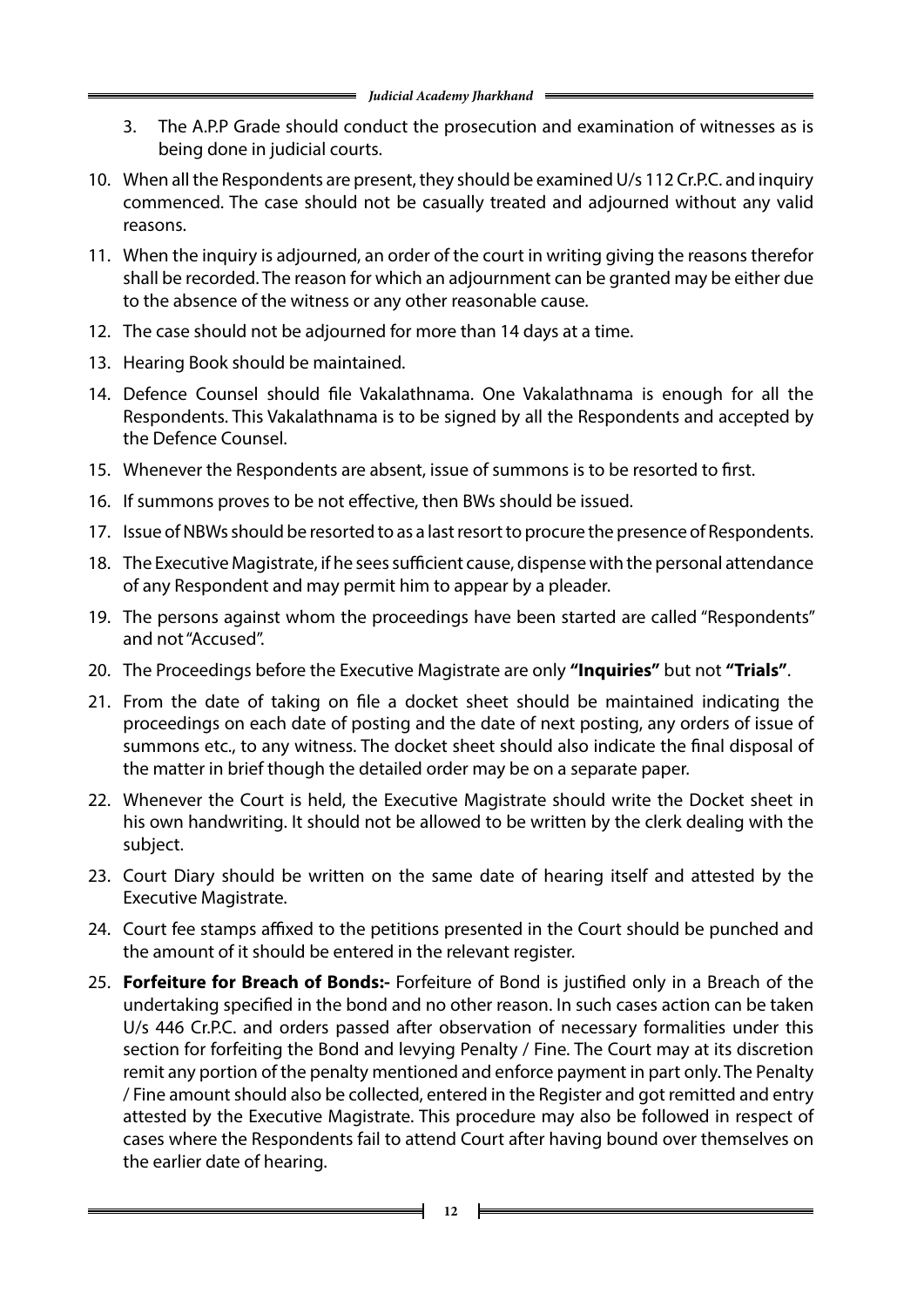3. The A.P.P Grade should conduct the prosecution and examination of witnesses as is being done in judicial courts.

10. When all the Respondents are present, they should be examined U/s 112 Cr.P.C. and inquiry commenced. The case should not be casually treated and adjourned without any valid reasons.
11. When the inquiry is adjourned, an order of the court in writing giving the reasons therefor shall be recorded. The reason for which an adjournment can be granted may be either due to the absence of the witness or any other reasonable cause.
12. The case should not be adjourned for more than 14 days at a time.
13. Hearing Book should be maintained.
14. Defence Counsel should file Vakalathnama. One Vakalathnama is enough for all the Respondents. This Vakalathnama is to be signed by all the Respondents and accepted by the Defence Counsel.
15. Whenever the Respondents are absent, issue of summons is to be resorted to first.
16. If summons proves to be not effective, then BWs should be issued.
17. Issue of NBWs should be resorted to as a last resort to procure the presence of Respondents.
18. The Executive Magistrate, if he sees sufficient cause, dispense with the personal attendance of any Respondent and may permit him to appear by a pleader.
19. The persons against whom the proceedings have been started are called "Respondents" and not "Accused".
20. The Proceedings before the Executive Magistrate are only **"Inquiries"** but not **"Trials"**.
21. From the date of taking on file a docket sheet should be maintained indicating the proceedings on each date of posting and the date of next posting, any orders of issue of summons etc., to any witness. The docket sheet should also indicate the final disposal of the matter in brief though the detailed order may be on a separate paper.
22. Whenever the Court is held, the Executive Magistrate should write the Docket sheet in his own handwriting. It should not be allowed to be written by the clerk dealing with the subject.
23. Court Diary should be written on the same date of hearing itself and attested by the Executive Magistrate.
24. Court fee stamps affixed to the petitions presented in the Court should be punched and the amount of it should be entered in the relevant register.
25. **Forfeiture for Breach of Bonds:-** Forfeiture of Bond is justified only in a Breach of the undertaking specified in the bond and no other reason. In such cases action can be taken U/s 446 Cr.P.C. and orders passed after observation of necessary formalities under this section for forfeiting the Bond and levying Penalty / Fine. The Court may at its discretion remit any portion of the penalty mentioned and enforce payment in part only. The Penalty / Fine amount should also be collected, entered in the Register and got remitted and entry attested by the Executive Magistrate. This procedure may also be followed in respect of cases where the Respondents fail to attend Court after having bound over themselves on the earlier date of hearing.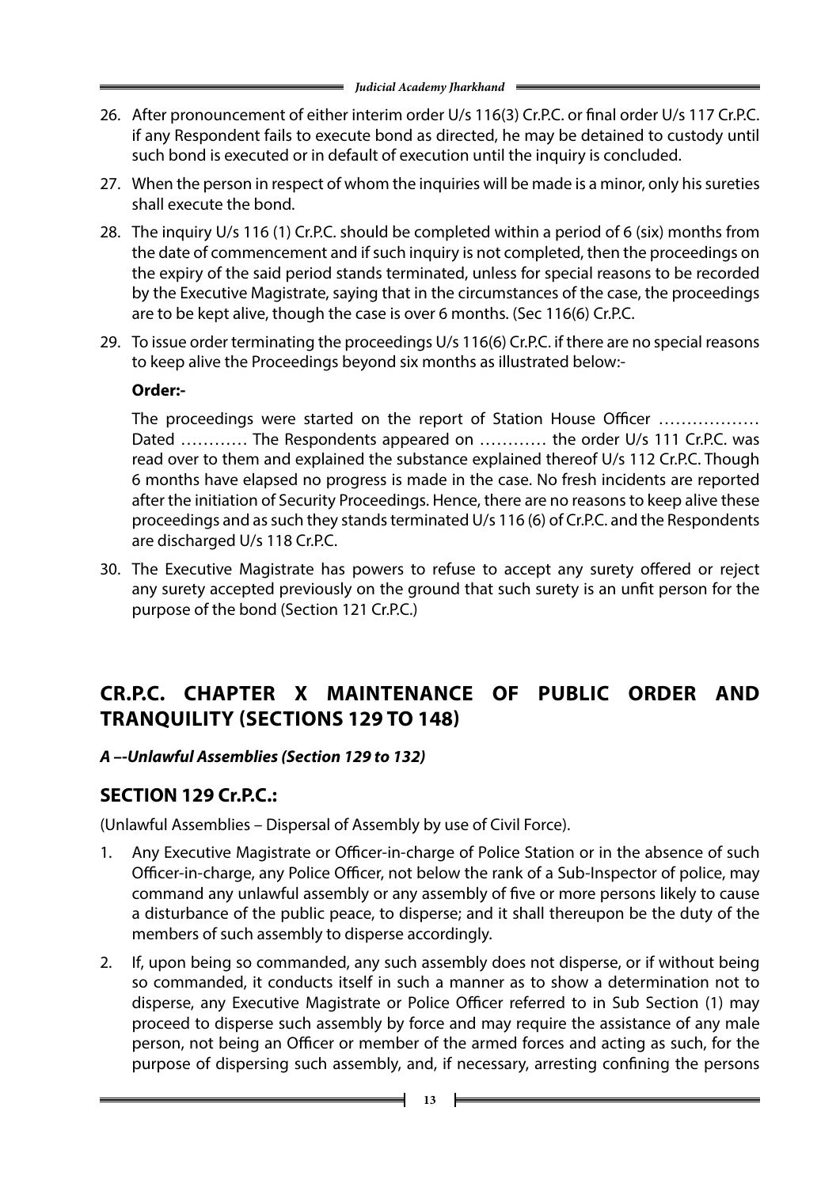26. After pronouncement of either interim order U/s 116(3) Cr.P.C. or final order U/s 117 Cr.P.C. if any Respondent fails to execute bond as directed, he may be detained to custody until such bond is executed or in default of execution until the inquiry is concluded.

27. When the person in respect of whom the inquiries will be made is a minor, only his sureties shall execute the bond.

28. The inquiry U/s 116 (1) Cr.P.C. should be completed within a period of 6 (six) months from the date of commencement and if such inquiry is not completed, then the proceedings on the expiry of the said period stands terminated, unless for special reasons to be recorded by the Executive Magistrate, saying that in the circumstances of the case, the proceedings are to be kept alive, though the case is over 6 months. (Sec 116(6) Cr.P.C.

29. To issue order terminating the proceedings U/s 116(6) Cr.P.C. if there are no special reasons to keep alive the Proceedings beyond six months as illustrated below:-

    **Order:-**

    The proceedings were started on the report of Station House Officer ……………… Dated ………… The Respondents appeared on ………… the order U/s 111 Cr.P.C. was read over to them and explained the substance explained thereof U/s 112 Cr.P.C. Though 6 months have elapsed no progress is made in the case. No fresh incidents are reported after the initiation of Security Proceedings. Hence, there are no reasons to keep alive these proceedings and as such they stands terminated U/s 116 (6) of Cr.P.C. and the Respondents are discharged U/s 118 Cr.P.C.

30. The Executive Magistrate has powers to refuse to accept any surety offered or reject any surety accepted previously on the ground that such surety is an unfit person for the purpose of the bond (Section 121 Cr.P.C.)

## CR.P.C. CHAPTER X MAINTENANCE OF PUBLIC ORDER AND TRANQUILITY (SECTIONS 129 TO 148)

***A –-Unlawful Assemblies (Section 129 to 132)***

### SECTION 129 Cr.P.C.:

(Unlawful Assemblies – Dispersal of Assembly by use of Civil Force).

1. Any Executive Magistrate or Officer-in-charge of Police Station or in the absence of such Officer-in-charge, any Police Officer, not below the rank of a Sub-Inspector of police, may command any unlawful assembly or any assembly of five or more persons likely to cause a disturbance of the public peace, to disperse; and it shall thereupon be the duty of the members of such assembly to disperse accordingly.

2. If, upon being so commanded, any such assembly does not disperse, or if without being so commanded, it conducts itself in such a manner as to show a determination not to disperse, any Executive Magistrate or Police Officer referred to in Sub Section (1) may proceed to disperse such assembly by force and may require the assistance of any male person, not being an Officer or member of the armed forces and acting as such, for the purpose of dispersing such assembly, and, if necessary, arresting confining the persons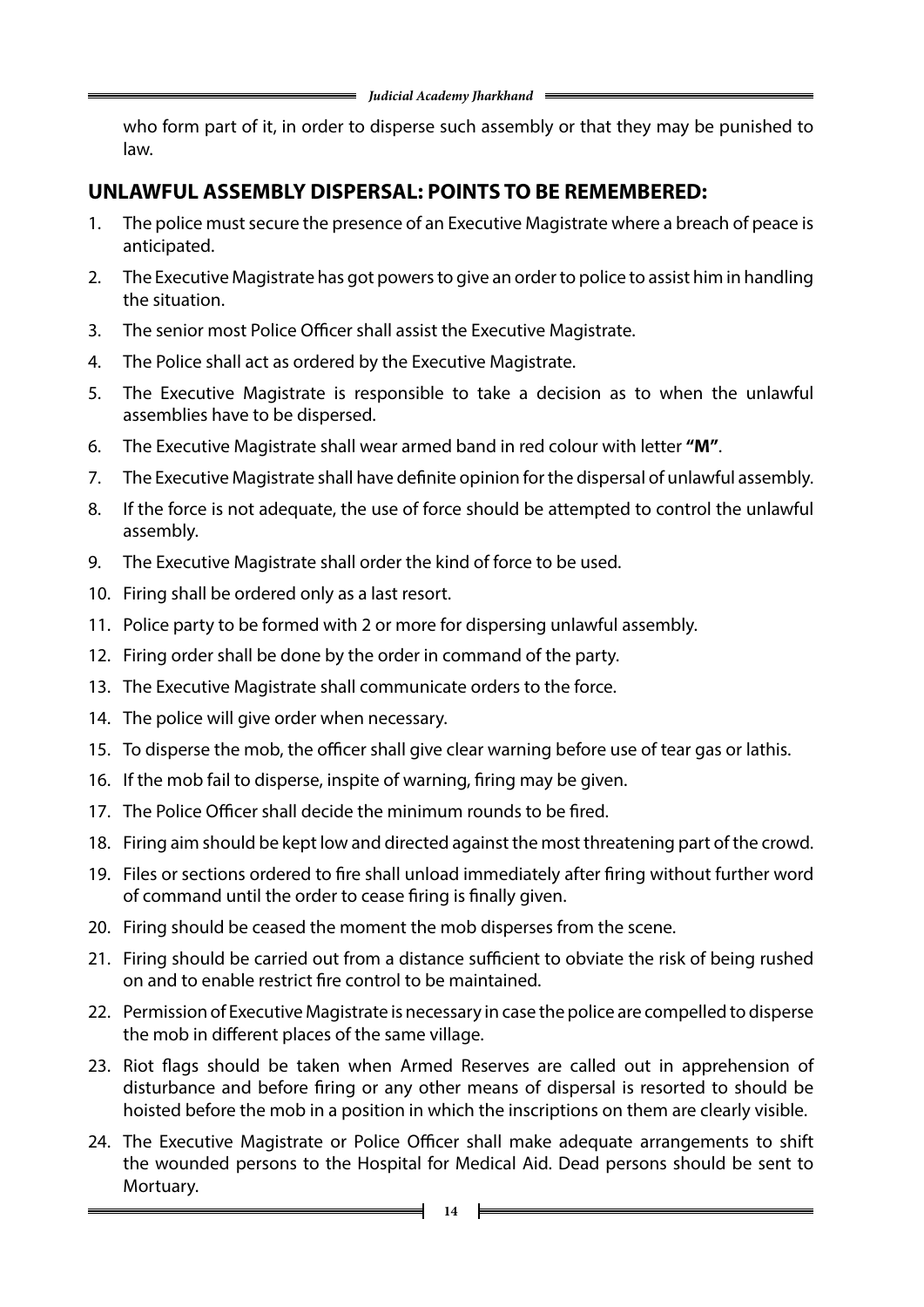who form part of it, in order to disperse such assembly or that they may be punished to law.

## UNLAWFUL ASSEMBLY DISPERSAL: POINTS TO BE REMEMBERED:

1. The police must secure the presence of an Executive Magistrate where a breach of peace is anticipated.
2. The Executive Magistrate has got powers to give an order to police to assist him in handling the situation.
3. The senior most Police Officer shall assist the Executive Magistrate.
4. The Police shall act as ordered by the Executive Magistrate.
5. The Executive Magistrate is responsible to take a decision as to when the unlawful assemblies have to be dispersed.
6. The Executive Magistrate shall wear armed band in red colour with letter **"M"**.
7. The Executive Magistrate shall have definite opinion for the dispersal of unlawful assembly.
8. If the force is not adequate, the use of force should be attempted to control the unlawful assembly.
9. The Executive Magistrate shall order the kind of force to be used.
10. Firing shall be ordered only as a last resort.
11. Police party to be formed with 2 or more for dispersing unlawful assembly.
12. Firing order shall be done by the order in command of the party.
13. The Executive Magistrate shall communicate orders to the force.
14. The police will give order when necessary.
15. To disperse the mob, the officer shall give clear warning before use of tear gas or lathis.
16. If the mob fail to disperse, inspite of warning, firing may be given.
17. The Police Officer shall decide the minimum rounds to be fired.
18. Firing aim should be kept low and directed against the most threatening part of the crowd.
19. Files or sections ordered to fire shall unload immediately after firing without further word of command until the order to cease firing is finally given.
20. Firing should be ceased the moment the mob disperses from the scene.
21. Firing should be carried out from a distance sufficient to obviate the risk of being rushed on and to enable restrict fire control to be maintained.
22. Permission of Executive Magistrate is necessary in case the police are compelled to disperse the mob in different places of the same village.
23. Riot flags should be taken when Armed Reserves are called out in apprehension of disturbance and before firing or any other means of dispersal is resorted to should be hoisted before the mob in a position in which the inscriptions on them are clearly visible.
24. The Executive Magistrate or Police Officer shall make adequate arrangements to shift the wounded persons to the Hospital for Medical Aid. Dead persons should be sent to Mortuary.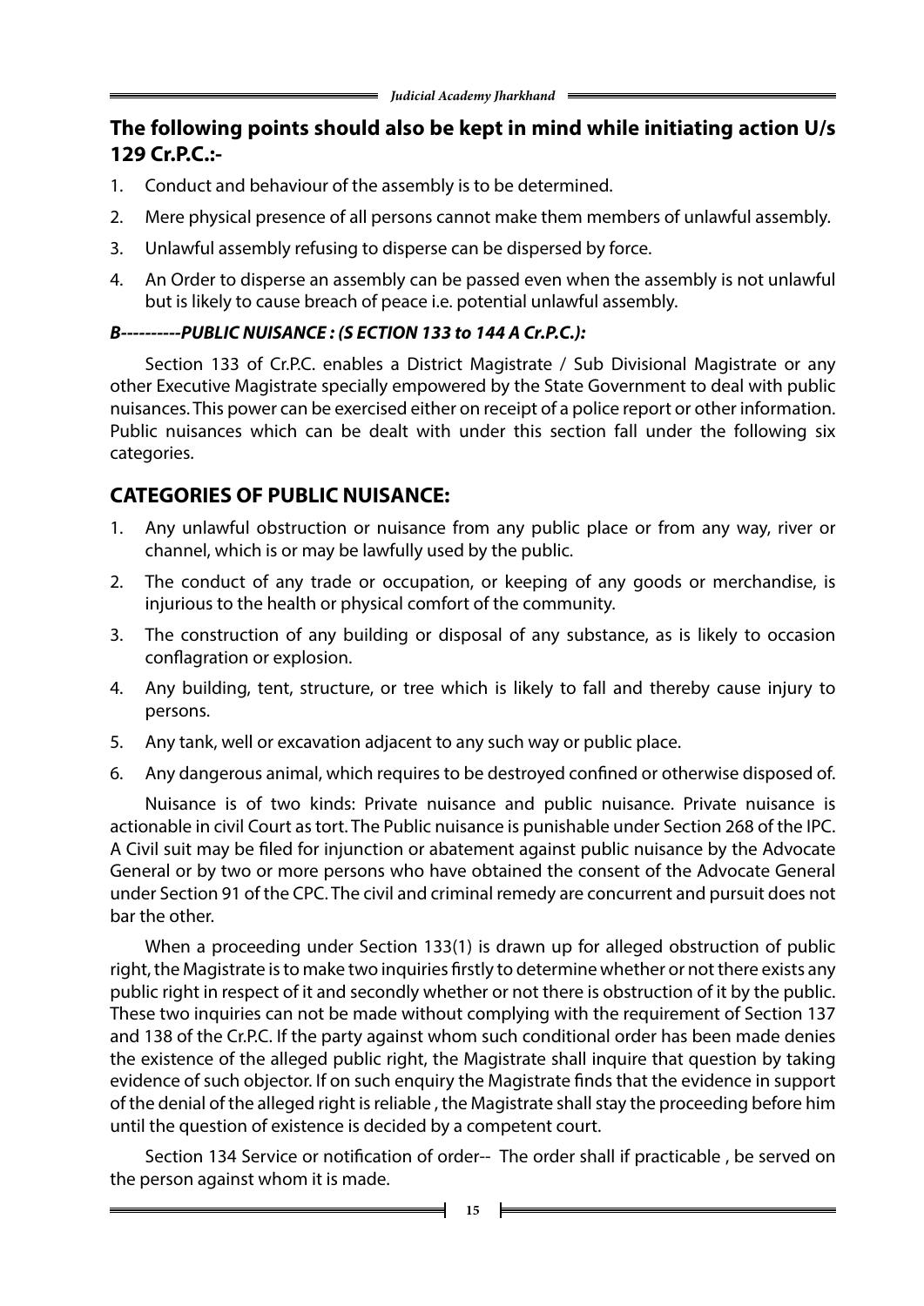## The following points should also be kept in mind while initiating action U/s 129 Cr.P.C.:-

1. Conduct and behaviour of the assembly is to be determined.
2. Mere physical presence of all persons cannot make them members of unlawful assembly.
3. Unlawful assembly refusing to disperse can be dispersed by force.
4. An Order to disperse an assembly can be passed even when the assembly is not unlawful but is likely to cause breach of peace i.e. potential unlawful assembly.

***B----------PUBLIC NUISANCE : (S ECTION 133 to 144 A Cr.P.C.):***

Section 133 of Cr.P.C. enables a District Magistrate / Sub Divisional Magistrate or any other Executive Magistrate specially empowered by the State Government to deal with public nuisances. This power can be exercised either on receipt of a police report or other information. Public nuisances which can be dealt with under this section fall under the following six categories.

## CATEGORIES OF PUBLIC NUISANCE:

1. Any unlawful obstruction or nuisance from any public place or from any way, river or channel, which is or may be lawfully used by the public.
2. The conduct of any trade or occupation, or keeping of any goods or merchandise, is injurious to the health or physical comfort of the community.
3. The construction of any building or disposal of any substance, as is likely to occasion conflagration or explosion.
4. Any building, tent, structure, or tree which is likely to fall and thereby cause injury to persons.
5. Any tank, well or excavation adjacent to any such way or public place.
6. Any dangerous animal, which requires to be destroyed confined or otherwise disposed of.

Nuisance is of two kinds: Private nuisance and public nuisance. Private nuisance is actionable in civil Court as tort. The Public nuisance is punishable under Section 268 of the IPC. A Civil suit may be filed for injunction or abatement against public nuisance by the Advocate General or by two or more persons who have obtained the consent of the Advocate General under Section 91 of the CPC. The civil and criminal remedy are concurrent and pursuit does not bar the other.

When a proceeding under Section 133(1) is drawn up for alleged obstruction of public right, the Magistrate is to make two inquiries firstly to determine whether or not there exists any public right in respect of it and secondly whether or not there is obstruction of it by the public. These two inquiries can not be made without complying with the requirement of Section 137 and 138 of the Cr.P.C. If the party against whom such conditional order has been made denies the existence of the alleged public right, the Magistrate shall inquire that question by taking evidence of such objector. If on such enquiry the Magistrate finds that the evidence in support of the denial of the alleged right is reliable , the Magistrate shall stay the proceeding before him until the question of existence is decided by a competent court.

Section 134 Service or notification of order-- The order shall if practicable , be served on the person against whom it is made.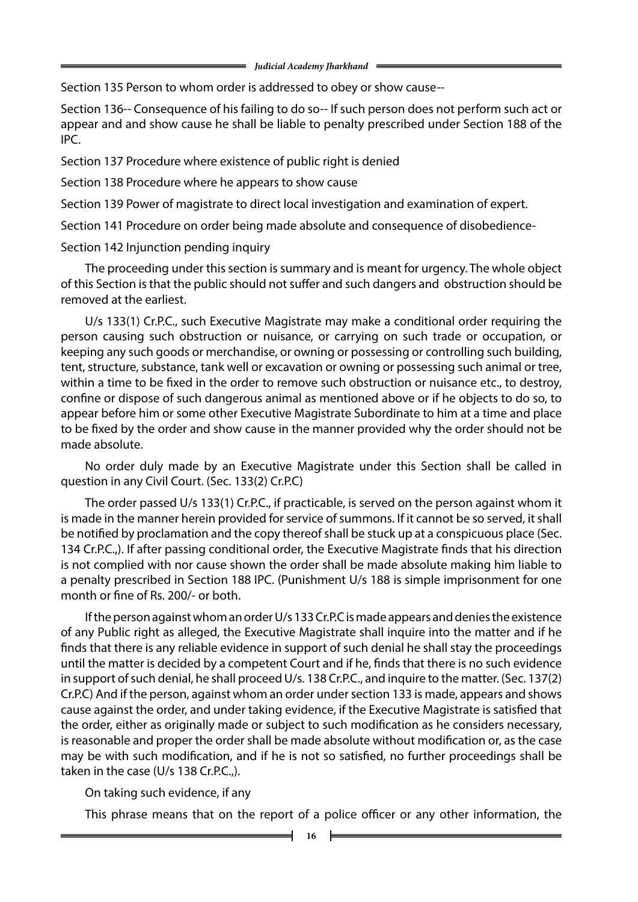Section 135 Person to whom order is addressed to obey or show cause--

Section 136-- Consequence of his failing to do so-- If such person does not perform such act or appear and and show cause he shall be liable to penalty prescribed under Section 188 of the IPC.

Section 137 Procedure where existence of public right is denied

Section 138 Procedure where he appears to show cause

Section 139 Power of magistrate to direct local investigation and examination of expert.

Section 141 Procedure on order being made absolute and consequence of disobedience-

Section 142 Injunction pending inquiry

The proceeding under this section is summary and is meant for urgency. The whole object of this Section is that the public should not suffer and such dangers and obstruction should be removed at the earliest.

U/s 133(1) Cr.P.C., such Executive Magistrate may make a conditional order requiring the person causing such obstruction or nuisance, or carrying on such trade or occupation, or keeping any such goods or merchandise, or owning or possessing or controlling such building, tent, structure, substance, tank well or excavation or owning or possessing such animal or tree, within a time to be fixed in the order to remove such obstruction or nuisance etc., to destroy, confine or dispose of such dangerous animal as mentioned above or if he objects to do so, to appear before him or some other Executive Magistrate Subordinate to him at a time and place to be fixed by the order and show cause in the manner provided why the order should not be made absolute.

No order duly made by an Executive Magistrate under this Section shall be called in question in any Civil Court. (Sec. 133(2) Cr.P.C)

The order passed U/s 133(1) Cr.P.C., if practicable, is served on the person against whom it is made in the manner herein provided for service of summons. If it cannot be so served, it shall be notified by proclamation and the copy thereof shall be stuck up at a conspicuous place (Sec. 134 Cr.P.C.,). If after passing conditional order, the Executive Magistrate finds that his direction is not complied with nor cause shown the order shall be made absolute making him liable to a penalty prescribed in Section 188 IPC. (Punishment U/s 188 is simple imprisonment for one month or fine of Rs. 200/- or both.

If the person against whom an order U/s 133 Cr.P.C is made appears and denies the existence of any Public right as alleged, the Executive Magistrate shall inquire into the matter and if he finds that there is any reliable evidence in support of such denial he shall stay the proceedings until the matter is decided by a competent Court and if he, finds that there is no such evidence in support of such denial, he shall proceed U/s. 138 Cr.P.C., and inquire to the matter. (Sec. 137(2) Cr.P.C) And if the person, against whom an order under section 133 is made, appears and shows cause against the order, and under taking evidence, if the Executive Magistrate is satisfied that the order, either as originally made or subject to such modification as he considers necessary, is reasonable and proper the order shall be made absolute without modification or, as the case may be with such modification, and if he is not so satisfied, no further proceedings shall be taken in the case (U/s 138 Cr.P.C.,).

On taking such evidence, if any

This phrase means that on the report of a police officer or any other information, the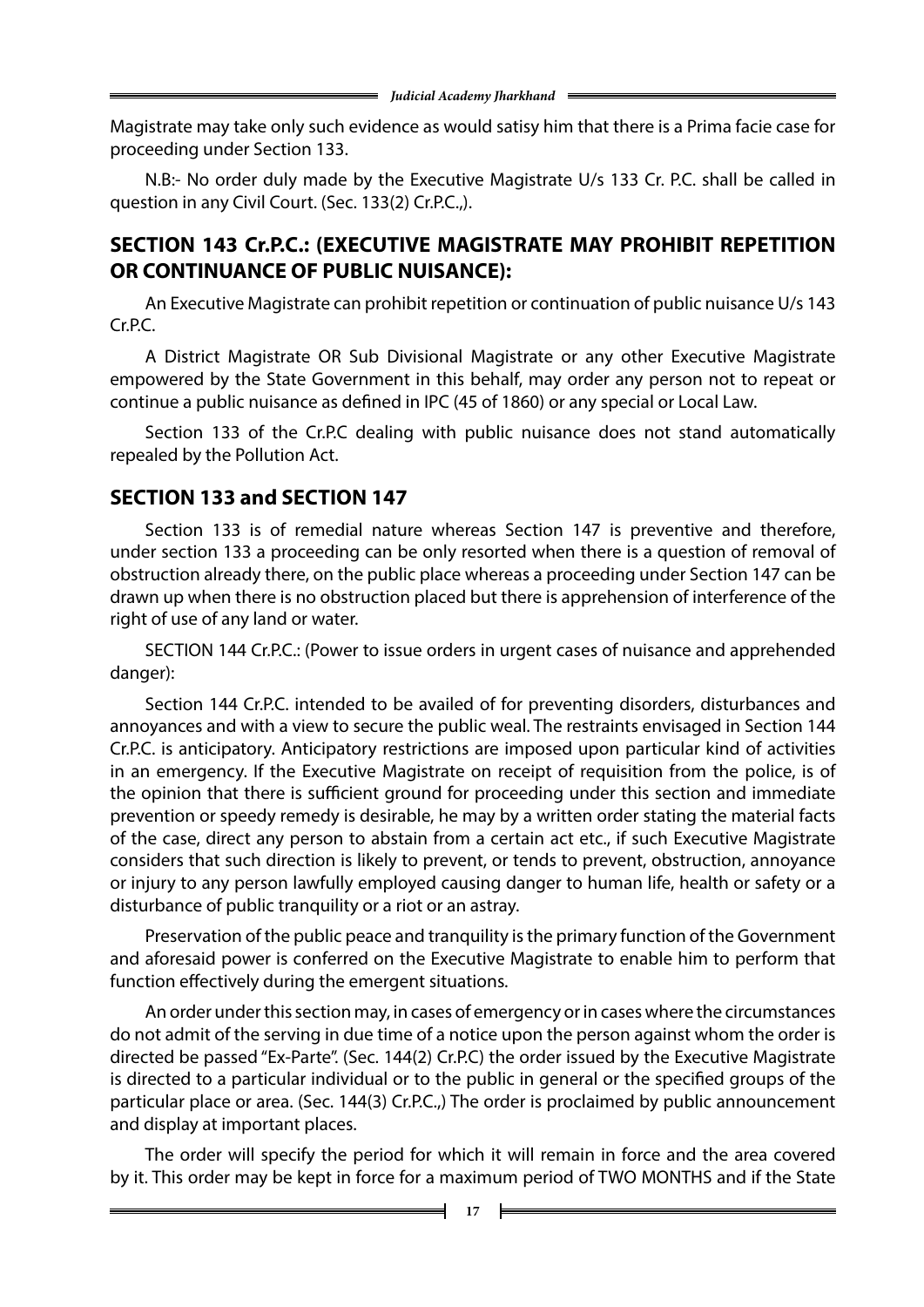Magistrate may take only such evidence as would satisy him that there is a Prima facie case for proceeding under Section 133.

N.B:- No order duly made by the Executive Magistrate U/s 133 Cr. P.C. shall be called in question in any Civil Court. (Sec. 133(2) Cr.P.C.,).

## SECTION 143 Cr.P.C.: (EXECUTIVE MAGISTRATE MAY PROHIBIT REPETITION OR CONTINUANCE OF PUBLIC NUISANCE):

An Executive Magistrate can prohibit repetition or continuation of public nuisance U/s 143 Cr.P.C.

A District Magistrate OR Sub Divisional Magistrate or any other Executive Magistrate empowered by the State Government in this behalf, may order any person not to repeat or continue a public nuisance as defined in IPC (45 of 1860) or any special or Local Law.

Section 133 of the Cr.P.C dealing with public nuisance does not stand automatically repealed by the Pollution Act.

## SECTION 133 and SECTION 147

Section 133 is of remedial nature whereas Section 147 is preventive and therefore, under section 133 a proceeding can be only resorted when there is a question of removal of obstruction already there, on the public place whereas a proceeding under Section 147 can be drawn up when there is no obstruction placed but there is apprehension of interference of the right of use of any land or water.

SECTION 144 Cr.P.C.: (Power to issue orders in urgent cases of nuisance and apprehended danger):

Section 144 Cr.P.C. intended to be availed of for preventing disorders, disturbances and annoyances and with a view to secure the public weal. The restraints envisaged in Section 144 Cr.P.C. is anticipatory. Anticipatory restrictions are imposed upon particular kind of activities in an emergency. If the Executive Magistrate on receipt of requisition from the police, is of the opinion that there is sufficient ground for proceeding under this section and immediate prevention or speedy remedy is desirable, he may by a written order stating the material facts of the case, direct any person to abstain from a certain act etc., if such Executive Magistrate considers that such direction is likely to prevent, or tends to prevent, obstruction, annoyance or injury to any person lawfully employed causing danger to human life, health or safety or a disturbance of public tranquility or a riot or an astray.

Preservation of the public peace and tranquility is the primary function of the Government and aforesaid power is conferred on the Executive Magistrate to enable him to perform that function effectively during the emergent situations.

An order under this section may, in cases of emergency or in cases where the circumstances do not admit of the serving in due time of a notice upon the person against whom the order is directed be passed "Ex-Parte". (Sec. 144(2) Cr.P.C) the order issued by the Executive Magistrate is directed to a particular individual or to the public in general or the specified groups of the particular place or area. (Sec. 144(3) Cr.P.C.,) The order is proclaimed by public announcement and display at important places.

The order will specify the period for which it will remain in force and the area covered by it. This order may be kept in force for a maximum period of TWO MONTHS and if the State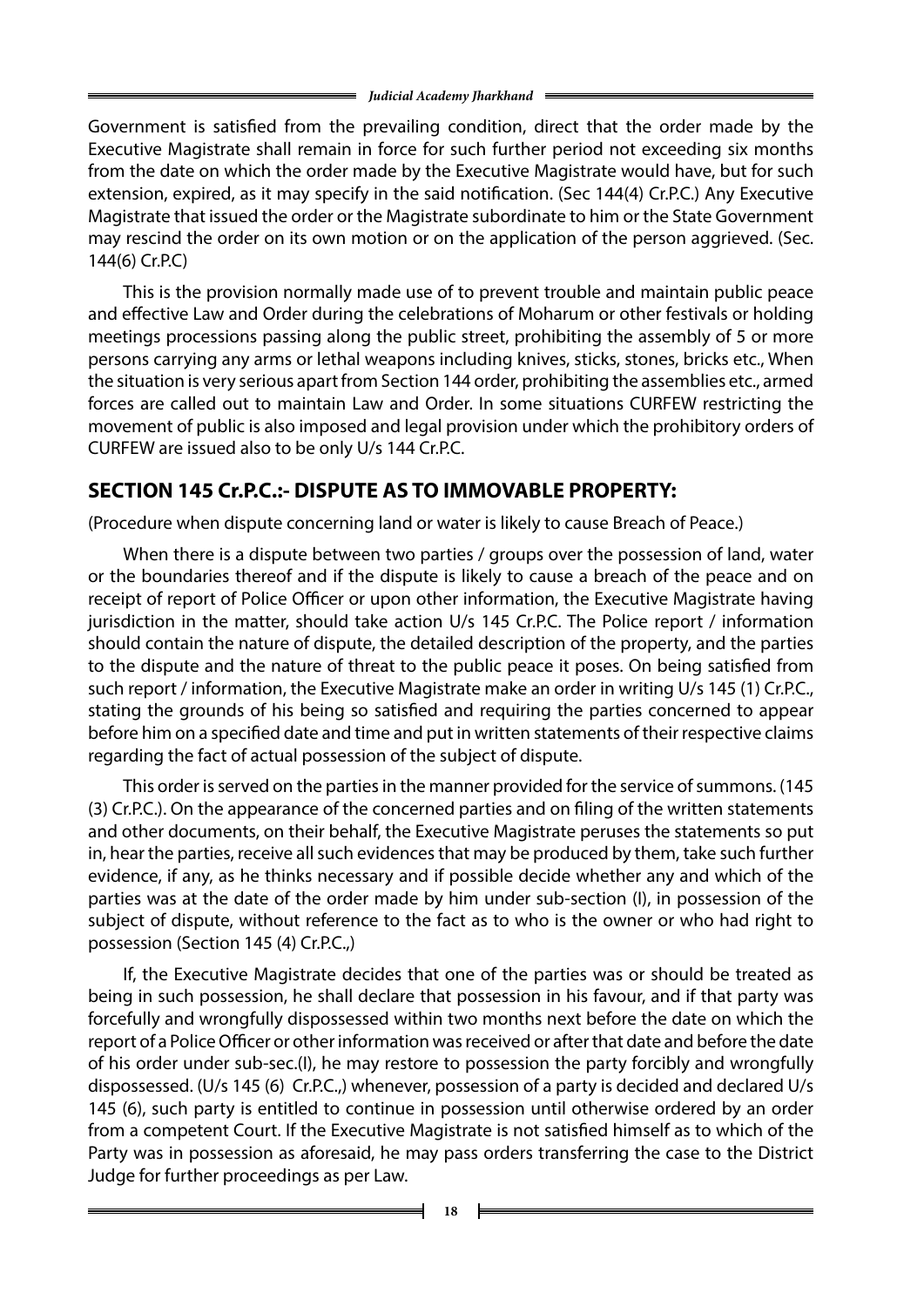Government is satisfied from the prevailing condition, direct that the order made by the Executive Magistrate shall remain in force for such further period not exceeding six months from the date on which the order made by the Executive Magistrate would have, but for such extension, expired, as it may specify in the said notification. (Sec 144(4) Cr.P.C.) Any Executive Magistrate that issued the order or the Magistrate subordinate to him or the State Government may rescind the order on its own motion or on the application of the person aggrieved. (Sec. 144(6) Cr.P.C)

This is the provision normally made use of to prevent trouble and maintain public peace and effective Law and Order during the celebrations of Moharum or other festivals or holding meetings processions passing along the public street, prohibiting the assembly of 5 or more persons carrying any arms or lethal weapons including knives, sticks, stones, bricks etc., When the situation is very serious apart from Section 144 order, prohibiting the assemblies etc., armed forces are called out to maintain Law and Order. In some situations CURFEW restricting the movement of public is also imposed and legal provision under which the prohibitory orders of CURFEW are issued also to be only U/s 144 Cr.P.C.

## SECTION 145 Cr.P.C.:- DISPUTE AS TO IMMOVABLE PROPERTY:

(Procedure when dispute concerning land or water is likely to cause Breach of Peace.)

When there is a dispute between two parties / groups over the possession of land, water or the boundaries thereof and if the dispute is likely to cause a breach of the peace and on receipt of report of Police Officer or upon other information, the Executive Magistrate having jurisdiction in the matter, should take action U/s 145 Cr.P.C. The Police report / information should contain the nature of dispute, the detailed description of the property, and the parties to the dispute and the nature of threat to the public peace it poses. On being satisfied from such report / information, the Executive Magistrate make an order in writing U/s 145 (1) Cr.P.C., stating the grounds of his being so satisfied and requiring the parties concerned to appear before him on a specified date and time and put in written statements of their respective claims regarding the fact of actual possession of the subject of dispute.

This order is served on the parties in the manner provided for the service of summons. (145 (3) Cr.P.C.). On the appearance of the concerned parties and on filing of the written statements and other documents, on their behalf, the Executive Magistrate peruses the statements so put in, hear the parties, receive all such evidences that may be produced by them, take such further evidence, if any, as he thinks necessary and if possible decide whether any and which of the parties was at the date of the order made by him under sub-section (I), in possession of the subject of dispute, without reference to the fact as to who is the owner or who had right to possession (Section 145 (4) Cr.P.C.,)

If, the Executive Magistrate decides that one of the parties was or should be treated as being in such possession, he shall declare that possession in his favour, and if that party was forcefully and wrongfully dispossessed within two months next before the date on which the report of a Police Officer or other information was received or after that date and before the date of his order under sub-sec.(I), he may restore to possession the party forcibly and wrongfully dispossessed. (U/s 145 (6) Cr.P.C.,) whenever, possession of a party is decided and declared U/s 145 (6), such party is entitled to continue in possession until otherwise ordered by an order from a competent Court. If the Executive Magistrate is not satisfied himself as to which of the Party was in possession as aforesaid, he may pass orders transferring the case to the District Judge for further proceedings as per Law.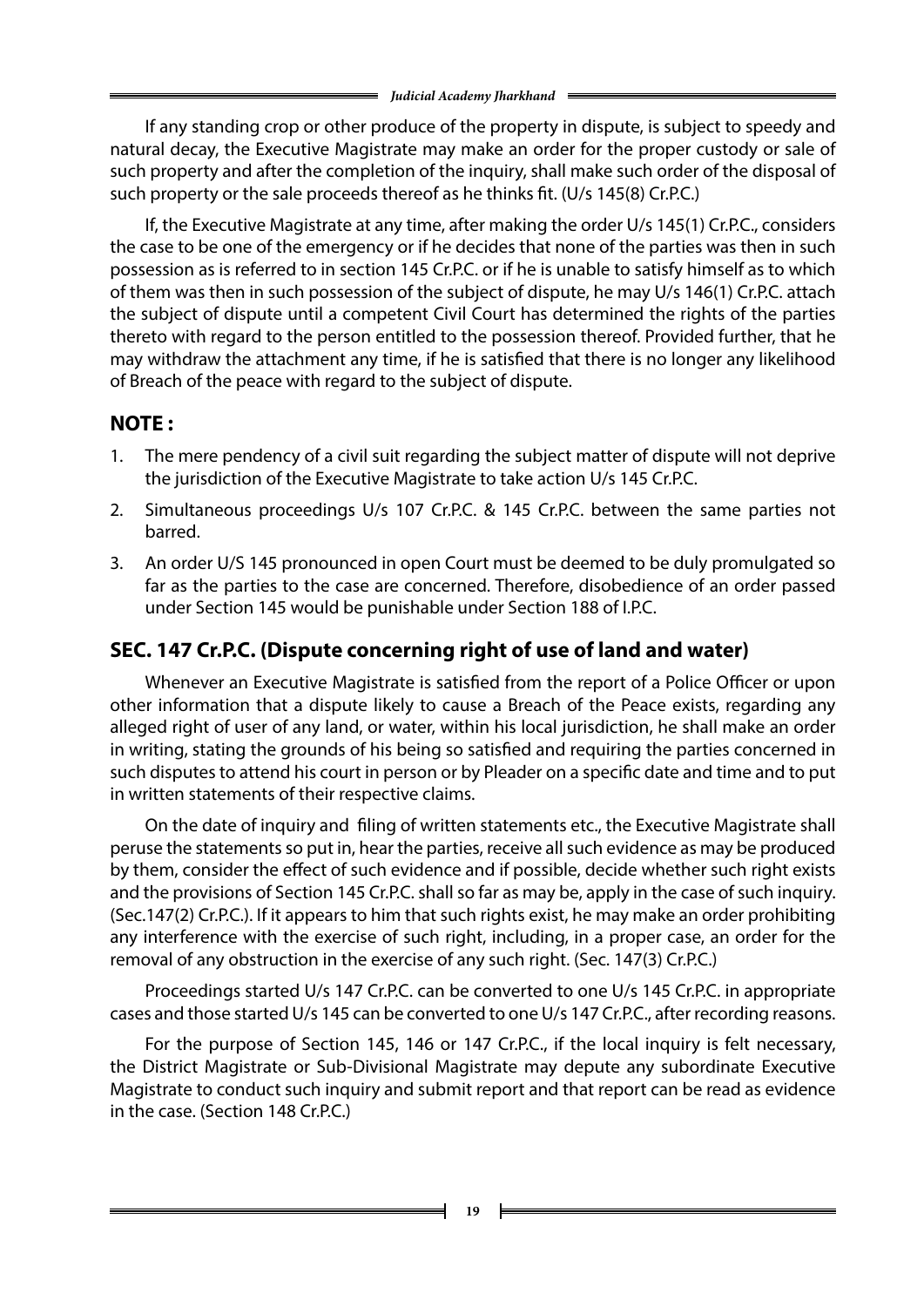If any standing crop or other produce of the property in dispute, is subject to speedy and natural decay, the Executive Magistrate may make an order for the proper custody or sale of such property and after the completion of the inquiry, shall make such order of the disposal of such property or the sale proceeds thereof as he thinks fit. (U/s 145(8) Cr.P.C.)

If, the Executive Magistrate at any time, after making the order U/s 145(1) Cr.P.C., considers the case to be one of the emergency or if he decides that none of the parties was then in such possession as is referred to in section 145 Cr.P.C. or if he is unable to satisfy himself as to which of them was then in such possession of the subject of dispute, he may U/s 146(1) Cr.P.C. attach the subject of dispute until a competent Civil Court has determined the rights of the parties thereto with regard to the person entitled to the possession thereof. Provided further, that he may withdraw the attachment any time, if he is satisfied that there is no longer any likelihood of Breach of the peace with regard to the subject of dispute.

## NOTE :

1. The mere pendency of a civil suit regarding the subject matter of dispute will not deprive the jurisdiction of the Executive Magistrate to take action U/s 145 Cr.P.C.
2. Simultaneous proceedings U/s 107 Cr.P.C. & 145 Cr.P.C. between the same parties not barred.
3. An order U/S 145 pronounced in open Court must be deemed to be duly promulgated so far as the parties to the case are concerned. Therefore, disobedience of an order passed under Section 145 would be punishable under Section 188 of I.P.C.

## SEC. 147 Cr.P.C. (Dispute concerning right of use of land and water)

Whenever an Executive Magistrate is satisfied from the report of a Police Officer or upon other information that a dispute likely to cause a Breach of the Peace exists, regarding any alleged right of user of any land, or water, within his local jurisdiction, he shall make an order in writing, stating the grounds of his being so satisfied and requiring the parties concerned in such disputes to attend his court in person or by Pleader on a specific date and time and to put in written statements of their respective claims.

On the date of inquiry and filing of written statements etc., the Executive Magistrate shall peruse the statements so put in, hear the parties, receive all such evidence as may be produced by them, consider the effect of such evidence and if possible, decide whether such right exists and the provisions of Section 145 Cr.P.C. shall so far as may be, apply in the case of such inquiry. (Sec.147(2) Cr.P.C.). If it appears to him that such rights exist, he may make an order prohibiting any interference with the exercise of such right, including, in a proper case, an order for the removal of any obstruction in the exercise of any such right. (Sec. 147(3) Cr.P.C.)

Proceedings started U/s 147 Cr.P.C. can be converted to one U/s 145 Cr.P.C. in appropriate cases and those started U/s 145 can be converted to one U/s 147 Cr.P.C., after recording reasons.

For the purpose of Section 145, 146 or 147 Cr.P.C., if the local inquiry is felt necessary, the District Magistrate or Sub-Divisional Magistrate may depute any subordinate Executive Magistrate to conduct such inquiry and submit report and that report can be read as evidence in the case. (Section 148 Cr.P.C.)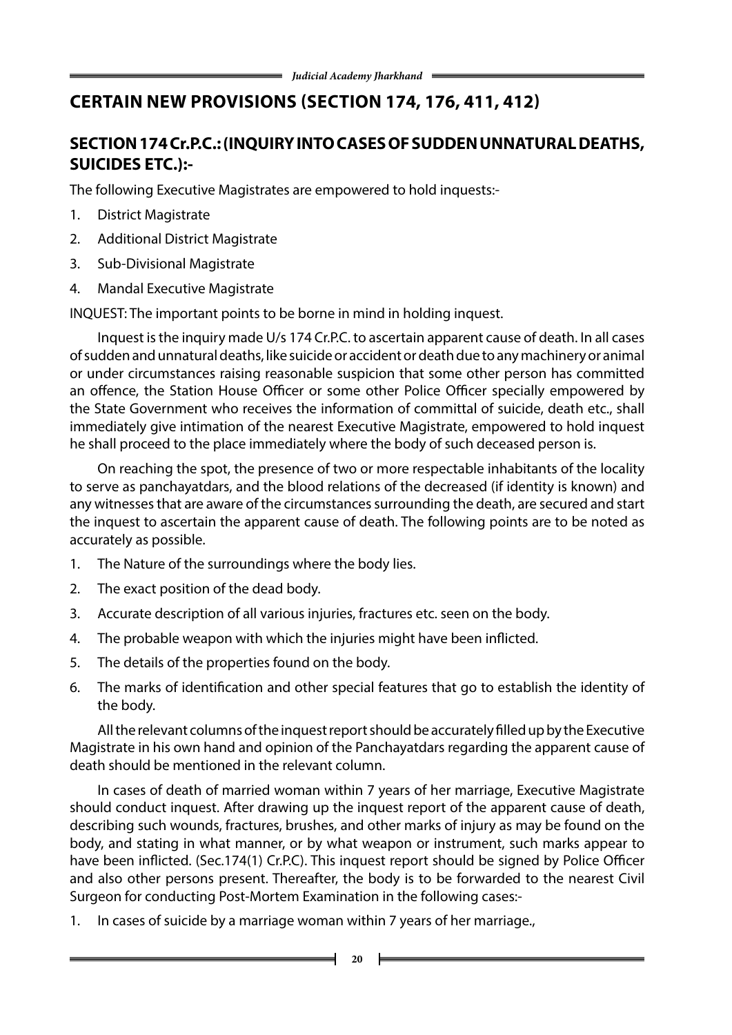# CERTAIN NEW PROVISIONS (SECTION 174, 176, 411, 412)

## SECTION 174 Cr.P.C.: (INQUIRY INTO CASES OF SUDDEN UNNATURAL DEATHS, SUICIDES ETC.):-

The following Executive Magistrates are empowered to hold inquests:-

1. District Magistrate
2. Additional District Magistrate
3. Sub-Divisional Magistrate
4. Mandal Executive Magistrate

INQUEST: The important points to be borne in mind in holding inquest.

Inquest is the inquiry made U/s 174 Cr.P.C. to ascertain apparent cause of death. In all cases of sudden and unnatural deaths, like suicide or accident or death due to any machinery or animal or under circumstances raising reasonable suspicion that some other person has committed an offence, the Station House Officer or some other Police Officer specially empowered by the State Government who receives the information of committal of suicide, death etc., shall immediately give intimation of the nearest Executive Magistrate, empowered to hold inquest he shall proceed to the place immediately where the body of such deceased person is.

On reaching the spot, the presence of two or more respectable inhabitants of the locality to serve as panchayatdars, and the blood relations of the decreased (if identity is known) and any witnesses that are aware of the circumstances surrounding the death, are secured and start the inquest to ascertain the apparent cause of death. The following points are to be noted as accurately as possible.

1. The Nature of the surroundings where the body lies.
2. The exact position of the dead body.
3. Accurate description of all various injuries, fractures etc. seen on the body.
4. The probable weapon with which the injuries might have been inflicted.
5. The details of the properties found on the body.
6. The marks of identification and other special features that go to establish the identity of the body.

All the relevant columns of the inquest report should be accurately filled up by the Executive Magistrate in his own hand and opinion of the Panchayatdars regarding the apparent cause of death should be mentioned in the relevant column.

In cases of death of married woman within 7 years of her marriage, Executive Magistrate should conduct inquest. After drawing up the inquest report of the apparent cause of death, describing such wounds, fractures, brushes, and other marks of injury as may be found on the body, and stating in what manner, or by what weapon or instrument, such marks appear to have been inflicted. (Sec.174(1) Cr.P.C). This inquest report should be signed by Police Officer and also other persons present. Thereafter, the body is to be forwarded to the nearest Civil Surgeon for conducting Post-Mortem Examination in the following cases:-

1. In cases of suicide by a marriage woman within 7 years of her marriage.,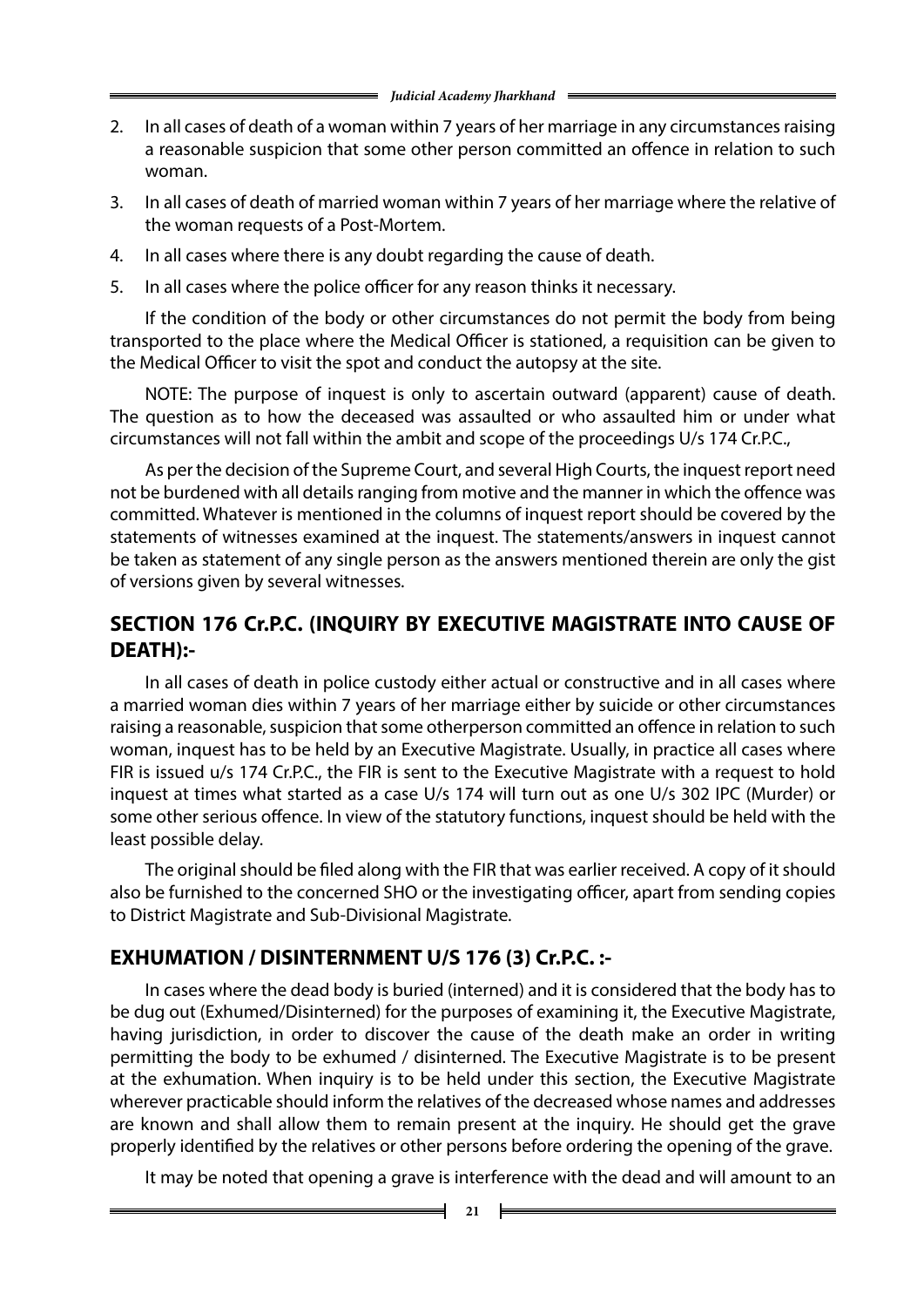2. In all cases of death of a woman within 7 years of her marriage in any circumstances raising a reasonable suspicion that some other person committed an offence in relation to such woman.
3. In all cases of death of married woman within 7 years of her marriage where the relative of the woman requests of a Post-Mortem.
4. In all cases where there is any doubt regarding the cause of death.
5. In all cases where the police officer for any reason thinks it necessary.

If the condition of the body or other circumstances do not permit the body from being transported to the place where the Medical Officer is stationed, a requisition can be given to the Medical Officer to visit the spot and conduct the autopsy at the site.

NOTE: The purpose of inquest is only to ascertain outward (apparent) cause of death. The question as to how the deceased was assaulted or who assaulted him or under what circumstances will not fall within the ambit and scope of the proceedings U/s 174 Cr.P.C.,

As per the decision of the Supreme Court, and several High Courts, the inquest report need not be burdened with all details ranging from motive and the manner in which the offence was committed. Whatever is mentioned in the columns of inquest report should be covered by the statements of witnesses examined at the inquest. The statements/answers in inquest cannot be taken as statement of any single person as the answers mentioned therein are only the gist of versions given by several witnesses.

## SECTION 176 Cr.P.C. (INQUIRY BY EXECUTIVE MAGISTRATE INTO CAUSE OF DEATH):-

In all cases of death in police custody either actual or constructive and in all cases where a married woman dies within 7 years of her marriage either by suicide or other circumstances raising a reasonable, suspicion that some otherperson committed an offence in relation to such woman, inquest has to be held by an Executive Magistrate. Usually, in practice all cases where FIR is issued u/s 174 Cr.P.C., the FIR is sent to the Executive Magistrate with a request to hold inquest at times what started as a case U/s 174 will turn out as one U/s 302 IPC (Murder) or some other serious offence. In view of the statutory functions, inquest should be held with the least possible delay.

The original should be filed along with the FIR that was earlier received. A copy of it should also be furnished to the concerned SHO or the investigating officer, apart from sending copies to District Magistrate and Sub-Divisional Magistrate.

## EXHUMATION / DISINTERNMENT U/S 176 (3) Cr.P.C. :-

In cases where the dead body is buried (interned) and it is considered that the body has to be dug out (Exhumed/Disinterned) for the purposes of examining it, the Executive Magistrate, having jurisdiction, in order to discover the cause of the death make an order in writing permitting the body to be exhumed / disinterned. The Executive Magistrate is to be present at the exhumation. When inquiry is to be held under this section, the Executive Magistrate wherever practicable should inform the relatives of the decreased whose names and addresses are known and shall allow them to remain present at the inquiry. He should get the grave properly identified by the relatives or other persons before ordering the opening of the grave.

It may be noted that opening a grave is interference with the dead and will amount to an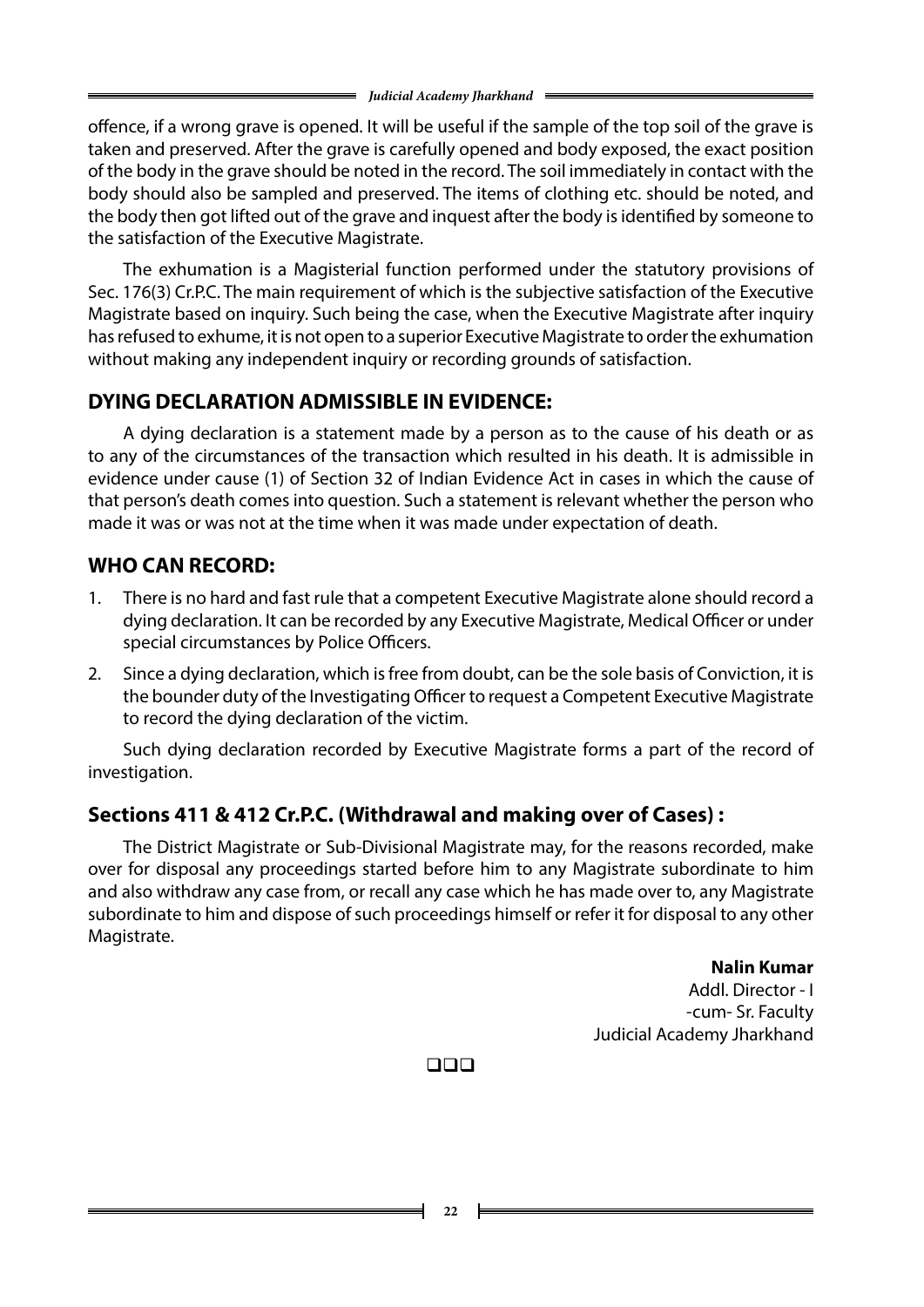offence, if a wrong grave is opened. It will be useful if the sample of the top soil of the grave is taken and preserved. After the grave is carefully opened and body exposed, the exact position of the body in the grave should be noted in the record. The soil immediately in contact with the body should also be sampled and preserved. The items of clothing etc. should be noted, and the body then got lifted out of the grave and inquest after the body is identified by someone to the satisfaction of the Executive Magistrate.

The exhumation is a Magisterial function performed under the statutory provisions of Sec. 176(3) Cr.P.C. The main requirement of which is the subjective satisfaction of the Executive Magistrate based on inquiry. Such being the case, when the Executive Magistrate after inquiry has refused to exhume, it is not open to a superior Executive Magistrate to order the exhumation without making any independent inquiry or recording grounds of satisfaction.

## DYING DECLARATION ADMISSIBLE IN EVIDENCE:

A dying declaration is a statement made by a person as to the cause of his death or as to any of the circumstances of the transaction which resulted in his death. It is admissible in evidence under cause (1) of Section 32 of Indian Evidence Act in cases in which the cause of that person's death comes into question. Such a statement is relevant whether the person who made it was or was not at the time when it was made under expectation of death.

## WHO CAN RECORD:

1. There is no hard and fast rule that a competent Executive Magistrate alone should record a dying declaration. It can be recorded by any Executive Magistrate, Medical Officer or under special circumstances by Police Officers.
2. Since a dying declaration, which is free from doubt, can be the sole basis of Conviction, it is the bounder duty of the Investigating Officer to request a Competent Executive Magistrate to record the dying declaration of the victim.

Such dying declaration recorded by Executive Magistrate forms a part of the record of investigation.

## Sections 411 & 412 Cr.P.C. (Withdrawal and making over of Cases) :

The District Magistrate or Sub-Divisional Magistrate may, for the reasons recorded, make over for disposal any proceedings started before him to any Magistrate subordinate to him and also withdraw any case from, or recall any case which he has made over to, any Magistrate subordinate to him and dispose of such proceedings himself or refer it for disposal to any other Magistrate.

**Nalin Kumar**
Addl. Director - I
-cum- Sr. Faculty
Judicial Academy Jharkhand

❑❑❑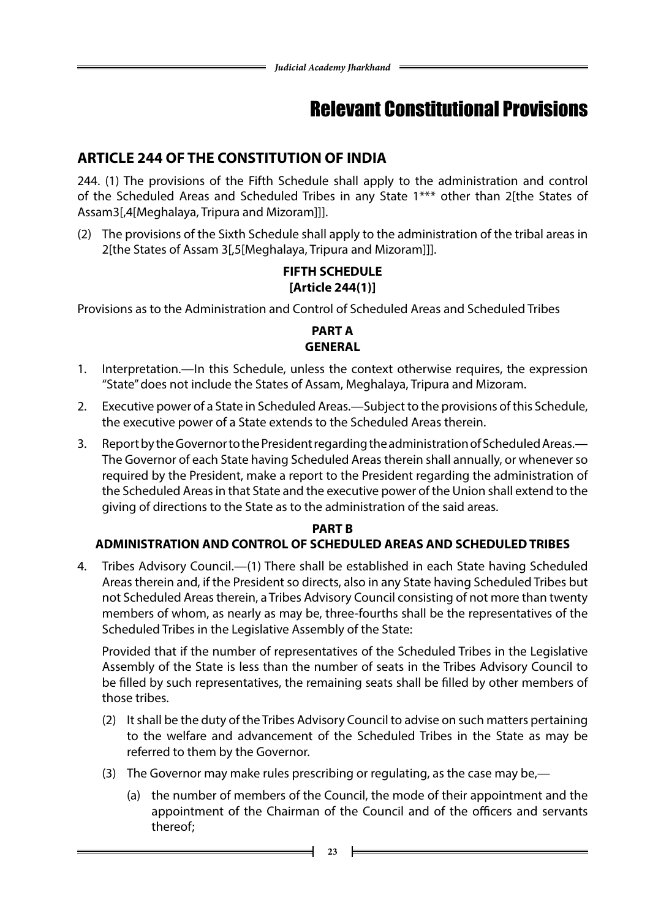# Relevant Constitutional Provisions

## ARTICLE 244 OF THE CONSTITUTION OF INDIA

244. (1) The provisions of the Fifth Schedule shall apply to the administration and control of the Scheduled Areas and Scheduled Tribes in any State 1*** other than 2[the States of Assam3[,4[Meghalaya, Tripura and Mizoram]]].

(2) The provisions of the Sixth Schedule shall apply to the administration of the tribal areas in 2[the States of Assam 3[,5[Meghalaya, Tripura and Mizoram]]].

**FIFTH SCHEDULE**
**[Article 244(1)]**

Provisions as to the Administration and Control of Scheduled Areas and Scheduled Tribes

**PART A**
**GENERAL**

1. Interpretation.—In this Schedule, unless the context otherwise requires, the expression "State" does not include the States of Assam, Meghalaya, Tripura and Mizoram.

2. Executive power of a State in Scheduled Areas.—Subject to the provisions of this Schedule, the executive power of a State extends to the Scheduled Areas therein.

3. Report by the Governor to the President regarding the administration of Scheduled Areas.—The Governor of each State having Scheduled Areas therein shall annually, or whenever so required by the President, make a report to the President regarding the administration of the Scheduled Areas in that State and the executive power of the Union shall extend to the giving of directions to the State as to the administration of the said areas.

**PART B**
**ADMINISTRATION AND CONTROL OF SCHEDULED AREAS AND SCHEDULED TRIBES**

4. Tribes Advisory Council.—(1) There shall be established in each State having Scheduled Areas therein and, if the President so directs, also in any State having Scheduled Tribes but not Scheduled Areas therein, a Tribes Advisory Council consisting of not more than twenty members of whom, as nearly as may be, three-fourths shall be the representatives of the Scheduled Tribes in the Legislative Assembly of the State:

   Provided that if the number of representatives of the Scheduled Tribes in the Legislative Assembly of the State is less than the number of seats in the Tribes Advisory Council to be filled by such representatives, the remaining seats shall be filled by other members of those tribes.

   (2) It shall be the duty of the Tribes Advisory Council to advise on such matters pertaining to the welfare and advancement of the Scheduled Tribes in the State as may be referred to them by the Governor.

   (3) The Governor may make rules prescribing or regulating, as the case may be,—

   (a) the number of members of the Council, the mode of their appointment and the appointment of the Chairman of the Council and of the officers and servants thereof;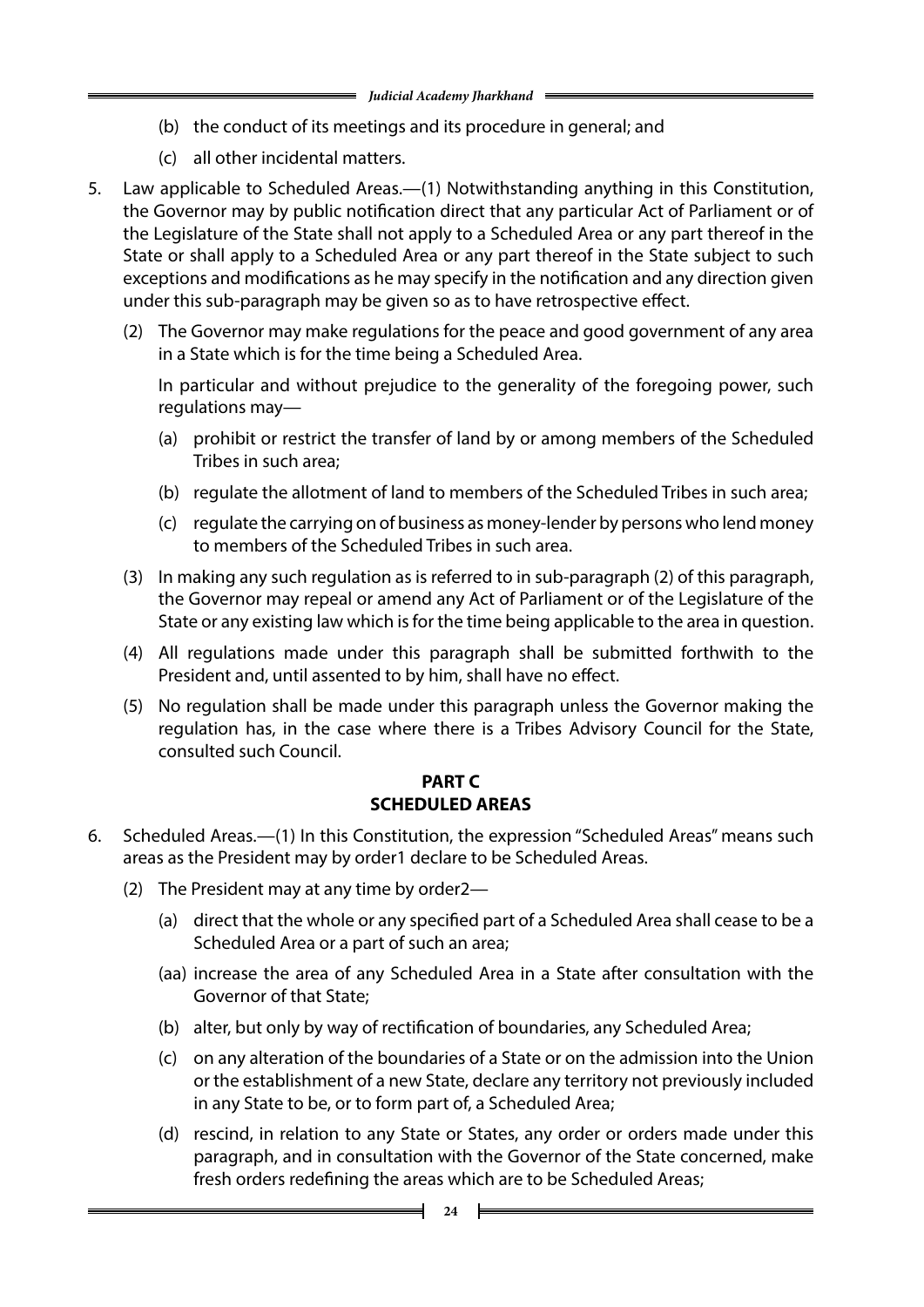(b) the conduct of its meetings and its procedure in general; and

(c) all other incidental matters.

5. Law applicable to Scheduled Areas.—(1) Notwithstanding anything in this Constitution, the Governor may by public notification direct that any particular Act of Parliament or of the Legislature of the State shall not apply to a Scheduled Area or any part thereof in the State or shall apply to a Scheduled Area or any part thereof in the State subject to such exceptions and modifications as he may specify in the notification and any direction given under this sub-paragraph may be given so as to have retrospective effect.

   (2) The Governor may make regulations for the peace and good government of any area in a State which is for the time being a Scheduled Area.

   In particular and without prejudice to the generality of the foregoing power, such regulations may—

   (a) prohibit or restrict the transfer of land by or among members of the Scheduled Tribes in such area;

   (b) regulate the allotment of land to members of the Scheduled Tribes in such area;

   (c) regulate the carrying on of business as money-lender by persons who lend money to members of the Scheduled Tribes in such area.

   (3) In making any such regulation as is referred to in sub-paragraph (2) of this paragraph, the Governor may repeal or amend any Act of Parliament or of the Legislature of the State or any existing law which is for the time being applicable to the area in question.

   (4) All regulations made under this paragraph shall be submitted forthwith to the President and, until assented to by him, shall have no effect.

   (5) No regulation shall be made under this paragraph unless the Governor making the regulation has, in the case where there is a Tribes Advisory Council for the State, consulted such Council.

## PART C
## SCHEDULED AREAS

6. Scheduled Areas.—(1) In this Constitution, the expression "Scheduled Areas" means such areas as the President may by order[1] declare to be Scheduled Areas.

   (2) The President may at any time by order[2]—

   (a) direct that the whole or any specified part of a Scheduled Area shall cease to be a Scheduled Area or a part of such an area;

   (aa) increase the area of any Scheduled Area in a State after consultation with the Governor of that State;

   (b) alter, but only by way of rectification of boundaries, any Scheduled Area;

   (c) on any alteration of the boundaries of a State or on the admission into the Union or the establishment of a new State, declare any territory not previously included in any State to be, or to form part of, a Scheduled Area;

   (d) rescind, in relation to any State or States, any order or orders made under this paragraph, and in consultation with the Governor of the State concerned, make fresh orders redefining the areas which are to be Scheduled Areas;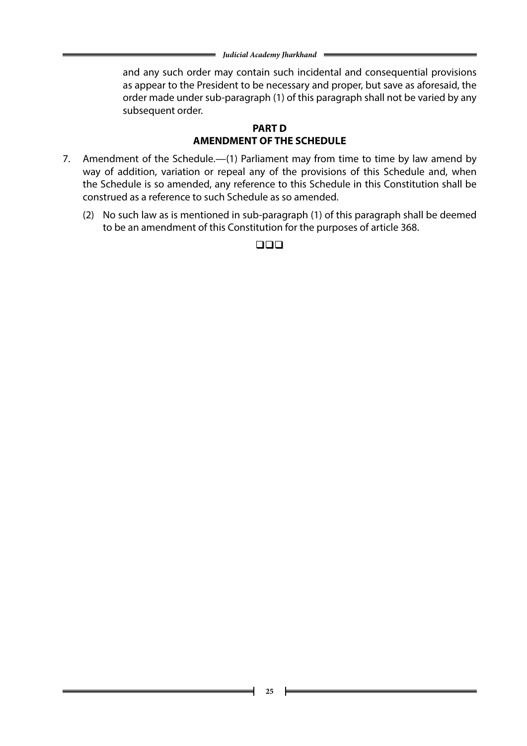and any such order may contain such incidental and consequential provisions as appear to the President to be necessary and proper, but save as aforesaid, the order made under sub-paragraph (1) of this paragraph shall not be varied by any subsequent order.

## PART D
## AMENDMENT OF THE SCHEDULE

7. Amendment of the Schedule.—(1) Parliament may from time to time by law amend by way of addition, variation or repeal any of the provisions of this Schedule and, when the Schedule is so amended, any reference to this Schedule in this Constitution shall be construed as a reference to such Schedule as so amended.

   (2) No such law as is mentioned in sub-paragraph (1) of this paragraph shall be deemed to be an amendment of this Constitution for the purposes of article 368.

❑❑❑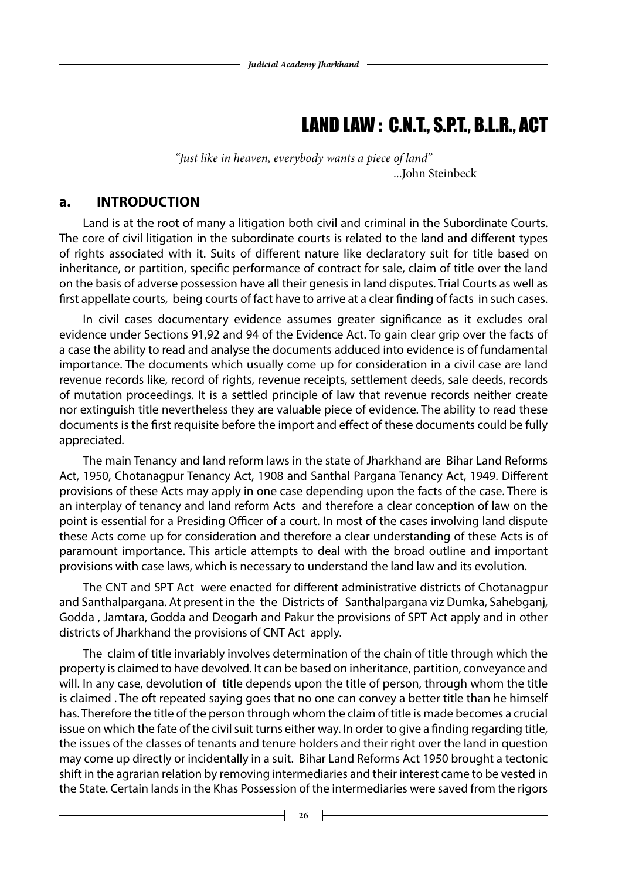# LAND LAW : C.N.T., S.P.T., B.L.R., ACT

*"Just like in heaven, everybody wants a piece of land"*
...John Steinbeck

## a. INTRODUCTION

Land is at the root of many a litigation both civil and criminal in the Subordinate Courts. The core of civil litigation in the subordinate courts is related to the land and different types of rights associated with it. Suits of different nature like declaratory suit for title based on inheritance, or partition, specific performance of contract for sale, claim of title over the land on the basis of adverse possession have all their genesis in land disputes. Trial Courts as well as first appellate courts, being courts of fact have to arrive at a clear finding of facts in such cases.

In civil cases documentary evidence assumes greater significance as it excludes oral evidence under Sections 91,92 and 94 of the Evidence Act. To gain clear grip over the facts of a case the ability to read and analyse the documents adduced into evidence is of fundamental importance. The documents which usually come up for consideration in a civil case are land revenue records like, record of rights, revenue receipts, settlement deeds, sale deeds, records of mutation proceedings. It is a settled principle of law that revenue records neither create nor extinguish title nevertheless they are valuable piece of evidence. The ability to read these documents is the first requisite before the import and effect of these documents could be fully appreciated.

The main Tenancy and land reform laws in the state of Jharkhand are Bihar Land Reforms Act, 1950, Chotanagpur Tenancy Act, 1908 and Santhal Pargana Tenancy Act, 1949. Different provisions of these Acts may apply in one case depending upon the facts of the case. There is an interplay of tenancy and land reform Acts and therefore a clear conception of law on the point is essential for a Presiding Officer of a court. In most of the cases involving land dispute these Acts come up for consideration and therefore a clear understanding of these Acts is of paramount importance. This article attempts to deal with the broad outline and important provisions with case laws, which is necessary to understand the land law and its evolution.

The CNT and SPT Act were enacted for different administrative districts of Chotanagpur and Santhalpargana. At present in the the Districts of Santhalpargana viz Dumka, Sahebganj, Godda , Jamtara, Godda and Deogarh and Pakur the provisions of SPT Act apply and in other districts of Jharkhand the provisions of CNT Act apply.

The claim of title invariably involves determination of the chain of title through which the property is claimed to have devolved. It can be based on inheritance, partition, conveyance and will. In any case, devolution of title depends upon the title of person, through whom the title is claimed . The oft repeated saying goes that no one can convey a better title than he himself has. Therefore the title of the person through whom the claim of title is made becomes a crucial issue on which the fate of the civil suit turns either way. In order to give a finding regarding title, the issues of the classes of tenants and tenure holders and their right over the land in question may come up directly or incidentally in a suit. Bihar Land Reforms Act 1950 brought a tectonic shift in the agrarian relation by removing intermediaries and their interest came to be vested in the State. Certain lands in the Khas Possession of the intermediaries were saved from the rigors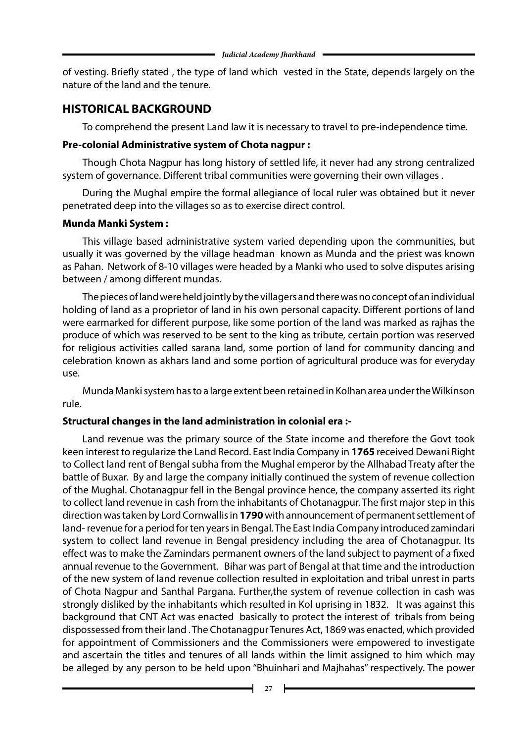of vesting. Briefly stated , the type of land which vested in the State, depends largely on the nature of the land and the tenure.

## HISTORICAL BACKGROUND

To comprehend the present Land law it is necessary to travel to pre-independence time.

**Pre-colonial Administrative system of Chota nagpur :**

Though Chota Nagpur has long history of settled life, it never had any strong centralized system of governance. Different tribal communities were governing their own villages .

During the Mughal empire the formal allegiance of local ruler was obtained but it never penetrated deep into the villages so as to exercise direct control.

**Munda Manki System :**

This village based administrative system varied depending upon the communities, but usually it was governed by the village headman known as Munda and the priest was known as Pahan. Network of 8-10 villages were headed by a Manki who used to solve disputes arising between / among different mundas.

The pieces of land were held jointly by the villagers and there was no concept of an individual holding of land as a proprietor of land in his own personal capacity. Different portions of land were earmarked for different purpose, like some portion of the land was marked as rajhas the produce of which was reserved to be sent to the king as tribute, certain portion was reserved for religious activities called sarana land, some portion of land for community dancing and celebration known as akhars land and some portion of agricultural produce was for everyday use.

Munda Manki system has to a large extent been retained in Kolhan area under the Wilkinson rule.

**Structural changes in the land administration in colonial era :-**

Land revenue was the primary source of the State income and therefore the Govt took keen interest to regularize the Land Record. East India Company in **1765** received Dewani Right to Collect land rent of Bengal subha from the Mughal emperor by the Allhabad Treaty after the battle of Buxar. By and large the company initially continued the system of revenue collection of the Mughal. Chotanagpur fell in the Bengal province hence, the company asserted its right to collect land revenue in cash from the inhabitants of Chotanagpur. The first major step in this direction was taken by Lord Cornwallis in **1790** with announcement of permanent settlement of land- revenue for a period for ten years in Bengal. The East India Company introduced zamindari system to collect land revenue in Bengal presidency including the area of Chotanagpur. Its effect was to make the Zamindars permanent owners of the land subject to payment of a fixed annual revenue to the Government. Bihar was part of Bengal at that time and the introduction of the new system of land revenue collection resulted in exploitation and tribal unrest in parts of Chota Nagpur and Santhal Pargana. Further,the system of revenue collection in cash was strongly disliked by the inhabitants which resulted in Kol uprising in 1832. It was against this background that CNT Act was enacted basically to protect the interest of tribals from being dispossessed from their land . The Chotanagpur Tenures Act, 1869 was enacted, which provided for appointment of Commissioners and the Commissioners were empowered to investigate and ascertain the titles and tenures of all lands within the limit assigned to him which may be alleged by any person to be held upon "Bhuinhari and Majhahas" respectively. The power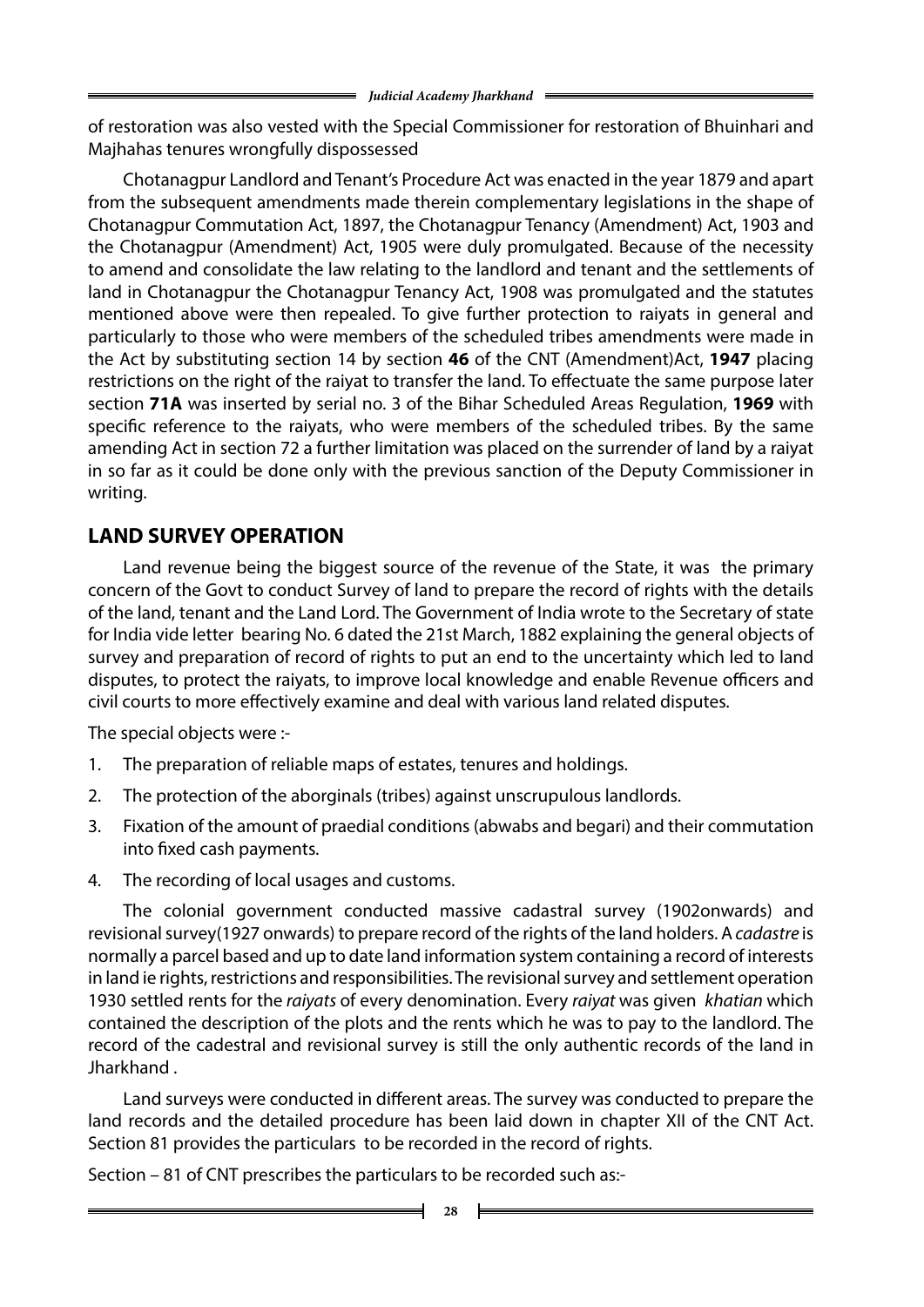of restoration was also vested with the Special Commissioner for restoration of Bhuinhari and Majhahas tenures wrongfully dispossessed

Chotanagpur Landlord and Tenant's Procedure Act was enacted in the year 1879 and apart from the subsequent amendments made therein complementary legislations in the shape of Chotanagpur Commutation Act, 1897, the Chotanagpur Tenancy (Amendment) Act, 1903 and the Chotanagpur (Amendment) Act, 1905 were duly promulgated. Because of the necessity to amend and consolidate the law relating to the landlord and tenant and the settlements of land in Chotanagpur the Chotanagpur Tenancy Act, 1908 was promulgated and the statutes mentioned above were then repealed. To give further protection to raiyats in general and particularly to those who were members of the scheduled tribes amendments were made in the Act by substituting section 14 by section **46** of the CNT (Amendment)Act, **1947** placing restrictions on the right of the raiyat to transfer the land. To effectuate the same purpose later section **71A** was inserted by serial no. 3 of the Bihar Scheduled Areas Regulation, **1969** with specific reference to the raiyats, who were members of the scheduled tribes. By the same amending Act in section 72 a further limitation was placed on the surrender of land by a raiyat in so far as it could be done only with the previous sanction of the Deputy Commissioner in writing.

## LAND SURVEY OPERATION

Land revenue being the biggest source of the revenue of the State, it was the primary concern of the Govt to conduct Survey of land to prepare the record of rights with the details of the land, tenant and the Land Lord. The Government of India wrote to the Secretary of state for India vide letter bearing No. 6 dated the 21st March, 1882 explaining the general objects of survey and preparation of record of rights to put an end to the uncertainty which led to land disputes, to protect the raiyats, to improve local knowledge and enable Revenue officers and civil courts to more effectively examine and deal with various land related disputes.

The special objects were :-

1. The preparation of reliable maps of estates, tenures and holdings.
2. The protection of the aborginals (tribes) against unscrupulous landlords.
3. Fixation of the amount of praedial conditions (abwabs and begari) and their commutation into fixed cash payments.
4. The recording of local usages and customs.

The colonial government conducted massive cadastral survey (1902onwards) and revisional survey(1927 onwards) to prepare record of the rights of the land holders. A *cadastre* is normally a parcel based and up to date land information system containing a record of interests in land ie rights, restrictions and responsibilities. The revisional survey and settlement operation 1930 settled rents for the *raiyats* of every denomination. Every *raiyat* was given *khatian* which contained the description of the plots and the rents which he was to pay to the landlord. The record of the cadestral and revisional survey is still the only authentic records of the land in Jharkhand .

Land surveys were conducted in different areas. The survey was conducted to prepare the land records and the detailed procedure has been laid down in chapter XII of the CNT Act. Section 81 provides the particulars to be recorded in the record of rights.

Section – 81 of CNT prescribes the particulars to be recorded such as:-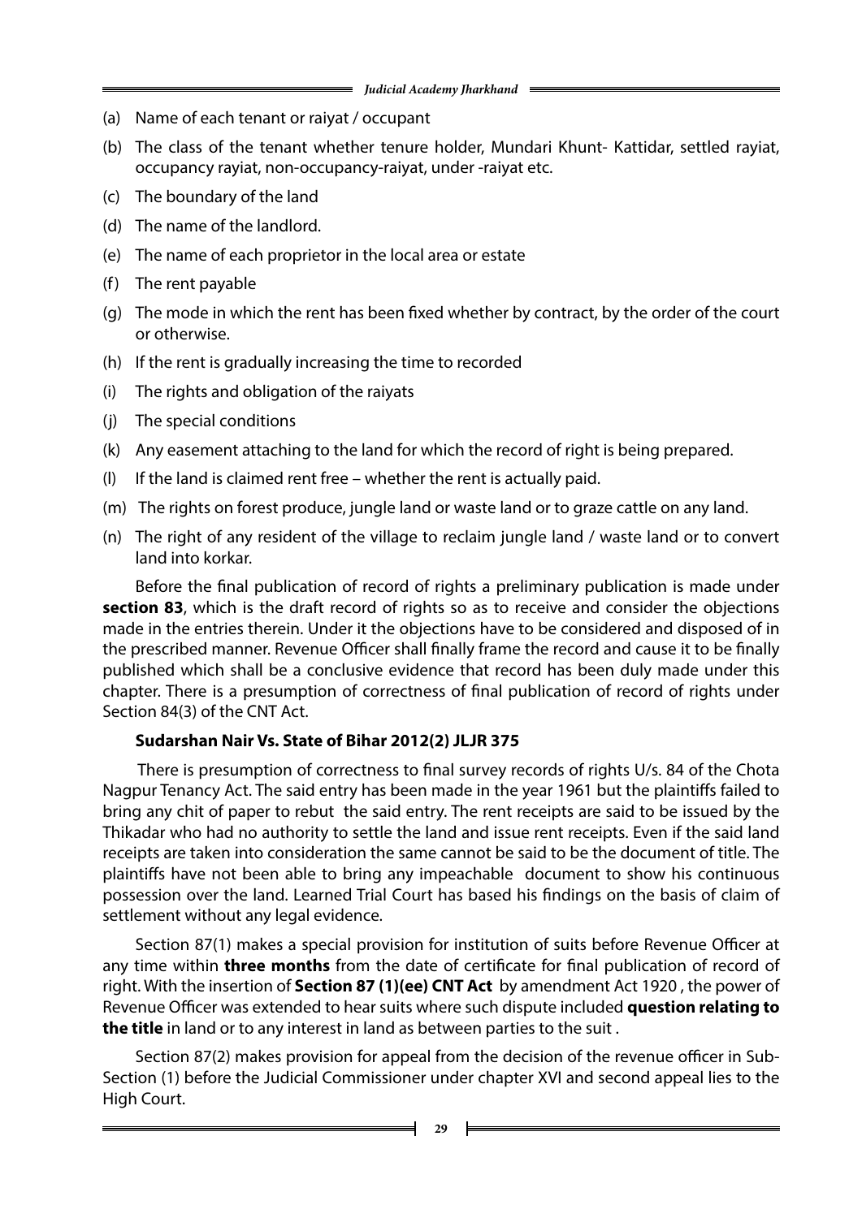(a) Name of each tenant or raiyat / occupant

(b) The class of the tenant whether tenure holder, Mundari Khunt- Kattidar, settled rayiat, occupancy rayiat, non-occupancy-raiyat, under -raiyat etc.

(c) The boundary of the land

(d) The name of the landlord.

(e) The name of each proprietor in the local area or estate

(f) The rent payable

(g) The mode in which the rent has been fixed whether by contract, by the order of the court or otherwise.

(h) If the rent is gradually increasing the time to recorded

(i) The rights and obligation of the raiyats

(j) The special conditions

(k) Any easement attaching to the land for which the record of right is being prepared.

(l) If the land is claimed rent free – whether the rent is actually paid.

(m) The rights on forest produce, jungle land or waste land or to graze cattle on any land.

(n) The right of any resident of the village to reclaim jungle land / waste land or to convert land into korkar.

Before the final publication of record of rights a preliminary publication is made under **section 83**, which is the draft record of rights so as to receive and consider the objections made in the entries therein. Under it the objections have to be considered and disposed of in the prescribed manner. Revenue Officer shall finally frame the record and cause it to be finally published which shall be a conclusive evidence that record has been duly made under this chapter. There is a presumption of correctness of final publication of record of rights under Section 84(3) of the CNT Act.

**Sudarshan Nair Vs. State of Bihar 2012(2) JLJR 375**

There is presumption of correctness to final survey records of rights U/s. 84 of the Chota Nagpur Tenancy Act. The said entry has been made in the year 1961 but the plaintiffs failed to bring any chit of paper to rebut the said entry. The rent receipts are said to be issued by the Thikadar who had no authority to settle the land and issue rent receipts. Even if the said land receipts are taken into consideration the same cannot be said to be the document of title. The plaintiffs have not been able to bring any impeachable document to show his continuous possession over the land. Learned Trial Court has based his findings on the basis of claim of settlement without any legal evidence.

Section 87(1) makes a special provision for institution of suits before Revenue Officer at any time within **three months** from the date of certificate for final publication of record of right. With the insertion of **Section 87 (1)(ee) CNT Act** by amendment Act 1920 , the power of Revenue Officer was extended to hear suits where such dispute included **question relating to the title** in land or to any interest in land as between parties to the suit .

Section 87(2) makes provision for appeal from the decision of the revenue officer in Sub-Section (1) before the Judicial Commissioner under chapter XVI and second appeal lies to the High Court.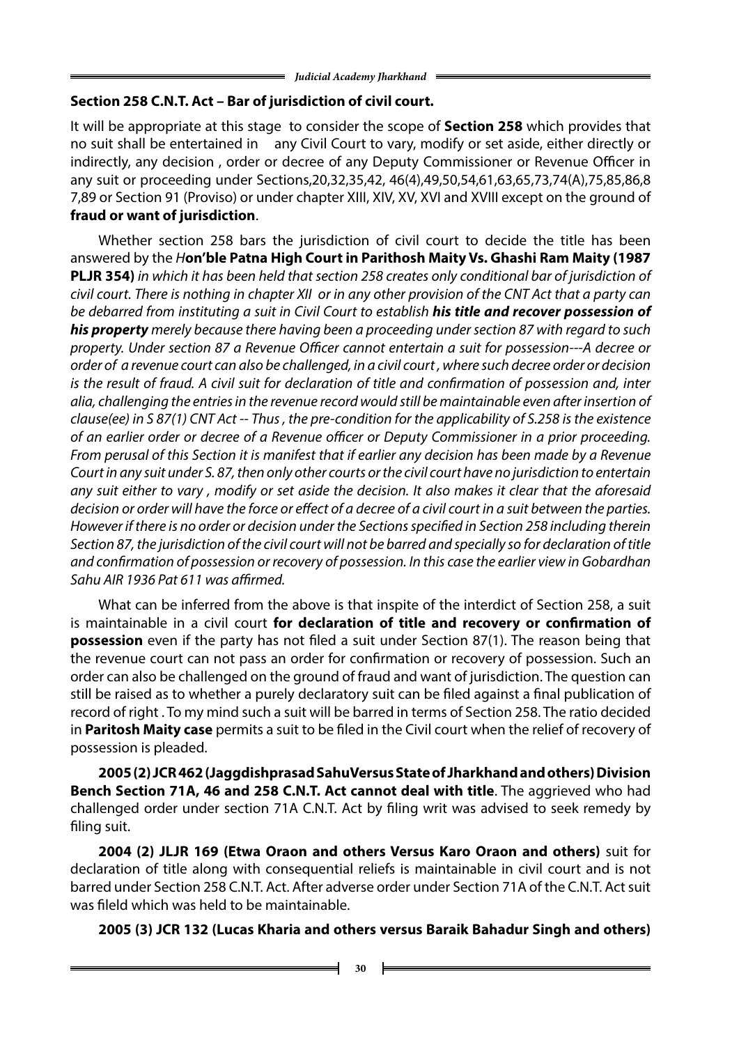**Section 258 C.N.T. Act – Bar of jurisdiction of civil court.**

It will be appropriate at this stage to consider the scope of **Section 258** which provides that no suit shall be entertained in any Civil Court to vary, modify or set aside, either directly or indirectly, any decision , order or decree of any Deputy Commissioner or Revenue Officer in any suit or proceeding under Sections,20,32,35,42, 46(4),49,50,54,61,63,65,73,74(A),75,85,86,87,89 or Section 91 (Proviso) or under chapter XIII, XIV, XV, XVI and XVIII except on the ground of **fraud or want of jurisdiction**.

Whether section 258 bars the jurisdiction of civil court to decide the title has been answered by the *H***on'ble Patna High Court in Parithosh Maity Vs. Ghashi Ram Maity (1987 PLJR 354)** *in which it has been held that section 258 creates only conditional bar of jurisdiction of civil court. There is nothing in chapter XII or in any other provision of the CNT Act that a party can be debarred from instituting a suit in Civil Court to establish* ***his title and recover possession of his property*** *merely because there having been a proceeding under section 87 with regard to such property. Under section 87 a Revenue Officer cannot entertain a suit for possession---A decree or order of a revenue court can also be challenged, in a civil court , where such decree order or decision is the result of fraud. A civil suit for declaration of title and confirmation of possession and, inter alia, challenging the entries in the revenue record would still be maintainable even after insertion of clause(ee) in S 87(1) CNT Act -- Thus , the pre-condition for the applicability of S.258 is the existence of an earlier order or decree of a Revenue officer or Deputy Commissioner in a prior proceeding. From perusal of this Section it is manifest that if earlier any decision has been made by a Revenue Court in any suit under S. 87, then only other courts or the civil court have no jurisdiction to entertain any suit either to vary , modify or set aside the decision. It also makes it clear that the aforesaid decision or order will have the force or effect of a decree of a civil court in a suit between the parties. However if there is no order or decision under the Sections specified in Section 258 including therein Section 87, the jurisdiction of the civil court will not be barred and specially so for declaration of title and confirmation of possession or recovery of possession. In this case the earlier view in Gobardhan Sahu AIR 1936 Pat 611 was affirmed.*

What can be inferred from the above is that inspite of the interdict of Section 258, a suit is maintainable in a civil court **for declaration of title and recovery or confirmation of possession** even if the party has not filed a suit under Section 87(1). The reason being that the revenue court can not pass an order for confirmation or recovery of possession. Such an order can also be challenged on the ground of fraud and want of jurisdiction. The question can still be raised as to whether a purely declaratory suit can be filed against a final publication of record of right . To my mind such a suit will be barred in terms of Section 258. The ratio decided in **Paritosh Maity case** permits a suit to be filed in the Civil court when the relief of recovery of possession is pleaded.

**2005 (2) JCR 462 (Jaggdishprasad Sahu Versus State of Jharkhand and others) Division Bench Section 71A, 46 and 258 C.N.T. Act cannot deal with title**. The aggrieved who had challenged order under section 71A C.N.T. Act by filing writ was advised to seek remedy by filing suit.

**2004 (2) JLJR 169 (Etwa Oraon and others Versus Karo Oraon and others)** suit for declaration of title along with consequential reliefs is maintainable in civil court and is not barred under Section 258 C.N.T. Act. After adverse order under Section 71A of the C.N.T. Act suit was fileld which was held to be maintainable.

**2005 (3) JCR 132 (Lucas Kharia and others versus Baraik Bahadur Singh and others)**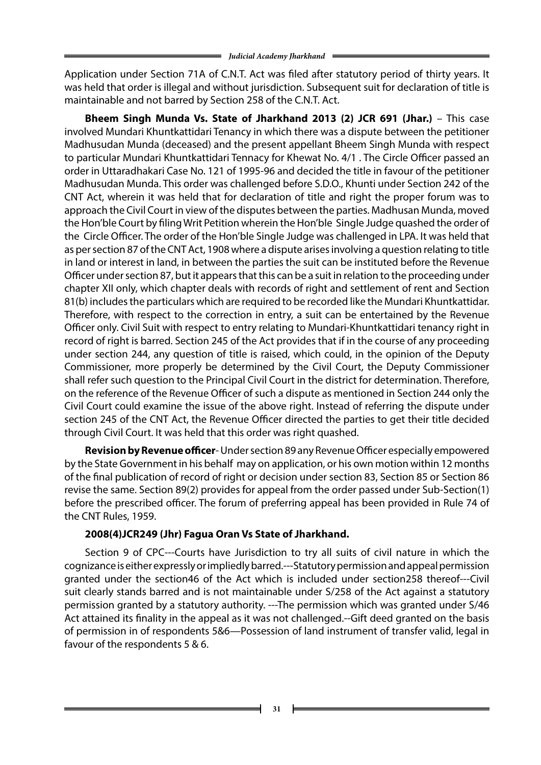Application under Section 71A of C.N.T. Act was filed after statutory period of thirty years. It was held that order is illegal and without jurisdiction. Subsequent suit for declaration of title is maintainable and not barred by Section 258 of the C.N.T. Act.

**Bheem Singh Munda Vs. State of Jharkhand 2013 (2) JCR 691 (Jhar.)** – This case involved Mundari Khuntkattidari Tenancy in which there was a dispute between the petitioner Madhusudan Munda (deceased) and the present appellant Bheem Singh Munda with respect to particular Mundari Khuntkattidari Tennacy for Khewat No. 4/1 . The Circle Officer passed an order in Uttaradhakari Case No. 121 of 1995-96 and decided the title in favour of the petitioner Madhusudan Munda. This order was challenged before S.D.O., Khunti under Section 242 of the CNT Act, wherein it was held that for declaration of title and right the proper forum was to approach the Civil Court in view of the disputes between the parties. Madhusan Munda, moved the Hon'ble Court by filing Writ Petition wherein the Hon'ble Single Judge quashed the order of the Circle Officer. The order of the Hon'ble Single Judge was challenged in LPA. It was held that as per section 87 of the CNT Act, 1908 where a dispute arises involving a question relating to title in land or interest in land, in between the parties the suit can be instituted before the Revenue Officer under section 87, but it appears that this can be a suit in relation to the proceeding under chapter XII only, which chapter deals with records of right and settlement of rent and Section 81(b) includes the particulars which are required to be recorded like the Mundari Khuntkattidar. Therefore, with respect to the correction in entry, a suit can be entertained by the Revenue Officer only. Civil Suit with respect to entry relating to Mundari-Khuntkattidari tenancy right in record of right is barred. Section 245 of the Act provides that if in the course of any proceeding under section 244, any question of title is raised, which could, in the opinion of the Deputy Commissioner, more properly be determined by the Civil Court, the Deputy Commissioner shall refer such question to the Principal Civil Court in the district for determination. Therefore, on the reference of the Revenue Officer of such a dispute as mentioned in Section 244 only the Civil Court could examine the issue of the above right. Instead of referring the dispute under section 245 of the CNT Act, the Revenue Officer directed the parties to get their title decided through Civil Court. It was held that this order was right quashed.

**Revision by Revenue officer**- Under section 89 any Revenue Officer especially empowered by the State Government in his behalf may on application, or his own motion within 12 months of the final publication of record of right or decision under section 83, Section 85 or Section 86 revise the same. Section 89(2) provides for appeal from the order passed under Sub-Section(1) before the prescribed officer. The forum of preferring appeal has been provided in Rule 74 of the CNT Rules, 1959.

**2008(4)JCR249 (Jhr) Fagua Oran Vs State of Jharkhand.**

Section 9 of CPC---Courts have Jurisdiction to try all suits of civil nature in which the cognizance is either expressly or impliedly barred.---Statutory permission and appeal permission granted under the section46 of the Act which is included under section258 thereof---Civil suit clearly stands barred and is not maintainable under S/258 of the Act against a statutory permission granted by a statutory authority. ---The permission which was granted under S/46 Act attained its finality in the appeal as it was not challenged.--Gift deed granted on the basis of permission in of respondents 5&6—Possession of land instrument of transfer valid, legal in favour of the respondents 5 & 6.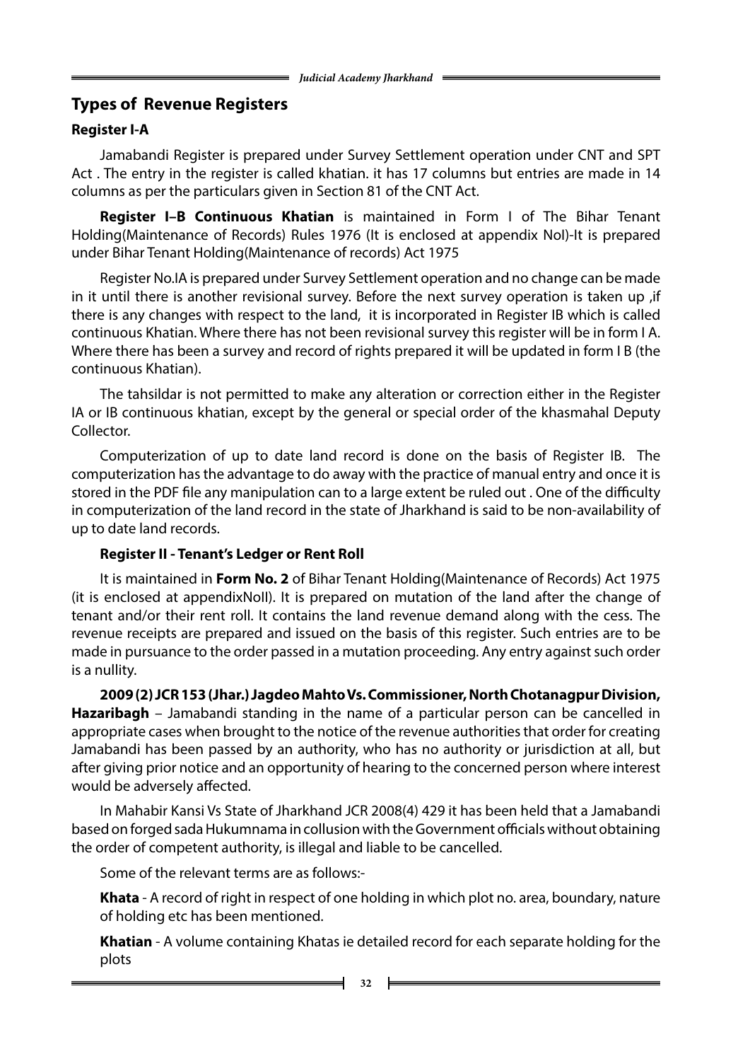## Types of Revenue Registers

### Register I-A

Jamabandi Register is prepared under Survey Settlement operation under CNT and SPT Act . The entry in the register is called khatian. it has 17 columns but entries are made in 14 columns as per the particulars given in Section 81 of the CNT Act.

**Register I–B Continuous Khatian** is maintained in Form I of The Bihar Tenant Holding(Maintenance of Records) Rules 1976 (It is enclosed at appendix NoI)-It is prepared under Bihar Tenant Holding(Maintenance of records) Act 1975

Register No.IA is prepared under Survey Settlement operation and no change can be made in it until there is another revisional survey. Before the next survey operation is taken up ,if there is any changes with respect to the land, it is incorporated in Register IB which is called continuous Khatian. Where there has not been revisional survey this register will be in form I A. Where there has been a survey and record of rights prepared it will be updated in form I B (the continuous Khatian).

The tahsildar is not permitted to make any alteration or correction either in the Register IA or IB continuous khatian, except by the general or special order of the khasmahal Deputy Collector.

Computerization of up to date land record is done on the basis of Register IB. The computerization has the advantage to do away with the practice of manual entry and once it is stored in the PDF file any manipulation can to a large extent be ruled out . One of the difficulty in computerization of the land record in the state of Jharkhand is said to be non-availability of up to date land records.

### Register II - Tenant's Ledger or Rent Roll

It is maintained in **Form No. 2** of Bihar Tenant Holding(Maintenance of Records) Act 1975 (it is enclosed at appendixNoII). It is prepared on mutation of the land after the change of tenant and/or their rent roll. It contains the land revenue demand along with the cess. The revenue receipts are prepared and issued on the basis of this register. Such entries are to be made in pursuance to the order passed in a mutation proceeding. Any entry against such order is a nullity.

**2009 (2) JCR 153 (Jhar.) Jagdeo Mahto Vs. Commissioner, North Chotanagpur Division, Hazaribagh** – Jamabandi standing in the name of a particular person can be cancelled in appropriate cases when brought to the notice of the revenue authorities that order for creating Jamabandi has been passed by an authority, who has no authority or jurisdiction at all, but after giving prior notice and an opportunity of hearing to the concerned person where interest would be adversely affected.

In Mahabir Kansi Vs State of Jharkhand JCR 2008(4) 429 it has been held that a Jamabandi based on forged sada Hukumnama in collusion with the Government officials without obtaining the order of competent authority, is illegal and liable to be cancelled.

Some of the relevant terms are as follows:-

**Khata** - A record of right in respect of one holding in which plot no. area, boundary, nature of holding etc has been mentioned.

**Khatian** - A volume containing Khatas ie detailed record for each separate holding for the plots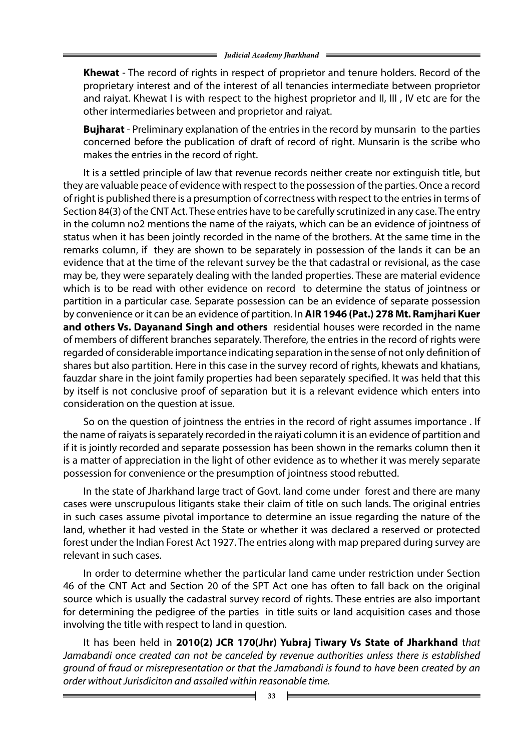**Khewat** - The record of rights in respect of proprietor and tenure holders. Record of the proprietary interest and of the interest of all tenancies intermediate between proprietor and raiyat. Khewat I is with respect to the highest proprietor and II, III , IV etc are for the other intermediaries between and proprietor and raiyat.

**Bujharat** - Preliminary explanation of the entries in the record by munsarin to the parties concerned before the publication of draft of record of right. Munsarin is the scribe who makes the entries in the record of right.

It is a settled principle of law that revenue records neither create nor extinguish title, but they are valuable peace of evidence with respect to the possession of the parties. Once a record of right is published there is a presumption of correctness with respect to the entries in terms of Section 84(3) of the CNT Act. These entries have to be carefully scrutinized in any case. The entry in the column no2 mentions the name of the raiyats, which can be an evidence of jointness of status when it has been jointly recorded in the name of the brothers. At the same time in the remarks column, if they are shown to be separately in possession of the lands it can be an evidence that at the time of the relevant survey be the that cadastral or revisional, as the case may be, they were separately dealing with the landed properties. These are material evidence which is to be read with other evidence on record to determine the status of jointness or partition in a particular case. Separate possession can be an evidence of separate possession by convenience or it can be an evidence of partition. In **AIR 1946 (Pat.) 278 Mt. Ramjhari Kuer and others Vs. Dayanand Singh and others** residential houses were recorded in the name of members of different branches separately. Therefore, the entries in the record of rights were regarded of considerable importance indicating separation in the sense of not only definition of shares but also partition. Here in this case in the survey record of rights, khewats and khatians, fauzdar share in the joint family properties had been separately specified. It was held that this by itself is not conclusive proof of separation but it is a relevant evidence which enters into consideration on the question at issue.

So on the question of jointness the entries in the record of right assumes importance . If the name of raiyats is separately recorded in the raiyati column it is an evidence of partition and if it is jointly recorded and separate possession has been shown in the remarks column then it is a matter of appreciation in the light of other evidence as to whether it was merely separate possession for convenience or the presumption of jointness stood rebutted.

In the state of Jharkhand large tract of Govt. land come under forest and there are many cases were unscrupulous litigants stake their claim of title on such lands. The original entries in such cases assume pivotal importance to determine an issue regarding the nature of the land, whether it had vested in the State or whether it was declared a reserved or protected forest under the Indian Forest Act 1927. The entries along with map prepared during survey are relevant in such cases.

In order to determine whether the particular land came under restriction under Section 46 of the CNT Act and Section 20 of the SPT Act one has often to fall back on the original source which is usually the cadastral survey record of rights. These entries are also important for determining the pedigree of the parties in title suits or land acquisition cases and those involving the title with respect to land in question.

It has been held in **2010(2) JCR 170(Jhr) Yubraj Tiwary Vs State of Jharkhand** t*hat Jamabandi once created can not be canceled by revenue authorities unless there is established ground of fraud or misrepresentation or that the Jamabandi is found to have been created by an order without Jurisdiciton and assailed within reasonable time.*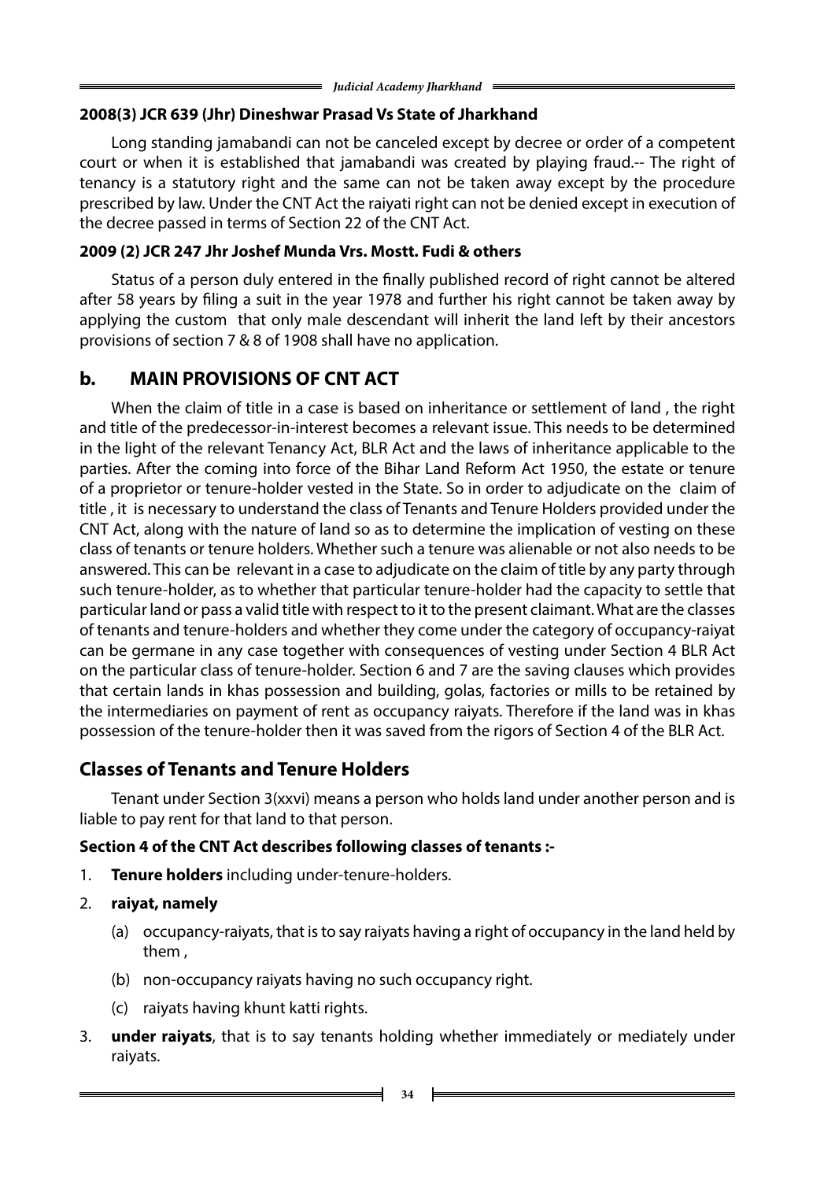**2008(3) JCR 639 (Jhr) Dineshwar Prasad Vs State of Jharkhand**

Long standing jamabandi can not be canceled except by decree or order of a competent court or when it is established that jamabandi was created by playing fraud.-- The right of tenancy is a statutory right and the same can not be taken away except by the procedure prescribed by law. Under the CNT Act the raiyati right can not be denied except in execution of the decree passed in terms of Section 22 of the CNT Act.

**2009 (2) JCR 247 Jhr Joshef Munda Vrs. Mostt. Fudi & others**

Status of a person duly entered in the finally published record of right cannot be altered after 58 years by filing a suit in the year 1978 and further his right cannot be taken away by applying the custom that only male descendant will inherit the land left by their ancestors provisions of section 7 & 8 of 1908 shall have no application.

## b. MAIN PROVISIONS OF CNT ACT

When the claim of title in a case is based on inheritance or settlement of land , the right and title of the predecessor-in-interest becomes a relevant issue. This needs to be determined in the light of the relevant Tenancy Act, BLR Act and the laws of inheritance applicable to the parties. After the coming into force of the Bihar Land Reform Act 1950, the estate or tenure of a proprietor or tenure-holder vested in the State. So in order to adjudicate on the claim of title , it is necessary to understand the class of Tenants and Tenure Holders provided under the CNT Act, along with the nature of land so as to determine the implication of vesting on these class of tenants or tenure holders. Whether such a tenure was alienable or not also needs to be answered. This can be relevant in a case to adjudicate on the claim of title by any party through such tenure-holder, as to whether that particular tenure-holder had the capacity to settle that particular land or pass a valid title with respect to it to the present claimant. What are the classes of tenants and tenure-holders and whether they come under the category of occupancy-raiyat can be germane in any case together with consequences of vesting under Section 4 BLR Act on the particular class of tenure-holder. Section 6 and 7 are the saving clauses which provides that certain lands in khas possession and building, golas, factories or mills to be retained by the intermediaries on payment of rent as occupancy raiyats. Therefore if the land was in khas possession of the tenure-holder then it was saved from the rigors of Section 4 of the BLR Act.

## Classes of Tenants and Tenure Holders

Tenant under Section 3(xxvi) means a person who holds land under another person and is liable to pay rent for that land to that person.

**Section 4 of the CNT Act describes following classes of tenants :-**

1. **Tenure holders** including under-tenure-holders.
2. **raiyat, namely**
   - (a) occupancy-raiyats, that is to say raiyats having a right of occupancy in the land held by them ,
   - (b) non-occupancy raiyats having no such occupancy right.
   - (c) raiyats having khunt katti rights.
3. **under raiyats**, that is to say tenants holding whether immediately or mediately under raiyats.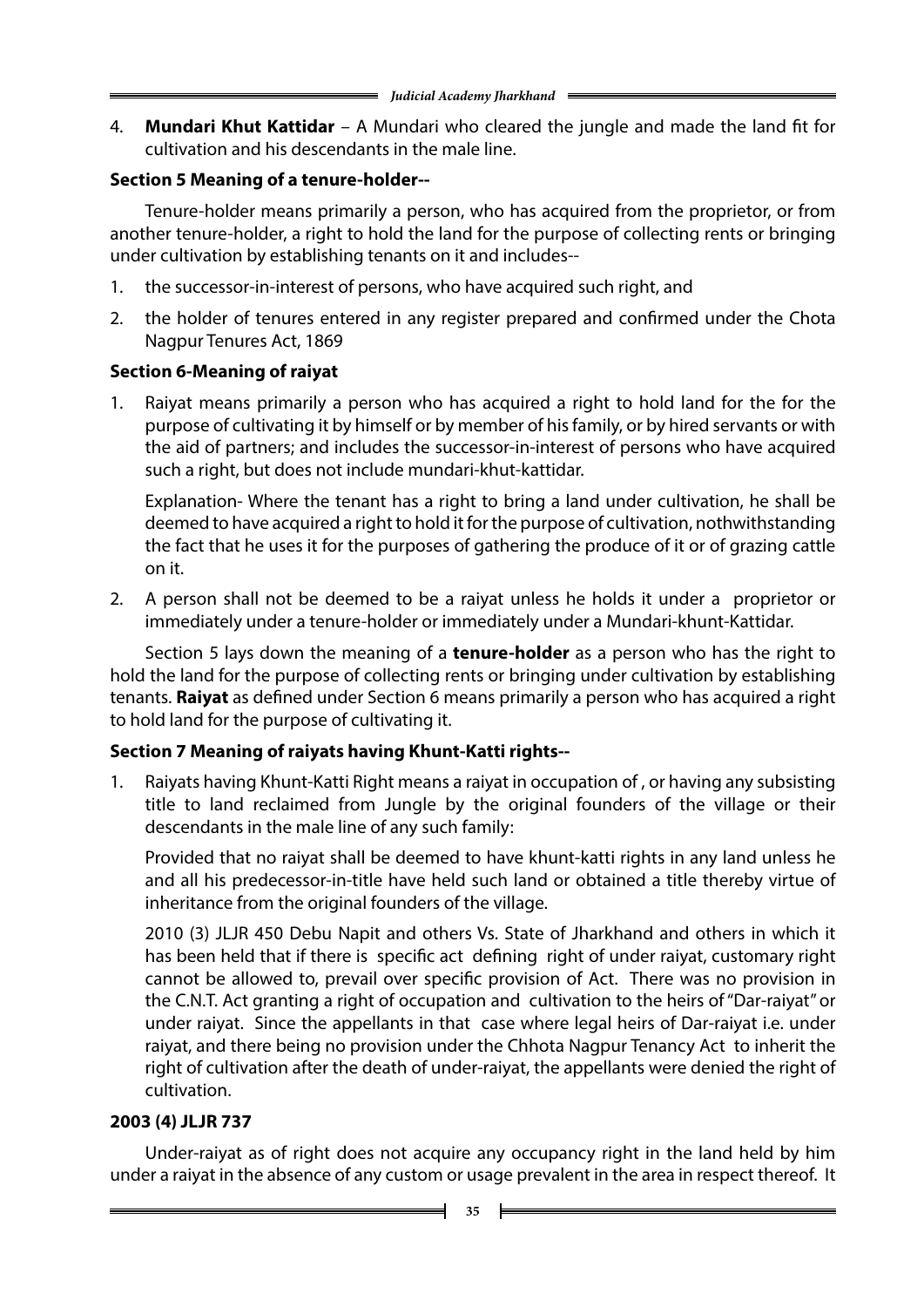4. **Mundari Khut Kattidar** – A Mundari who cleared the jungle and made the land fit for cultivation and his descendants in the male line.

**Section 5 Meaning of a tenure-holder--**

Tenure-holder means primarily a person, who has acquired from the proprietor, or from another tenure-holder, a right to hold the land for the purpose of collecting rents or bringing under cultivation by establishing tenants on it and includes--

1. the successor-in-interest of persons, who have acquired such right, and
2. the holder of tenures entered in any register prepared and confirmed under the Chota Nagpur Tenures Act, 1869

**Section 6-Meaning of raiyat**

1. Raiyat means primarily a person who has acquired a right to hold land for the for the purpose of cultivating it by himself or by member of his family, or by hired servants or with the aid of partners; and includes the successor-in-interest of persons who have acquired such a right, but does not include mundari-khut-kattidar.

   Explanation- Where the tenant has a right to bring a land under cultivation, he shall be deemed to have acquired a right to hold it for the purpose of cultivation, nothwithstanding the fact that he uses it for the purposes of gathering the produce of it or of grazing cattle on it.

2. A person shall not be deemed to be a raiyat unless he holds it under a proprietor or immediately under a tenure-holder or immediately under a Mundari-khunt-Kattidar.

Section 5 lays down the meaning of a **tenure-holder** as a person who has the right to hold the land for the purpose of collecting rents or bringing under cultivation by establishing tenants. **Raiyat** as defined under Section 6 means primarily a person who has acquired a right to hold land for the purpose of cultivating it.

**Section 7 Meaning of raiyats having Khunt-Katti rights--**

1. Raiyats having Khunt-Katti Right means a raiyat in occupation of , or having any subsisting title to land reclaimed from Jungle by the original founders of the village or their descendants in the male line of any such family:

   Provided that no raiyat shall be deemed to have khunt-katti rights in any land unless he and all his predecessor-in-title have held such land or obtained a title thereby virtue of inheritance from the original founders of the village.

   2010 (3) JLJR 450 Debu Napit and others Vs. State of Jharkhand and others in which it has been held that if there is specific act defining right of under raiyat, customary right cannot be allowed to, prevail over specific provision of Act. There was no provision in the C.N.T. Act granting a right of occupation and cultivation to the heirs of "Dar-raiyat" or under raiyat. Since the appellants in that case where legal heirs of Dar-raiyat i.e. under raiyat, and there being no provision under the Chhota Nagpur Tenancy Act to inherit the right of cultivation after the death of under-raiyat, the appellants were denied the right of cultivation.

**2003 (4) JLJR 737**

Under-raiyat as of right does not acquire any occupancy right in the land held by him under a raiyat in the absence of any custom or usage prevalent in the area in respect thereof. It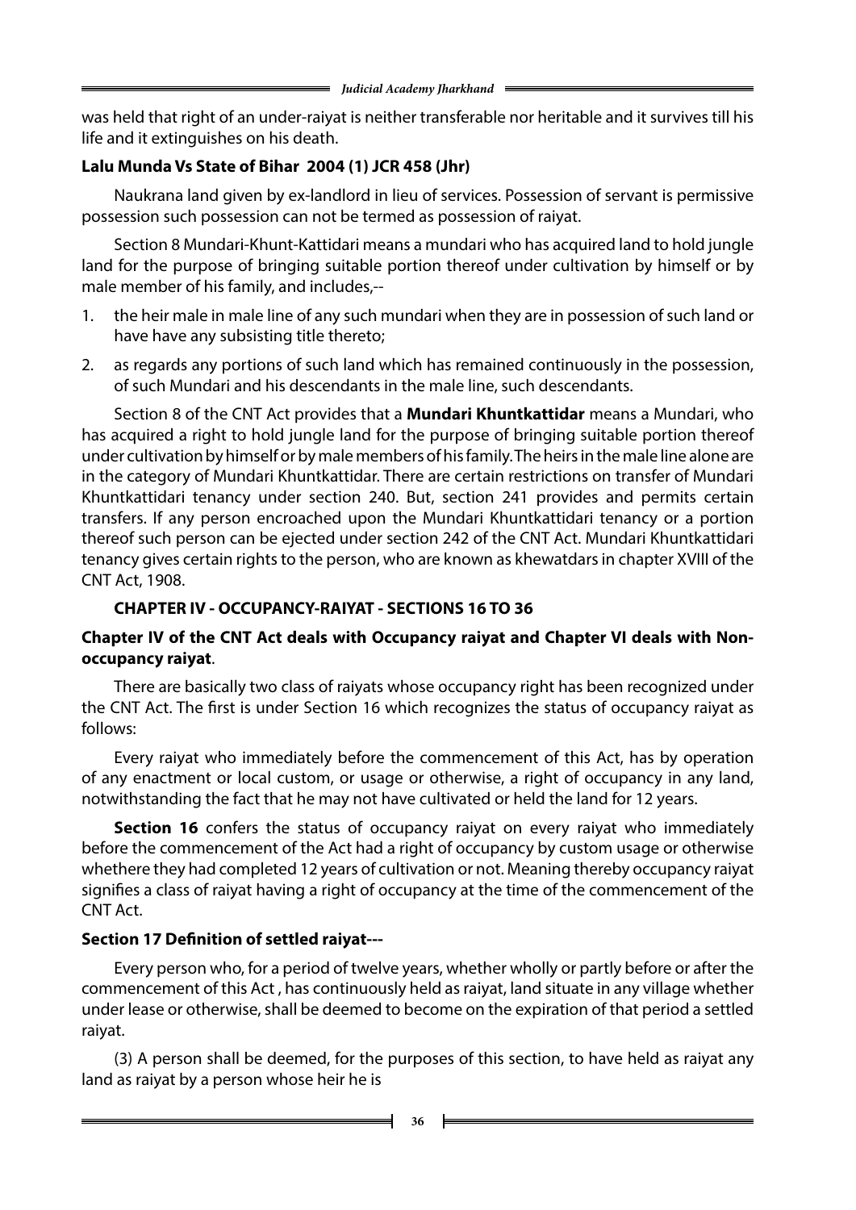was held that right of an under-raiyat is neither transferable nor heritable and it survives till his life and it extinguishes on his death.

**Lalu Munda Vs State of Bihar 2004 (1) JCR 458 (Jhr)**

Naukrana land given by ex-landlord in lieu of services. Possession of servant is permissive possession such possession can not be termed as possession of raiyat.

Section 8 Mundari-Khunt-Kattidari means a mundari who has acquired land to hold jungle land for the purpose of bringing suitable portion thereof under cultivation by himself or by male member of his family, and includes,--

1. the heir male in male line of any such mundari when they are in possession of such land or have have any subsisting title thereto;
2. as regards any portions of such land which has remained continuously in the possession, of such Mundari and his descendants in the male line, such descendants.

Section 8 of the CNT Act provides that a **Mundari Khuntkattidar** means a Mundari, who has acquired a right to hold jungle land for the purpose of bringing suitable portion thereof under cultivation by himself or by male members of his family. The heirs in the male line alone are in the category of Mundari Khuntkattidar. There are certain restrictions on transfer of Mundari Khuntkattidari tenancy under section 240. But, section 241 provides and permits certain transfers. If any person encroached upon the Mundari Khuntkattidari tenancy or a portion thereof such person can be ejected under section 242 of the CNT Act. Mundari Khuntkattidari tenancy gives certain rights to the person, who are known as khewatdars in chapter XVIII of the CNT Act, 1908.

## CHAPTER IV - OCCUPANCY-RAIYAT - SECTIONS 16 TO 36

**Chapter IV of the CNT Act deals with Occupancy raiyat and Chapter VI deals with Non-occupancy raiyat**.

There are basically two class of raiyats whose occupancy right has been recognized under the CNT Act. The first is under Section 16 which recognizes the status of occupancy raiyat as follows:

Every raiyat who immediately before the commencement of this Act, has by operation of any enactment or local custom, or usage or otherwise, a right of occupancy in any land, notwithstanding the fact that he may not have cultivated or held the land for 12 years.

**Section 16** confers the status of occupancy raiyat on every raiyat who immediately before the commencement of the Act had a right of occupancy by custom usage or otherwise whethere they had completed 12 years of cultivation or not. Meaning thereby occupancy raiyat signifies a class of raiyat having a right of occupancy at the time of the commencement of the CNT Act.

### Section 17 Definition of settled raiyat---

Every person who, for a period of twelve years, whether wholly or partly before or after the commencement of this Act , has continuously held as raiyat, land situate in any village whether under lease or otherwise, shall be deemed to become on the expiration of that period a settled raiyat.

(3) A person shall be deemed, for the purposes of this section, to have held as raiyat any land as raiyat by a person whose heir he is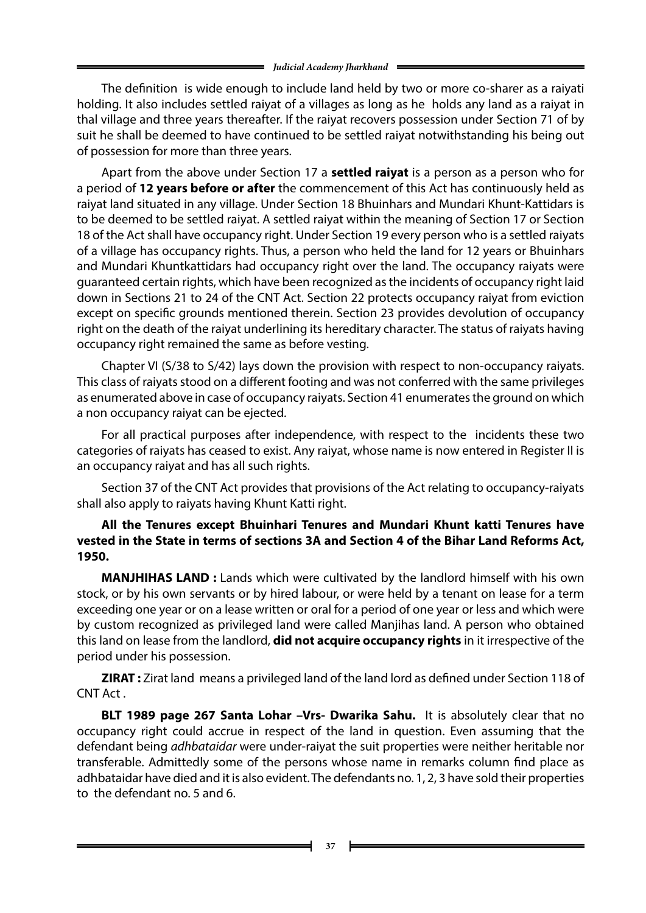The definition is wide enough to include land held by two or more co-sharer as a raiyati holding. It also includes settled raiyat of a villages as long as he holds any land as a raiyat in thal village and three years thereafter. If the raiyat recovers possession under Section 71 of by suit he shall be deemed to have continued to be settled raiyat notwithstanding his being out of possession for more than three years.

Apart from the above under Section 17 a **settled raiyat** is a person as a person who for a period of **12 years before or after** the commencement of this Act has continuously held as raiyat land situated in any village. Under Section 18 Bhuinhars and Mundari Khunt-Kattidars is to be deemed to be settled raiyat. A settled raiyat within the meaning of Section 17 or Section 18 of the Act shall have occupancy right. Under Section 19 every person who is a settled raiyats of a village has occupancy rights. Thus, a person who held the land for 12 years or Bhuinhars and Mundari Khuntkattidars had occupancy right over the land. The occupancy raiyats were guaranteed certain rights, which have been recognized as the incidents of occupancy right laid down in Sections 21 to 24 of the CNT Act. Section 22 protects occupancy raiyat from eviction except on specific grounds mentioned therein. Section 23 provides devolution of occupancy right on the death of the raiyat underlining its hereditary character. The status of raiyats having occupancy right remained the same as before vesting.

Chapter VI (S/38 to S/42) lays down the provision with respect to non-occupancy raiyats. This class of raiyats stood on a different footing and was not conferred with the same privileges as enumerated above in case of occupancy raiyats. Section 41 enumerates the ground on which a non occupancy raiyat can be ejected.

For all practical purposes after independence, with respect to the incidents these two categories of raiyats has ceased to exist. Any raiyat, whose name is now entered in Register II is an occupancy raiyat and has all such rights.

Section 37 of the CNT Act provides that provisions of the Act relating to occupancy-raiyats shall also apply to raiyats having Khunt Katti right.

**All the Tenures except Bhuinhari Tenures and Mundari Khunt katti Tenures have vested in the State in terms of sections 3A and Section 4 of the Bihar Land Reforms Act, 1950.**

**MANJHIHAS LAND :** Lands which were cultivated by the landlord himself with his own stock, or by his own servants or by hired labour, or were held by a tenant on lease for a term exceeding one year or on a lease written or oral for a period of one year or less and which were by custom recognized as privileged land were called Manjihas land. A person who obtained this land on lease from the landlord, **did not acquire occupancy rights** in it irrespective of the period under his possession.

**ZIRAT :** Zirat land means a privileged land of the land lord as defined under Section 118 of CNT Act .

**BLT 1989 page 267 Santa Lohar –Vrs- Dwarika Sahu.** It is absolutely clear that no occupancy right could accrue in respect of the land in question. Even assuming that the defendant being *adhbataidar* were under-raiyat the suit properties were neither heritable nor transferable. Admittedly some of the persons whose name in remarks column find place as adhbataidar have died and it is also evident. The defendants no. 1, 2, 3 have sold their properties to the defendant no. 5 and 6.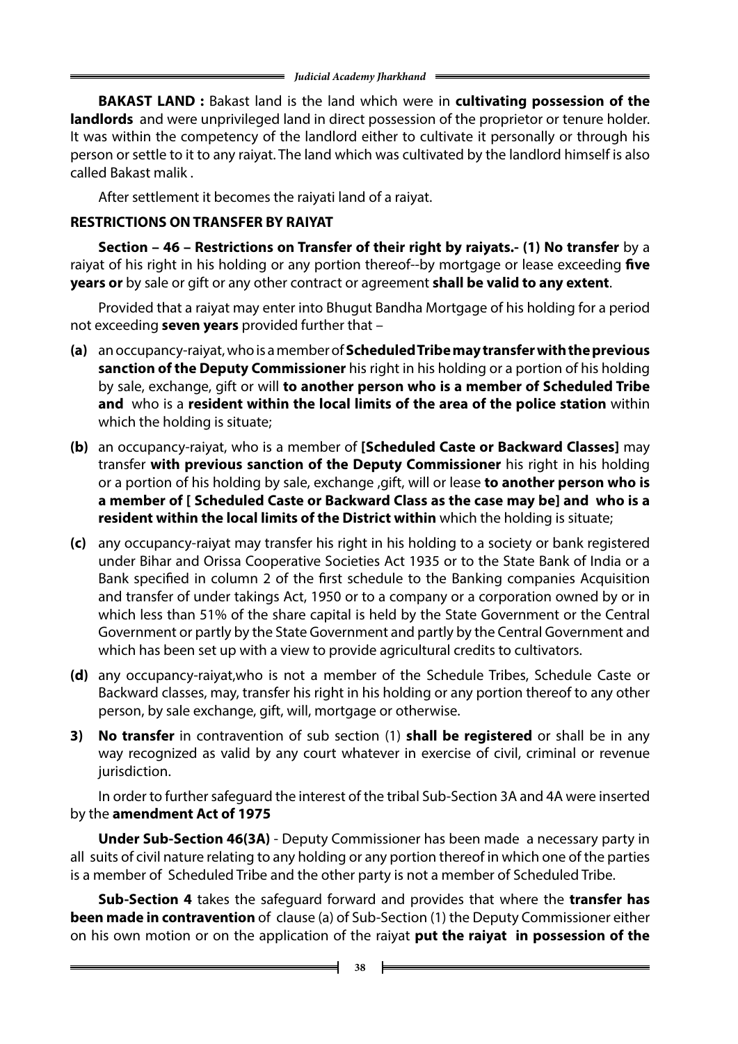**BAKAST LAND :** Bakast land is the land which were in **cultivating possession of the landlords** and were unprivileged land in direct possession of the proprietor or tenure holder. It was within the competency of the landlord either to cultivate it personally or through his person or settle to it to any raiyat. The land which was cultivated by the landlord himself is also called Bakast malik .

After settlement it becomes the raiyati land of a raiyat.

**RESTRICTIONS ON TRANSFER BY RAIYAT**

**Section – 46 – Restrictions on Transfer of their right by raiyats.- (1) No transfer** by a raiyat of his right in his holding or any portion thereof--by mortgage or lease exceeding **five years or** by sale or gift or any other contract or agreement **shall be valid to any extent**.

Provided that a raiyat may enter into Bhugut Bandha Mortgage of his holding for a period not exceeding **seven years** provided further that –

- **(a)** an occupancy-raiyat, who is a member of **Scheduled Tribe may transfer with the previous sanction of the Deputy Commissioner** his right in his holding or a portion of his holding by sale, exchange, gift or will **to another person who is a member of Scheduled Tribe and** who is a **resident within the local limits of the area of the police station** within which the holding is situate;
- **(b)** an occupancy-raiyat, who is a member of **[Scheduled Caste or Backward Classes]** may transfer **with previous sanction of the Deputy Commissioner** his right in his holding or a portion of his holding by sale, exchange ,gift, will or lease **to another person who is a member of [ Scheduled Caste or Backward Class as the case may be] and who is a resident within the local limits of the District within** which the holding is situate;
- **(c)** any occupancy-raiyat may transfer his right in his holding to a society or bank registered under Bihar and Orissa Cooperative Societies Act 1935 or to the State Bank of India or a Bank specified in column 2 of the first schedule to the Banking companies Acquisition and transfer of under takings Act, 1950 or to a company or a corporation owned by or in which less than 51% of the share capital is held by the State Government or the Central Government or partly by the State Government and partly by the Central Government and which has been set up with a view to provide agricultural credits to cultivators.
- **(d)** any occupancy-raiyat,who is not a member of the Schedule Tribes, Schedule Caste or Backward classes, may, transfer his right in his holding or any portion thereof to any other person, by sale exchange, gift, will, mortgage or otherwise.

**3) No transfer** in contravention of sub section (1) **shall be registered** or shall be in any way recognized as valid by any court whatever in exercise of civil, criminal or revenue jurisdiction.

In order to further safeguard the interest of the tribal Sub-Section 3A and 4A were inserted by the **amendment Act of 1975**

**Under Sub-Section 46(3A)** - Deputy Commissioner has been made a necessary party in all suits of civil nature relating to any holding or any portion thereof in which one of the parties is a member of Scheduled Tribe and the other party is not a member of Scheduled Tribe.

**Sub-Section 4** takes the safeguard forward and provides that where the **transfer has been made in contravention** of clause (a) of Sub-Section (1) the Deputy Commissioner either on his own motion or on the application of the raiyat **put the raiyat in possession of the**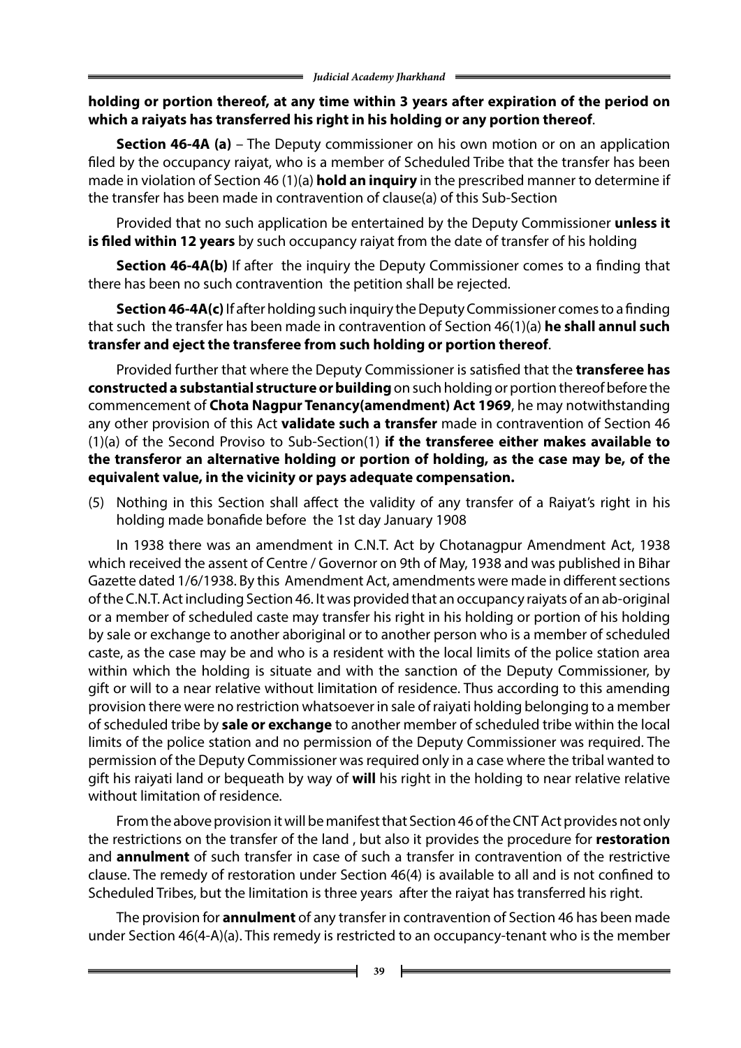**holding or portion thereof, at any time within 3 years after expiration of the period on which a raiyats has transferred his right in his holding or any portion thereof**.

**Section 46-4A (a)** – The Deputy commissioner on his own motion or on an application filed by the occupancy raiyat, who is a member of Scheduled Tribe that the transfer has been made in violation of Section 46 (1)(a) **hold an inquiry** in the prescribed manner to determine if the transfer has been made in contravention of clause(a) of this Sub-Section

Provided that no such application be entertained by the Deputy Commissioner **unless it is filed within 12 years** by such occupancy raiyat from the date of transfer of his holding

**Section 46-4A(b)** If after the inquiry the Deputy Commissioner comes to a finding that there has been no such contravention the petition shall be rejected.

**Section 46-4A(c)** If after holding such inquiry the Deputy Commissioner comes to a finding that such the transfer has been made in contravention of Section 46(1)(a) **he shall annul such transfer and eject the transferee from such holding or portion thereof**.

Provided further that where the Deputy Commissioner is satisfied that the **transferee has constructed a substantial structure or building** on such holding or portion thereof before the commencement of **Chota Nagpur Tenancy(amendment) Act 1969**, he may notwithstanding any other provision of this Act **validate such a transfer** made in contravention of Section 46 (1)(a) of the Second Proviso to Sub-Section(1) **if the transferee either makes available to the transferor an alternative holding or portion of holding, as the case may be, of the equivalent value, in the vicinity or pays adequate compensation.**

(5) Nothing in this Section shall affect the validity of any transfer of a Raiyat's right in his holding made bonafide before the 1st day January 1908

In 1938 there was an amendment in C.N.T. Act by Chotanagpur Amendment Act, 1938 which received the assent of Centre / Governor on 9th of May, 1938 and was published in Bihar Gazette dated 1/6/1938. By this Amendment Act, amendments were made in different sections of the C.N.T. Act including Section 46. It was provided that an occupancy raiyats of an ab-original or a member of scheduled caste may transfer his right in his holding or portion of his holding by sale or exchange to another aboriginal or to another person who is a member of scheduled caste, as the case may be and who is a resident with the local limits of the police station area within which the holding is situate and with the sanction of the Deputy Commissioner, by gift or will to a near relative without limitation of residence. Thus according to this amending provision there were no restriction whatsoever in sale of raiyati holding belonging to a member of scheduled tribe by **sale or exchange** to another member of scheduled tribe within the local limits of the police station and no permission of the Deputy Commissioner was required. The permission of the Deputy Commissioner was required only in a case where the tribal wanted to gift his raiyati land or bequeath by way of **will** his right in the holding to near relative relative without limitation of residence.

From the above provision it will be manifest that Section 46 of the CNT Act provides not only the restrictions on the transfer of the land , but also it provides the procedure for **restoration** and **annulment** of such transfer in case of such a transfer in contravention of the restrictive clause. The remedy of restoration under Section 46(4) is available to all and is not confined to Scheduled Tribes, but the limitation is three years after the raiyat has transferred his right.

The provision for **annulment** of any transfer in contravention of Section 46 has been made under Section 46(4-A)(a). This remedy is restricted to an occupancy-tenant who is the member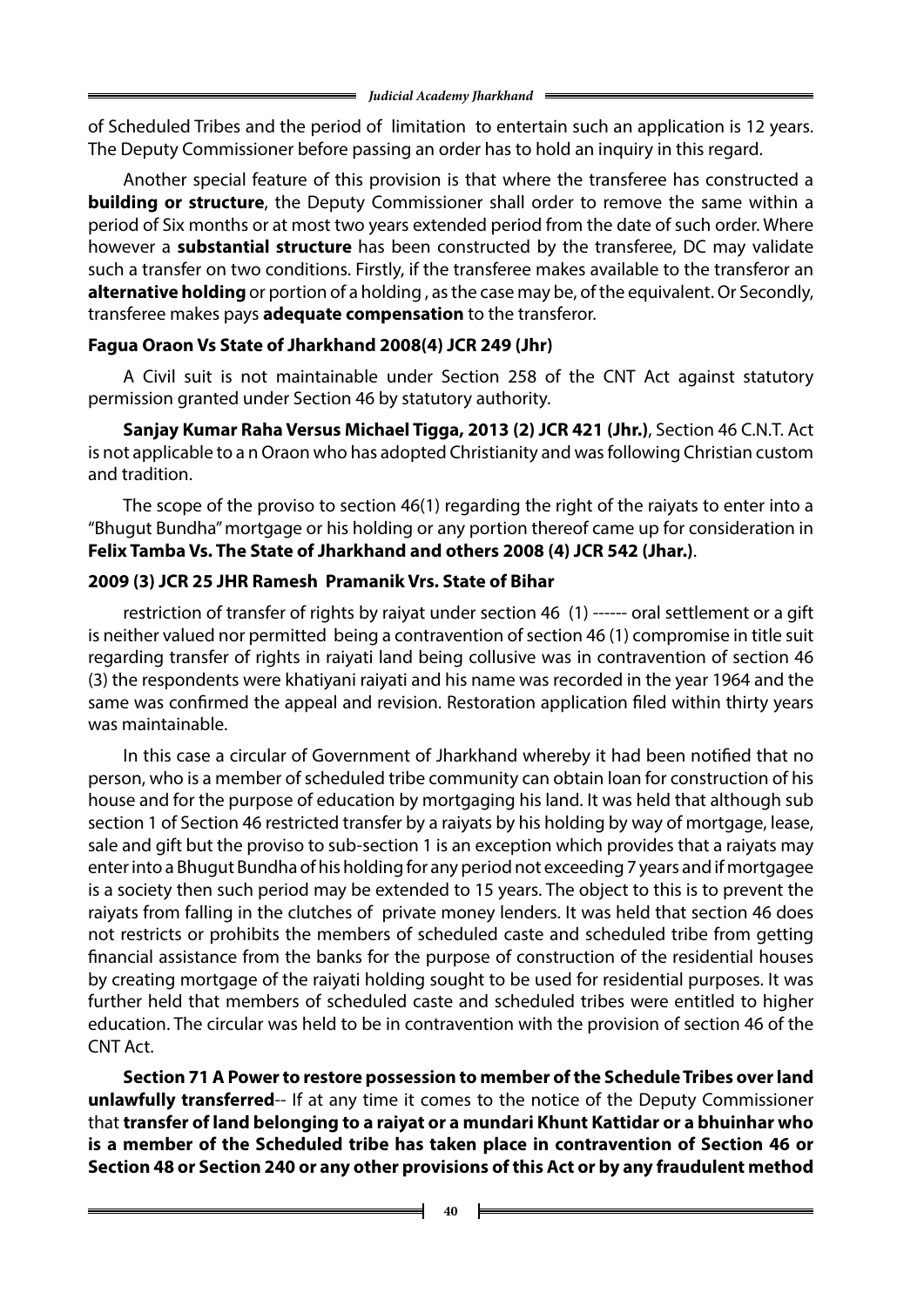of Scheduled Tribes and the period of limitation to entertain such an application is 12 years. The Deputy Commissioner before passing an order has to hold an inquiry in this regard.

Another special feature of this provision is that where the transferee has constructed a **building or structure**, the Deputy Commissioner shall order to remove the same within a period of Six months or at most two years extended period from the date of such order. Where however a **substantial structure** has been constructed by the transferee, DC may validate such a transfer on two conditions. Firstly, if the transferee makes available to the transferor an **alternative holding** or portion of a holding , as the case may be, of the equivalent. Or Secondly, transferee makes pays **adequate compensation** to the transferor.

**Fagua Oraon Vs State of Jharkhand 2008(4) JCR 249 (Jhr)**

A Civil suit is not maintainable under Section 258 of the CNT Act against statutory permission granted under Section 46 by statutory authority.

**Sanjay Kumar Raha Versus Michael Tigga, 2013 (2) JCR 421 (Jhr.)**, Section 46 C.N.T. Act is not applicable to a n Oraon who has adopted Christianity and was following Christian custom and tradition.

The scope of the proviso to section 46(1) regarding the right of the raiyats to enter into a "Bhugut Bundha" mortgage or his holding or any portion thereof came up for consideration in **Felix Tamba Vs. The State of Jharkhand and others 2008 (4) JCR 542 (Jhar.)**.

**2009 (3) JCR 25 JHR Ramesh Pramanik Vrs. State of Bihar**

restriction of transfer of rights by raiyat under section 46 (1) ------ oral settlement or a gift is neither valued nor permitted being a contravention of section 46 (1) compromise in title suit regarding transfer of rights in raiyati land being collusive was in contravention of section 46 (3) the respondents were khatiyani raiyati and his name was recorded in the year 1964 and the same was confirmed the appeal and revision. Restoration application filed within thirty years was maintainable.

In this case a circular of Government of Jharkhand whereby it had been notified that no person, who is a member of scheduled tribe community can obtain loan for construction of his house and for the purpose of education by mortgaging his land. It was held that although sub section 1 of Section 46 restricted transfer by a raiyats by his holding by way of mortgage, lease, sale and gift but the proviso to sub-section 1 is an exception which provides that a raiyats may enter into a Bhugut Bundha of his holding for any period not exceeding 7 years and if mortgagee is a society then such period may be extended to 15 years. The object to this is to prevent the raiyats from falling in the clutches of private money lenders. It was held that section 46 does not restricts or prohibits the members of scheduled caste and scheduled tribe from getting financial assistance from the banks for the purpose of construction of the residential houses by creating mortgage of the raiyati holding sought to be used for residential purposes. It was further held that members of scheduled caste and scheduled tribes were entitled to higher education. The circular was held to be in contravention with the provision of section 46 of the CNT Act.

**Section 71 A Power to restore possession to member of the Schedule Tribes over land unlawfully transferred**-- If at any time it comes to the notice of the Deputy Commissioner that **transfer of land belonging to a raiyat or a mundari Khunt Kattidar or a bhuinhar who is a member of the Scheduled tribe has taken place in contravention of Section 46 or Section 48 or Section 240 or any other provisions of this Act or by any fraudulent method**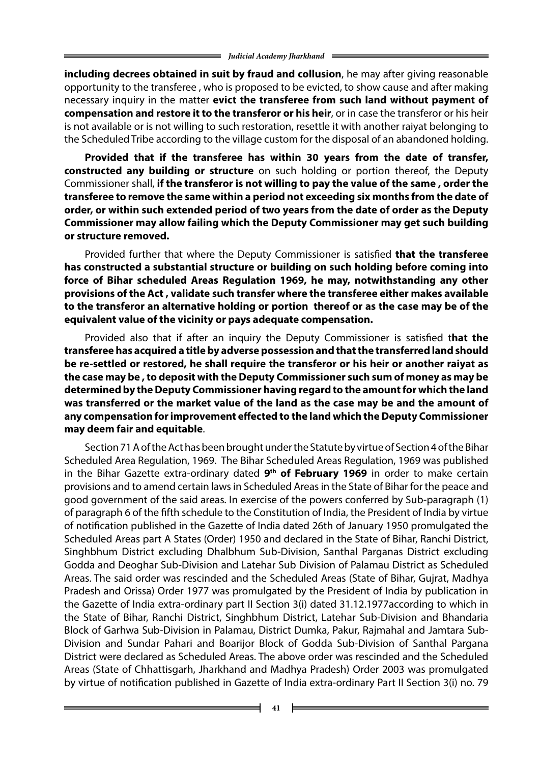**including decrees obtained in suit by fraud and collusion**, he may after giving reasonable opportunity to the transferee , who is proposed to be evicted, to show cause and after making necessary inquiry in the matter **evict the transferee from such land without payment of compensation and restore it to the transferor or his heir**, or in case the transferor or his heir is not available or is not willing to such restoration, resettle it with another raiyat belonging to the Scheduled Tribe according to the village custom for the disposal of an abandoned holding.

**Provided that if the transferee has within 30 years from the date of transfer, constructed any building or structure** on such holding or portion thereof, the Deputy Commissioner shall, **if the transferor is not willing to pay the value of the same , order the transferee to remove the same within a period not exceeding six months from the date of order, or within such extended period of two years from the date of order as the Deputy Commissioner may allow failing which the Deputy Commissioner may get such building or structure removed.**

Provided further that where the Deputy Commissioner is satisfied **that the transferee has constructed a substantial structure or building on such holding before coming into force of Bihar scheduled Areas Regulation 1969, he may, notwithstanding any other provisions of the Act , validate such transfer where the transferee either makes available to the transferor an alternative holding or portion thereof or as the case may be of the equivalent value of the vicinity or pays adequate compensation.**

Provided also that if after an inquiry the Deputy Commissioner is satisfied t**hat the transferee has acquired a title by adverse possession and that the transferred land should be re-settled or restored, he shall require the transferor or his heir or another raiyat as the case may be , to deposit with the Deputy Commissioner such sum of money as may be determined by the Deputy Commissioner having regard to the amount for which the land was transferred or the market value of the land as the case may be and the amount of any compensation for improvement effected to the land which the Deputy Commissioner may deem fair and equitable**.

Section 71 A of the Act has been brought under the Statute by virtue of Section 4 of the Bihar Scheduled Area Regulation, 1969. The Bihar Scheduled Areas Regulation, 1969 was published in the Bihar Gazette extra-ordinary dated **9th of February 1969** in order to make certain provisions and to amend certain laws in Scheduled Areas in the State of Bihar for the peace and good government of the said areas. In exercise of the powers conferred by Sub-paragraph (1) of paragraph 6 of the fifth schedule to the Constitution of India, the President of India by virtue of notification published in the Gazette of India dated 26th of January 1950 promulgated the Scheduled Areas part A States (Order) 1950 and declared in the State of Bihar, Ranchi District, Singhbhum District excluding Dhalbhum Sub-Division, Santhal Parganas District excluding Godda and Deoghar Sub-Division and Latehar Sub Division of Palamau District as Scheduled Areas. The said order was rescinded and the Scheduled Areas (State of Bihar, Gujrat, Madhya Pradesh and Orissa) Order 1977 was promulgated by the President of India by publication in the Gazette of India extra-ordinary part II Section 3(i) dated 31.12.1977according to which in the State of Bihar, Ranchi District, Singhbhum District, Latehar Sub-Division and Bhandaria Block of Garhwa Sub-Division in Palamau, District Dumka, Pakur, Rajmahal and Jamtara Sub-Division and Sundar Pahari and Boarijor Block of Godda Sub-Division of Santhal Pargana District were declared as Scheduled Areas. The above order was rescinded and the Scheduled Areas (State of Chhattisgarh, Jharkhand and Madhya Pradesh) Order 2003 was promulgated by virtue of notification published in Gazette of India extra-ordinary Part II Section 3(i) no. 79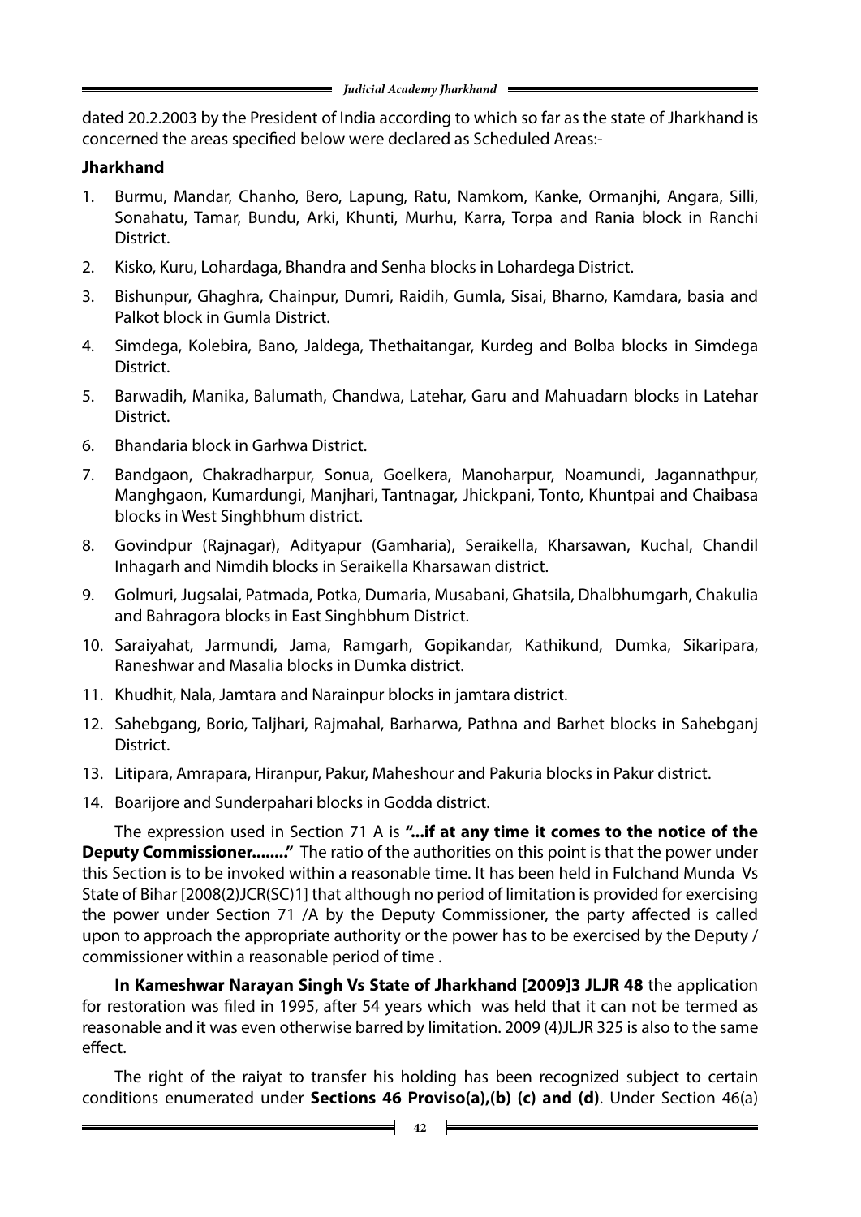dated 20.2.2003 by the President of India according to which so far as the state of Jharkhand is concerned the areas specified below were declared as Scheduled Areas:-

**Jharkhand**

1. Burmu, Mandar, Chanho, Bero, Lapung, Ratu, Namkom, Kanke, Ormanjhi, Angara, Silli, Sonahatu, Tamar, Bundu, Arki, Khunti, Murhu, Karra, Torpa and Rania block in Ranchi District.
2. Kisko, Kuru, Lohardaga, Bhandra and Senha blocks in Lohardega District.
3. Bishunpur, Ghaghra, Chainpur, Dumri, Raidih, Gumla, Sisai, Bharno, Kamdara, basia and Palkot block in Gumla District.
4. Simdega, Kolebira, Bano, Jaldega, Thethaitangar, Kurdeg and Bolba blocks in Simdega District.
5. Barwadih, Manika, Balumath, Chandwa, Latehar, Garu and Mahuadarn blocks in Latehar District.
6. Bhandaria block in Garhwa District.
7. Bandgaon, Chakradharpur, Sonua, Goelkera, Manoharpur, Noamundi, Jagannathpur, Manghgaon, Kumardungi, Manjhari, Tantnagar, Jhickpani, Tonto, Khuntpai and Chaibasa blocks in West Singhbhum district.
8. Govindpur (Rajnagar), Adityapur (Gamharia), Seraikella, Kharsawan, Kuchal, Chandil Inhagarh and Nimdih blocks in Seraikella Kharsawan district.
9. Golmuri, Jugsalai, Patmada, Potka, Dumaria, Musabani, Ghatsila, Dhalbhumgarh, Chakulia and Bahragora blocks in East Singhbhum District.
10. Saraiyahat, Jarmundi, Jama, Ramgarh, Gopikandar, Kathikund, Dumka, Sikaripara, Raneshwar and Masalia blocks in Dumka district.
11. Khudhit, Nala, Jamtara and Narainpur blocks in jamtara district.
12. Sahebgang, Borio, Taljhari, Rajmahal, Barharwa, Pathna and Barhet blocks in Sahebganj District.
13. Litipara, Amrapara, Hiranpur, Pakur, Maheshour and Pakuria blocks in Pakur district.
14. Boarijore and Sunderpahari blocks in Godda district.

The expression used in Section 71 A is **"...if at any time it comes to the notice of the Deputy Commissioner........"** The ratio of the authorities on this point is that the power under this Section is to be invoked within a reasonable time. It has been held in Fulchand Munda Vs State of Bihar [2008(2)JCR(SC)1] that although no period of limitation is provided for exercising the power under Section 71 /A by the Deputy Commissioner, the party affected is called upon to approach the appropriate authority or the power has to be exercised by the Deputy / commissioner within a reasonable period of time .

**In Kameshwar Narayan Singh Vs State of Jharkhand [2009]3 JLJR 48** the application for restoration was filed in 1995, after 54 years which was held that it can not be termed as reasonable and it was even otherwise barred by limitation. 2009 (4)JLJR 325 is also to the same effect.

The right of the raiyat to transfer his holding has been recognized subject to certain conditions enumerated under **Sections 46 Proviso(a),(b) (c) and (d)**. Under Section 46(a)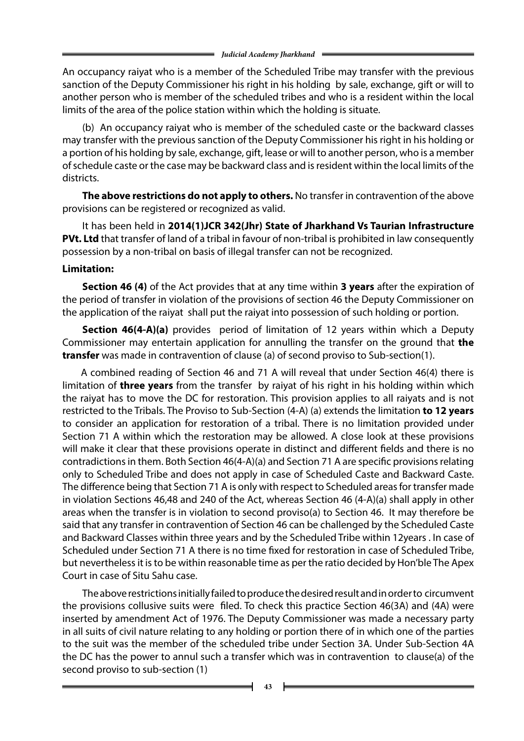An occupancy raiyat who is a member of the Scheduled Tribe may transfer with the previous sanction of the Deputy Commissioner his right in his holding by sale, exchange, gift or will to another person who is member of the scheduled tribes and who is a resident within the local limits of the area of the police station within which the holding is situate.

(b) An occupancy raiyat who is member of the scheduled caste or the backward classes may transfer with the previous sanction of the Deputy Commissioner his right in his holding or a portion of his holding by sale, exchange, gift, lease or will to another person, who is a member of schedule caste or the case may be backward class and is resident within the local limits of the districts.

**The above restrictions do not apply to others.** No transfer in contravention of the above provisions can be registered or recognized as valid.

It has been held in **2014(1)JCR 342(Jhr) State of Jharkhand Vs Taurian Infrastructure PVt. Ltd** that transfer of land of a tribal in favour of non-tribal is prohibited in law consequently possession by a non-tribal on basis of illegal transfer can not be recognized.

**Limitation:**

**Section 46 (4)** of the Act provides that at any time within **3 years** after the expiration of the period of transfer in violation of the provisions of section 46 the Deputy Commissioner on the application of the raiyat shall put the raiyat into possession of such holding or portion.

**Section 46(4-A)(a)** provides period of limitation of 12 years within which a Deputy Commissioner may entertain application for annulling the transfer on the ground that **the transfer** was made in contravention of clause (a) of second proviso to Sub-section(1).

A combined reading of Section 46 and 71 A will reveal that under Section 46(4) there is limitation of **three years** from the transfer by raiyat of his right in his holding within which the raiyat has to move the DC for restoration. This provision applies to all raiyats and is not restricted to the Tribals. The Proviso to Sub-Section (4-A) (a) extends the limitation **to 12 years** to consider an application for restoration of a tribal. There is no limitation provided under Section 71 A within which the restoration may be allowed. A close look at these provisions will make it clear that these provisions operate in distinct and different fields and there is no contradictions in them. Both Section 46(4-A)(a) and Section 71 A are specific provisions relating only to Scheduled Tribe and does not apply in case of Scheduled Caste and Backward Caste. The difference being that Section 71 A is only with respect to Scheduled areas for transfer made in violation Sections 46,48 and 240 of the Act, whereas Section 46 (4-A)(a) shall apply in other areas when the transfer is in violation to second proviso(a) to Section 46. It may therefore be said that any transfer in contravention of Section 46 can be challenged by the Scheduled Caste and Backward Classes within three years and by the Scheduled Tribe within 12years . In case of Scheduled under Section 71 A there is no time fixed for restoration in case of Scheduled Tribe, but nevertheless it is to be within reasonable time as per the ratio decided by Hon'ble The Apex Court in case of Situ Sahu case.

The above restrictions initially failed to produce the desired result and in order to circumvent the provisions collusive suits were filed. To check this practice Section 46(3A) and (4A) were inserted by amendment Act of 1976. The Deputy Commissioner was made a necessary party in all suits of civil nature relating to any holding or portion there of in which one of the parties to the suit was the member of the scheduled tribe under Section 3A. Under Sub-Section 4A the DC has the power to annul such a transfer which was in contravention to clause(a) of the second proviso to sub-section (1)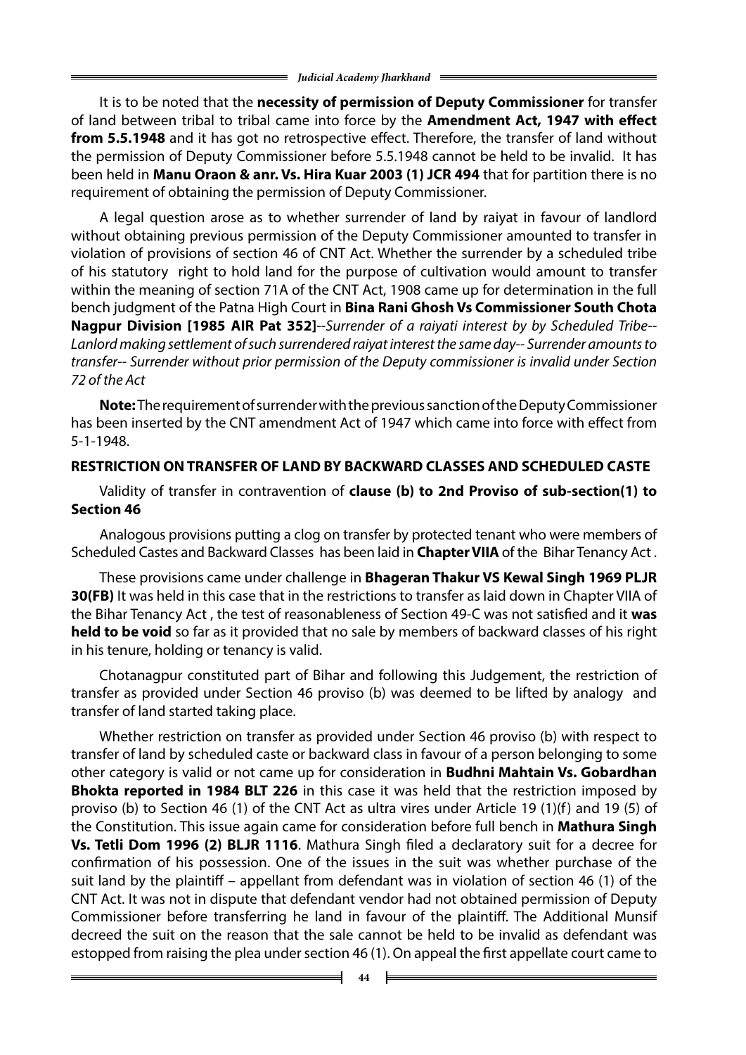It is to be noted that the **necessity of permission of Deputy Commissioner** for transfer of land between tribal to tribal came into force by the **Amendment Act, 1947 with effect from 5.5.1948** and it has got no retrospective effect. Therefore, the transfer of land without the permission of Deputy Commissioner before 5.5.1948 cannot be held to be invalid. It has been held in **Manu Oraon & anr. Vs. Hira Kuar 2003 (1) JCR 494** that for partition there is no requirement of obtaining the permission of Deputy Commissioner.

A legal question arose as to whether surrender of land by raiyat in favour of landlord without obtaining previous permission of the Deputy Commissioner amounted to transfer in violation of provisions of section 46 of CNT Act. Whether the surrender by a scheduled tribe of his statutory right to hold land for the purpose of cultivation would amount to transfer within the meaning of section 71A of the CNT Act, 1908 came up for determination in the full bench judgment of the Patna High Court in **Bina Rani Ghosh Vs Commissioner South Chota Nagpur Division [1985 AIR Pat 352]**--*Surrender of a raiyati interest by by Scheduled Tribe-- Lanlord making settlement of such surrendered raiyat interest the same day-- Surrender amounts to transfer-- Surrender without prior permission of the Deputy commissioner is invalid under Section 72 of the Act*

**Note:** The requirement of surrender with the previous sanction of the Deputy Commissioner has been inserted by the CNT amendment Act of 1947 which came into force with effect from 5-1-1948.

**RESTRICTION ON TRANSFER OF LAND BY BACKWARD CLASSES AND SCHEDULED CASTE**

Validity of transfer in contravention of **clause (b) to 2nd Proviso of sub-section(1) to Section 46**

Analogous provisions putting a clog on transfer by protected tenant who were members of Scheduled Castes and Backward Classes has been laid in **Chapter VIIA** of the Bihar Tenancy Act .

These provisions came under challenge in **Bhageran Thakur VS Kewal Singh 1969 PLJR 30(FB)** It was held in this case that in the restrictions to transfer as laid down in Chapter VIIA of the Bihar Tenancy Act , the test of reasonableness of Section 49-C was not satisfied and it **was held to be void** so far as it provided that no sale by members of backward classes of his right in his tenure, holding or tenancy is valid.

Chotanagpur constituted part of Bihar and following this Judgement, the restriction of transfer as provided under Section 46 proviso (b) was deemed to be lifted by analogy and transfer of land started taking place.

Whether restriction on transfer as provided under Section 46 proviso (b) with respect to transfer of land by scheduled caste or backward class in favour of a person belonging to some other category is valid or not came up for consideration in **Budhni Mahtain Vs. Gobardhan Bhokta reported in 1984 BLT 226** in this case it was held that the restriction imposed by proviso (b) to Section 46 (1) of the CNT Act as ultra vires under Article 19 (1)(f) and 19 (5) of the Constitution. This issue again came for consideration before full bench in **Mathura Singh Vs. Tetli Dom 1996 (2) BLJR 1116**. Mathura Singh filed a declaratory suit for a decree for confirmation of his possession. One of the issues in the suit was whether purchase of the suit land by the plaintiff – appellant from defendant was in violation of section 46 (1) of the CNT Act. It was not in dispute that defendant vendor had not obtained permission of Deputy Commissioner before transferring he land in favour of the plaintiff. The Additional Munsif decreed the suit on the reason that the sale cannot be held to be invalid as defendant was estopped from raising the plea under section 46 (1). On appeal the first appellate court came to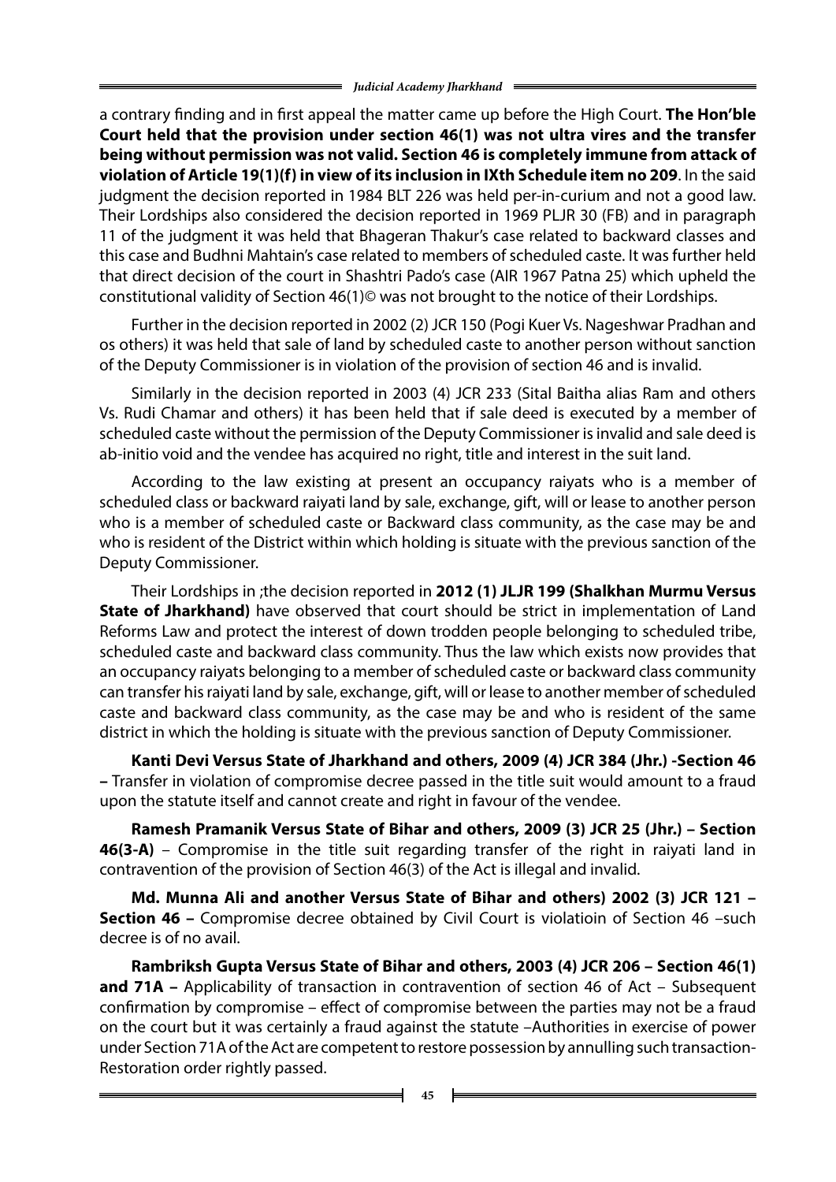a contrary finding and in first appeal the matter came up before the High Court. **The Hon'ble Court held that the provision under section 46(1) was not ultra vires and the transfer being without permission was not valid. Section 46 is completely immune from attack of violation of Article 19(1)(f) in view of its inclusion in IXth Schedule item no 209**. In the said judgment the decision reported in 1984 BLT 226 was held per-in-curium and not a good law. Their Lordships also considered the decision reported in 1969 PLJR 30 (FB) and in paragraph 11 of the judgment it was held that Bhageran Thakur's case related to backward classes and this case and Budhni Mahtain's case related to members of scheduled caste. It was further held that direct decision of the court in Shashtri Pado's case (AIR 1967 Patna 25) which upheld the constitutional validity of Section 46(1)© was not brought to the notice of their Lordships.

Further in the decision reported in 2002 (2) JCR 150 (Pogi Kuer Vs. Nageshwar Pradhan and os others) it was held that sale of land by scheduled caste to another person without sanction of the Deputy Commissioner is in violation of the provision of section 46 and is invalid.

Similarly in the decision reported in 2003 (4) JCR 233 (Sital Baitha alias Ram and others Vs. Rudi Chamar and others) it has been held that if sale deed is executed by a member of scheduled caste without the permission of the Deputy Commissioner is invalid and sale deed is ab-initio void and the vendee has acquired no right, title and interest in the suit land.

According to the law existing at present an occupancy raiyats who is a member of scheduled class or backward raiyati land by sale, exchange, gift, will or lease to another person who is a member of scheduled caste or Backward class community, as the case may be and who is resident of the District within which holding is situate with the previous sanction of the Deputy Commissioner.

Their Lordships in ;the decision reported in **2012 (1) JLJR 199 (Shalkhan Murmu Versus State of Jharkhand)** have observed that court should be strict in implementation of Land Reforms Law and protect the interest of down trodden people belonging to scheduled tribe, scheduled caste and backward class community. Thus the law which exists now provides that an occupancy raiyats belonging to a member of scheduled caste or backward class community can transfer his raiyati land by sale, exchange, gift, will or lease to another member of scheduled caste and backward class community, as the case may be and who is resident of the same district in which the holding is situate with the previous sanction of Deputy Commissioner.

**Kanti Devi Versus State of Jharkhand and others, 2009 (4) JCR 384 (Jhr.) -Section 46 –** Transfer in violation of compromise decree passed in the title suit would amount to a fraud upon the statute itself and cannot create and right in favour of the vendee.

**Ramesh Pramanik Versus State of Bihar and others, 2009 (3) JCR 25 (Jhr.) – Section 46(3-A)** – Compromise in the title suit regarding transfer of the right in raiyati land in contravention of the provision of Section 46(3) of the Act is illegal and invalid.

**Md. Munna Ali and another Versus State of Bihar and others) 2002 (3) JCR 121 – Section 46 –** Compromise decree obtained by Civil Court is violatioin of Section 46 –such decree is of no avail.

**Rambriksh Gupta Versus State of Bihar and others, 2003 (4) JCR 206 – Section 46(1) and 71A –** Applicability of transaction in contravention of section 46 of Act – Subsequent confirmation by compromise – effect of compromise between the parties may not be a fraud on the court but it was certainly a fraud against the statute –Authorities in exercise of power under Section 71A of the Act are competent to restore possession by annulling such transaction- Restoration order rightly passed.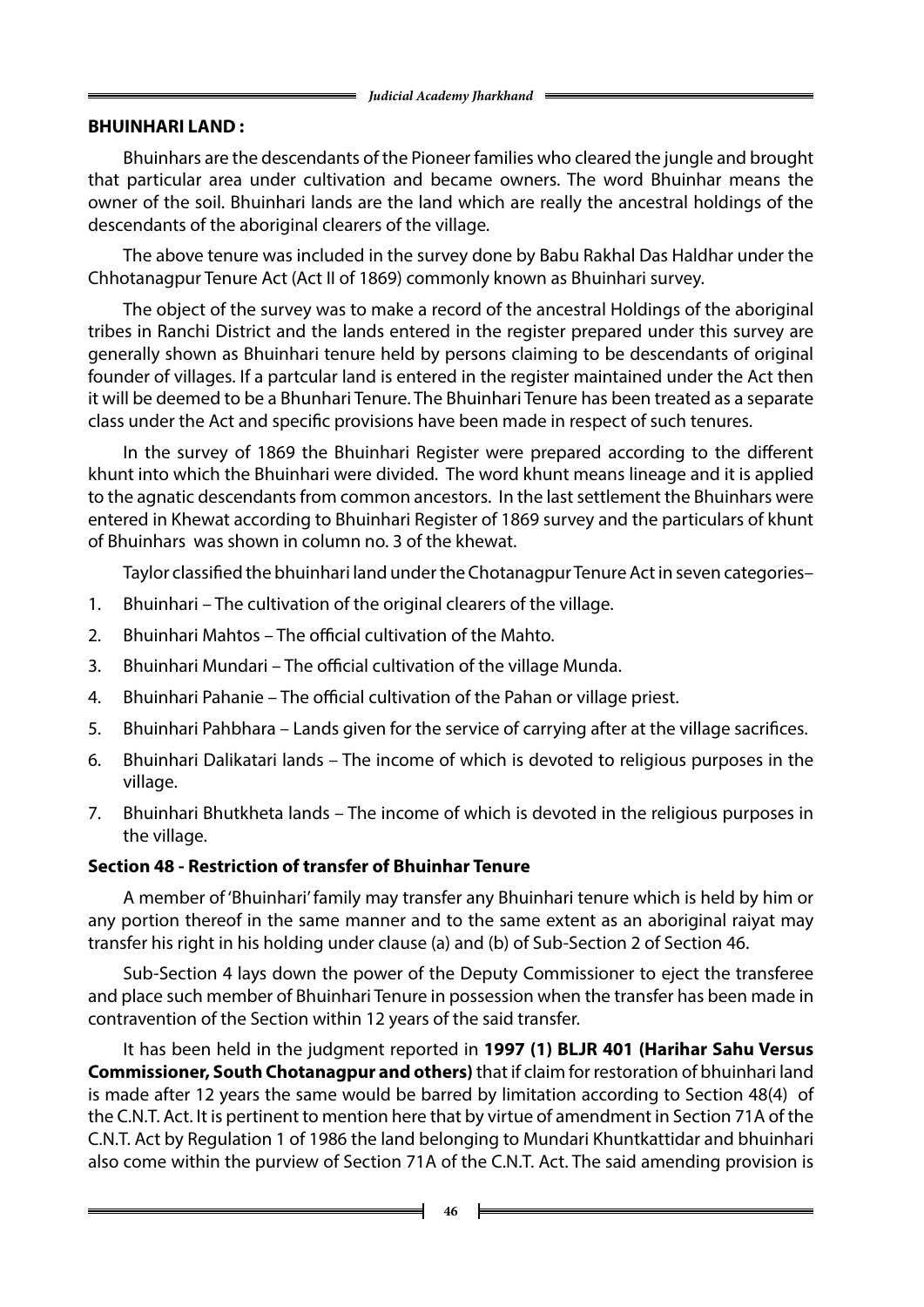**BHUINHARI LAND :**

Bhuinhars are the descendants of the Pioneer families who cleared the jungle and brought that particular area under cultivation and became owners. The word Bhuinhar means the owner of the soil. Bhuinhari lands are the land which are really the ancestral holdings of the descendants of the aboriginal clearers of the village.

The above tenure was included in the survey done by Babu Rakhal Das Haldhar under the Chhotanagpur Tenure Act (Act II of 1869) commonly known as Bhuinhari survey.

The object of the survey was to make a record of the ancestral Holdings of the aboriginal tribes in Ranchi District and the lands entered in the register prepared under this survey are generally shown as Bhuinhari tenure held by persons claiming to be descendants of original founder of villages. If a partcular land is entered in the register maintained under the Act then it will be deemed to be a Bhunhari Tenure. The Bhuinhari Tenure has been treated as a separate class under the Act and specific provisions have been made in respect of such tenures.

In the survey of 1869 the Bhuinhari Register were prepared according to the different khunt into which the Bhuinhari were divided. The word khunt means lineage and it is applied to the agnatic descendants from common ancestors. In the last settlement the Bhuinhars were entered in Khewat according to Bhuinhari Register of 1869 survey and the particulars of khunt of Bhuinhars was shown in column no. 3 of the khewat.

Taylor classified the bhuinhari land under the Chotanagpur Tenure Act in seven categories–

1. Bhuinhari – The cultivation of the original clearers of the village.
2. Bhuinhari Mahtos – The official cultivation of the Mahto.
3. Bhuinhari Mundari – The official cultivation of the village Munda.
4. Bhuinhari Pahanie – The official cultivation of the Pahan or village priest.
5. Bhuinhari Pahbhara – Lands given for the service of carrying after at the village sacrifices.
6. Bhuinhari Dalikatari lands – The income of which is devoted to religious purposes in the village.
7. Bhuinhari Bhutkheta lands – The income of which is devoted in the religious purposes in the village.

**Section 48 - Restriction of transfer of Bhuinhar Tenure**

A member of 'Bhuinhari' family may transfer any Bhuinhari tenure which is held by him or any portion thereof in the same manner and to the same extent as an aboriginal raiyat may transfer his right in his holding under clause (a) and (b) of Sub-Section 2 of Section 46.

Sub-Section 4 lays down the power of the Deputy Commissioner to eject the transferee and place such member of Bhuinhari Tenure in possession when the transfer has been made in contravention of the Section within 12 years of the said transfer.

It has been held in the judgment reported in **1997 (1) BLJR 401 (Harihar Sahu Versus Commissioner, South Chotanagpur and others)** that if claim for restoration of bhuinhari land is made after 12 years the same would be barred by limitation according to Section 48(4) of the C.N.T. Act. It is pertinent to mention here that by virtue of amendment in Section 71A of the C.N.T. Act by Regulation 1 of 1986 the land belonging to Mundari Khuntkattidar and bhuinhari also come within the purview of Section 71A of the C.N.T. Act. The said amending provision is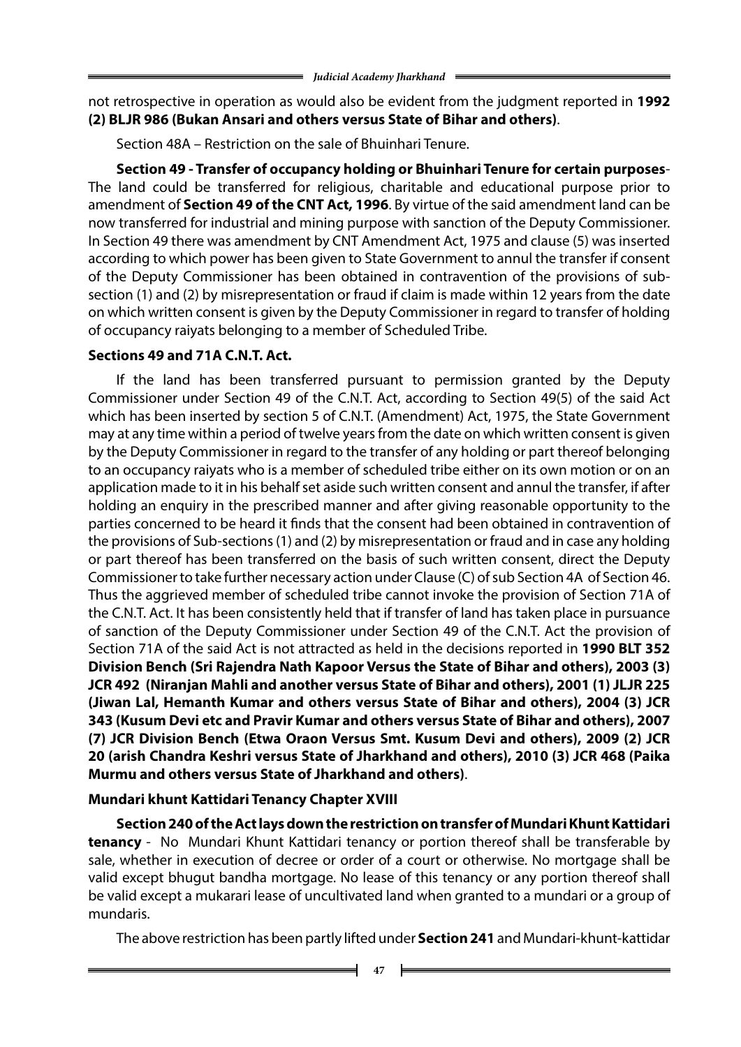not retrospective in operation as would also be evident from the judgment reported in **1992 (2) BLJR 986 (Bukan Ansari and others versus State of Bihar and others)**.

Section 48A – Restriction on the sale of Bhuinhari Tenure.

**Section 49 - Transfer of occupancy holding or Bhuinhari Tenure for certain purposes**- The land could be transferred for religious, charitable and educational purpose prior to amendment of **Section 49 of the CNT Act, 1996**. By virtue of the said amendment land can be now transferred for industrial and mining purpose with sanction of the Deputy Commissioner. In Section 49 there was amendment by CNT Amendment Act, 1975 and clause (5) was inserted according to which power has been given to State Government to annul the transfer if consent of the Deputy Commissioner has been obtained in contravention of the provisions of sub-section (1) and (2) by misrepresentation or fraud if claim is made within 12 years from the date on which written consent is given by the Deputy Commissioner in regard to transfer of holding of occupancy raiyats belonging to a member of Scheduled Tribe.

**Sections 49 and 71A C.N.T. Act.**

If the land has been transferred pursuant to permission granted by the Deputy Commissioner under Section 49 of the C.N.T. Act, according to Section 49(5) of the said Act which has been inserted by section 5 of C.N.T. (Amendment) Act, 1975, the State Government may at any time within a period of twelve years from the date on which written consent is given by the Deputy Commissioner in regard to the transfer of any holding or part thereof belonging to an occupancy raiyats who is a member of scheduled tribe either on its own motion or on an application made to it in his behalf set aside such written consent and annul the transfer, if after holding an enquiry in the prescribed manner and after giving reasonable opportunity to the parties concerned to be heard it finds that the consent had been obtained in contravention of the provisions of Sub-sections (1) and (2) by misrepresentation or fraud and in case any holding or part thereof has been transferred on the basis of such written consent, direct the Deputy Commissioner to take further necessary action under Clause (C) of sub Section 4A of Section 46. Thus the aggrieved member of scheduled tribe cannot invoke the provision of Section 71A of the C.N.T. Act. It has been consistently held that if transfer of land has taken place in pursuance of sanction of the Deputy Commissioner under Section 49 of the C.N.T. Act the provision of Section 71A of the said Act is not attracted as held in the decisions reported in **1990 BLT 352 Division Bench (Sri Rajendra Nath Kapoor Versus the State of Bihar and others), 2003 (3) JCR 492 (Niranjan Mahli and another versus State of Bihar and others), 2001 (1) JLJR 225 (Jiwan Lal, Hemanth Kumar and others versus State of Bihar and others), 2004 (3) JCR 343 (Kusum Devi etc and Pravir Kumar and others versus State of Bihar and others), 2007 (7) JCR Division Bench (Etwa Oraon Versus Smt. Kusum Devi and others), 2009 (2) JCR 20 (arish Chandra Keshri versus State of Jharkhand and others), 2010 (3) JCR 468 (Paika Murmu and others versus State of Jharkhand and others)**.

**Mundari khunt Kattidari Tenancy Chapter XVIII**

**Section 240 of the Act lays down the restriction on transfer of Mundari Khunt Kattidari tenancy** - No Mundari Khunt Kattidari tenancy or portion thereof shall be transferable by sale, whether in execution of decree or order of a court or otherwise. No mortgage shall be valid except bhugut bandha mortgage. No lease of this tenancy or any portion thereof shall be valid except a mukarari lease of uncultivated land when granted to a mundari or a group of mundaris.

The above restriction has been partly lifted under **Section 241** and Mundari-khunt-kattidar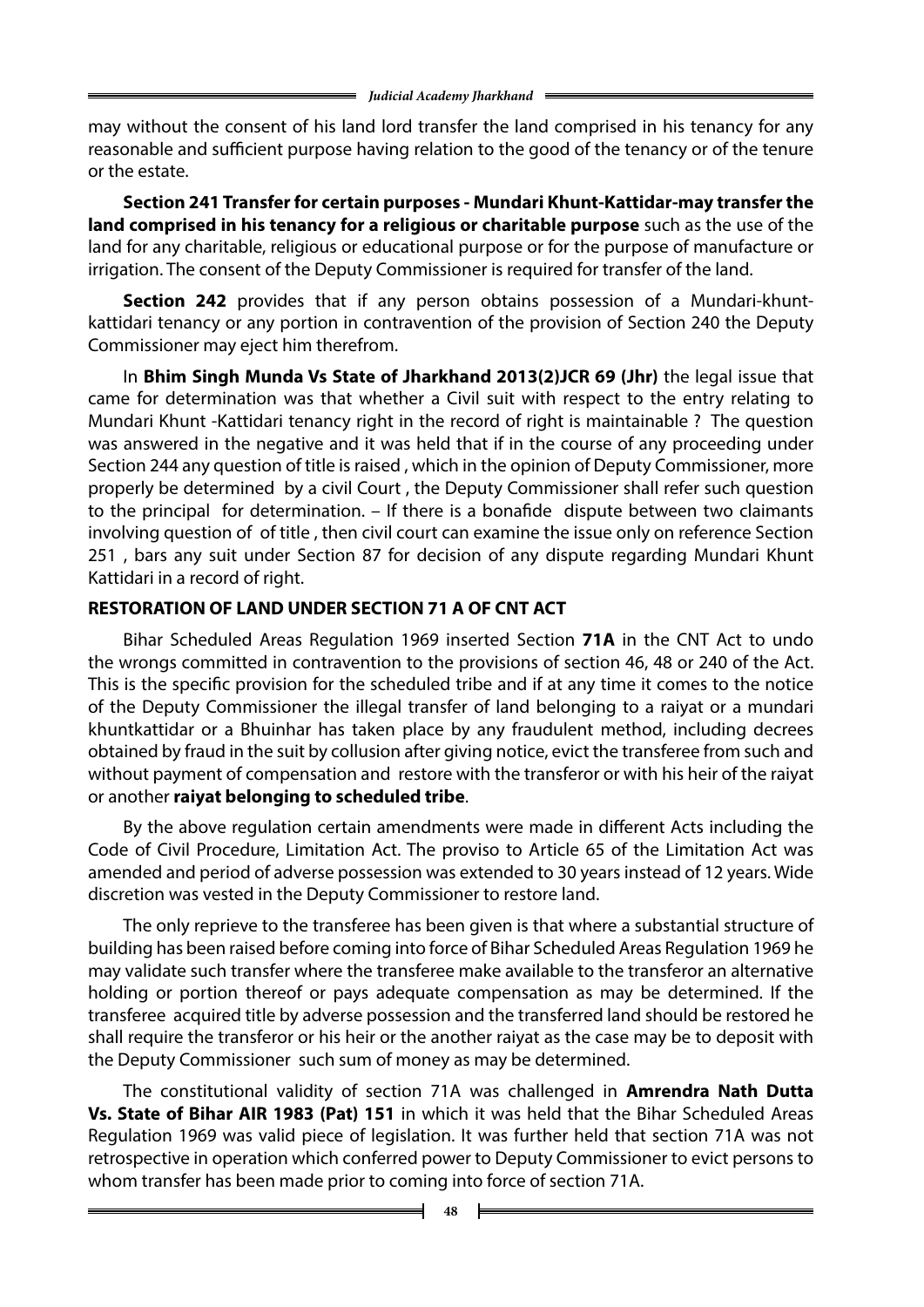may without the consent of his land lord transfer the land comprised in his tenancy for any reasonable and sufficient purpose having relation to the good of the tenancy or of the tenure or the estate.

**Section 241 Transfer for certain purposes - Mundari Khunt-Kattidar-may transfer the land comprised in his tenancy for a religious or charitable purpose** such as the use of the land for any charitable, religious or educational purpose or for the purpose of manufacture or irrigation. The consent of the Deputy Commissioner is required for transfer of the land.

**Section 242** provides that if any person obtains possession of a Mundari-khunt-kattidari tenancy or any portion in contravention of the provision of Section 240 the Deputy Commissioner may eject him therefrom.

In **Bhim Singh Munda Vs State of Jharkhand 2013(2)JCR 69 (Jhr)** the legal issue that came for determination was that whether a Civil suit with respect to the entry relating to Mundari Khunt -Kattidari tenancy right in the record of right is maintainable ? The question was answered in the negative and it was held that if in the course of any proceeding under Section 244 any question of title is raised , which in the opinion of Deputy Commissioner, more properly be determined by a civil Court , the Deputy Commissioner shall refer such question to the principal for determination. – If there is a bonafide dispute between two claimants involving question of of title , then civil court can examine the issue only on reference Section 251 , bars any suit under Section 87 for decision of any dispute regarding Mundari Khunt Kattidari in a record of right.

**RESTORATION OF LAND UNDER SECTION 71 A OF CNT ACT**

Bihar Scheduled Areas Regulation 1969 inserted Section **71A** in the CNT Act to undo the wrongs committed in contravention to the provisions of section 46, 48 or 240 of the Act. This is the specific provision for the scheduled tribe and if at any time it comes to the notice of the Deputy Commissioner the illegal transfer of land belonging to a raiyat or a mundari khuntkattidar or a Bhuinhar has taken place by any fraudulent method, including decrees obtained by fraud in the suit by collusion after giving notice, evict the transferee from such and without payment of compensation and restore with the transferor or with his heir of the raiyat or another **raiyat belonging to scheduled tribe**.

By the above regulation certain amendments were made in different Acts including the Code of Civil Procedure, Limitation Act. The proviso to Article 65 of the Limitation Act was amended and period of adverse possession was extended to 30 years instead of 12 years. Wide discretion was vested in the Deputy Commissioner to restore land.

The only reprieve to the transferee has been given is that where a substantial structure of building has been raised before coming into force of Bihar Scheduled Areas Regulation 1969 he may validate such transfer where the transferee make available to the transferor an alternative holding or portion thereof or pays adequate compensation as may be determined. If the transferee acquired title by adverse possession and the transferred land should be restored he shall require the transferor or his heir or the another raiyat as the case may be to deposit with the Deputy Commissioner such sum of money as may be determined.

The constitutional validity of section 71A was challenged in **Amrendra Nath Dutta Vs. State of Bihar AIR 1983 (Pat) 151** in which it was held that the Bihar Scheduled Areas Regulation 1969 was valid piece of legislation. It was further held that section 71A was not retrospective in operation which conferred power to Deputy Commissioner to evict persons to whom transfer has been made prior to coming into force of section 71A.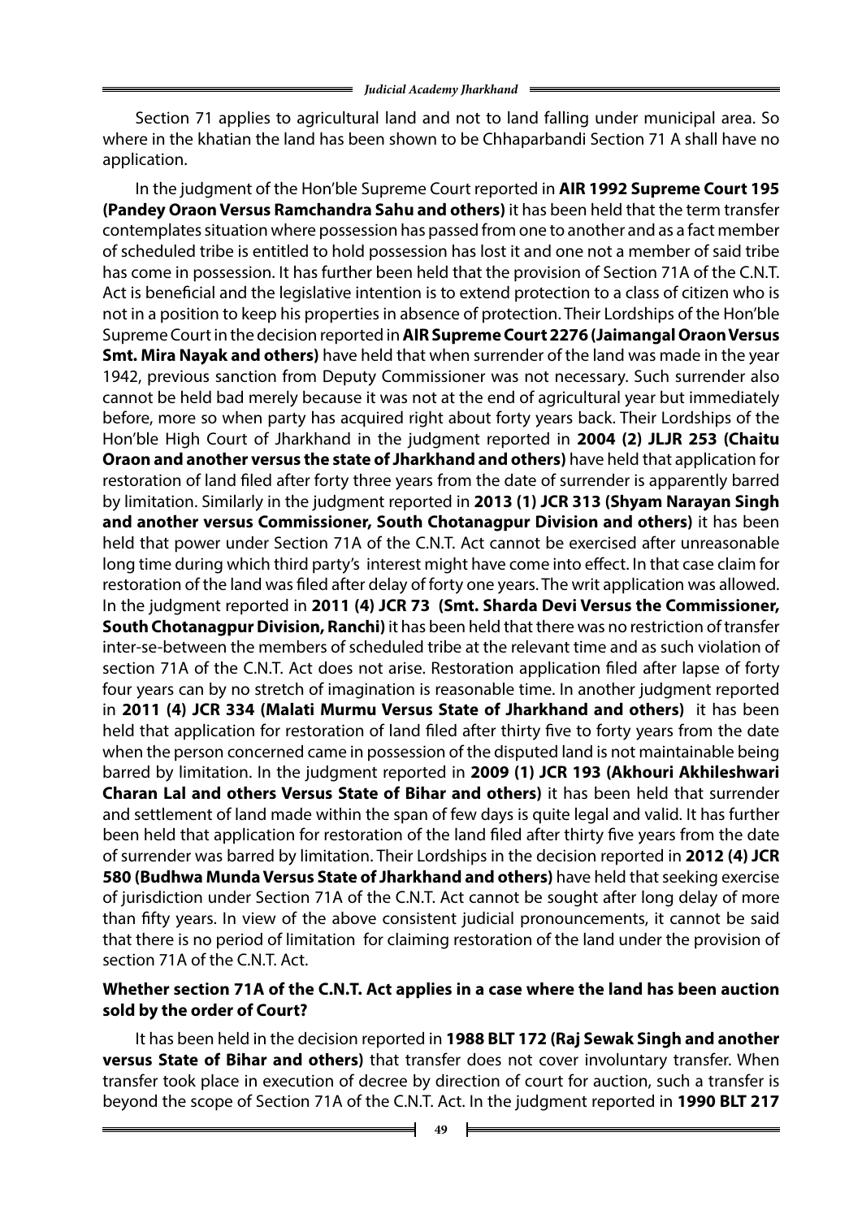Section 71 applies to agricultural land and not to land falling under municipal area. So where in the khatian the land has been shown to be Chhaparbandi Section 71 A shall have no application.

In the judgment of the Hon'ble Supreme Court reported in **AIR 1992 Supreme Court 195 (Pandey Oraon Versus Ramchandra Sahu and others)** it has been held that the term transfer contemplates situation where possession has passed from one to another and as a fact member of scheduled tribe is entitled to hold possession has lost it and one not a member of said tribe has come in possession. It has further been held that the provision of Section 71A of the C.N.T. Act is beneficial and the legislative intention is to extend protection to a class of citizen who is not in a position to keep his properties in absence of protection. Their Lordships of the Hon'ble Supreme Court in the decision reported in **AIR Supreme Court 2276 (Jaimangal Oraon Versus Smt. Mira Nayak and others)** have held that when surrender of the land was made in the year 1942, previous sanction from Deputy Commissioner was not necessary. Such surrender also cannot be held bad merely because it was not at the end of agricultural year but immediately before, more so when party has acquired right about forty years back. Their Lordships of the Hon'ble High Court of Jharkhand in the judgment reported in **2004 (2) JLJR 253 (Chaitu Oraon and another versus the state of Jharkhand and others)** have held that application for restoration of land filed after forty three years from the date of surrender is apparently barred by limitation. Similarly in the judgment reported in **2013 (1) JCR 313 (Shyam Narayan Singh and another versus Commissioner, South Chotanagpur Division and others)** it has been held that power under Section 71A of the C.N.T. Act cannot be exercised after unreasonable long time during which third party's interest might have come into effect. In that case claim for restoration of the land was filed after delay of forty one years. The writ application was allowed. In the judgment reported in **2011 (4) JCR 73 (Smt. Sharda Devi Versus the Commissioner, South Chotanagpur Division, Ranchi)** it has been held that there was no restriction of transfer inter-se-between the members of scheduled tribe at the relevant time and as such violation of section 71A of the C.N.T. Act does not arise. Restoration application filed after lapse of forty four years can by no stretch of imagination is reasonable time. In another judgment reported in **2011 (4) JCR 334 (Malati Murmu Versus State of Jharkhand and others)** it has been held that application for restoration of land filed after thirty five to forty years from the date when the person concerned came in possession of the disputed land is not maintainable being barred by limitation. In the judgment reported in **2009 (1) JCR 193 (Akhouri Akhileshwari Charan Lal and others Versus State of Bihar and others)** it has been held that surrender and settlement of land made within the span of few days is quite legal and valid. It has further been held that application for restoration of the land filed after thirty five years from the date of surrender was barred by limitation. Their Lordships in the decision reported in **2012 (4) JCR 580 (Budhwa Munda Versus State of Jharkhand and others)** have held that seeking exercise of jurisdiction under Section 71A of the C.N.T. Act cannot be sought after long delay of more than fifty years. In view of the above consistent judicial pronouncements, it cannot be said that there is no period of limitation for claiming restoration of the land under the provision of section 71A of the C.N.T. Act.

**Whether section 71A of the C.N.T. Act applies in a case where the land has been auction sold by the order of Court?**

It has been held in the decision reported in **1988 BLT 172 (Raj Sewak Singh and another versus State of Bihar and others)** that transfer does not cover involuntary transfer. When transfer took place in execution of decree by direction of court for auction, such a transfer is beyond the scope of Section 71A of the C.N.T. Act. In the judgment reported in **1990 BLT 217**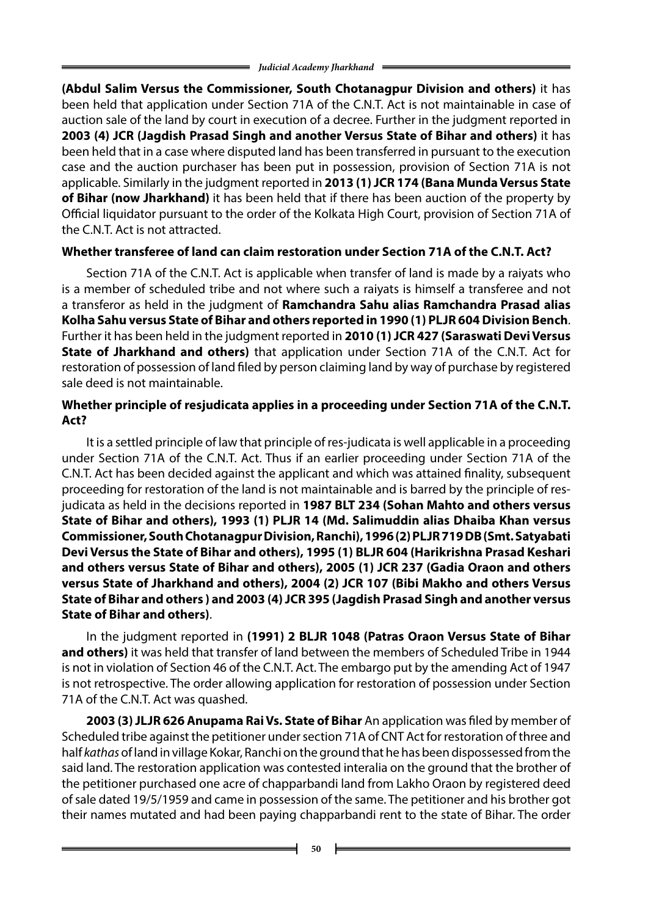**(Abdul Salim Versus the Commissioner, South Chotanagpur Division and others)** it has been held that application under Section 71A of the C.N.T. Act is not maintainable in case of auction sale of the land by court in execution of a decree. Further in the judgment reported in **2003 (4) JCR (Jagdish Prasad Singh and another Versus State of Bihar and others)** it has been held that in a case where disputed land has been transferred in pursuant to the execution case and the auction purchaser has been put in possession, provision of Section 71A is not applicable. Similarly in the judgment reported in **2013 (1) JCR 174 (Bana Munda Versus State of Bihar (now Jharkhand)** it has been held that if there has been auction of the property by Official liquidator pursuant to the order of the Kolkata High Court, provision of Section 71A of the C.N.T. Act is not attracted.

**Whether transferee of land can claim restoration under Section 71A of the C.N.T. Act?**

Section 71A of the C.N.T. Act is applicable when transfer of land is made by a raiyats who is a member of scheduled tribe and not where such a raiyats is himself a transferee and not a transferor as held in the judgment of **Ramchandra Sahu alias Ramchandra Prasad alias Kolha Sahu versus State of Bihar and others reported in 1990 (1) PLJR 604 Division Bench**. Further it has been held in the judgment reported in **2010 (1) JCR 427 (Saraswati Devi Versus State of Jharkhand and others)** that application under Section 71A of the C.N.T. Act for restoration of possession of land filed by person claiming land by way of purchase by registered sale deed is not maintainable.

**Whether principle of resjudicata applies in a proceeding under Section 71A of the C.N.T. Act?**

It is a settled principle of law that principle of res-judicata is well applicable in a proceeding under Section 71A of the C.N.T. Act. Thus if an earlier proceeding under Section 71A of the C.N.T. Act has been decided against the applicant and which was attained finality, subsequent proceeding for restoration of the land is not maintainable and is barred by the principle of res-judicata as held in the decisions reported in **1987 BLT 234 (Sohan Mahto and others versus State of Bihar and others), 1993 (1) PLJR 14 (Md. Salimuddin alias Dhaiba Khan versus Commissioner, South Chotanagpur Division, Ranchi), 1996 (2) PLJR 719 DB (Smt. Satyabati Devi Versus the State of Bihar and others), 1995 (1) BLJR 604 (Harikrishna Prasad Keshari and others versus State of Bihar and others), 2005 (1) JCR 237 (Gadia Oraon and others versus State of Jharkhand and others), 2004 (2) JCR 107 (Bibi Makho and others Versus State of Bihar and others ) and 2003 (4) JCR 395 (Jagdish Prasad Singh and another versus State of Bihar and others)**.

In the judgment reported in **(1991) 2 BLJR 1048 (Patras Oraon Versus State of Bihar and others)** it was held that transfer of land between the members of Scheduled Tribe in 1944 is not in violation of Section 46 of the C.N.T. Act. The embargo put by the amending Act of 1947 is not retrospective. The order allowing application for restoration of possession under Section 71A of the C.N.T. Act was quashed.

**2003 (3) JLJR 626 Anupama Rai Vs. State of Bihar** An application was filed by member of Scheduled tribe against the petitioner under section 71A of CNT Act for restoration of three and half *kathas* of land in village Kokar, Ranchi on the ground that he has been dispossessed from the said land. The restoration application was contested interalia on the ground that the brother of the petitioner purchased one acre of chapparbandi land from Lakho Oraon by registered deed of sale dated 19/5/1959 and came in possession of the same. The petitioner and his brother got their names mutated and had been paying chapparbandi rent to the state of Bihar. The order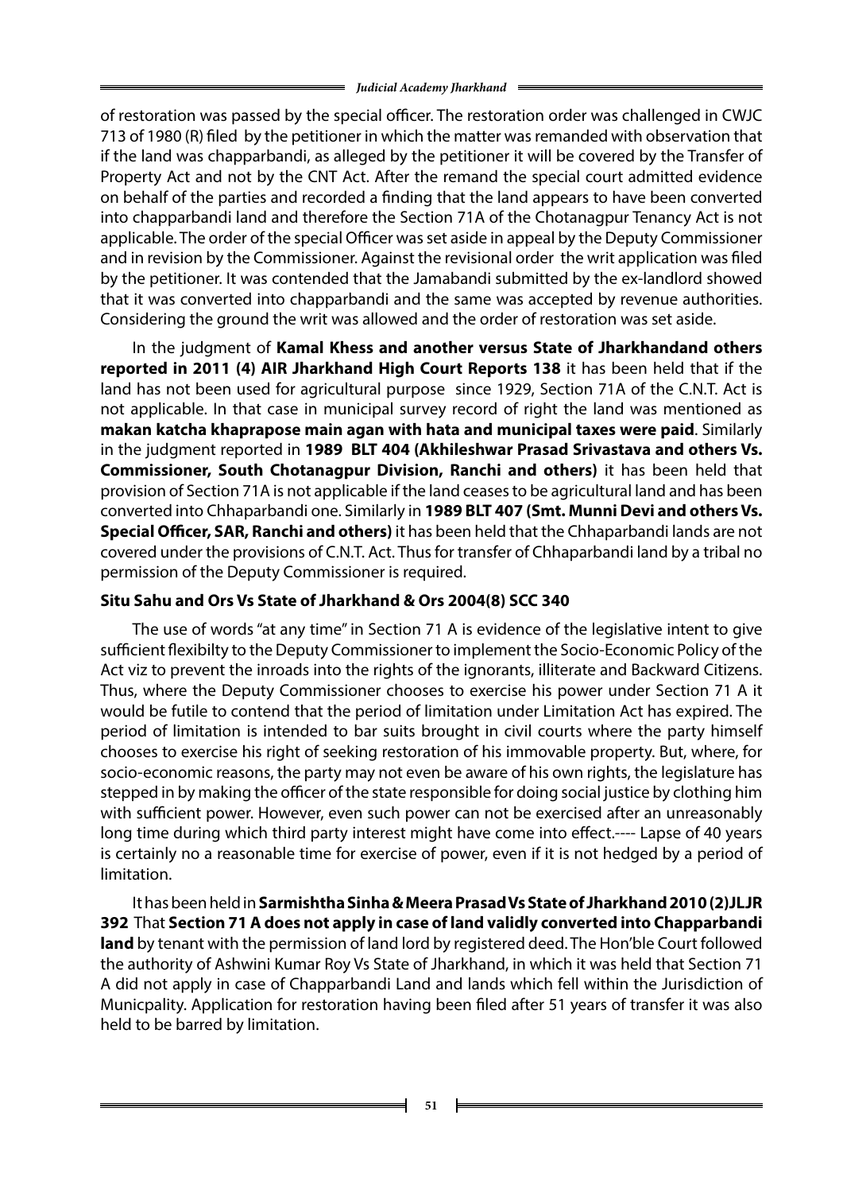of restoration was passed by the special officer. The restoration order was challenged in CWJC 713 of 1980 (R) filed by the petitioner in which the matter was remanded with observation that if the land was chapparbandi, as alleged by the petitioner it will be covered by the Transfer of Property Act and not by the CNT Act. After the remand the special court admitted evidence on behalf of the parties and recorded a finding that the land appears to have been converted into chapparbandi land and therefore the Section 71A of the Chotanagpur Tenancy Act is not applicable. The order of the special Officer was set aside in appeal by the Deputy Commissioner and in revision by the Commissioner. Against the revisional order the writ application was filed by the petitioner. It was contended that the Jamabandi submitted by the ex-landlord showed that it was converted into chapparbandi and the same was accepted by revenue authorities. Considering the ground the writ was allowed and the order of restoration was set aside.

In the judgment of **Kamal Khess and another versus State of Jharkhandand others reported in 2011 (4) AIR Jharkhand High Court Reports 138** it has been held that if the land has not been used for agricultural purpose since 1929, Section 71A of the C.N.T. Act is not applicable. In that case in municipal survey record of right the land was mentioned as **makan katcha khaprapose main agan with hata and municipal taxes were paid**. Similarly in the judgment reported in **1989 BLT 404 (Akhileshwar Prasad Srivastava and others Vs. Commissioner, South Chotanagpur Division, Ranchi and others)** it has been held that provision of Section 71A is not applicable if the land ceases to be agricultural land and has been converted into Chhaparbandi one. Similarly in **1989 BLT 407 (Smt. Munni Devi and others Vs. Special Officer, SAR, Ranchi and others)** it has been held that the Chhaparbandi lands are not covered under the provisions of C.N.T. Act. Thus for transfer of Chhaparbandi land by a tribal no permission of the Deputy Commissioner is required.

**Situ Sahu and Ors Vs State of Jharkhand & Ors 2004(8) SCC 340**

The use of words "at any time" in Section 71 A is evidence of the legislative intent to give sufficient flexibilty to the Deputy Commissioner to implement the Socio-Economic Policy of the Act viz to prevent the inroads into the rights of the ignorants, illiterate and Backward Citizens. Thus, where the Deputy Commissioner chooses to exercise his power under Section 71 A it would be futile to contend that the period of limitation under Limitation Act has expired. The period of limitation is intended to bar suits brought in civil courts where the party himself chooses to exercise his right of seeking restoration of his immovable property. But, where, for socio-economic reasons, the party may not even be aware of his own rights, the legislature has stepped in by making the officer of the state responsible for doing social justice by clothing him with sufficient power. However, even such power can not be exercised after an unreasonably long time during which third party interest might have come into effect.---- Lapse of 40 years is certainly no a reasonable time for exercise of power, even if it is not hedged by a period of limitation.

It has been held in **Sarmishtha Sinha & Meera Prasad Vs State of Jharkhand 2010 (2)JLJR 392** That **Section 71 A does not apply in case of land validly converted into Chapparbandi land** by tenant with the permission of land lord by registered deed. The Hon'ble Court followed the authority of Ashwini Kumar Roy Vs State of Jharkhand, in which it was held that Section 71 A did not apply in case of Chapparbandi Land and lands which fell within the Jurisdiction of Municpality. Application for restoration having been filed after 51 years of transfer it was also held to be barred by limitation.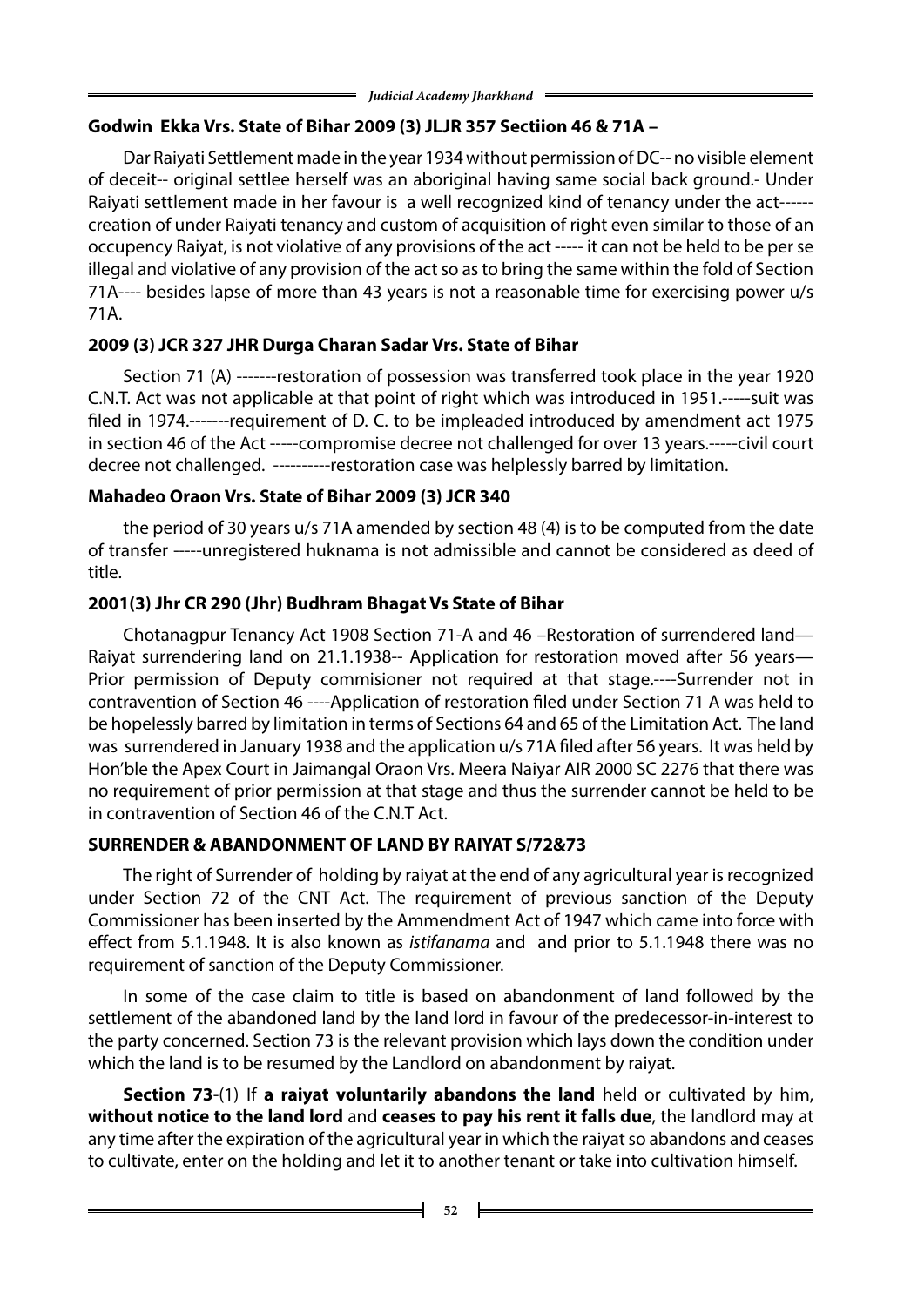**Godwin Ekka Vrs. State of Bihar 2009 (3) JLJR 357 Sectiion 46 & 71A –**

Dar Raiyati Settlement made in the year 1934 without permission of DC-- no visible element of deceit-- original settlee herself was an aboriginal having same social back ground.- Under Raiyati settlement made in her favour is a well recognized kind of tenancy under the act------creation of under Raiyati tenancy and custom of acquisition of right even similar to those of an occupency Raiyat, is not violative of any provisions of the act ----- it can not be held to be per se illegal and violative of any provision of the act so as to bring the same within the fold of Section 71A---- besides lapse of more than 43 years is not a reasonable time for exercising power u/s 71A.

**2009 (3) JCR 327 JHR Durga Charan Sadar Vrs. State of Bihar**

Section 71 (A) -------restoration of possession was transferred took place in the year 1920 C.N.T. Act was not applicable at that point of right which was introduced in 1951.-----suit was filed in 1974.-------requirement of D. C. to be impleaded introduced by amendment act 1975 in section 46 of the Act -----compromise decree not challenged for over 13 years.-----civil court decree not challenged. ----------restoration case was helplessly barred by limitation.

**Mahadeo Oraon Vrs. State of Bihar 2009 (3) JCR 340**

the period of 30 years u/s 71A amended by section 48 (4) is to be computed from the date of transfer -----unregistered huknama is not admissible and cannot be considered as deed of title.

**2001(3) Jhr CR 290 (Jhr) Budhram Bhagat Vs State of Bihar**

Chotanagpur Tenancy Act 1908 Section 71-A and 46 –Restoration of surrendered land—Raiyat surrendering land on 21.1.1938-- Application for restoration moved after 56 years—Prior permission of Deputy commisioner not required at that stage.----Surrender not in contravention of Section 46 ----Application of restoration filed under Section 71 A was held to be hopelessly barred by limitation in terms of Sections 64 and 65 of the Limitation Act. The land was surrendered in January 1938 and the application u/s 71A filed after 56 years. It was held by Hon'ble the Apex Court in Jaimangal Oraon Vrs. Meera Naiyar AIR 2000 SC 2276 that there was no requirement of prior permission at that stage and thus the surrender cannot be held to be in contravention of Section 46 of the C.N.T Act.

**SURRENDER & ABANDONMENT OF LAND BY RAIYAT S/72&73**

The right of Surrender of holding by raiyat at the end of any agricultural year is recognized under Section 72 of the CNT Act. The requirement of previous sanction of the Deputy Commissioner has been inserted by the Ammendment Act of 1947 which came into force with effect from 5.1.1948. It is also known as *istifanama* and and prior to 5.1.1948 there was no requirement of sanction of the Deputy Commissioner.

In some of the case claim to title is based on abandonment of land followed by the settlement of the abandoned land by the land lord in favour of the predecessor-in-interest to the party concerned. Section 73 is the relevant provision which lays down the condition under which the land is to be resumed by the Landlord on abandonment by raiyat.

**Section 73**-(1) If **a raiyat voluntarily abandons the land** held or cultivated by him, **without notice to the land lord** and **ceases to pay his rent it falls due**, the landlord may at any time after the expiration of the agricultural year in which the raiyat so abandons and ceases to cultivate, enter on the holding and let it to another tenant or take into cultivation himself.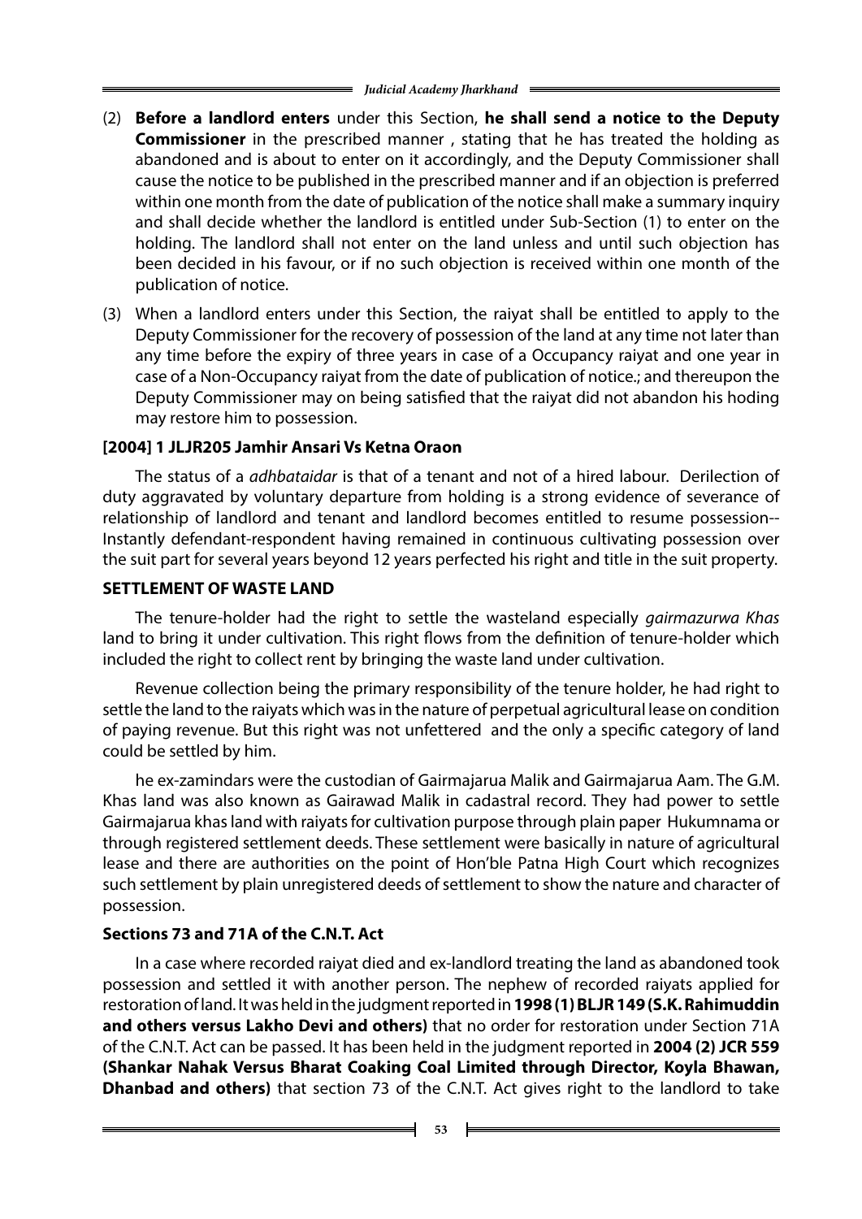(2) **Before a landlord enters** under this Section, **he shall send a notice to the Deputy Commissioner** in the prescribed manner , stating that he has treated the holding as abandoned and is about to enter on it accordingly, and the Deputy Commissioner shall cause the notice to be published in the prescribed manner and if an objection is preferred within one month from the date of publication of the notice shall make a summary inquiry and shall decide whether the landlord is entitled under Sub-Section (1) to enter on the holding. The landlord shall not enter on the land unless and until such objection has been decided in his favour, or if no such objection is received within one month of the publication of notice.

(3) When a landlord enters under this Section, the raiyat shall be entitled to apply to the Deputy Commissioner for the recovery of possession of the land at any time not later than any time before the expiry of three years in case of a Occupancy raiyat and one year in case of a Non-Occupancy raiyat from the date of publication of notice.; and thereupon the Deputy Commissioner may on being satisfied that the raiyat did not abandon his hoding may restore him to possession.

**[2004] 1 JLJR205 Jamhir Ansari Vs Ketna Oraon**

The status of a *adhbataidar* is that of a tenant and not of a hired labour. Derilection of duty aggravated by voluntary departure from holding is a strong evidence of severance of relationship of landlord and tenant and landlord becomes entitled to resume possession-- Instantly defendant-respondent having remained in continuous cultivating possession over the suit part for several years beyond 12 years perfected his right and title in the suit property.

**SETTLEMENT OF WASTE LAND**

The tenure-holder had the right to settle the wasteland especially *gairmazurwa Khas* land to bring it under cultivation. This right flows from the definition of tenure-holder which included the right to collect rent by bringing the waste land under cultivation.

Revenue collection being the primary responsibility of the tenure holder, he had right to settle the land to the raiyats which was in the nature of perpetual agricultural lease on condition of paying revenue. But this right was not unfettered and the only a specific category of land could be settled by him.

he ex-zamindars were the custodian of Gairmajarua Malik and Gairmajarua Aam. The G.M. Khas land was also known as Gairawad Malik in cadastral record. They had power to settle Gairmajarua khas land with raiyats for cultivation purpose through plain paper Hukumnama or through registered settlement deeds. These settlement were basically in nature of agricultural lease and there are authorities on the point of Hon'ble Patna High Court which recognizes such settlement by plain unregistered deeds of settlement to show the nature and character of possession.

**Sections 73 and 71A of the C.N.T. Act**

In a case where recorded raiyat died and ex-landlord treating the land as abandoned took possession and settled it with another person. The nephew of recorded raiyats applied for restoration of land. It was held in the judgment reported in **1998 (1) BLJR 149 (S.K. Rahimuddin and others versus Lakho Devi and others)** that no order for restoration under Section 71A of the C.N.T. Act can be passed. It has been held in the judgment reported in **2004 (2) JCR 559 (Shankar Nahak Versus Bharat Coaking Coal Limited through Director, Koyla Bhawan, Dhanbad and others)** that section 73 of the C.N.T. Act gives right to the landlord to take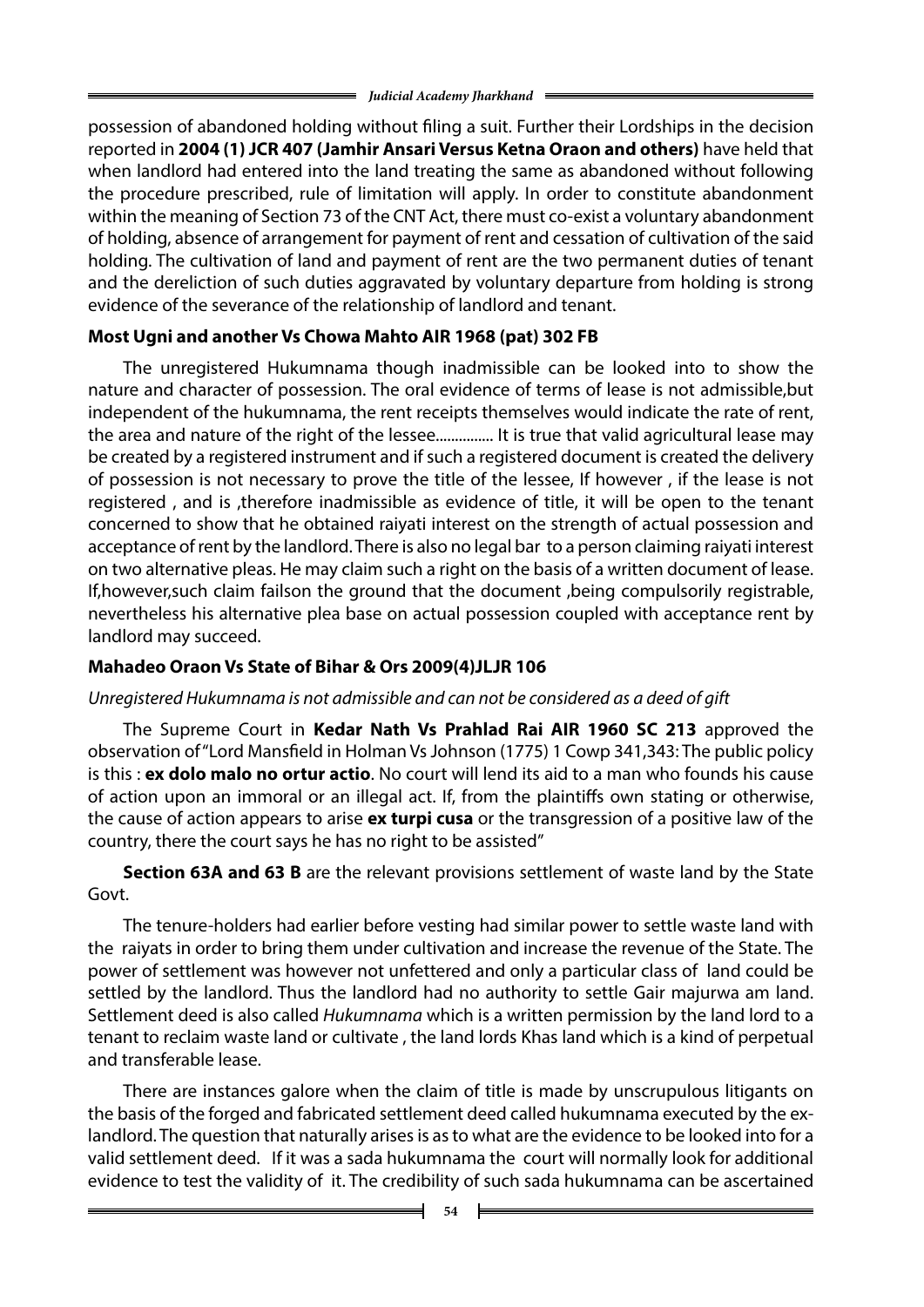possession of abandoned holding without filing a suit. Further their Lordships in the decision reported in **2004 (1) JCR 407 (Jamhir Ansari Versus Ketna Oraon and others)** have held that when landlord had entered into the land treating the same as abandoned without following the procedure prescribed, rule of limitation will apply. In order to constitute abandonment within the meaning of Section 73 of the CNT Act, there must co-exist a voluntary abandonment of holding, absence of arrangement for payment of rent and cessation of cultivation of the said holding. The cultivation of land and payment of rent are the two permanent duties of tenant and the dereliction of such duties aggravated by voluntary departure from holding is strong evidence of the severance of the relationship of landlord and tenant.

**Most Ugni and another Vs Chowa Mahto AIR 1968 (pat) 302 FB**

The unregistered Hukumnama though inadmissible can be looked into to show the nature and character of possession. The oral evidence of terms of lease is not admissible,but independent of the hukumnama, the rent receipts themselves would indicate the rate of rent, the area and nature of the right of the lessee............... It is true that valid agricultural lease may be created by a registered instrument and if such a registered document is created the delivery of possession is not necessary to prove the title of the lessee, If however , if the lease is not registered , and is ,therefore inadmissible as evidence of title, it will be open to the tenant concerned to show that he obtained raiyati interest on the strength of actual possession and acceptance of rent by the landlord. There is also no legal bar to a person claiming raiyati interest on two alternative pleas. He may claim such a right on the basis of a written document of lease. If,however,such claim failson the ground that the document ,being compulsorily registrable, nevertheless his alternative plea base on actual possession coupled with acceptance rent by landlord may succeed.

**Mahadeo Oraon Vs State of Bihar & Ors 2009(4)JLJR 106**

*Unregistered Hukumnama is not admissible and can not be considered as a deed of gift*

The Supreme Court in **Kedar Nath Vs Prahlad Rai AIR 1960 SC 213** approved the observation of "Lord Mansfield in Holman Vs Johnson (1775) 1 Cowp 341,343: The public policy is this : **ex dolo malo no ortur actio**. No court will lend its aid to a man who founds his cause of action upon an immoral or an illegal act. If, from the plaintiffs own stating or otherwise, the cause of action appears to arise **ex turpi cusa** or the transgression of a positive law of the country, there the court says he has no right to be assisted"

**Section 63A and 63 B** are the relevant provisions settlement of waste land by the State Govt.

The tenure-holders had earlier before vesting had similar power to settle waste land with the raiyats in order to bring them under cultivation and increase the revenue of the State. The power of settlement was however not unfettered and only a particular class of land could be settled by the landlord. Thus the landlord had no authority to settle Gair majurwa am land. Settlement deed is also called *Hukumnama* which is a written permission by the land lord to a tenant to reclaim waste land or cultivate , the land lords Khas land which is a kind of perpetual and transferable lease.

There are instances galore when the claim of title is made by unscrupulous litigants on the basis of the forged and fabricated settlement deed called hukumnama executed by the ex-landlord. The question that naturally arises is as to what are the evidence to be looked into for a valid settlement deed. If it was a sada hukumnama the court will normally look for additional evidence to test the validity of it. The credibility of such sada hukumnama can be ascertained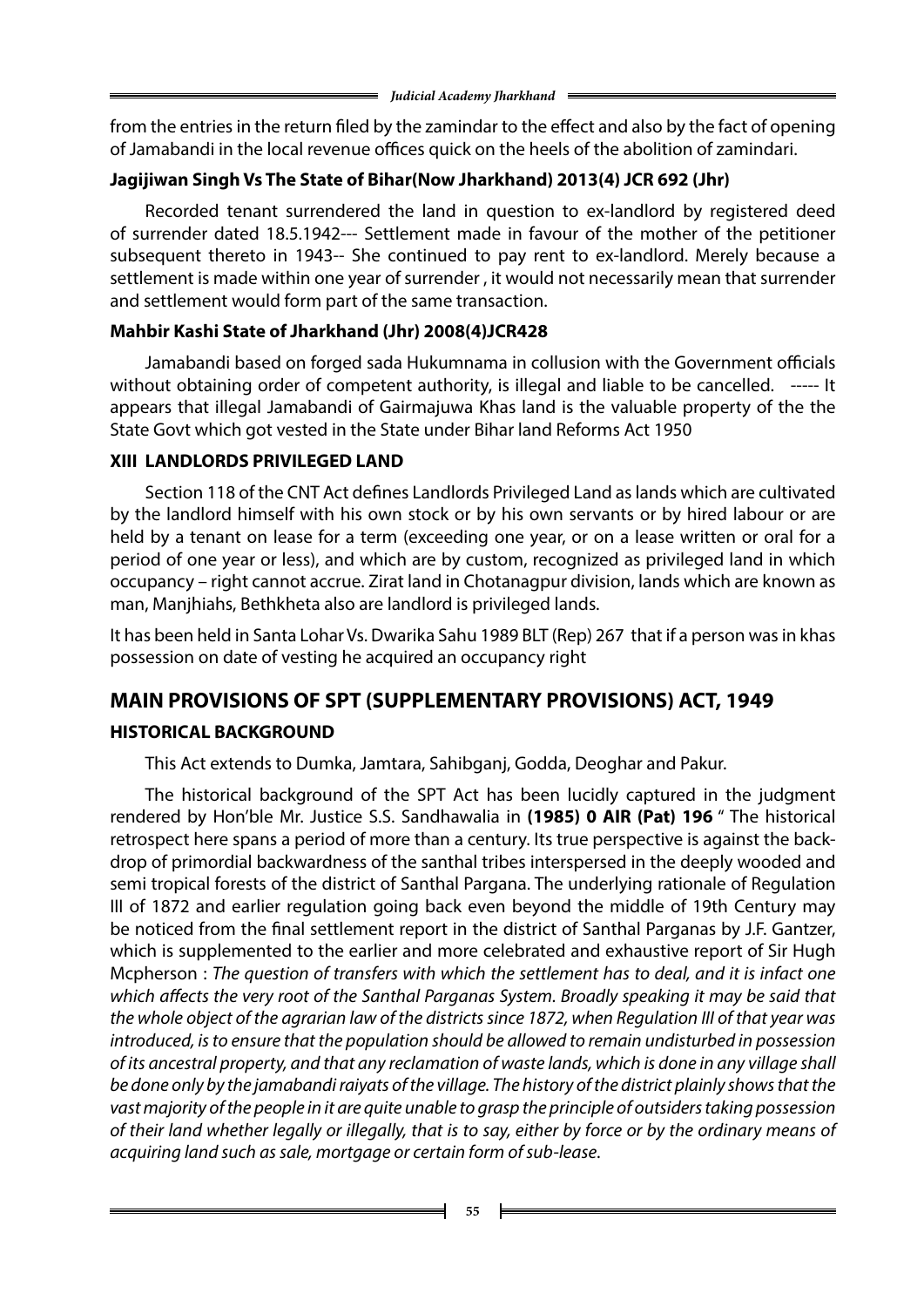from the entries in the return filed by the zamindar to the effect and also by the fact of opening of Jamabandi in the local revenue offices quick on the heels of the abolition of zamindari.

**Jagijiwan Singh Vs The State of Bihar(Now Jharkhand) 2013(4) JCR 692 (Jhr)**

Recorded tenant surrendered the land in question to ex-landlord by registered deed of surrender dated 18.5.1942--- Settlement made in favour of the mother of the petitioner subsequent thereto in 1943-- She continued to pay rent to ex-landlord. Merely because a settlement is made within one year of surrender , it would not necessarily mean that surrender and settlement would form part of the same transaction.

**Mahbir Kashi State of Jharkhand (Jhr) 2008(4)JCR428**

Jamabandi based on forged sada Hukumnama in collusion with the Government officials without obtaining order of competent authority, is illegal and liable to be cancelled. ----- It appears that illegal Jamabandi of Gairmajuwa Khas land is the valuable property of the the State Govt which got vested in the State under Bihar land Reforms Act 1950

**XIII LANDLORDS PRIVILEGED LAND**

Section 118 of the CNT Act defines Landlords Privileged Land as lands which are cultivated by the landlord himself with his own stock or by his own servants or by hired labour or are held by a tenant on lease for a term (exceeding one year, or on a lease written or oral for a period of one year or less), and which are by custom, recognized as privileged land in which occupancy – right cannot accrue. Zirat land in Chotanagpur division, lands which are known as man, Manjhiahs, Bethkheta also are landlord is privileged lands.

It has been held in Santa Lohar Vs. Dwarika Sahu 1989 BLT (Rep) 267 that if a person was in khas possession on date of vesting he acquired an occupancy right

## MAIN PROVISIONS OF SPT (SUPPLEMENTARY PROVISIONS) ACT, 1949

### HISTORICAL BACKGROUND

This Act extends to Dumka, Jamtara, Sahibganj, Godda, Deoghar and Pakur.

The historical background of the SPT Act has been lucidly captured in the judgment rendered by Hon'ble Mr. Justice S.S. Sandhawalia in **(1985) 0 AIR (Pat) 196** " The historical retrospect here spans a period of more than a century. Its true perspective is against the back-drop of primordial backwardness of the santhal tribes interspersed in the deeply wooded and semi tropical forests of the district of Santhal Pargana. The underlying rationale of Regulation III of 1872 and earlier regulation going back even beyond the middle of 19th Century may be noticed from the final settlement report in the district of Santhal Parganas by J.F. Gantzer, which is supplemented to the earlier and more celebrated and exhaustive report of Sir Hugh Mcpherson : *The question of transfers with which the settlement has to deal, and it is infact one which affects the very root of the Santhal Parganas System. Broadly speaking it may be said that the whole object of the agrarian law of the districts since 1872, when Regulation III of that year was introduced, is to ensure that the population should be allowed to remain undisturbed in possession of its ancestral property, and that any reclamation of waste lands, which is done in any village shall be done only by the jamabandi raiyats of the village. The history of the district plainly shows that the vast majority of the people in it are quite unable to grasp the principle of outsiders taking possession of their land whether legally or illegally, that is to say, either by force or by the ordinary means of acquiring land such as sale, mortgage or certain form of sub-lease.*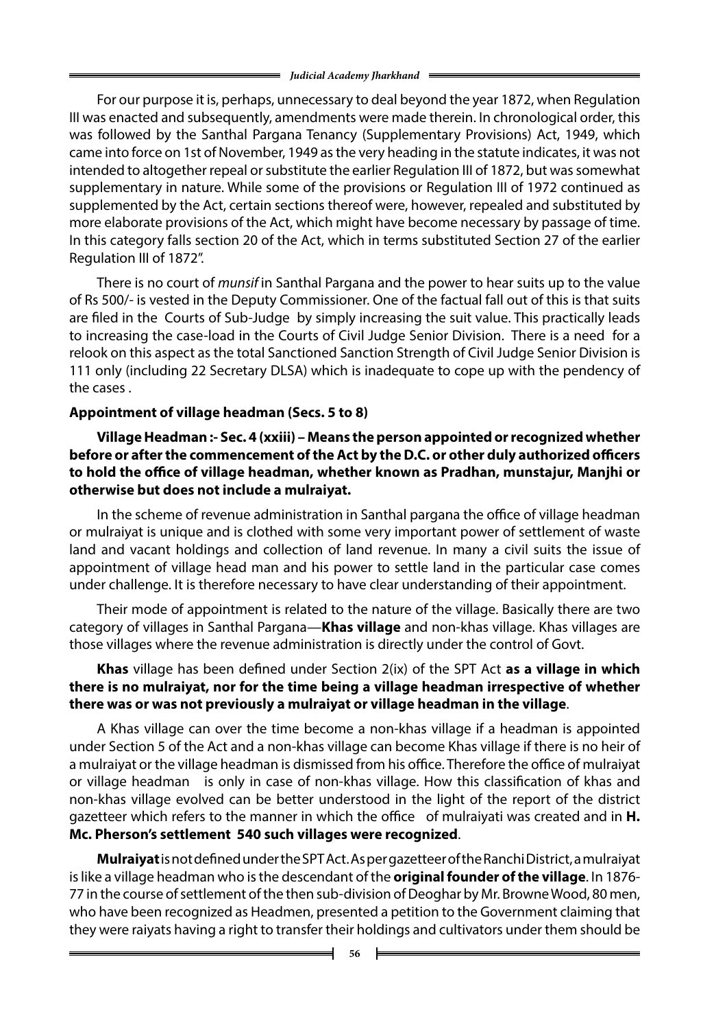For our purpose it is, perhaps, unnecessary to deal beyond the year 1872, when Regulation III was enacted and subsequently, amendments were made therein. In chronological order, this was followed by the Santhal Pargana Tenancy (Supplementary Provisions) Act, 1949, which came into force on 1st of November, 1949 as the very heading in the statute indicates, it was not intended to altogether repeal or substitute the earlier Regulation III of 1872, but was somewhat supplementary in nature. While some of the provisions or Regulation III of 1972 continued as supplemented by the Act, certain sections thereof were, however, repealed and substituted by more elaborate provisions of the Act, which might have become necessary by passage of time. In this category falls section 20 of the Act, which in terms substituted Section 27 of the earlier Regulation III of 1872".

There is no court of *munsif* in Santhal Pargana and the power to hear suits up to the value of Rs 500/- is vested in the Deputy Commissioner. One of the factual fall out of this is that suits are filed in the Courts of Sub-Judge by simply increasing the suit value. This practically leads to increasing the case-load in the Courts of Civil Judge Senior Division. There is a need for a relook on this aspect as the total Sanctioned Sanction Strength of Civil Judge Senior Division is 111 only (including 22 Secretary DLSA) which is inadequate to cope up with the pendency of the cases .

**Appointment of village headman (Secs. 5 to 8)**

**Village Headman :- Sec. 4 (xxiii) – Means the person appointed or recognized whether before or after the commencement of the Act by the D.C. or other duly authorized officers to hold the office of village headman, whether known as Pradhan, munstajur, Manjhi or otherwise but does not include a mulraiyat.**

In the scheme of revenue administration in Santhal pargana the office of village headman or mulraiyat is unique and is clothed with some very important power of settlement of waste land and vacant holdings and collection of land revenue. In many a civil suits the issue of appointment of village head man and his power to settle land in the particular case comes under challenge. It is therefore necessary to have clear understanding of their appointment.

Their mode of appointment is related to the nature of the village. Basically there are two category of villages in Santhal Pargana—**Khas village** and non-khas village. Khas villages are those villages where the revenue administration is directly under the control of Govt.

**Khas** village has been defined under Section 2(ix) of the SPT Act **as a village in which there is no mulraiyat, nor for the time being a village headman irrespective of whether there was or was not previously a mulraiyat or village headman in the village**.

A Khas village can over the time become a non-khas village if a headman is appointed under Section 5 of the Act and a non-khas village can become Khas village if there is no heir of a mulraiyat or the village headman is dismissed from his office. Therefore the office of mulraiyat or village headman is only in case of non-khas village. How this classification of khas and non-khas village evolved can be better understood in the light of the report of the district gazetteer which refers to the manner in which the office of mulraiyati was created and in **H. Mc. Pherson's settlement 540 such villages were recognized**.

**Mulraiyat** is not defined under the SPT Act. As per gazetteer of the Ranchi District, a mulraiyat is like a village headman who is the descendant of the **original founder of the village**. In 1876-77 in the course of settlement of the then sub-division of Deoghar by Mr. Browne Wood, 80 men, who have been recognized as Headmen, presented a petition to the Government claiming that they were raiyats having a right to transfer their holdings and cultivators under them should be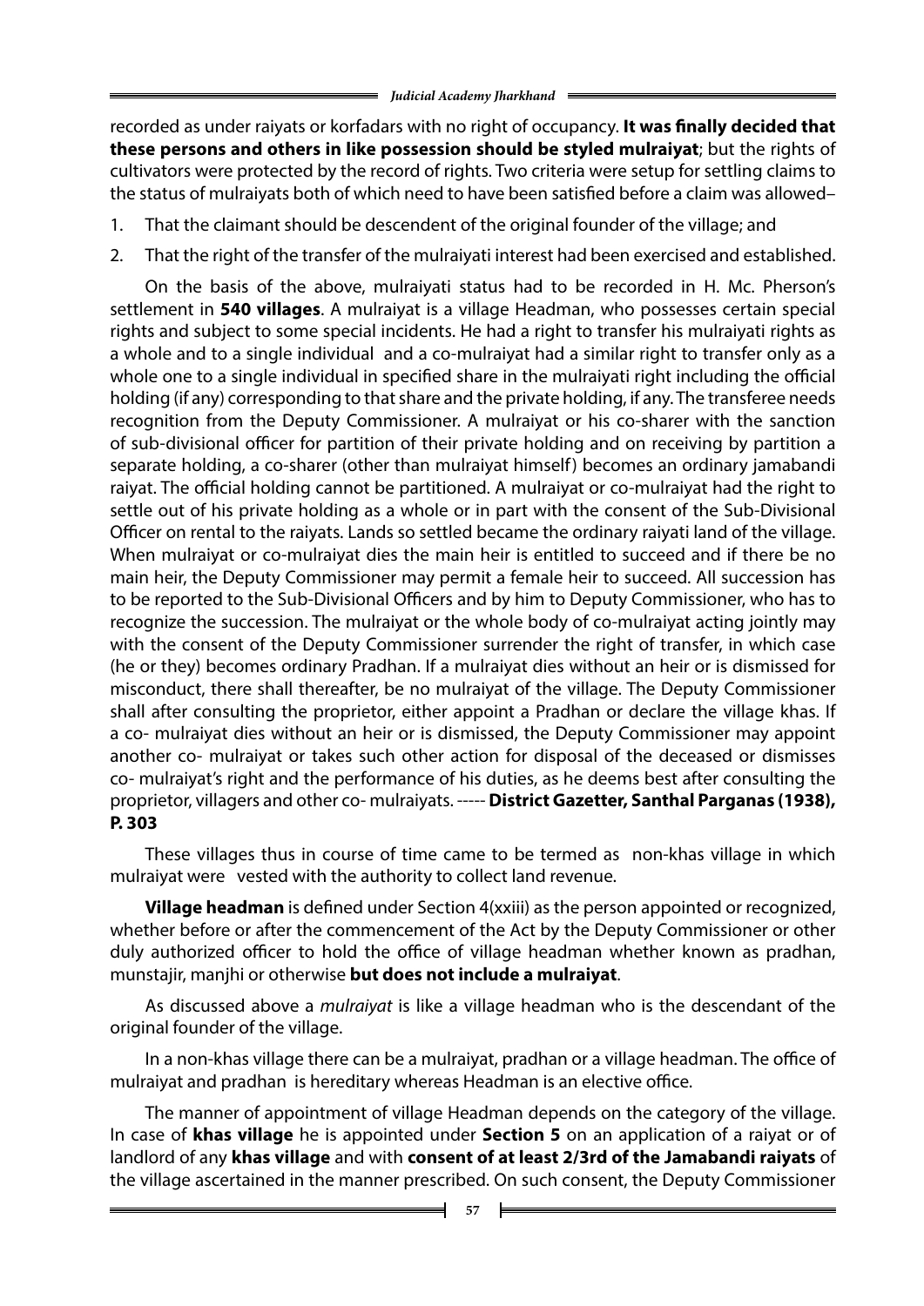recorded as under raiyats or korfadars with no right of occupancy. **It was finally decided that these persons and others in like possession should be styled mulraiyat**; but the rights of cultivators were protected by the record of rights. Two criteria were setup for settling claims to the status of mulraiyats both of which need to have been satisfied before a claim was allowed–

1. That the claimant should be descendent of the original founder of the village; and
2. That the right of the transfer of the mulraiyati interest had been exercised and established.

On the basis of the above, mulraiyati status had to be recorded in H. Mc. Pherson's settlement in **540 villages**. A mulraiyat is a village Headman, who possesses certain special rights and subject to some special incidents. He had a right to transfer his mulraiyati rights as a whole and to a single individual and a co-mulraiyat had a similar right to transfer only as a whole one to a single individual in specified share in the mulraiyati right including the official holding (if any) corresponding to that share and the private holding, if any. The transferee needs recognition from the Deputy Commissioner. A mulraiyat or his co-sharer with the sanction of sub-divisional officer for partition of their private holding and on receiving by partition a separate holding, a co-sharer (other than mulraiyat himself) becomes an ordinary jamabandi raiyat. The official holding cannot be partitioned. A mulraiyat or co-mulraiyat had the right to settle out of his private holding as a whole or in part with the consent of the Sub-Divisional Officer on rental to the raiyats. Lands so settled became the ordinary raiyati land of the village. When mulraiyat or co-mulraiyat dies the main heir is entitled to succeed and if there be no main heir, the Deputy Commissioner may permit a female heir to succeed. All succession has to be reported to the Sub-Divisional Officers and by him to Deputy Commissioner, who has to recognize the succession. The mulraiyat or the whole body of co-mulraiyat acting jointly may with the consent of the Deputy Commissioner surrender the right of transfer, in which case (he or they) becomes ordinary Pradhan. If a mulraiyat dies without an heir or is dismissed for misconduct, there shall thereafter, be no mulraiyat of the village. The Deputy Commissioner shall after consulting the proprietor, either appoint a Pradhan or declare the village khas. If a co- mulraiyat dies without an heir or is dismissed, the Deputy Commissioner may appoint another co- mulraiyat or takes such other action for disposal of the deceased or dismisses co- mulraiyat's right and the performance of his duties, as he deems best after consulting the proprietor, villagers and other co- mulraiyats. ----- **District Gazetter, Santhal Parganas (1938), P. 303**

These villages thus in course of time came to be termed as non-khas village in which mulraiyat were vested with the authority to collect land revenue.

**Village headman** is defined under Section 4(xxiii) as the person appointed or recognized, whether before or after the commencement of the Act by the Deputy Commissioner or other duly authorized officer to hold the office of village headman whether known as pradhan, munstajir, manjhi or otherwise **but does not include a mulraiyat**.

As discussed above a *mulraiyat* is like a village headman who is the descendant of the original founder of the village.

In a non-khas village there can be a mulraiyat, pradhan or a village headman. The office of mulraiyat and pradhan is hereditary whereas Headman is an elective office.

The manner of appointment of village Headman depends on the category of the village. In case of **khas village** he is appointed under **Section 5** on an application of a raiyat or of landlord of any **khas village** and with **consent of at least 2/3rd of the Jamabandi raiyats** of the village ascertained in the manner prescribed. On such consent, the Deputy Commissioner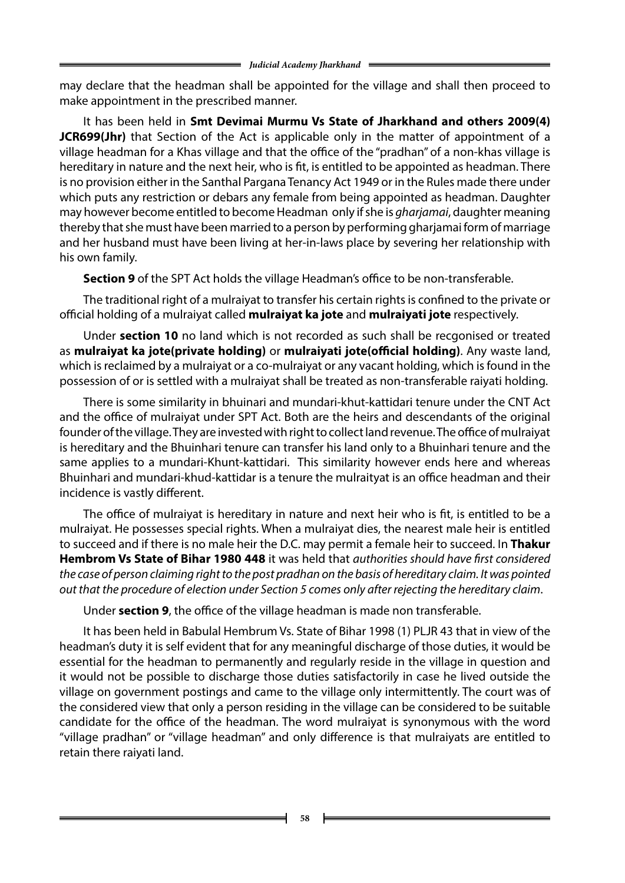may declare that the headman shall be appointed for the village and shall then proceed to make appointment in the prescribed manner.

It has been held in **Smt Devimai Murmu Vs State of Jharkhand and others 2009(4) JCR699(Jhr)** that Section of the Act is applicable only in the matter of appointment of a village headman for a Khas village and that the office of the "pradhan" of a non-khas village is hereditary in nature and the next heir, who is fit, is entitled to be appointed as headman. There is no provision either in the Santhal Pargana Tenancy Act 1949 or in the Rules made there under which puts any restriction or debars any female from being appointed as headman. Daughter may however become entitled to become Headman only if she is *gharjamai*, daughter meaning thereby that she must have been married to a person by performing gharjamai form of marriage and her husband must have been living at her-in-laws place by severing her relationship with his own family.

**Section 9** of the SPT Act holds the village Headman's office to be non-transferable.

The traditional right of a mulraiyat to transfer his certain rights is confined to the private or official holding of a mulraiyat called **mulraiyat ka jote** and **mulraiyati jote** respectively.

Under **section 10** no land which is not recorded as such shall be recgonised or treated as **mulraiyat ka jote(private holding)** or **mulraiyati jote(official holding)**. Any waste land, which is reclaimed by a mulraiyat or a co-mulraiyat or any vacant holding, which is found in the possession of or is settled with a mulraiyat shall be treated as non-transferable raiyati holding.

There is some similarity in bhuinari and mundari-khut-kattidari tenure under the CNT Act and the office of mulraiyat under SPT Act. Both are the heirs and descendants of the original founder of the village. They are invested with right to collect land revenue. The office of mulraiyat is hereditary and the Bhuinhari tenure can transfer his land only to a Bhuinhari tenure and the same applies to a mundari-Khunt-kattidari. This similarity however ends here and whereas Bhuinhari and mundari-khud-kattidar is a tenure the mulraityat is an office headman and their incidence is vastly different.

The office of mulraiyat is hereditary in nature and next heir who is fit, is entitled to be a mulraiyat. He possesses special rights. When a mulraiyat dies, the nearest male heir is entitled to succeed and if there is no male heir the D.C. may permit a female heir to succeed. In **Thakur Hembrom Vs State of Bihar 1980 448** it was held that *authorities should have first considered the case of person claiming right to the post pradhan on the basis of hereditary claim. It was pointed out that the procedure of election under Section 5 comes only after rejecting the hereditary claim*.

Under **section 9**, the office of the village headman is made non transferable.

It has been held in Babulal Hembrum Vs. State of Bihar 1998 (1) PLJR 43 that in view of the headman's duty it is self evident that for any meaningful discharge of those duties, it would be essential for the headman to permanently and regularly reside in the village in question and it would not be possible to discharge those duties satisfactorily in case he lived outside the village on government postings and came to the village only intermittently. The court was of the considered view that only a person residing in the village can be considered to be suitable candidate for the office of the headman. The word mulraiyat is synonymous with the word "village pradhan" or "village headman" and only difference is that mulraiyats are entitled to retain there raiyati land.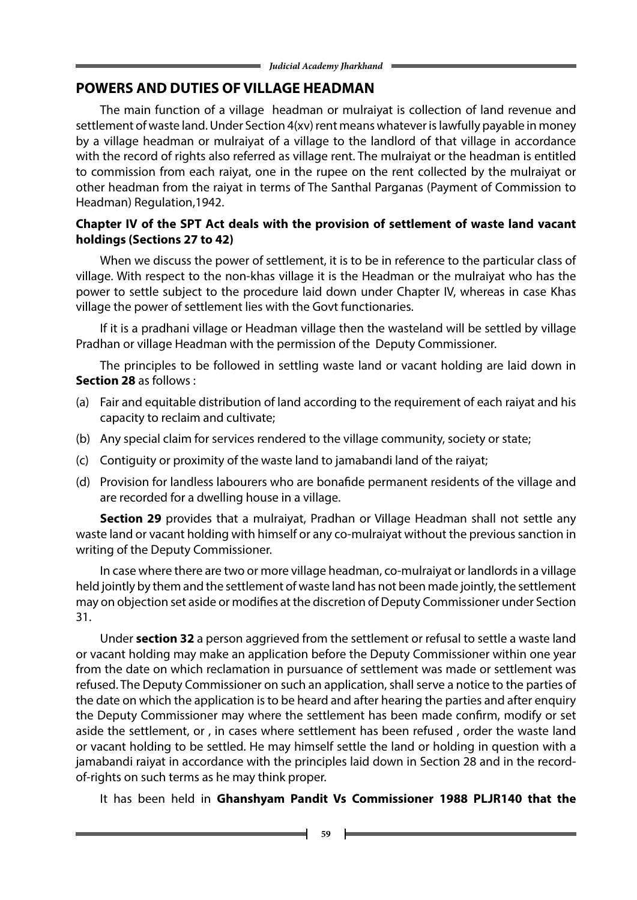## POWERS AND DUTIES OF VILLAGE HEADMAN

The main function of a village headman or mulraiyat is collection of land revenue and settlement of waste land. Under Section 4(xv) rent means whatever is lawfully payable in money by a village headman or mulraiyat of a village to the landlord of that village in accordance with the record of rights also referred as village rent. The mulraiyat or the headman is entitled to commission from each raiyat, one in the rupee on the rent collected by the mulraiyat or other headman from the raiyat in terms of The Santhal Parganas (Payment of Commission to Headman) Regulation,1942.

**Chapter IV of the SPT Act deals with the provision of settlement of waste land vacant holdings (Sections 27 to 42)**

When we discuss the power of settlement, it is to be in reference to the particular class of village. With respect to the non-khas village it is the Headman or the mulraiyat who has the power to settle subject to the procedure laid down under Chapter IV, whereas in case Khas village the power of settlement lies with the Govt functionaries.

If it is a pradhani village or Headman village then the wasteland will be settled by village Pradhan or village Headman with the permission of the Deputy Commissioner.

The principles to be followed in settling waste land or vacant holding are laid down in **Section 28** as follows :

(a) Fair and equitable distribution of land according to the requirement of each raiyat and his capacity to reclaim and cultivate;

(b) Any special claim for services rendered to the village community, society or state;

(c) Contiguity or proximity of the waste land to jamabandi land of the raiyat;

(d) Provision for landless labourers who are bonafide permanent residents of the village and are recorded for a dwelling house in a village.

**Section 29** provides that a mulraiyat, Pradhan or Village Headman shall not settle any waste land or vacant holding with himself or any co-mulraiyat without the previous sanction in writing of the Deputy Commissioner.

In case where there are two or more village headman, co-mulraiyat or landlords in a village held jointly by them and the settlement of waste land has not been made jointly, the settlement may on objection set aside or modifies at the discretion of Deputy Commissioner under Section 31.

Under **section 32** a person aggrieved from the settlement or refusal to settle a waste land or vacant holding may make an application before the Deputy Commissioner within one year from the date on which reclamation in pursuance of settlement was made or settlement was refused. The Deputy Commissioner on such an application, shall serve a notice to the parties of the date on which the application is to be heard and after hearing the parties and after enquiry the Deputy Commissioner may where the settlement has been made confirm, modify or set aside the settlement, or , in cases where settlement has been refused , order the waste land or vacant holding to be settled. He may himself settle the land or holding in question with a jamabandi raiyat in accordance with the principles laid down in Section 28 and in the record-of-rights on such terms as he may think proper.

It has been held in **Ghanshyam Pandit Vs Commissioner 1988 PLJR140 that the**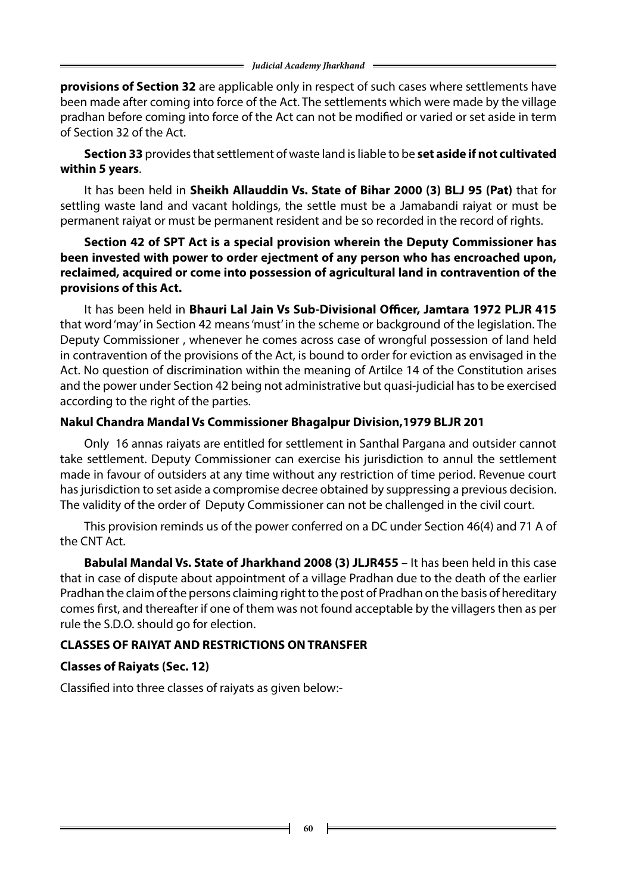**provisions of Section 32** are applicable only in respect of such cases where settlements have been made after coming into force of the Act. The settlements which were made by the village pradhan before coming into force of the Act can not be modified or varied or set aside in term of Section 32 of the Act.

**Section 33** provides that settlement of waste land is liable to be **set aside if not cultivated within 5 years**.

It has been held in **Sheikh Allauddin Vs. State of Bihar 2000 (3) BLJ 95 (Pat)** that for settling waste land and vacant holdings, the settle must be a Jamabandi raiyat or must be permanent raiyat or must be permanent resident and be so recorded in the record of rights.

**Section 42 of SPT Act is a special provision wherein the Deputy Commissioner has been invested with power to order ejectment of any person who has encroached upon, reclaimed, acquired or come into possession of agricultural land in contravention of the provisions of this Act.**

It has been held in **Bhauri Lal Jain Vs Sub-Divisional Officer, Jamtara 1972 PLJR 415** that word 'may' in Section 42 means 'must' in the scheme or background of the legislation. The Deputy Commissioner , whenever he comes across case of wrongful possession of land held in contravention of the provisions of the Act, is bound to order for eviction as envisaged in the Act. No question of discrimination within the meaning of Artilce 14 of the Constitution arises and the power under Section 42 being not administrative but quasi-judicial has to be exercised according to the right of the parties.

**Nakul Chandra Mandal Vs Commissioner Bhagalpur Division,1979 BLJR 201**

Only 16 annas raiyats are entitled for settlement in Santhal Pargana and outsider cannot take settlement. Deputy Commissioner can exercise his jurisdiction to annul the settlement made in favour of outsiders at any time without any restriction of time period. Revenue court has jurisdiction to set aside a compromise decree obtained by suppressing a previous decision. The validity of the order of Deputy Commissioner can not be challenged in the civil court.

This provision reminds us of the power conferred on a DC under Section 46(4) and 71 A of the CNT Act.

**Babulal Mandal Vs. State of Jharkhand 2008 (3) JLJR455** – It has been held in this case that in case of dispute about appointment of a village Pradhan due to the death of the earlier Pradhan the claim of the persons claiming right to the post of Pradhan on the basis of hereditary comes first, and thereafter if one of them was not found acceptable by the villagers then as per rule the S.D.O. should go for election.

**CLASSES OF RAIYAT AND RESTRICTIONS ON TRANSFER**

**Classes of Raiyats (Sec. 12)**

Classified into three classes of raiyats as given below:-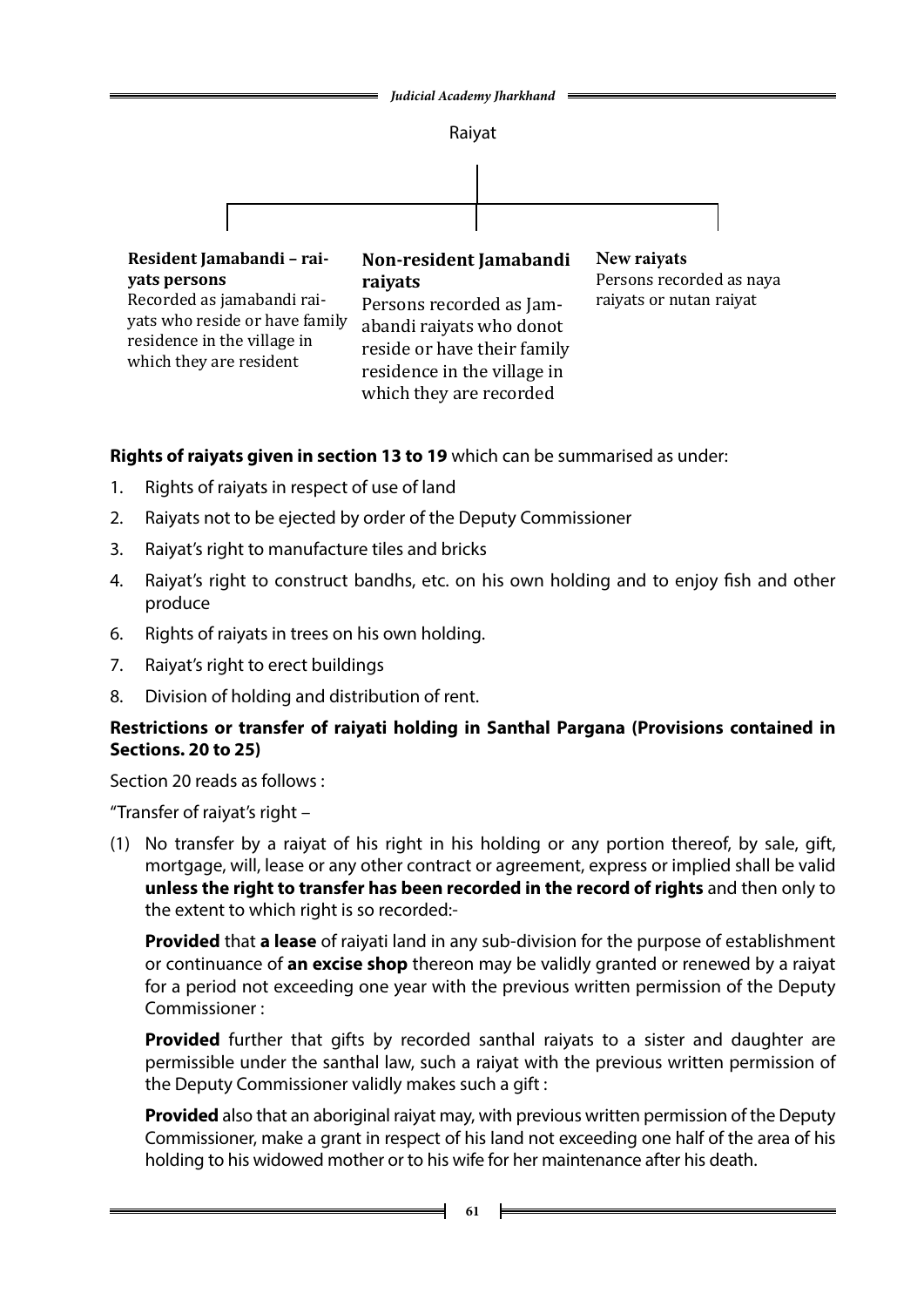Raiyat

| Resident Jamabandi – raiyats persons | Non-resident Jamabandi raiyats | New raiyats |
|---|---|---|
| Recorded as jamabandi raiyats who reside or have family residence in the village in which they are resident | Persons recorded as Jamabandi raiyats who donot reside or have their family residence in the village in which they are recorded | Persons recorded as naya raiyats or nutan raiyat |

**Rights of raiyats given in section 13 to 19** which can be summarised as under:

1. Rights of raiyats in respect of use of land
2. Raiyats not to be ejected by order of the Deputy Commissioner
3. Raiyat's right to manufacture tiles and bricks
4. Raiyat's right to construct bandhs, etc. on his own holding and to enjoy fish and other produce
6. Rights of raiyats in trees on his own holding.
7. Raiyat's right to erect buildings
8. Division of holding and distribution of rent.

**Restrictions or transfer of raiyati holding in Santhal Pargana (Provisions contained in Sections. 20 to 25)**

Section 20 reads as follows :

"Transfer of raiyat's right –

(1) No transfer by a raiyat of his right in his holding or any portion thereof, by sale, gift, mortgage, will, lease or any other contract or agreement, express or implied shall be valid **unless the right to transfer has been recorded in the record of rights** and then only to the extent to which right is so recorded:-

**Provided** that **a lease** of raiyati land in any sub-division for the purpose of establishment or continuance of **an excise shop** thereon may be validly granted or renewed by a raiyat for a period not exceeding one year with the previous written permission of the Deputy Commissioner :

**Provided** further that gifts by recorded santhal raiyats to a sister and daughter are permissible under the santhal law, such a raiyat with the previous written permission of the Deputy Commissioner validly makes such a gift :

**Provided** also that an aboriginal raiyat may, with previous written permission of the Deputy Commissioner, make a grant in respect of his land not exceeding one half of the area of his holding to his widowed mother or to his wife for her maintenance after his death.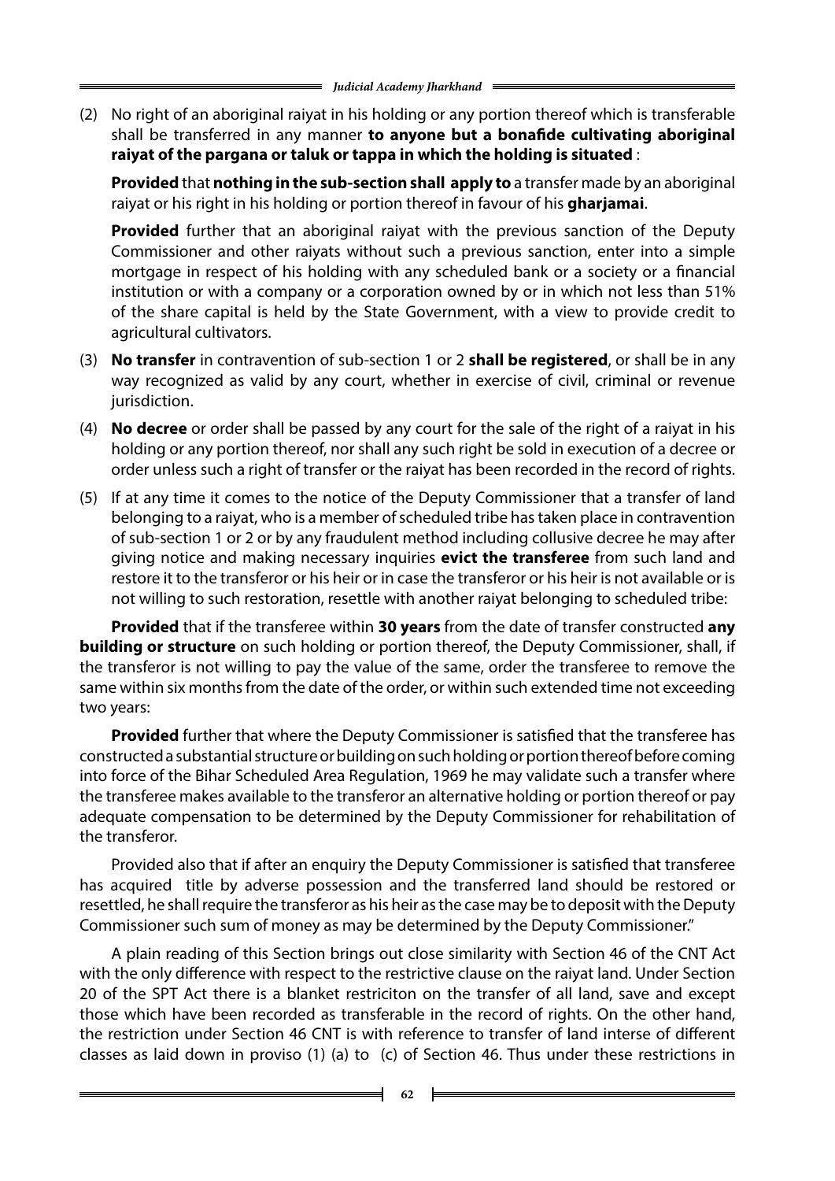(2) No right of an aboriginal raiyat in his holding or any portion thereof which is transferable shall be transferred in any manner **to anyone but a bonafide cultivating aboriginal raiyat of the pargana or taluk or tappa in which the holding is situated** :

**Provided** that **nothing in the sub-section shall apply to** a transfer made by an aboriginal raiyat or his right in his holding or portion thereof in favour of his **gharjamai**.

**Provided** further that an aboriginal raiyat with the previous sanction of the Deputy Commissioner and other raiyats without such a previous sanction, enter into a simple mortgage in respect of his holding with any scheduled bank or a society or a financial institution or with a company or a corporation owned by or in which not less than 51% of the share capital is held by the State Government, with a view to provide credit to agricultural cultivators.

(3) **No transfer** in contravention of sub-section 1 or 2 **shall be registered**, or shall be in any way recognized as valid by any court, whether in exercise of civil, criminal or revenue jurisdiction.

(4) **No decree** or order shall be passed by any court for the sale of the right of a raiyat in his holding or any portion thereof, nor shall any such right be sold in execution of a decree or order unless such a right of transfer or the raiyat has been recorded in the record of rights.

(5) If at any time it comes to the notice of the Deputy Commissioner that a transfer of land belonging to a raiyat, who is a member of scheduled tribe has taken place in contravention of sub-section 1 or 2 or by any fraudulent method including collusive decree he may after giving notice and making necessary inquiries **evict the transferee** from such land and restore it to the transferor or his heir or in case the transferor or his heir is not available or is not willing to such restoration, resettle with another raiyat belonging to scheduled tribe:

**Provided** that if the transferee within **30 years** from the date of transfer constructed **any building or structure** on such holding or portion thereof, the Deputy Commissioner, shall, if the transferor is not willing to pay the value of the same, order the transferee to remove the same within six months from the date of the order, or within such extended time not exceeding two years:

**Provided** further that where the Deputy Commissioner is satisfied that the transferee has constructed a substantial structure or building on such holding or portion thereof before coming into force of the Bihar Scheduled Area Regulation, 1969 he may validate such a transfer where the transferee makes available to the transferor an alternative holding or portion thereof or pay adequate compensation to be determined by the Deputy Commissioner for rehabilitation of the transferor.

Provided also that if after an enquiry the Deputy Commissioner is satisfied that transferee has acquired title by adverse possession and the transferred land should be restored or resettled, he shall require the transferor as his heir as the case may be to deposit with the Deputy Commissioner such sum of money as may be determined by the Deputy Commissioner."

A plain reading of this Section brings out close similarity with Section 46 of the CNT Act with the only difference with respect to the restrictive clause on the raiyat land. Under Section 20 of the SPT Act there is a blanket restriciton on the transfer of all land, save and except those which have been recorded as transferable in the record of rights. On the other hand, the restriction under Section 46 CNT is with reference to transfer of land interse of different classes as laid down in proviso (1) (a) to (c) of Section 46. Thus under these restrictions in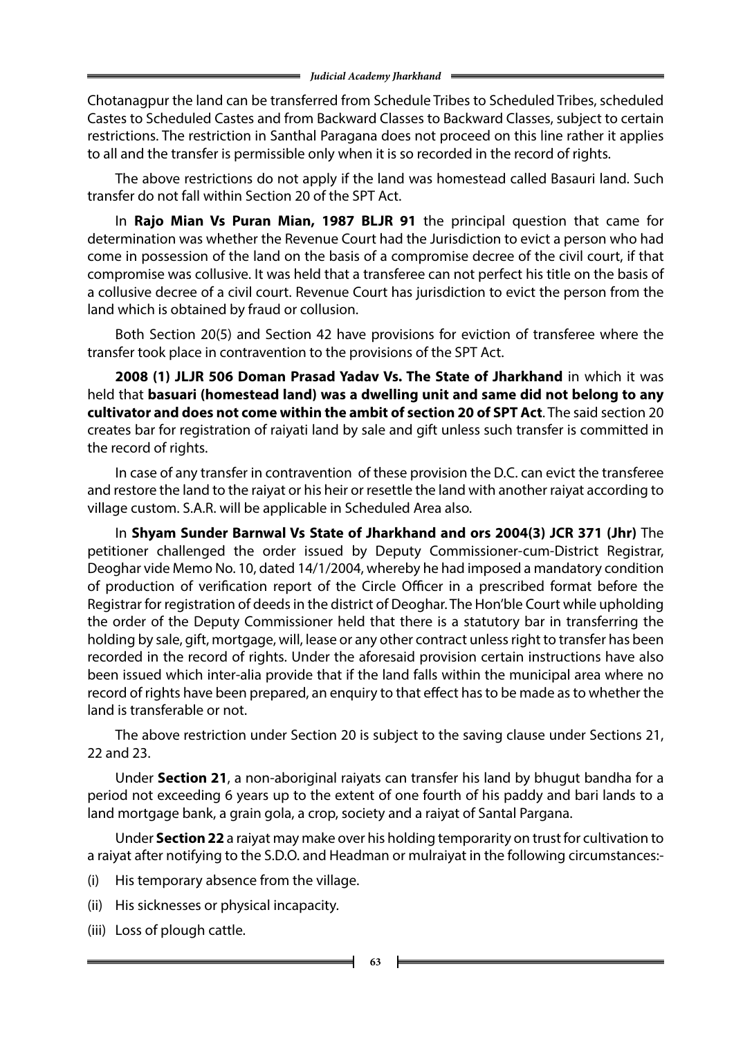Chotanagpur the land can be transferred from Schedule Tribes to Scheduled Tribes, scheduled Castes to Scheduled Castes and from Backward Classes to Backward Classes, subject to certain restrictions. The restriction in Santhal Paragana does not proceed on this line rather it applies to all and the transfer is permissible only when it is so recorded in the record of rights.

The above restrictions do not apply if the land was homestead called Basauri land. Such transfer do not fall within Section 20 of the SPT Act.

In **Rajo Mian Vs Puran Mian, 1987 BLJR 91** the principal question that came for determination was whether the Revenue Court had the Jurisdiction to evict a person who had come in possession of the land on the basis of a compromise decree of the civil court, if that compromise was collusive. It was held that a transferee can not perfect his title on the basis of a collusive decree of a civil court. Revenue Court has jurisdiction to evict the person from the land which is obtained by fraud or collusion.

Both Section 20(5) and Section 42 have provisions for eviction of transferee where the transfer took place in contravention to the provisions of the SPT Act.

**2008 (1) JLJR 506 Doman Prasad Yadav Vs. The State of Jharkhand** in which it was held that **basuari (homestead land) was a dwelling unit and same did not belong to any cultivator and does not come within the ambit of section 20 of SPT Act**. The said section 20 creates bar for registration of raiyati land by sale and gift unless such transfer is committed in the record of rights.

In case of any transfer in contravention of these provision the D.C. can evict the transferee and restore the land to the raiyat or his heir or resettle the land with another raiyat according to village custom. S.A.R. will be applicable in Scheduled Area also.

In **Shyam Sunder Barnwal Vs State of Jharkhand and ors 2004(3) JCR 371 (Jhr)** The petitioner challenged the order issued by Deputy Commissioner-cum-District Registrar, Deoghar vide Memo No. 10, dated 14/1/2004, whereby he had imposed a mandatory condition of production of verification report of the Circle Officer in a prescribed format before the Registrar for registration of deeds in the district of Deoghar. The Hon'ble Court while upholding the order of the Deputy Commissioner held that there is a statutory bar in transferring the holding by sale, gift, mortgage, will, lease or any other contract unless right to transfer has been recorded in the record of rights. Under the aforesaid provision certain instructions have also been issued which inter-alia provide that if the land falls within the municipal area where no record of rights have been prepared, an enquiry to that effect has to be made as to whether the land is transferable or not.

The above restriction under Section 20 is subject to the saving clause under Sections 21, 22 and 23.

Under **Section 21**, a non-aboriginal raiyats can transfer his land by bhugut bandha for a period not exceeding 6 years up to the extent of one fourth of his paddy and bari lands to a land mortgage bank, a grain gola, a crop, society and a raiyat of Santal Pargana.

Under **Section 22** a raiyat may make over his holding temporarity on trust for cultivation to a raiyat after notifying to the S.D.O. and Headman or mulraiyat in the following circumstances:-

(i) His temporary absence from the village.

(ii) His sicknesses or physical incapacity.

(iii) Loss of plough cattle.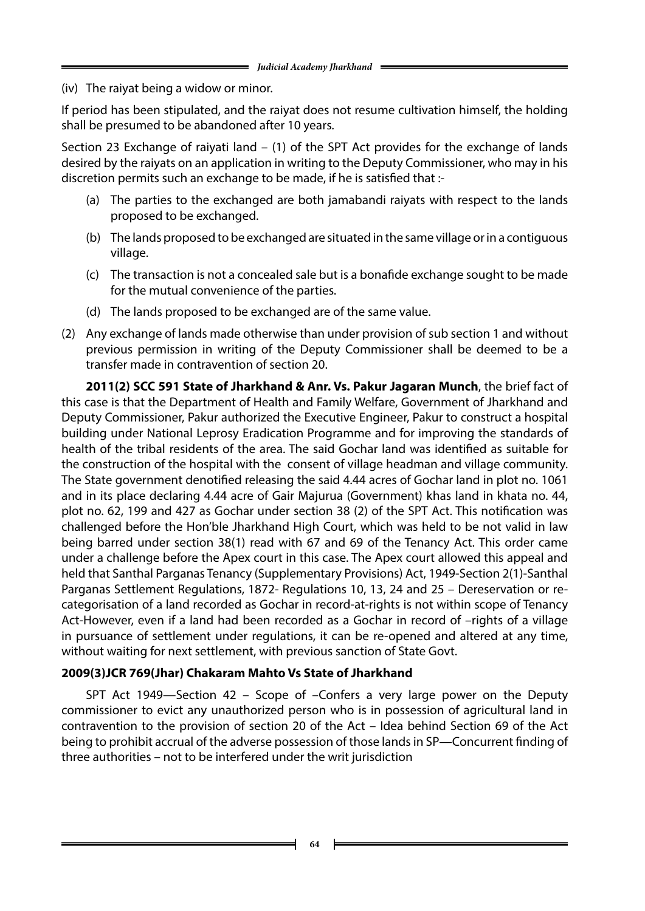(iv) The raiyat being a widow or minor.

If period has been stipulated, and the raiyat does not resume cultivation himself, the holding shall be presumed to be abandoned after 10 years.

Section 23 Exchange of raiyati land – (1) of the SPT Act provides for the exchange of lands desired by the raiyats on an application in writing to the Deputy Commissioner, who may in his discretion permits such an exchange to be made, if he is satisfied that :-

(a) The parties to the exchanged are both jamabandi raiyats with respect to the lands proposed to be exchanged.

(b) The lands proposed to be exchanged are situated in the same village or in a contiguous village.

(c) The transaction is not a concealed sale but is a bonafide exchange sought to be made for the mutual convenience of the parties.

(d) The lands proposed to be exchanged are of the same value.

(2) Any exchange of lands made otherwise than under provision of sub section 1 and without previous permission in writing of the Deputy Commissioner shall be deemed to be a transfer made in contravention of section 20.

**2011(2) SCC 591 State of Jharkhand & Anr. Vs. Pakur Jagaran Munch**, the brief fact of this case is that the Department of Health and Family Welfare, Government of Jharkhand and Deputy Commissioner, Pakur authorized the Executive Engineer, Pakur to construct a hospital building under National Leprosy Eradication Programme and for improving the standards of health of the tribal residents of the area. The said Gochar land was identified as suitable for the construction of the hospital with the consent of village headman and village community. The State government denotified releasing the said 4.44 acres of Gochar land in plot no. 1061 and in its place declaring 4.44 acre of Gair Majurua (Government) khas land in khata no. 44, plot no. 62, 199 and 427 as Gochar under section 38 (2) of the SPT Act. This notification was challenged before the Hon'ble Jharkhand High Court, which was held to be not valid in law being barred under section 38(1) read with 67 and 69 of the Tenancy Act. This order came under a challenge before the Apex court in this case. The Apex court allowed this appeal and held that Santhal Parganas Tenancy (Supplementary Provisions) Act, 1949-Section 2(1)-Santhal Parganas Settlement Regulations, 1872- Regulations 10, 13, 24 and 25 – Dereservation or re-categorisation of a land recorded as Gochar in record-at-rights is not within scope of Tenancy Act-However, even if a land had been recorded as a Gochar in record of –rights of a village in pursuance of settlement under regulations, it can be re-opened and altered at any time, without waiting for next settlement, with previous sanction of State Govt.

**2009(3)JCR 769(Jhar) Chakaram Mahto Vs State of Jharkhand**

SPT Act 1949—Section 42 – Scope of –Confers a very large power on the Deputy commissioner to evict any unauthorized person who is in possession of agricultural land in contravention to the provision of section 20 of the Act – Idea behind Section 69 of the Act being to prohibit accrual of the adverse possession of those lands in SP—Concurrent finding of three authorities – not to be interfered under the writ jurisdiction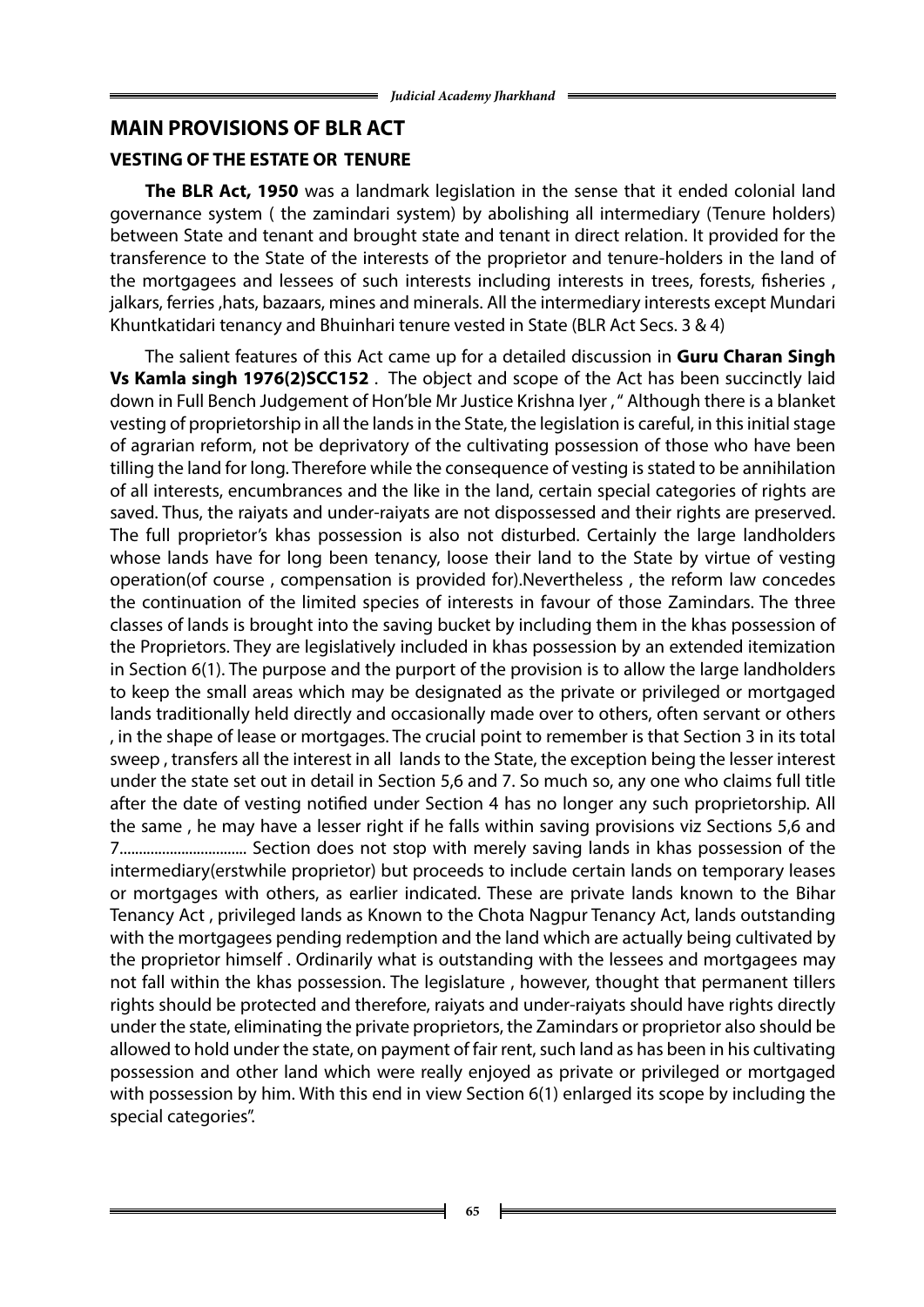## MAIN PROVISIONS OF BLR ACT

### VESTING OF THE ESTATE OR TENURE

**The BLR Act, 1950** was a landmark legislation in the sense that it ended colonial land governance system ( the zamindari system) by abolishing all intermediary (Tenure holders) between State and tenant and brought state and tenant in direct relation. It provided for the transference to the State of the interests of the proprietor and tenure-holders in the land of the mortgagees and lessees of such interests including interests in trees, forests, fisheries , jalkars, ferries ,hats, bazaars, mines and minerals. All the intermediary interests except Mundari Khuntkatidari tenancy and Bhuinhari tenure vested in State (BLR Act Secs. 3 & 4)

The salient features of this Act came up for a detailed discussion in **Guru Charan Singh Vs Kamla singh 1976(2)SCC152** . The object and scope of the Act has been succinctly laid down in Full Bench Judgement of Hon'ble Mr Justice Krishna Iyer , " Although there is a blanket vesting of proprietorship in all the lands in the State, the legislation is careful, in this initial stage of agrarian reform, not be depriyatory of the cultivating possession of those who have been tilling the land for long. Therefore while the consequence of vesting is stated to be annihilation of all interests, encumbrances and the like in the land, certain special categories of rights are saved. Thus, the raiyats and under-raiyats are not dispossessed and their rights are preserved. The full proprietor's khas possession is also not disturbed. Certainly the large landholders whose lands have for long been tenancy, loose their land to the State by virtue of vesting operation(of course , compensation is provided for).Nevertheless , the reform law concedes the continuation of the limited species of interests in favour of those Zamindars. The three classes of lands is brought into the saving bucket by including them in the khas possession of the Proprietors. They are legislatively included in khas possession by an extended itemization in Section 6(1). The purpose and the purport of the provision is to allow the large landholders to keep the small areas which may be designated as the private or privileged or mortgaged lands traditionally held directly and occasionally made over to others, often servant or others , in the shape of lease or mortgages. The crucial point to remember is that Section 3 in its total sweep , transfers all the interest in all lands to the State, the exception being the lesser interest under the state set out in detail in Section 5,6 and 7. So much so, any one who claims full title after the date of vesting notified under Section 4 has no longer any such proprietorship. All the same , he may have a lesser right if he falls within saving provisions viz Sections 5,6 and 7................................ Section does not stop with merely saving lands in khas possession of the intermediary(erstwhile proprietor) but proceeds to include certain lands on temporary leases or mortgages with others, as earlier indicated. These are private lands known to the Bihar Tenancy Act , privileged lands as Known to the Chota Nagpur Tenancy Act, lands outstanding with the mortgagees pending redemption and the land which are actually being cultivated by the proprietor himself . Ordinarily what is outstanding with the lessees and mortgagees may not fall within the khas possession. The legislature , however, thought that permanent tillers rights should be protected and therefore, raiyats and under-raiyats should have rights directly under the state, eliminating the private proprietors, the Zamindars or proprietor also should be allowed to hold under the state, on payment of fair rent, such land as has been in his cultivating possession and other land which were really enjoyed as private or privileged or mortgaged with possession by him. With this end in view Section 6(1) enlarged its scope by including the special categories".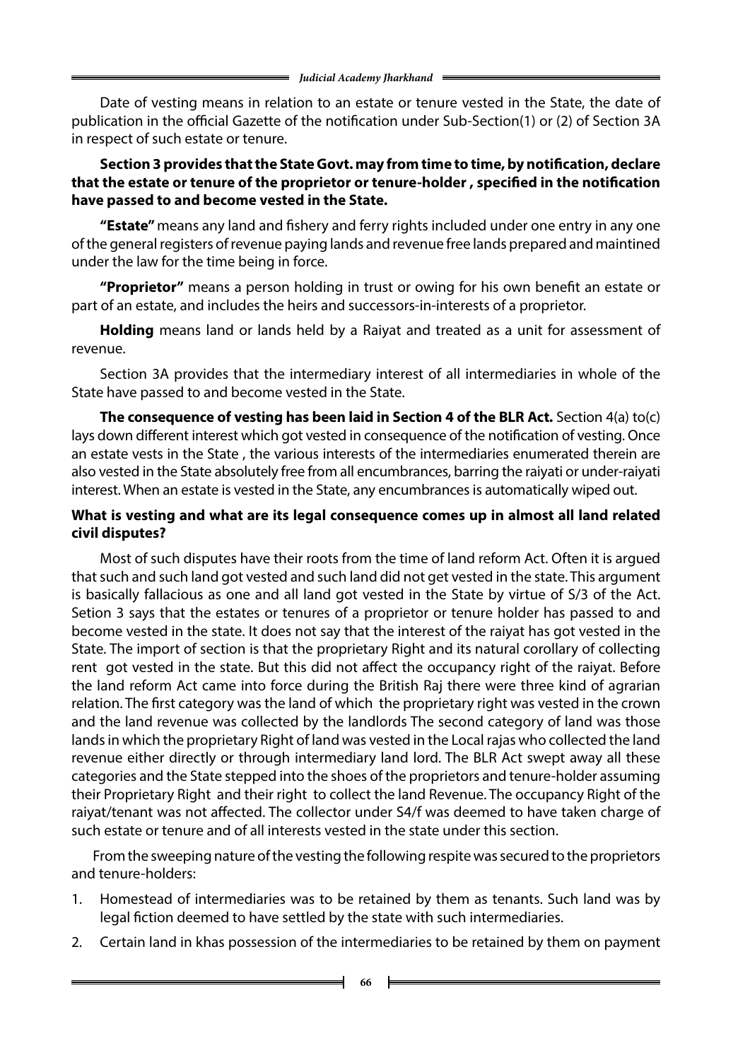Date of vesting means in relation to an estate or tenure vested in the State, the date of publication in the official Gazette of the notification under Sub-Section(1) or (2) of Section 3A in respect of such estate or tenure.

**Section 3 provides that the State Govt. may from time to time, by notification, declare that the estate or tenure of the proprietor or tenure-holder , specified in the notification have passed to and become vested in the State.**

**"Estate"** means any land and fishery and ferry rights included under one entry in any one of the general registers of revenue paying lands and revenue free lands prepared and maintined under the law for the time being in force.

**"Proprietor"** means a person holding in trust or owing for his own benefit an estate or part of an estate, and includes the heirs and successors-in-interests of a proprietor.

**Holding** means land or lands held by a Raiyat and treated as a unit for assessment of revenue.

Section 3A provides that the intermediary interest of all intermediaries in whole of the State have passed to and become vested in the State.

**The consequence of vesting has been laid in Section 4 of the BLR Act.** Section 4(a) to(c) lays down different interest which got vested in consequence of the notification of vesting. Once an estate vests in the State , the various interests of the intermediaries enumerated therein are also vested in the State absolutely free from all encumbrances, barring the raiyati or under-raiyati interest. When an estate is vested in the State, any encumbrances is automatically wiped out.

**What is vesting and what are its legal consequence comes up in almost all land related civil disputes?**

Most of such disputes have their roots from the time of land reform Act. Often it is argued that such and such land got vested and such land did not get vested in the state. This argument is basically fallacious as one and all land got vested in the State by virtue of S/3 of the Act. Setion 3 says that the estates or tenures of a proprietor or tenure holder has passed to and become vested in the state. It does not say that the interest of the raiyat has got vested in the State. The import of section is that the proprietary Right and its natural corollary of collecting rent got vested in the state. But this did not affect the occupancy right of the raiyat. Before the land reform Act came into force during the British Raj there were three kind of agrarian relation. The first category was the land of which the proprietary right was vested in the crown and the land revenue was collected by the landlords The second category of land was those lands in which the proprietary Right of land was vested in the Local rajas who collected the land revenue either directly or through intermediary land lord. The BLR Act swept away all these categories and the State stepped into the shoes of the proprietors and tenure-holder assuming their Proprietary Right and their right to collect the land Revenue. The occupancy Right of the raiyat/tenant was not affected. The collector under S4/f was deemed to have taken charge of such estate or tenure and of all interests vested in the state under this section.

From the sweeping nature of the vesting the following respite was secured to the proprietors and tenure-holders:

1. Homestead of intermediaries was to be retained by them as tenants. Such land was by legal fiction deemed to have settled by the state with such intermediaries.
2. Certain land in khas possession of the intermediaries to be retained by them on payment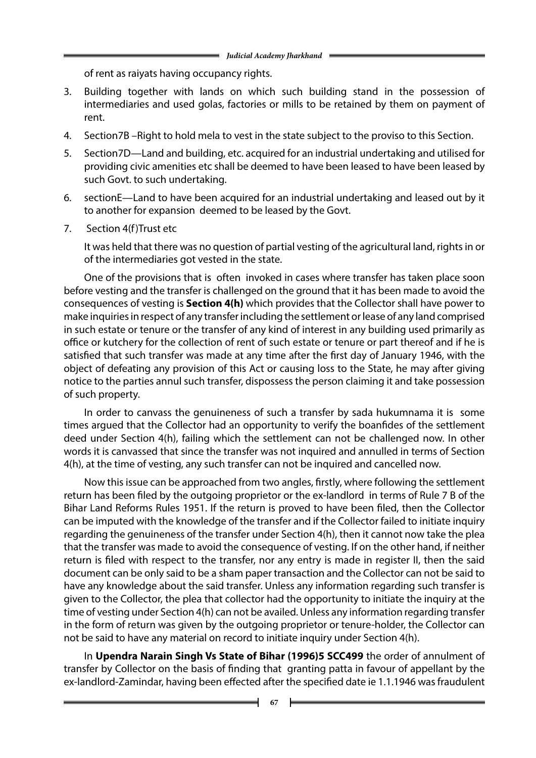of rent as raiyats having occupancy rights.

3. Building together with lands on which such building stand in the possession of intermediaries and used golas, factories or mills to be retained by them on payment of rent.
4. Section7B –Right to hold mela to vest in the state subject to the proviso to this Section.
5. Section7D—Land and building, etc. acquired for an industrial undertaking and utilised for providing civic amenities etc shall be deemed to have been leased to have been leased by such Govt. to such undertaking.
6. sectionE—Land to have been acquired for an industrial undertaking and leased out by it to another for expansion deemed to be leased by the Govt.
7. Section 4(f)Trust etc

   It was held that there was no question of partial vesting of the agricultural land, rights in or of the intermediaries got vested in the state.

One of the provisions that is often invoked in cases where transfer has taken place soon before vesting and the transfer is challenged on the ground that it has been made to avoid the consequences of vesting is **Section 4(h)** which provides that the Collector shall have power to make inquiries in respect of any transfer including the settlement or lease of any land comprised in such estate or tenure or the transfer of any kind of interest in any building used primarily as office or kutchery for the collection of rent of such estate or tenure or part thereof and if he is satisfied that such transfer was made at any time after the first day of January 1946, with the object of defeating any provision of this Act or causing loss to the State, he may after giving notice to the parties annul such transfer, dispossess the person claiming it and take possession of such property.

In order to canvass the genuineness of such a transfer by sada hukumnama it is some times argued that the Collector had an opportunity to verify the boanfides of the settlement deed under Section 4(h), failing which the settlement can not be challenged now. In other words it is canvassed that since the transfer was not inquired and annulled in terms of Section 4(h), at the time of vesting, any such transfer can not be inquired and cancelled now.

Now this issue can be approached from two angles, firstly, where following the settlement return has been filed by the outgoing proprietor or the ex-landlord in terms of Rule 7 B of the Bihar Land Reforms Rules 1951. If the return is proved to have been filed, then the Collector can be imputed with the knowledge of the transfer and if the Collector failed to initiate inquiry regarding the genuineness of the transfer under Section 4(h), then it cannot now take the plea that the transfer was made to avoid the consequence of vesting. If on the other hand, if neither return is filed with respect to the transfer, nor any entry is made in register II, then the said document can be only said to be a sham paper transaction and the Collector can not be said to have any knowledge about the said transfer. Unless any information regarding such transfer is given to the Collector, the plea that collector had the opportunity to initiate the inquiry at the time of vesting under Section 4(h) can not be availed. Unless any information regarding transfer in the form of return was given by the outgoing proprietor or tenure-holder, the Collector can not be said to have any material on record to initiate inquiry under Section 4(h).

In **Upendra Narain Singh Vs State of Bihar (1996)5 SCC499** the order of annulment of transfer by Collector on the basis of finding that granting patta in favour of appellant by the ex-landlord-Zamindar, having been effected after the specified date ie 1.1.1946 was fraudulent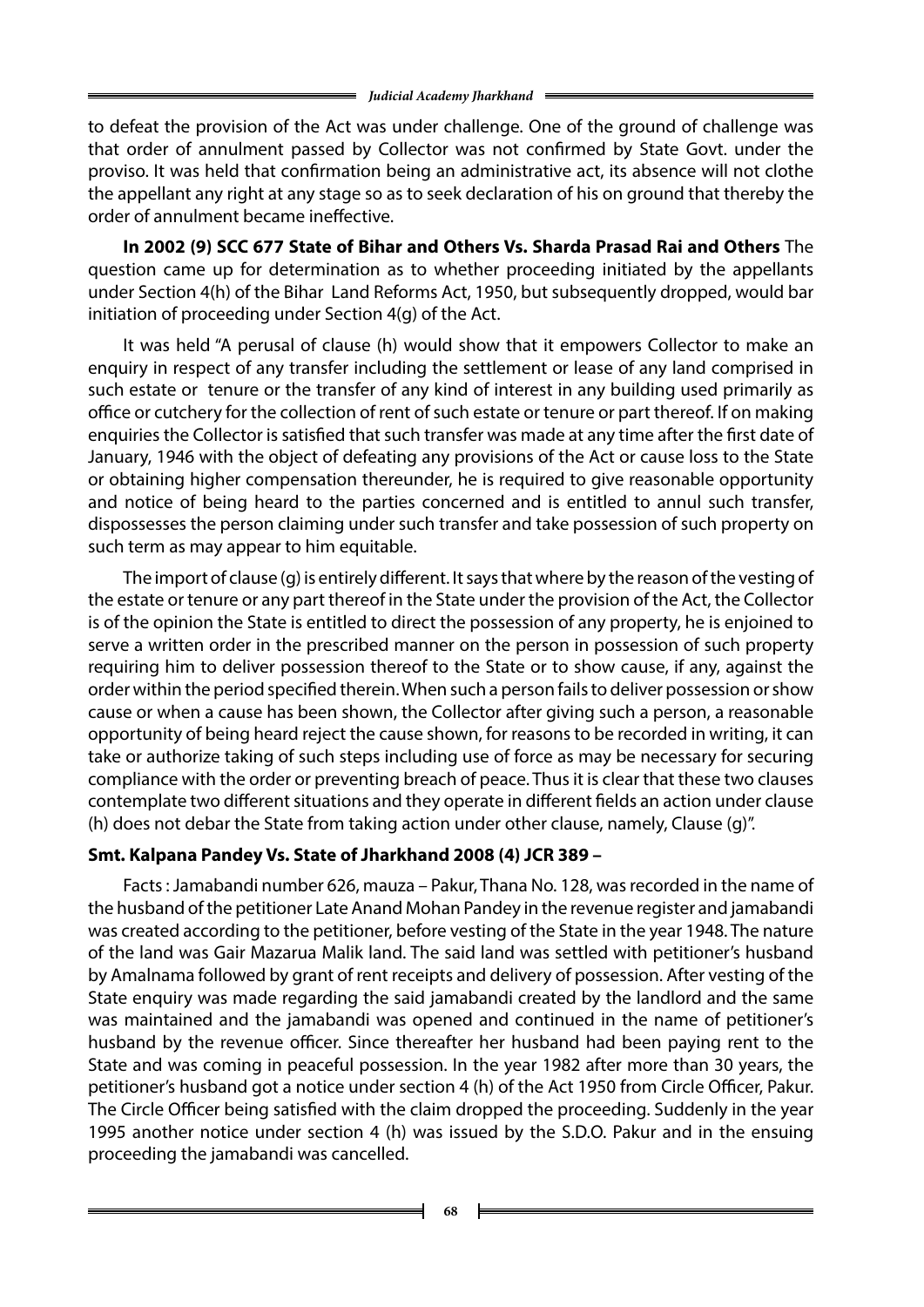to defeat the provision of the Act was under challenge. One of the ground of challenge was that order of annulment passed by Collector was not confirmed by State Govt. under the proviso. It was held that confirmation being an administrative act, its absence will not clothe the appellant any right at any stage so as to seek declaration of his on ground that thereby the order of annulment became ineffective.

**In 2002 (9) SCC 677 State of Bihar and Others Vs. Sharda Prasad Rai and Others** The question came up for determination as to whether proceeding initiated by the appellants under Section 4(h) of the Bihar Land Reforms Act, 1950, but subsequently dropped, would bar initiation of proceeding under Section 4(g) of the Act.

It was held "A perusal of clause (h) would show that it empowers Collector to make an enquiry in respect of any transfer including the settlement or lease of any land comprised in such estate or tenure or the transfer of any kind of interest in any building used primarily as office or cutchery for the collection of rent of such estate or tenure or part thereof. If on making enquiries the Collector is satisfied that such transfer was made at any time after the first date of January, 1946 with the object of defeating any provisions of the Act or cause loss to the State or obtaining higher compensation thereunder, he is required to give reasonable opportunity and notice of being heard to the parties concerned and is entitled to annul such transfer, dispossesses the person claiming under such transfer and take possession of such property on such term as may appear to him equitable.

The import of clause (g) is entirely different. It says that where by the reason of the vesting of the estate or tenure or any part thereof in the State under the provision of the Act, the Collector is of the opinion the State is entitled to direct the possession of any property, he is enjoined to serve a written order in the prescribed manner on the person in possession of such property requiring him to deliver possession thereof to the State or to show cause, if any, against the order within the period specified therein. When such a person fails to deliver possession or show cause or when a cause has been shown, the Collector after giving such a person, a reasonable opportunity of being heard reject the cause shown, for reasons to be recorded in writing, it can take or authorize taking of such steps including use of force as may be necessary for securing compliance with the order or preventing breach of peace. Thus it is clear that these two clauses contemplate two different situations and they operate in different fields an action under clause (h) does not debar the State from taking action under other clause, namely, Clause (g)".

**Smt. Kalpana Pandey Vs. State of Jharkhand 2008 (4) JCR 389 –**

Facts : Jamabandi number 626, mauza – Pakur, Thana No. 128, was recorded in the name of the husband of the petitioner Late Anand Mohan Pandey in the revenue register and jamabandi was created according to the petitioner, before vesting of the State in the year 1948. The nature of the land was Gair Mazarua Malik land. The said land was settled with petitioner's husband by Amalnama followed by grant of rent receipts and delivery of possession. After vesting of the State enquiry was made regarding the said jamabandi created by the landlord and the same was maintained and the jamabandi was opened and continued in the name of petitioner's husband by the revenue officer. Since thereafter her husband had been paying rent to the State and was coming in peaceful possession. In the year 1982 after more than 30 years, the petitioner's husband got a notice under section 4 (h) of the Act 1950 from Circle Officer, Pakur. The Circle Officer being satisfied with the claim dropped the proceeding. Suddenly in the year 1995 another notice under section 4 (h) was issued by the S.D.O. Pakur and in the ensuing proceeding the jamabandi was cancelled.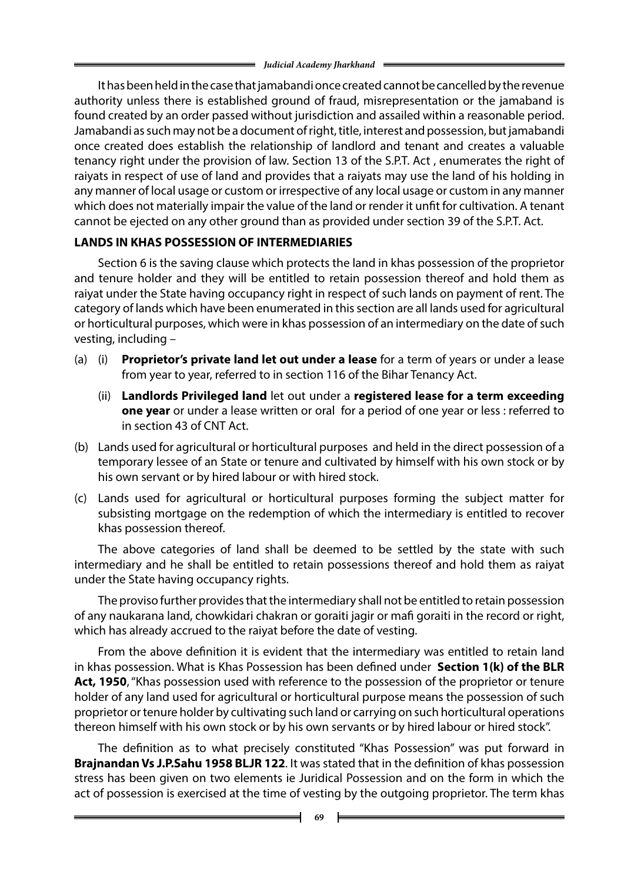It has been held in the case that jamabandi once created cannot be cancelled by the revenue authority unless there is established ground of fraud, misrepresentation or the jamaband is found created by an order passed without jurisdiction and assailed within a reasonable period. Jamabandi as such may not be a document of right, title, interest and possession, but jamabandi once created does establish the relationship of landlord and tenant and creates a valuable tenancy right under the provision of law. Section 13 of the S.P.T. Act , enumerates the right of raiyats in respect of use of land and provides that a raiyats may use the land of his holding in any manner of local usage or custom or irrespective of any local usage or custom in any manner which does not materially impair the value of the land or render it unfit for cultivation. A tenant cannot be ejected on any other ground than as provided under section 39 of the S.P.T. Act.

**LANDS IN KHAS POSSESSION OF INTERMEDIARIES**

Section 6 is the saving clause which protects the land in khas possession of the proprietor and tenure holder and they will be entitled to retain possession thereof and hold them as raiyat under the State having occupancy right in respect of such lands on payment of rent. The category of lands which have been enumerated in this section are all lands used for agricultural or horticultural purposes, which were in khas possession of an intermediary on the date of such vesting, including –

(a) (i) **Proprietor's private land let out under a lease** for a term of years or under a lease from year to year, referred to in section 116 of the Bihar Tenancy Act.

(ii) **Landlords Privileged land** let out under a **registered lease for a term exceeding one year** or under a lease written or oral for a period of one year or less : referred to in section 43 of CNT Act.

(b) Lands used for agricultural or horticultural purposes and held in the direct possession of a temporary lessee of an State or tenure and cultivated by himself with his own stock or by his own servant or by hired labour or with hired stock.

(c) Lands used for agricultural or horticultural purposes forming the subject matter for subsisting mortgage on the redemption of which the intermediary is entitled to recover khas possession thereof.

The above categories of land shall be deemed to be settled by the state with such intermediary and he shall be entitled to retain possessions thereof and hold them as raiyat under the State having occupancy rights.

The proviso further provides that the intermediary shall not be entitled to retain possession of any naukarana land, chowkidari chakran or goraiti jagir or mafi goraiti in the record or right, which has already accrued to the raiyat before the date of vesting.

From the above definition it is evident that the intermediary was entitled to retain land in khas possession. What is Khas Possession has been defined under **Section 1(k) of the BLR Act, 1950**, "Khas possession used with reference to the possession of the proprietor or tenure holder of any land used for agricultural or horticultural purpose means the possession of such proprietor or tenure holder by cultivating such land or carrying on such horticultural operations thereon himself with his own stock or by his own servants or by hired labour or hired stock".

The definition as to what precisely constituted "Khas Possession" was put forward in **Brajnandan Vs J.P.Sahu 1958 BLJR 122**. It was stated that in the definition of khas possession stress has been given on two elements ie Juridical Possession and on the form in which the act of possession is exercised at the time of vesting by the outgoing proprietor. The term khas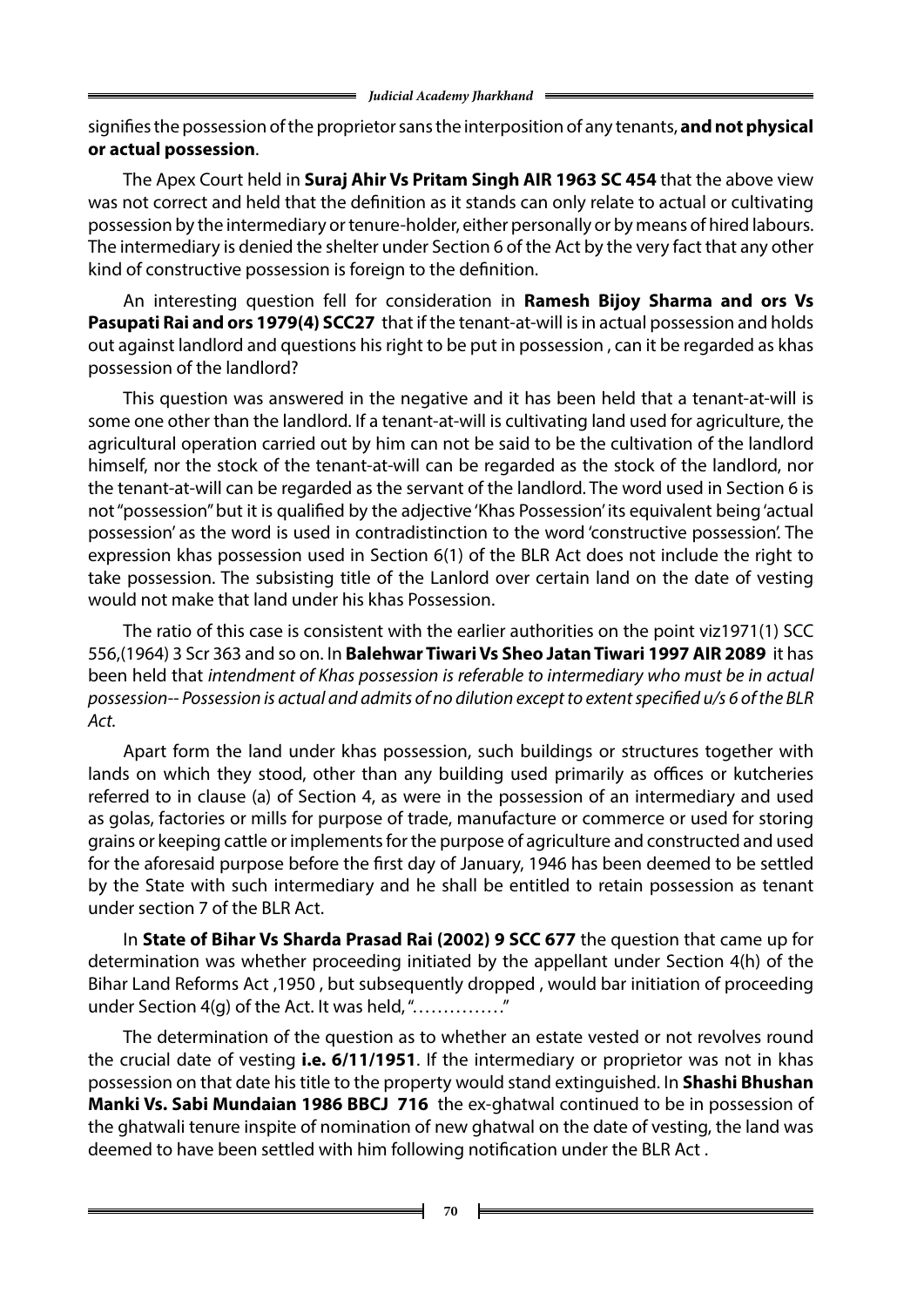signifies the possession of the proprietor sans the interposition of any tenants, **and not physical or actual possession**.

The Apex Court held in **Suraj Ahir Vs Pritam Singh AIR 1963 SC 454** that the above view was not correct and held that the definition as it stands can only relate to actual or cultivating possession by the intermediary or tenure-holder, either personally or by means of hired labours. The intermediary is denied the shelter under Section 6 of the Act by the very fact that any other kind of constructive possession is foreign to the definition.

An interesting question fell for consideration in **Ramesh Bijoy Sharma and ors Vs Pasupati Rai and ors 1979(4) SCC27** that if the tenant-at-will is in actual possession and holds out against landlord and questions his right to be put in possession , can it be regarded as khas possession of the landlord?

This question was answered in the negative and it has been held that a tenant-at-will is some one other than the landlord. If a tenant-at-will is cultivating land used for agriculture, the agricultural operation carried out by him can not be said to be the cultivation of the landlord himself, nor the stock of the tenant-at-will can be regarded as the stock of the landlord, nor the tenant-at-will can be regarded as the servant of the landlord. The word used in Section 6 is not "possession" but it is qualified by the adjective 'Khas Possession' its equivalent being 'actual possession' as the word is used in contradistinction to the word 'constructive possession'. The expression khas possession used in Section 6(1) of the BLR Act does not include the right to take possession. The subsisting title of the Lanlord over certain land on the date of vesting would not make that land under his khas Possession.

The ratio of this case is consistent with the earlier authorities on the point viz1971(1) SCC 556,(1964) 3 Scr 363 and so on. In **Balehwar Tiwari Vs Sheo Jatan Tiwari 1997 AIR 2089** it has been held that *intendment of Khas possession is referable to intermediary who must be in actual possession-- Possession is actual and admits of no dilution except to extent specified u/s 6 of the BLR Act*.

Apart form the land under khas possession, such buildings or structures together with lands on which they stood, other than any building used primarily as offices or kutcheries referred to in clause (a) of Section 4, as were in the possession of an intermediary and used as golas, factories or mills for purpose of trade, manufacture or commerce or used for storing grains or keeping cattle or implements for the purpose of agriculture and constructed and used for the aforesaid purpose before the first day of January, 1946 has been deemed to be settled by the State with such intermediary and he shall be entitled to retain possession as tenant under section 7 of the BLR Act.

In **State of Bihar Vs Sharda Prasad Rai (2002) 9 SCC 677** the question that came up for determination was whether proceeding initiated by the appellant under Section 4(h) of the Bihar Land Reforms Act ,1950 , but subsequently dropped , would bar initiation of proceeding under Section 4(g) of the Act. It was held, "……………"

The determination of the question as to whether an estate vested or not revolves round the crucial date of vesting **i.e. 6/11/1951**. If the intermediary or proprietor was not in khas possession on that date his title to the property would stand extinguished. In **Shashi Bhushan Manki Vs. Sabi Mundaian 1986 BBCJ 716** the ex-ghatwal continued to be in possession of the ghatwali tenure inspite of nomination of new ghatwal on the date of vesting, the land was deemed to have been settled with him following notification under the BLR Act .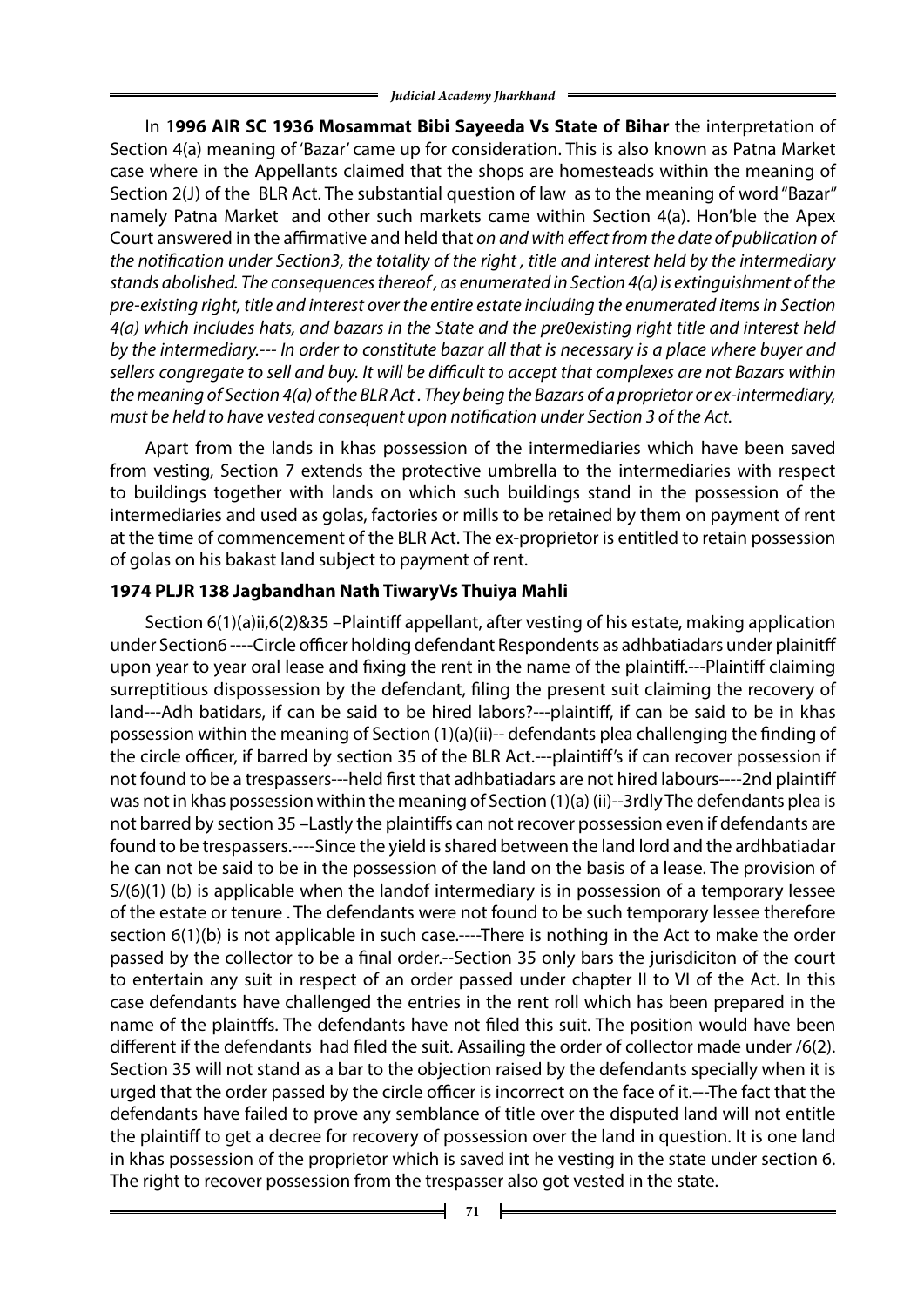In 1**996 AIR SC 1936 Mosammat Bibi Sayeeda Vs State of Bihar** the interpretation of Section 4(a) meaning of 'Bazar' came up for consideration. This is also known as Patna Market case where in the Appellants claimed that the shops are homesteads within the meaning of Section 2(J) of the BLR Act. The substantial question of law as to the meaning of word "Bazar" namely Patna Market and other such markets came within Section 4(a). Hon'ble the Apex Court answered in the affirmative and held that *on and with effect from the date of publication of the notification under Section3, the totality of the right , title and interest held by the intermediary stands abolished. The consequences thereof , as enumerated in Section 4(a) is extinguishment of the pre-existing right, title and interest over the entire estate including the enumerated items in Section 4(a) which includes hats, and bazars in the State and the pre0existing right title and interest held by the intermediary.--- In order to constitute bazar all that is necessary is a place where buyer and sellers congregate to sell and buy. It will be difficult to accept that complexes are not Bazars within the meaning of Section 4(a) of the BLR Act . They being the Bazars of a proprietor or ex-intermediary, must be held to have vested consequent upon notification under Section 3 of the Act.*

Apart from the lands in khas possession of the intermediaries which have been saved from vesting, Section 7 extends the protective umbrella to the intermediaries with respect to buildings together with lands on which such buildings stand in the possession of the intermediaries and used as golas, factories or mills to be retained by them on payment of rent at the time of commencement of the BLR Act. The ex-proprietor is entitled to retain possession of golas on his bakast land subject to payment of rent.

**1974 PLJR 138 Jagbandhan Nath TiwaryVs Thuiya Mahli**

Section 6(1)(a)ii,6(2)&35 –Plaintiff appellant, after vesting of his estate, making application under Section6 ----Circle officer holding defendant Respondents as adhbatiadars under plainitff upon year to year oral lease and fixing the rent in the name of the plaintiff.---Plaintiff claiming surreptitious dispossession by the defendant, filing the present suit claiming the recovery of land---Adh batidars, if can be said to be hired labors?---plaintiff, if can be said to be in khas possession within the meaning of Section (1)(a)(ii)-- defendants plea challenging the finding of the circle officer, if barred by section 35 of the BLR Act.---plaintiff's if can recover possession if not found to be a trespassers---held first that adhbatiadars are not hired labours----2nd plaintiff was not in khas possession within the meaning of Section (1)(a) (ii)--3rdly The defendants plea is not barred by section 35 –Lastly the plaintiffs can not recover possession even if defendants are found to be trespassers.----Since the yield is shared between the land lord and the ardhbatiadar he can not be said to be in the possession of the land on the basis of a lease. The provision of S/(6)(1) (b) is applicable when the landof intermediary is in possession of a temporary lessee of the estate or tenure . The defendants were not found to be such temporary lessee therefore section 6(1)(b) is not applicable in such case.----There is nothing in the Act to make the order passed by the collector to be a final order.--Section 35 only bars the jurisdiciton of the court to entertain any suit in respect of an order passed under chapter II to VI of the Act. In this case defendants have challenged the entries in the rent roll which has been prepared in the name of the plaintffs. The defendants have not filed this suit. The position would have been different if the defendants had filed the suit. Assailing the order of collector made under /6(2). Section 35 will not stand as a bar to the objection raised by the defendants specially when it is urged that the order passed by the circle officer is incorrect on the face of it.---The fact that the defendants have failed to prove any semblance of title over the disputed land will not entitle the plaintiff to get a decree for recovery of possession over the land in question. It is one land in khas possession of the proprietor which is saved int he vesting in the state under section 6. The right to recover possession from the trespasser also got vested in the state.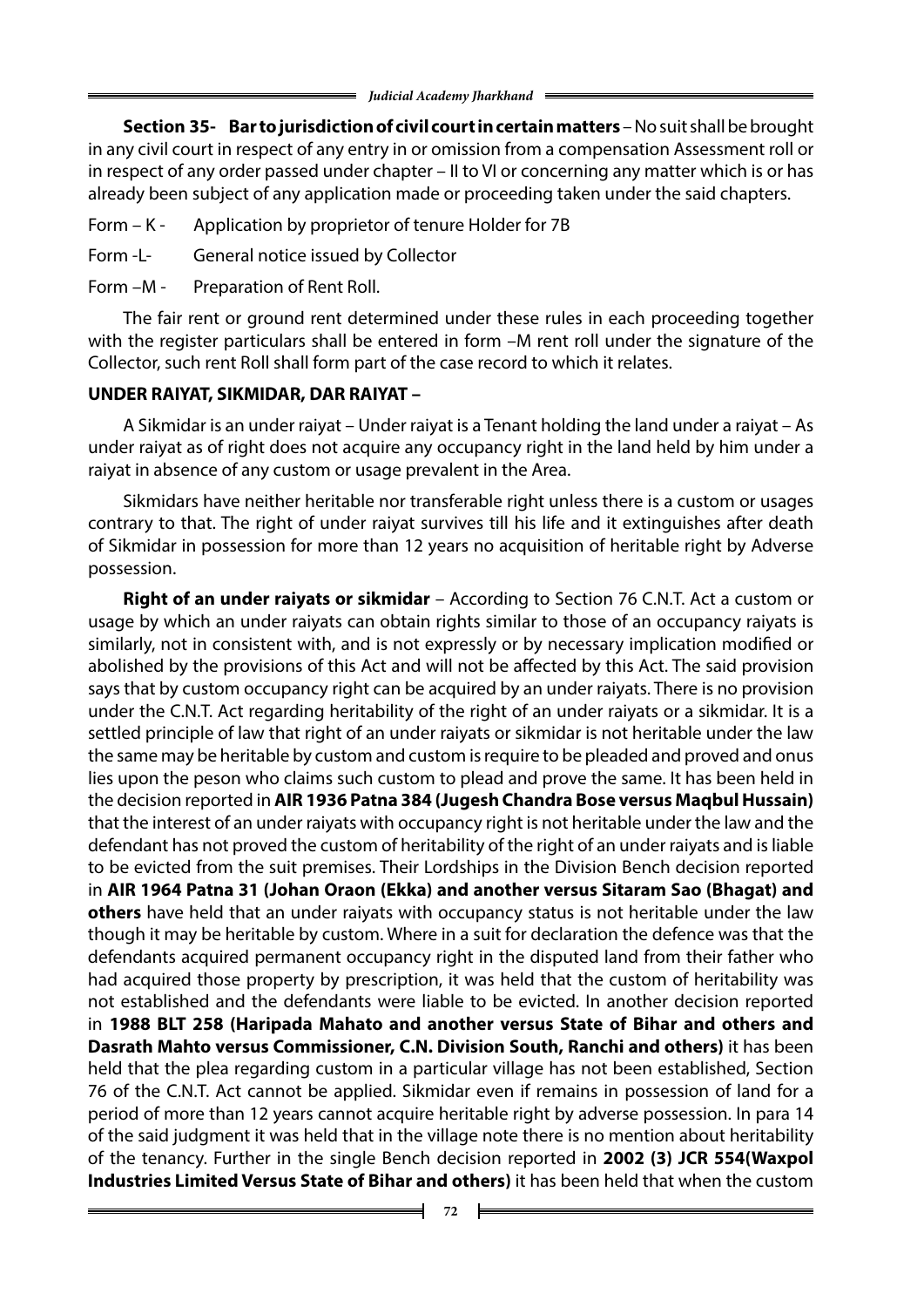**Section 35- Bar to jurisdiction of civil court in certain matters** – No suit shall be brought in any civil court in respect of any entry in or omission from a compensation Assessment roll or in respect of any order passed under chapter – II to VI or concerning any matter which is or has already been subject of any application made or proceeding taken under the said chapters.

Form – K - Application by proprietor of tenure Holder for 7B

Form -L- General notice issued by Collector

Form –M - Preparation of Rent Roll.

The fair rent or ground rent determined under these rules in each proceeding together with the register particulars shall be entered in form –M rent roll under the signature of the Collector, such rent Roll shall form part of the case record to which it relates.

**UNDER RAIYAT, SIKMIDAR, DAR RAIYAT –**

A Sikmidar is an under raiyat – Under raiyat is a Tenant holding the land under a raiyat – As under raiyat as of right does not acquire any occupancy right in the land held by him under a raiyat in absence of any custom or usage prevalent in the Area.

Sikmidars have neither heritable nor transferable right unless there is a custom or usages contrary to that. The right of under raiyat survives till his life and it extinguishes after death of Sikmidar in possession for more than 12 years no acquisition of heritable right by Adverse possession.

**Right of an under raiyats or sikmidar** – According to Section 76 C.N.T. Act a custom or usage by which an under raiyats can obtain rights similar to those of an occupancy raiyats is similarly, not in consistent with, and is not expressly or by necessary implication modified or abolished by the provisions of this Act and will not be affected by this Act. The said provision says that by custom occupancy right can be acquired by an under raiyats. There is no provision under the C.N.T. Act regarding heritability of the right of an under raiyats or a sikmidar. It is a settled principle of law that right of an under raiyats or sikmidar is not heritable under the law the same may be heritable by custom and custom is require to be pleaded and proved and onus lies upon the peson who claims such custom to plead and prove the same. It has been held in the decision reported in **AIR 1936 Patna 384 (Jugesh Chandra Bose versus Maqbul Hussain)** that the interest of an under raiyats with occupancy right is not heritable under the law and the defendant has not proved the custom of heritability of the right of an under raiyats and is liable to be evicted from the suit premises. Their Lordships in the Division Bench decision reported in **AIR 1964 Patna 31 (Johan Oraon (Ekka) and another versus Sitaram Sao (Bhagat) and others** have held that an under raiyats with occupancy status is not heritable under the law though it may be heritable by custom. Where in a suit for declaration the defence was that the defendants acquired permanent occupancy right in the disputed land from their father who had acquired those property by prescription, it was held that the custom of heritability was not established and the defendants were liable to be evicted. In another decision reported in **1988 BLT 258 (Haripada Mahato and another versus State of Bihar and others and Dasrath Mahto versus Commissioner, C.N. Division South, Ranchi and others)** it has been held that the plea regarding custom in a particular village has not been established, Section 76 of the C.N.T. Act cannot be applied. Sikmidar even if remains in possession of land for a period of more than 12 years cannot acquire heritable right by adverse possession. In para 14 of the said judgment it was held that in the village note there is no mention about heritability of the tenancy. Further in the single Bench decision reported in **2002 (3) JCR 554(Waxpol Industries Limited Versus State of Bihar and others)** it has been held that when the custom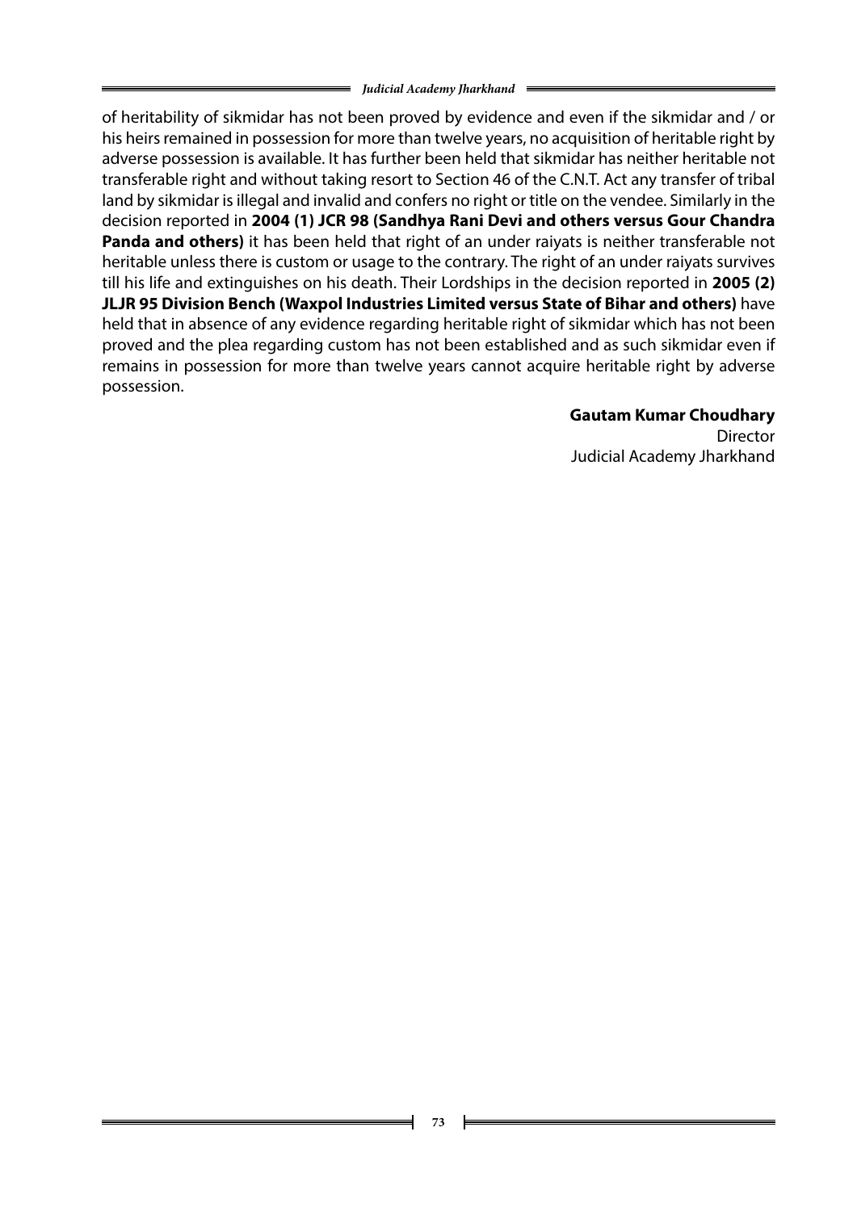of heritability of sikmidar has not been proved by evidence and even if the sikmidar and / or his heirs remained in possession for more than twelve years, no acquisition of heritable right by adverse possession is available. It has further been held that sikmidar has neither heritable not transferable right and without taking resort to Section 46 of the C.N.T. Act any transfer of tribal land by sikmidar is illegal and invalid and confers no right or title on the vendee. Similarly in the decision reported in **2004 (1) JCR 98 (Sandhya Rani Devi and others versus Gour Chandra Panda and others)** it has been held that right of an under raiyats is neither transferable not heritable unless there is custom or usage to the contrary. The right of an under raiyats survives till his life and extinguishes on his death. Their Lordships in the decision reported in **2005 (2) JLJR 95 Division Bench (Waxpol Industries Limited versus State of Bihar and others)** have held that in absence of any evidence regarding heritable right of sikmidar which has not been proved and the plea regarding custom has not been established and as such sikmidar even if remains in possession for more than twelve years cannot acquire heritable right by adverse possession.

**Gautam Kumar Choudhary**
Director
Judicial Academy Jharkhand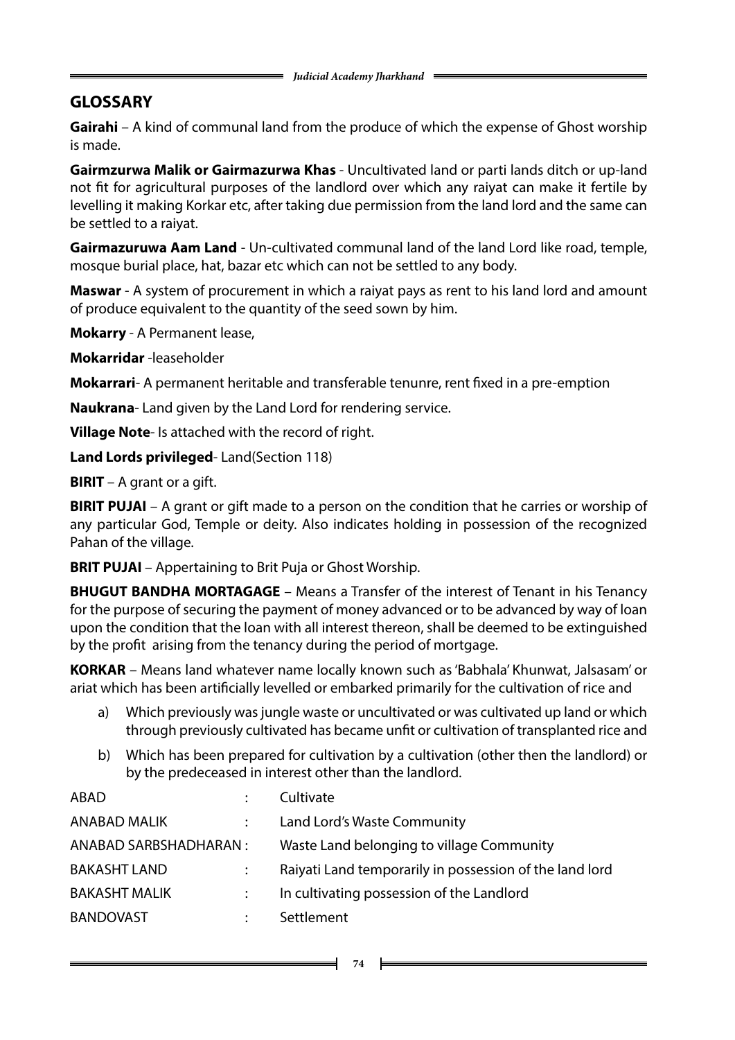## GLOSSARY

**Gairahi** – A kind of communal land from the produce of which the expense of Ghost worship is made.

**Gairmzurwa Malik or Gairmazurwa Khas** - Uncultivated land or parti lands ditch or up-land not fit for agricultural purposes of the landlord over which any raiyat can make it fertile by levelling it making Korkar etc, after taking due permission from the land lord and the same can be settled to a raiyat.

**Gairmazuruwa Aam Land** - Un-cultivated communal land of the land Lord like road, temple, mosque burial place, hat, bazar etc which can not be settled to any body.

**Maswar** - A system of procurement in which a raiyat pays as rent to his land lord and amount of produce equivalent to the quantity of the seed sown by him.

**Mokarry** - A Permanent lease,

**Mokarridar** -leaseholder

**Mokarrari**- A permanent heritable and transferable tenunre, rent fixed in a pre-emption

**Naukrana**- Land given by the Land Lord for rendering service.

**Village Note**- Is attached with the record of right.

**Land Lords privileged**- Land(Section 118)

**BIRIT** – A grant or a gift.

**BIRIT PUJAI** – A grant or gift made to a person on the condition that he carries or worship of any particular God, Temple or deity. Also indicates holding in possession of the recognized Pahan of the village.

**BRIT PUJAI** – Appertaining to Brit Puja or Ghost Worship.

**BHUGUT BANDHA MORTAGAGE** – Means a Transfer of the interest of Tenant in his Tenancy for the purpose of securing the payment of money advanced or to be advanced by way of loan upon the condition that the loan with all interest thereon, shall be deemed to be extinguished by the profit arising from the tenancy during the period of mortgage.

**KORKAR** – Means land whatever name locally known such as 'Babhala' Khunwat, Jalsasam' or ariat which has been artificially levelled or embarked primarily for the cultivation of rice and

a) Which previously was jungle waste or uncultivated or was cultivated up land or which through previously cultivated has became unfit or cultivation of transplanted rice and

b) Which has been prepared for cultivation by a cultivation (other then the landlord) or by the predeceased in interest other than the landlord.

| | | |
|---|---|---|
| ABAD | : | Cultivate |
| ANABAD MALIK | : | Land Lord's Waste Community |
| ANABAD SARBSHADHARAN | : | Waste Land belonging to village Community |
| BAKASHT LAND | : | Raiyati Land temporarily in possession of the land lord |
| BAKASHT MALIK | : | In cultivating possession of the Landlord |
| BANDOVAST | : | Settlement |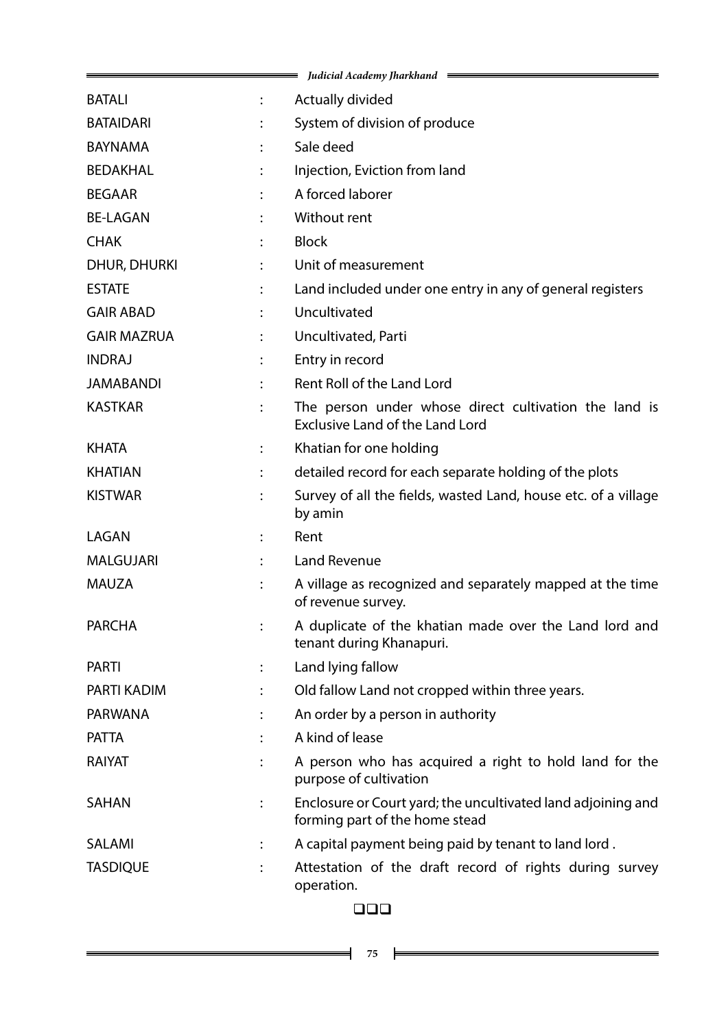| | | |
|---|---|---|
| BATALI | : | Actually divided |
| BATAIDARI | : | System of division of produce |
| BAYNAMA | : | Sale deed |
| BEDAKHAL | : | Injection, Eviction from land |
| BEGAAR | : | A forced laborer |
| BE-LAGAN | : | Without rent |
| CHAK | : | Block |
| DHUR, DHURKI | : | Unit of measurement |
| ESTATE | : | Land included under one entry in any of general registers |
| GAIR ABAD | : | Uncultivated |
| GAIR MAZRUA | : | Uncultivated, Parti |
| INDRAJ | : | Entry in record |
| JAMABANDI | : | Rent Roll of the Land Lord |
| KASTKAR | : | The person under whose direct cultivation the land is Exclusive Land of the Land Lord |
| KHATA | : | Khatian for one holding |
| KHATIAN | : | detailed record for each separate holding of the plots |
| KISTWAR | : | Survey of all the fields, wasted Land, house etc. of a village by amin |
| LAGAN | : | Rent |
| MALGUJARI | : | Land Revenue |
| MAUZA | : | A village as recognized and separately mapped at the time of revenue survey. |
| PARCHA | : | A duplicate of the khatian made over the Land lord and tenant during Khanapuri. |
| PARTI | : | Land lying fallow |
| PARTI KADIM | : | Old fallow Land not cropped within three years. |
| PARWANA | : | An order by a person in authority |
| PATTA | : | A kind of lease |
| RAIYAT | : | A person who has acquired a right to hold land for the purpose of cultivation |
| SAHAN | : | Enclosure or Court yard; the uncultivated land adjoining and forming part of the home stead |
| SALAMI | : | A capital payment being paid by tenant to land lord . |
| TASDIQUE | : | Attestation of the draft record of rights during survey operation. |

❑❑❑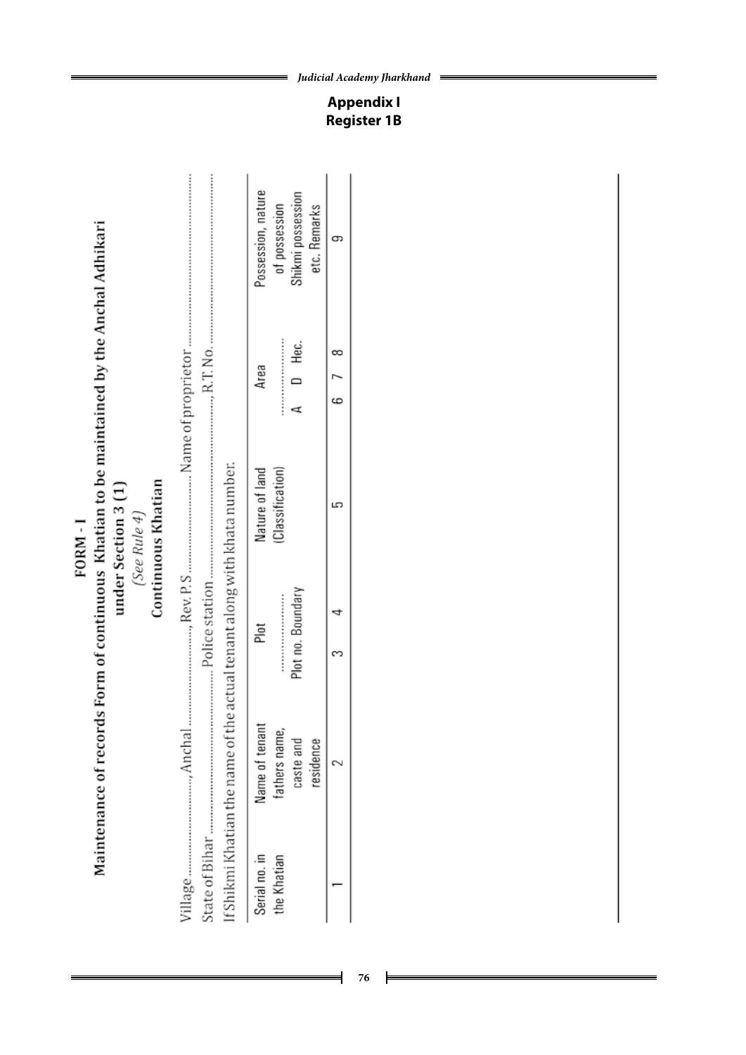## Appendix I
## Register 1B

# FORM - I

## Maintenance of records Form of continuous Khatian to be maintained by the Anchal Adhikari under Section 3 (1)

*(See Rule 4)*

### Continuous Khatian

Village ..................., Anchal ..................., Rev. P.S. ..................... Name of proprietor ...................................

State of Bihar ..................................... Police station ......................................., R.T. No. ...........................................

If Shikmi Khatian the name of the actual tenant along with khata number.

| Serial no. in the Khatian | Name of tenant fathers name, caste and residence | Plot ............... Plot no. | Plot ............... Boundary | Nature of land (Classification) | Area ............... A | Area ............... D | Area ............... Hec. | Possession, nature of possession Shikmi possession etc. Remarks |
|---|---|---|---|---|---|---|---|---|
| 1 | 2 | 3 | 4 | 5 | 6 | 7 | 8 | 9 |
| | | | | | | | | |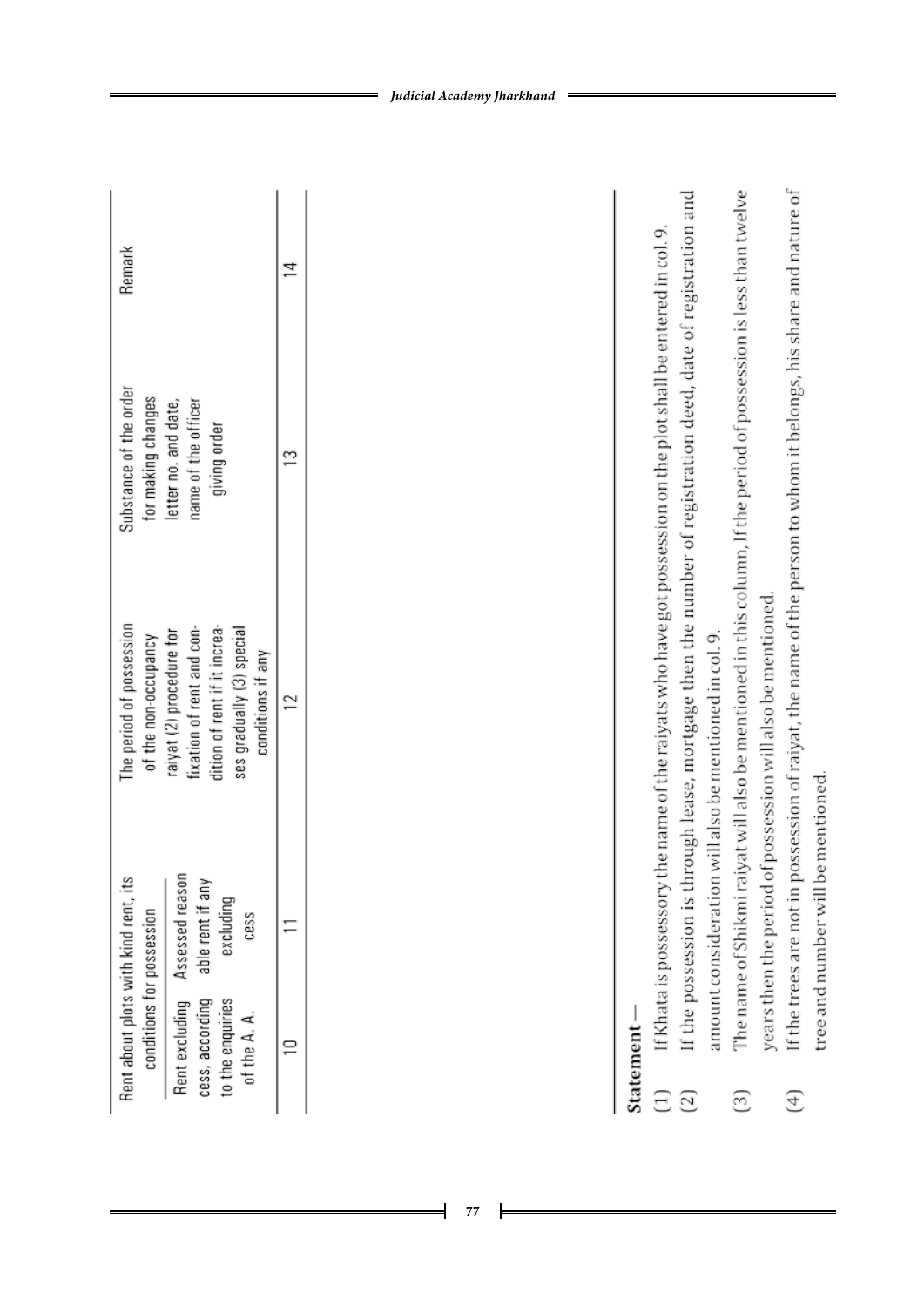| Rent about plots with kind rent, its conditions for possession | | The period of possession of the non-occupancy raiyat (2) procedure for fixation of rent and condition of rent if it increases gradually (3) special conditions if any | Substance of the order for making changes letter no. and date, name of the officer giving order | Remark |
|---|---|---|---|---|
| Rent excluding cess, according to the enquiries of the A. A. | Assessed reasonable rent if any excluding cess | | | |
| 10 | 11 | 12 | 13 | 14 |

**Statement** –

(1) If Khata is possessory the name of the raiyats who have got possession on the plot shall be entered in col. 9.

(2) If the possession is through lease, mortgage then the number of registration deed, date of registration and amount consideration will also be mentioned in col. 9.

(3) The name of Shikmi raiyat will also be mentioned in this column, If the period of possession is less than twelve years then the period of possession will also be mentioned.

(4) If the trees are not in possession of raiyat, the name of the person to whom it belongs, his share and nature of tree and number will be mentioned.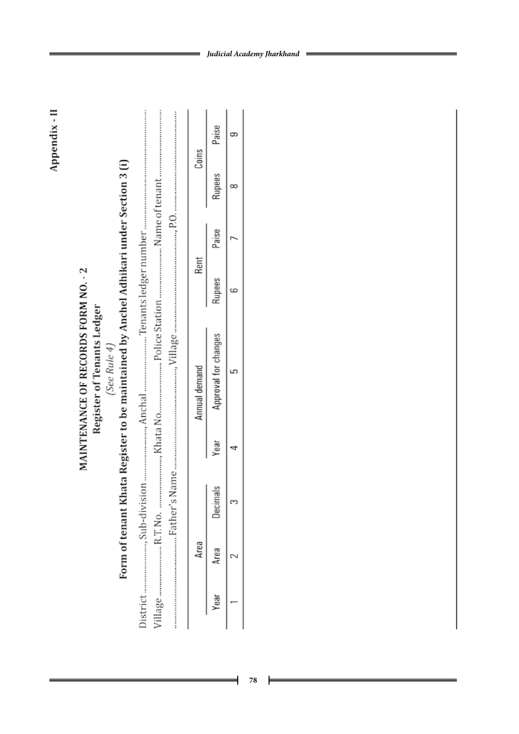Appendix - II

## MAINTENANCE OF RECORDS FORM NO. - 2

### Register of Tenants Ledger

*(See Rule 4)*

### Form of tenant Khata Register to be maintained by Anchel Adhikari under Section 3 (i)

District ................., Sub-division ................., Anchal ................. Tenants ledger number .................

Village ................. R.T. No. ................., Khata No................. Police Station ................. Name of tenant .................

................. Father's Name ................., Village ................., P.O. .................

| | Area | | | Annual demand | Rent | | Coins | |
|---|---|---|---|---|---|---|---|---|
| Year | Area | Decimals | Year | Approval for changes | Rupees | Paise | Rupees | Paise |
| 1 | 2 | 3 | 4 | 5 | 6 | 7 | 8 | 9 |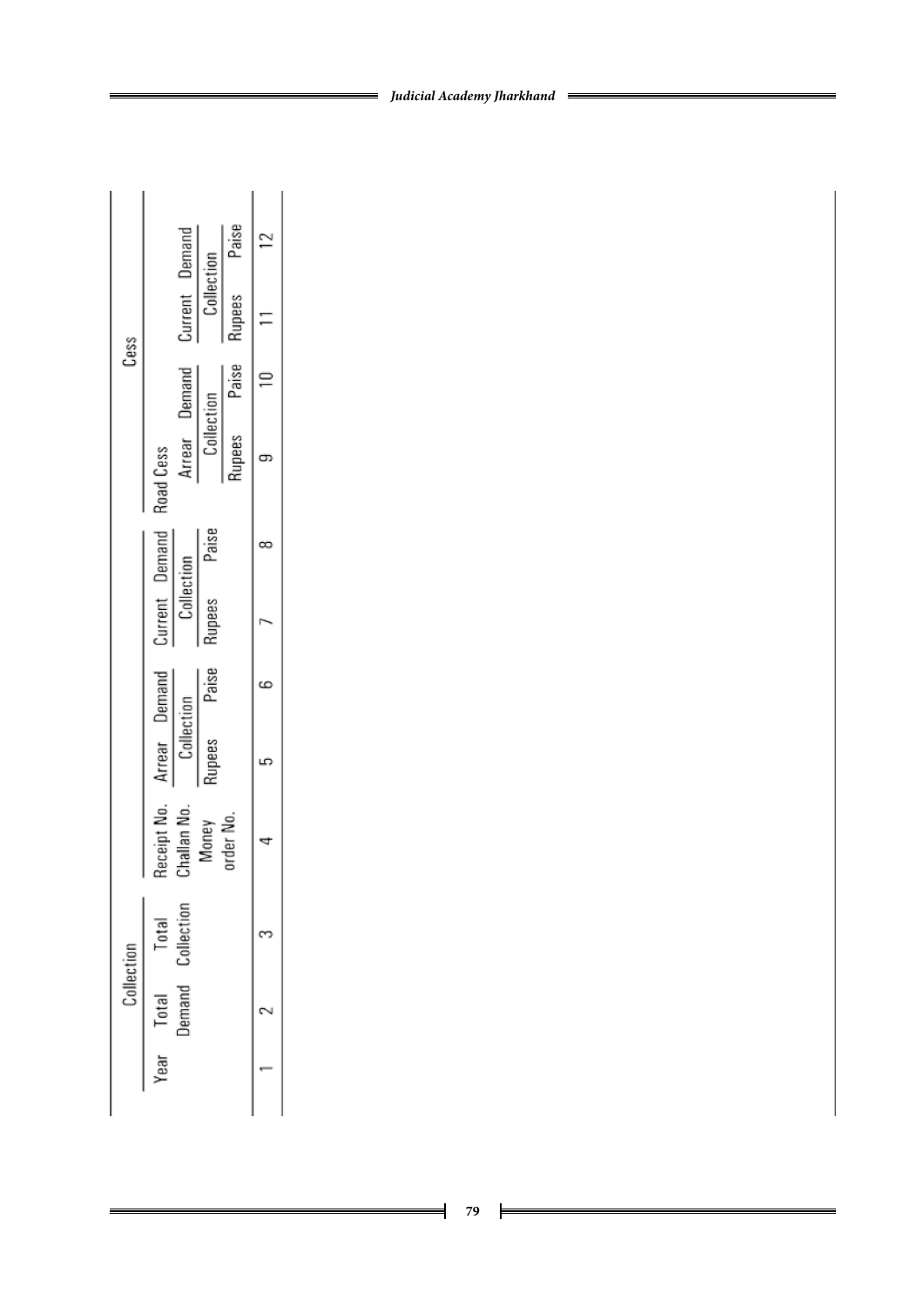| Year | Collection | | Receipt No. Challan No. Money order No. | Arrear Demand Collection | | Current Demand Collection | | Cess | | | |
|---|---|---|---|---|---|---|---|---|---|---|---|
| | | | | | | | | Road Cess | | | |
| | | | | | | | | Arrear Demand Collection | | Current Demand Collection | |
| | Total Demand | Total Collection | | Rupees | Paise | Rupees | Paise | Rupees | Paise | Rupees | Paise |
| 1 | 2 | 3 | 4 | 5 | 6 | 7 | 8 | 9 | 10 | 11 | 12 |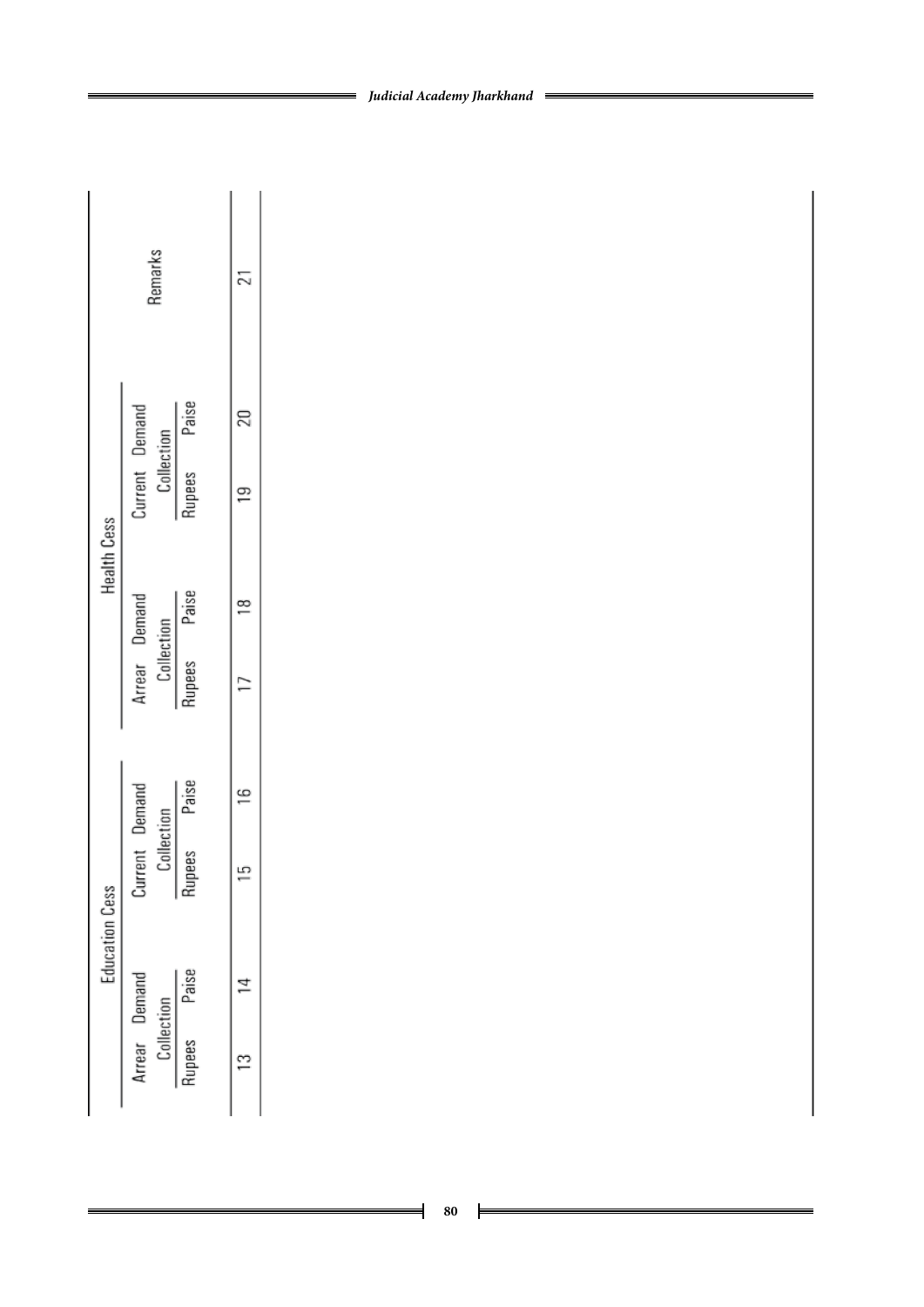| Education Cess | | | | Health Cess | | | | Remarks |
|---|---|---|---|---|---|---|---|---|
| Arrear Demand Collection | | Current Demand Collection | | Arrear Demand Collection | | Current Demand Collection | | |
| Rupees | Paise | Rupees | Paise | Rupees | Paise | Rupees | Paise | |
| 13 | 14 | 15 | 16 | 17 | 18 | 19 | 20 | 21 |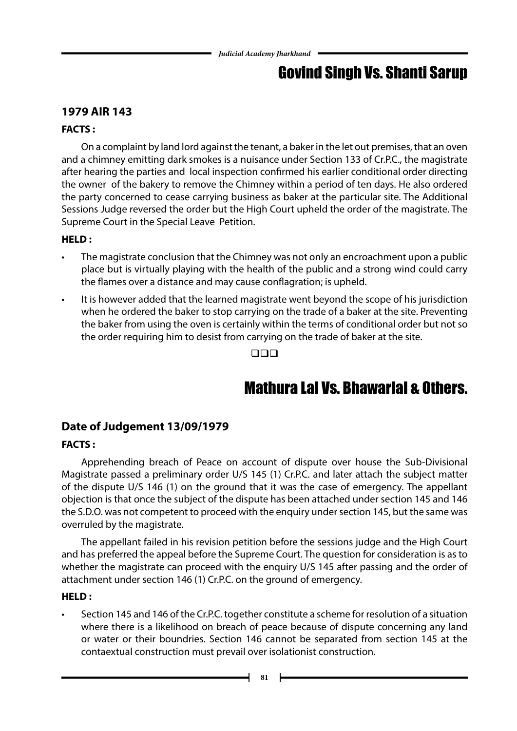# Govind Singh Vs. Shanti Sarup

### 1979 AIR 143

**FACTS :**

On a complaint by land lord against the tenant, a baker in the let out premises, that an oven and a chimney emitting dark smokes is a nuisance under Section 133 of Cr.P.C., the magistrate after hearing the parties and local inspection confirmed his earlier conditional order directing the owner of the bakery to remove the Chimney within a period of ten days. He also ordered the party concerned to cease carrying business as baker at the particular site. The Additional Sessions Judge reversed the order but the High Court upheld the order of the magistrate. The Supreme Court in the Special Leave Petition.

**HELD :**

- The magistrate conclusion that the Chimney was not only an encroachment upon a public place but is virtually playing with the health of the public and a strong wind could carry the flames over a distance and may cause conflagration; is upheld.
- It is however added that the learned magistrate went beyond the scope of his jurisdiction when he ordered the baker to stop carrying on the trade of a baker at the site. Preventing the baker from using the oven is certainly within the terms of conditional order but not so the order requiring him to desist from carrying on the trade of baker at the site.

❑❑❑

# Mathura Lal Vs. Bhawarlal & Others.

### Date of Judgement 13/09/1979

**FACTS :**

Apprehending breach of Peace on account of dispute over house the Sub-Divisional Magistrate passed a preliminary order U/S 145 (1) Cr.P.C. and later attach the subject matter of the dispute U/S 146 (1) on the ground that it was the case of emergency. The appellant objection is that once the subject of the dispute has been attached under section 145 and 146 the S.D.O. was not competent to proceed with the enquiry under section 145, but the same was overruled by the magistrate.

The appellant failed in his revision petition before the sessions judge and the High Court and has preferred the appeal before the Supreme Court. The question for consideration is as to whether the magistrate can proceed with the enquiry U/S 145 after passing and the order of attachment under section 146 (1) Cr.P.C. on the ground of emergency.

**HELD :**

- Section 145 and 146 of the Cr.P.C. together constitute a scheme for resolution of a situation where there is a likelihood on breach of peace because of dispute concerning any land or water or their boundries. Section 146 cannot be separated from section 145 at the contaextual construction must prevail over isolationist construction.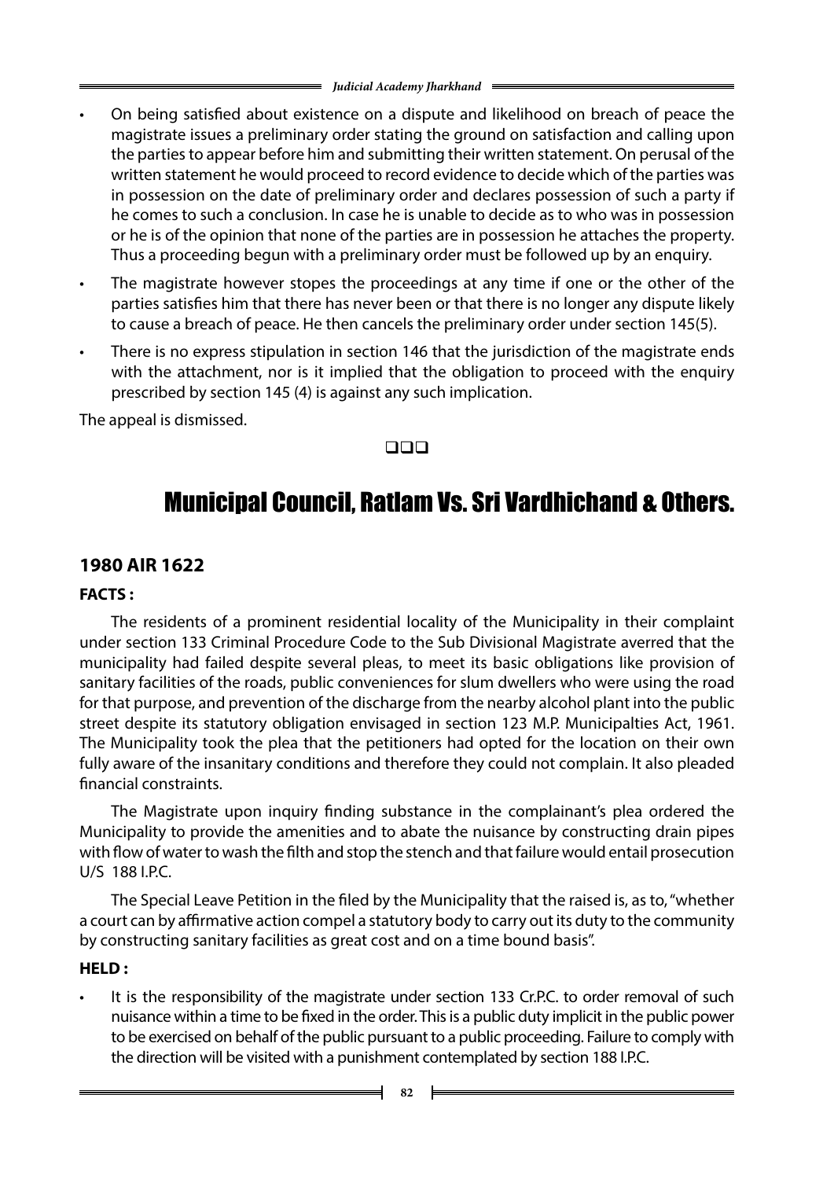- On being satisfied about existence on a dispute and likelihood on breach of peace the magistrate issues a preliminary order stating the ground on satisfaction and calling upon the parties to appear before him and submitting their written statement. On perusal of the written statement he would proceed to record evidence to decide which of the parties was in possession on the date of preliminary order and declares possession of such a party if he comes to such a conclusion. In case he is unable to decide as to who was in possession or he is of the opinion that none of the parties are in possession he attaches the property. Thus a proceeding begun with a preliminary order must be followed up by an enquiry.
- The magistrate however stopes the proceedings at any time if one or the other of the parties satisfies him that there has never been or that there is no longer any dispute likely to cause a breach of peace. He then cancels the preliminary order under section 145(5).
- There is no express stipulation in section 146 that the jurisdiction of the magistrate ends with the attachment, nor is it implied that the obligation to proceed with the enquiry prescribed by section 145 (4) is against any such implication.

The appeal is dismissed.

❑❑❑

# Municipal Council, Ratlam Vs. Sri Vardhichand & Others.

### 1980 AIR 1622

**FACTS :**

The residents of a prominent residential locality of the Municipality in their complaint under section 133 Criminal Procedure Code to the Sub Divisional Magistrate averred that the municipality had failed despite several pleas, to meet its basic obligations like provision of sanitary facilities of the roads, public conveniences for slum dwellers who were using the road for that purpose, and prevention of the discharge from the nearby alcohol plant into the public street despite its statutory obligation envisaged in section 123 M.P. Municipalties Act, 1961. The Municipality took the plea that the petitioners had opted for the location on their own fully aware of the insanitary conditions and therefore they could not complain. It also pleaded financial constraints.

The Magistrate upon inquiry finding substance in the complainant's plea ordered the Municipality to provide the amenities and to abate the nuisance by constructing drain pipes with flow of water to wash the filth and stop the stench and that failure would entail prosecution U/S 188 I.P.C.

The Special Leave Petition in the filed by the Municipality that the raised is, as to, "whether a court can by affirmative action compel a statutory body to carry out its duty to the community by constructing sanitary facilities as great cost and on a time bound basis".

**HELD :**

- It is the responsibility of the magistrate under section 133 Cr.P.C. to order removal of such nuisance within a time to be fixed in the order. This is a public duty implicit in the public power to be exercised on behalf of the public pursuant to a public proceeding. Failure to comply with the direction will be visited with a punishment contemplated by section 188 I.P.C.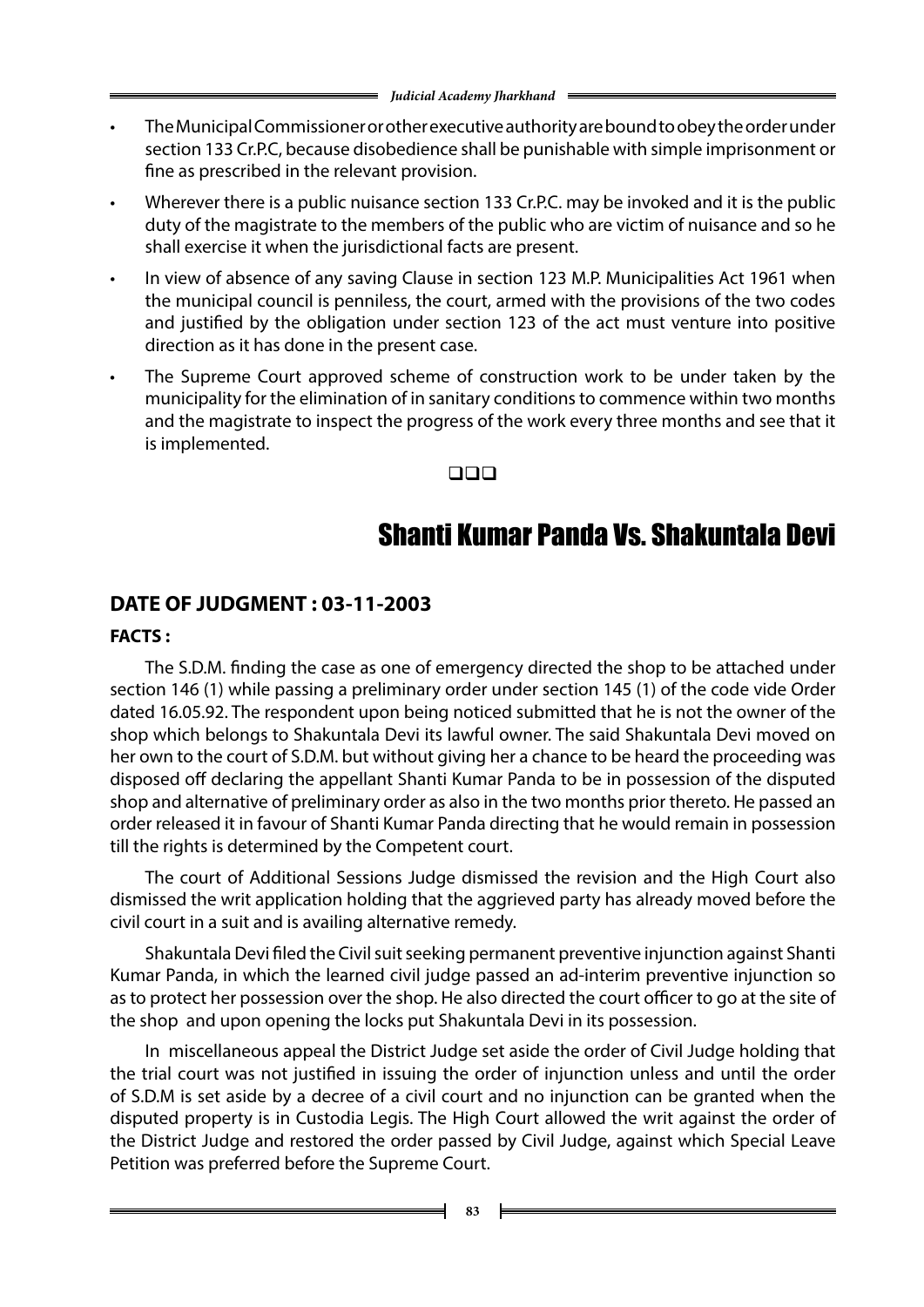- The Municipal Commissioner or other executive authority are bound to obey the order under section 133 Cr.P.C, because disobedience shall be punishable with simple imprisonment or fine as prescribed in the relevant provision.
- Wherever there is a public nuisance section 133 Cr.P.C. may be invoked and it is the public duty of the magistrate to the members of the public who are victim of nuisance and so he shall exercise it when the jurisdictional facts are present.
- In view of absence of any saving Clause in section 123 M.P. Municipalities Act 1961 when the municipal council is penniless, the court, armed with the provisions of the two codes and justified by the obligation under section 123 of the act must venture into positive direction as it has done in the present case.
- The Supreme Court approved scheme of construction work to be under taken by the municipality for the elimination of in sanitary conditions to commence within two months and the magistrate to inspect the progress of the work every three months and see that it is implemented.

❑❑❑

# Shanti Kumar Panda Vs. Shakuntala Devi

## DATE OF JUDGMENT : 03-11-2003

### FACTS :

The S.D.M. finding the case as one of emergency directed the shop to be attached under section 146 (1) while passing a preliminary order under section 145 (1) of the code vide Order dated 16.05.92. The respondent upon being noticed submitted that he is not the owner of the shop which belongs to Shakuntala Devi its lawful owner. The said Shakuntala Devi moved on her own to the court of S.D.M. but without giving her a chance to be heard the proceeding was disposed off declaring the appellant Shanti Kumar Panda to be in possession of the disputed shop and alternative of preliminary order as also in the two months prior thereto. He passed an order released it in favour of Shanti Kumar Panda directing that he would remain in possession till the rights is determined by the Competent court.

The court of Additional Sessions Judge dismissed the revision and the High Court also dismissed the writ application holding that the aggrieved party has already moved before the civil court in a suit and is availing alternative remedy.

Shakuntala Devi filed the Civil suit seeking permanent preventive injunction against Shanti Kumar Panda, in which the learned civil judge passed an ad-interim preventive injunction so as to protect her possession over the shop. He also directed the court officer to go at the site of the shop and upon opening the locks put Shakuntala Devi in its possession.

In miscellaneous appeal the District Judge set aside the order of Civil Judge holding that the trial court was not justified in issuing the order of injunction unless and until the order of S.D.M is set aside by a decree of a civil court and no injunction can be granted when the disputed property is in Custodia Legis. The High Court allowed the writ against the order of the District Judge and restored the order passed by Civil Judge, against which Special Leave Petition was preferred before the Supreme Court.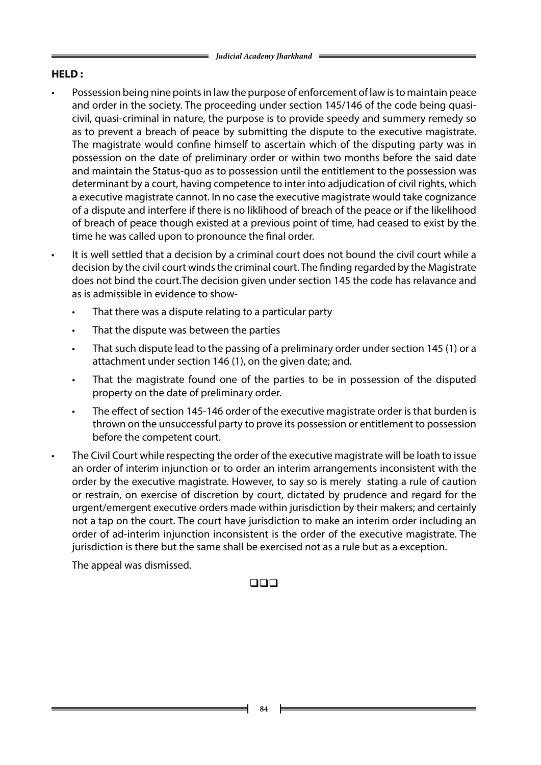**HELD :**

- Possession being nine points in law the purpose of enforcement of law is to maintain peace and order in the society. The proceeding under section 145/146 of the code being quasi-civil, quasi-criminal in nature, the purpose is to provide speedy and summery remedy so as to prevent a breach of peace by submitting the dispute to the executive magistrate. The magistrate would confine himself to ascertain which of the disputing party was in possession on the date of preliminary order or within two months before the said date and maintain the Status-quo as to possession until the entitlement to the possession was determinant by a court, having competence to inter into adjudication of civil rights, which a executive magistrate cannot. In no case the executive magistrate would take cognizance of a dispute and interfere if there is no liklihood of breach of the peace or if the likelihood of breach of peace though existed at a previous point of time, had ceased to exist by the time he was called upon to pronounce the final order.
- It is well settled that a decision by a criminal court does not bound the civil court while a decision by the civil court winds the criminal court. The finding regarded by the Magistrate does not bind the court.The decision given under section 145 the code has relavance and as is admissible in evidence to show-
  - That there was a dispute relating to a particular party
  - That the dispute was between the parties
  - That such dispute lead to the passing of a preliminary order under section 145 (1) or a attachment under section 146 (1), on the given date; and.
  - That the magistrate found one of the parties to be in possession of the disputed property on the date of preliminary order.
  - The effect of section 145-146 order of the executive magistrate order is that burden is thrown on the unsuccessful party to prove its possession or entitlement to possession before the competent court.
- The Civil Court while respecting the order of the executive magistrate will be loath to issue an order of interim injunction or to order an interim arrangements inconsistent with the order by the executive magistrate. However, to say so is merely stating a rule of caution or restrain, on exercise of discretion by court, dictated by prudence and regard for the urgent/emergent executive orders made within jurisdiction by their makers; and certainly not a tap on the court. The court have jurisdiction to make an interim order including an order of ad-interim injunction inconsistent is the order of the executive magistrate. The jurisdiction is there but the same shall be exercised not as a rule but as a exception.

  The appeal was dismissed.

❑❑❑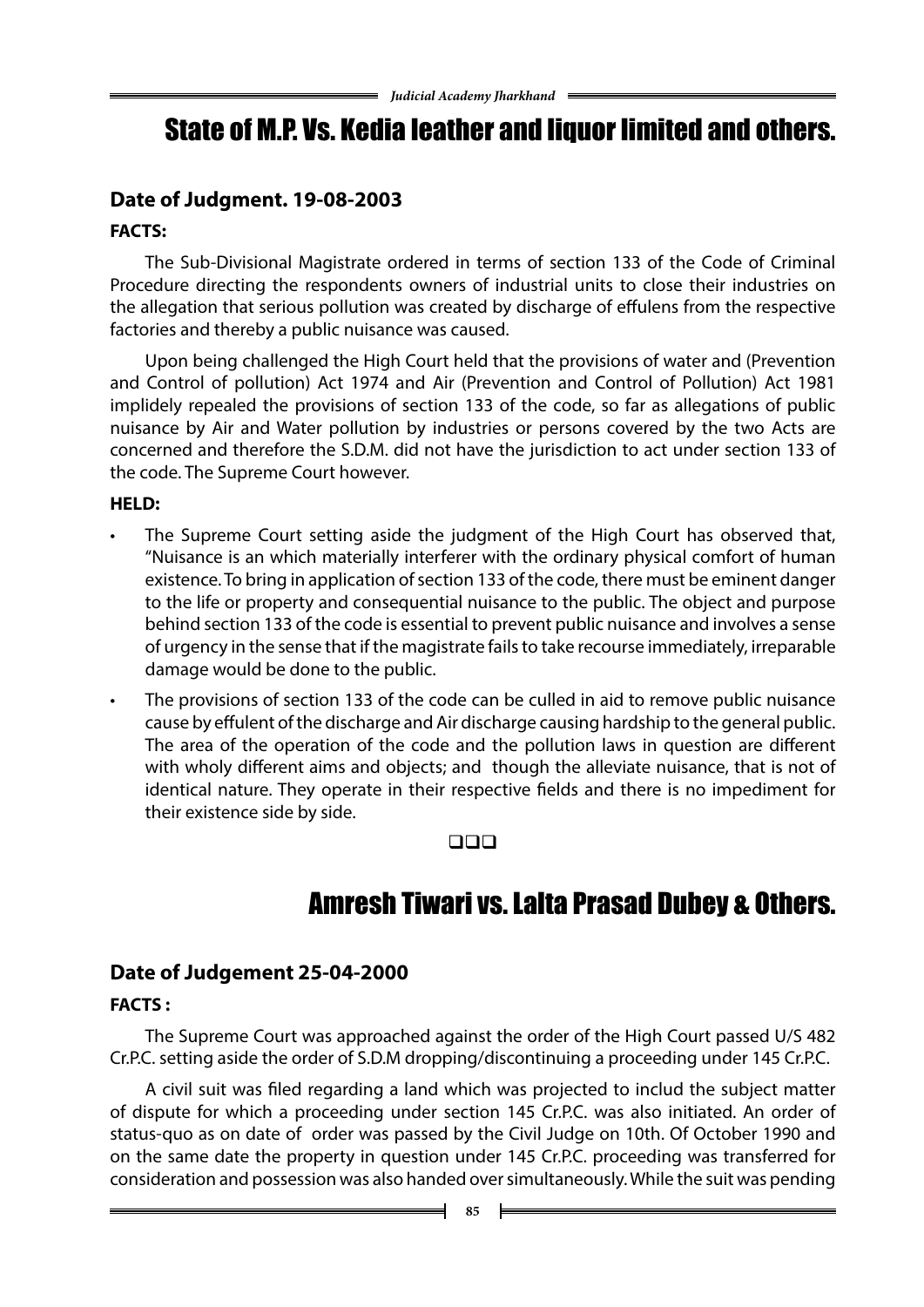# State of M.P. Vs. Kedia leather and liquor limited and others.

## Date of Judgment. 19-08-2003

### FACTS:

The Sub-Divisional Magistrate ordered in terms of section 133 of the Code of Criminal Procedure directing the respondents owners of industrial units to close their industries on the allegation that serious pollution was created by discharge of effulens from the respective factories and thereby a public nuisance was caused.

Upon being challenged the High Court held that the provisions of water and (Prevention and Control of pollution) Act 1974 and Air (Prevention and Control of Pollution) Act 1981 implidely repealed the provisions of section 133 of the code, so far as allegations of public nuisance by Air and Water pollution by industries or persons covered by the two Acts are concerned and therefore the S.D.M. did not have the jurisdiction to act under section 133 of the code. The Supreme Court however.

### HELD:

- The Supreme Court setting aside the judgment of the High Court has observed that, "Nuisance is an which materially interferer with the ordinary physical comfort of human existence. To bring in application of section 133 of the code, there must be eminent danger to the life or property and consequential nuisance to the public. The object and purpose behind section 133 of the code is essential to prevent public nuisance and involves a sense of urgency in the sense that if the magistrate fails to take recourse immediately, irreparable damage would be done to the public.
- The provisions of section 133 of the code can be culled in aid to remove public nuisance cause by effulent of the discharge and Air discharge causing hardship to the general public. The area of the operation of the code and the pollution laws in question are different with wholy different aims and objects; and though the alleviate nuisance, that is not of identical nature. They operate in their respective fields and there is no impediment for their existence side by side.

❑❑❑

# Amresh Tiwari vs. Lalta Prasad Dubey & Others.

## Date of Judgement 25-04-2000

### FACTS :

The Supreme Court was approached against the order of the High Court passed U/S 482 Cr.P.C. setting aside the order of S.D.M dropping/discontinuing a proceeding under 145 Cr.P.C.

A civil suit was filed regarding a land which was projected to includ the subject matter of dispute for which a proceeding under section 145 Cr.P.C. was also initiated. An order of status-quo as on date of order was passed by the Civil Judge on 10th. Of October 1990 and on the same date the property in question under 145 Cr.P.C. proceeding was transferred for consideration and possession was also handed over simultaneously. While the suit was pending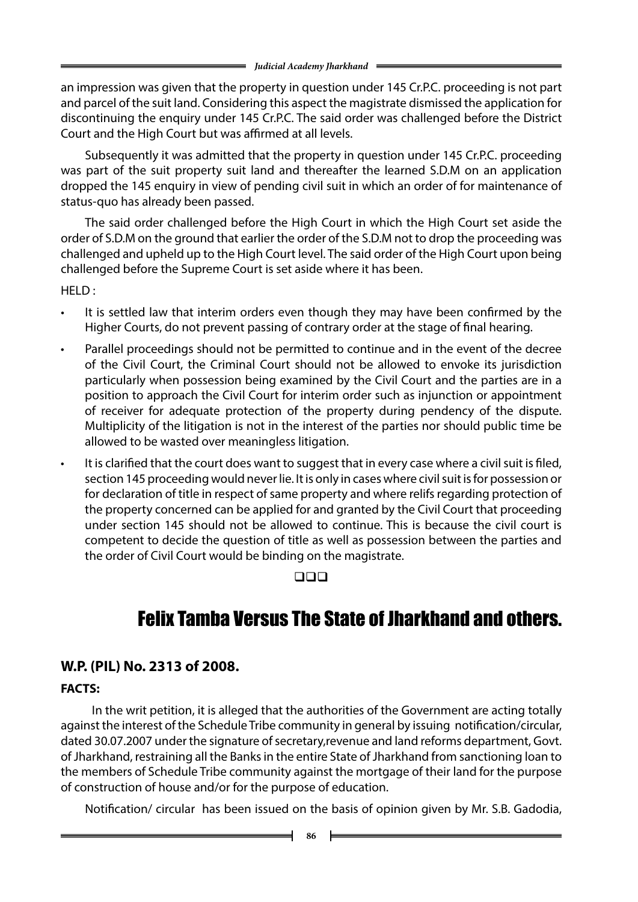an impression was given that the property in question under 145 Cr.P.C. proceeding is not part and parcel of the suit land. Considering this aspect the magistrate dismissed the application for discontinuing the enquiry under 145 Cr.P.C. The said order was challenged before the District Court and the High Court but was affirmed at all levels.

Subsequently it was admitted that the property in question under 145 Cr.P.C. proceeding was part of the suit property suit land and thereafter the learned S.D.M on an application dropped the 145 enquiry in view of pending civil suit in which an order of for maintenance of status-quo has already been passed.

The said order challenged before the High Court in which the High Court set aside the order of S.D.M on the ground that earlier the order of the S.D.M not to drop the proceeding was challenged and upheld up to the High Court level. The said order of the High Court upon being challenged before the Supreme Court is set aside where it has been.

HELD :

- It is settled law that interim orders even though they may have been confirmed by the Higher Courts, do not prevent passing of contrary order at the stage of final hearing.
- Parallel proceedings should not be permitted to continue and in the event of the decree of the Civil Court, the Criminal Court should not be allowed to envoke its jurisdiction particularly when possession being examined by the Civil Court and the parties are in a position to approach the Civil Court for interim order such as injunction or appointment of receiver for adequate protection of the property during pendency of the dispute. Multiplicity of the litigation is not in the interest of the parties nor should public time be allowed to be wasted over meaningless litigation.
- It is clarified that the court does want to suggest that in every case where a civil suit is filed, section 145 proceeding would never lie. It is only in cases where civil suit is for possession or for declaration of title in respect of same property and where relifs regarding protection of the property concerned can be applied for and granted by the Civil Court that proceeding under section 145 should not be allowed to continue. This is because the civil court is competent to decide the question of title as well as possession between the parties and the order of Civil Court would be binding on the magistrate.

❑❑❑

# Felix Tamba Versus The State of Jharkhand and others.

## W.P. (PIL) No. 2313 of 2008.

### FACTS:

In the writ petition, it is alleged that the authorities of the Government are acting totally against the interest of the Schedule Tribe community in general by issuing notification/circular, dated 30.07.2007 under the signature of secretary,revenue and land reforms department, Govt. of Jharkhand, restraining all the Banks in the entire State of Jharkhand from sanctioning loan to the members of Schedule Tribe community against the mortgage of their land for the purpose of construction of house and/or for the purpose of education.

Notification/ circular has been issued on the basis of opinion given by Mr. S.B. Gadodia,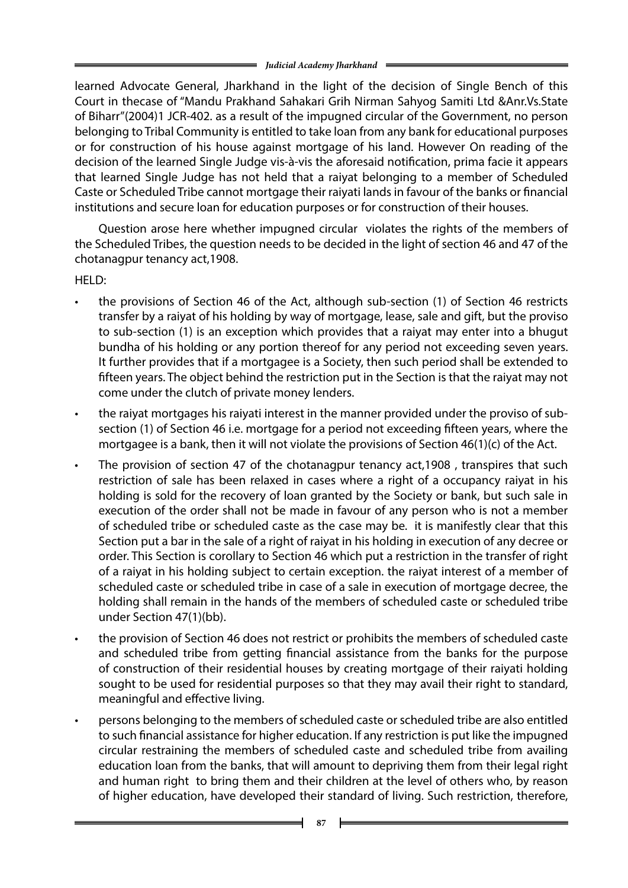learned Advocate General, Jharkhand in the light of the decision of Single Bench of this Court in thecase of "Mandu Prakhand Sahakari Grih Nirman Sahyog Samiti Ltd &Anr.Vs.State of Biharr"(2004)1 JCR-402. as a result of the impugned circular of the Government, no person belonging to Tribal Community is entitled to take loan from any bank for educational purposes or for construction of his house against mortgage of his land. However On reading of the decision of the learned Single Judge vis-à-vis the aforesaid notification, prima facie it appears that learned Single Judge has not held that a raiyat belonging to a member of Scheduled Caste or Scheduled Tribe cannot mortgage their raiyati lands in favour of the banks or financial institutions and secure loan for education purposes or for construction of their houses.

Question arose here whether impugned circular violates the rights of the members of the Scheduled Tribes, the question needs to be decided in the light of section 46 and 47 of the chotanagpur tenancy act,1908.

HELD:

- the provisions of Section 46 of the Act, although sub-section (1) of Section 46 restricts transfer by a raiyat of his holding by way of mortgage, lease, sale and gift, but the proviso to sub-section (1) is an exception which provides that a raiyat may enter into a bhugut bundha of his holding or any portion thereof for any period not exceeding seven years. It further provides that if a mortgagee is a Society, then such period shall be extended to fifteen years. The object behind the restriction put in the Section is that the raiyat may not come under the clutch of private money lenders.
- the raiyat mortgages his raiyati interest in the manner provided under the proviso of sub-section (1) of Section 46 i.e. mortgage for a period not exceeding fifteen years, where the mortgagee is a bank, then it will not violate the provisions of Section 46(1)(c) of the Act.
- The provision of section 47 of the chotanagpur tenancy act,1908 , transpires that such restriction of sale has been relaxed in cases where a right of a occupancy raiyat in his holding is sold for the recovery of loan granted by the Society or bank, but such sale in execution of the order shall not be made in favour of any person who is not a member of scheduled tribe or scheduled caste as the case may be. it is manifestly clear that this Section put a bar in the sale of a right of raiyat in his holding in execution of any decree or order. This Section is corollary to Section 46 which put a restriction in the transfer of right of a raiyat in his holding subject to certain exception. the raiyat interest of a member of scheduled caste or scheduled tribe in case of a sale in execution of mortgage decree, the holding shall remain in the hands of the members of scheduled caste or scheduled tribe under Section 47(1)(bb).
- the provision of Section 46 does not restrict or prohibits the members of scheduled caste and scheduled tribe from getting financial assistance from the banks for the purpose of construction of their residential houses by creating mortgage of their raiyati holding sought to be used for residential purposes so that they may avail their right to standard, meaningful and effective living.
- persons belonging to the members of scheduled caste or scheduled tribe are also entitled to such financial assistance for higher education. If any restriction is put like the impugned circular restraining the members of scheduled caste and scheduled tribe from availing education loan from the banks, that will amount to depriving them from their legal right and human right to bring them and their children at the level of others who, by reason of higher education, have developed their standard of living. Such restriction, therefore,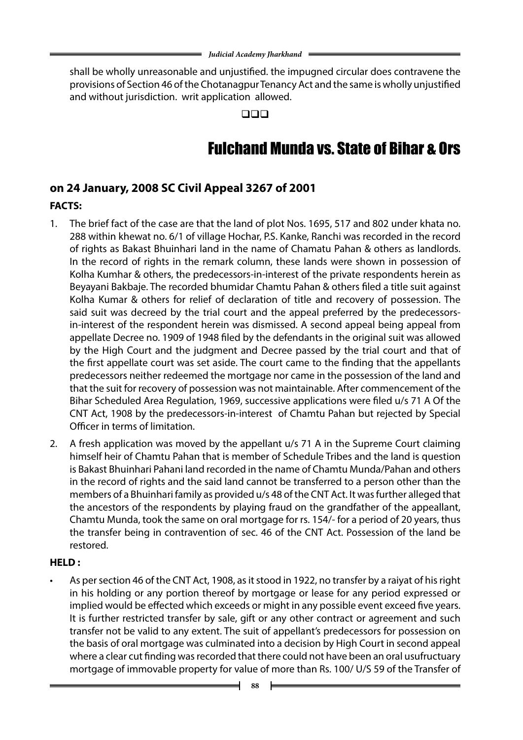shall be wholly unreasonable and unjustified. the impugned circular does contravene the provisions of Section 46 of the Chotanagpur Tenancy Act and the same is wholly unjustified and without jurisdiction. writ application allowed.

❑❑❑

# Fulchand Munda vs. State of Bihar & Ors

## on 24 January, 2008 SC Civil Appeal 3267 of 2001

**FACTS:**

1. The brief fact of the case are that the land of plot Nos. 1695, 517 and 802 under khata no. 288 within khewat no. 6/1 of village Hochar, P.S. Kanke, Ranchi was recorded in the record of rights as Bakast Bhuinhari land in the name of Chamatu Pahan & others as landlords. In the record of rights in the remark column, these lands were shown in possession of Kolha Kumhar & others, the predecessors-in-interest of the private respondents herein as Beyayani Bakbaje. The recorded bhumidar Chamtu Pahan & others filed a title suit against Kolha Kumar & others for relief of declaration of title and recovery of possession. The said suit was decreed by the trial court and the appeal preferred by the predecessors-in-interest of the respondent herein was dismissed. A second appeal being appeal from appellate Decree no. 1909 of 1948 filed by the defendants in the original suit was allowed by the High Court and the judgment and Decree passed by the trial court and that of the first appellate court was set aside. The court came to the finding that the appellants predecessors neither redeemed the mortgage nor came in the possession of the land and that the suit for recovery of possession was not maintainable. After commencement of the Bihar Scheduled Area Regulation, 1969, successive applications were filed u/s 71 A Of the CNT Act, 1908 by the predecessors-in-interest of Chamtu Pahan but rejected by Special Officer in terms of limitation.

2. A fresh application was moved by the appellant u/s 71 A in the Supreme Court claiming himself heir of Chamtu Pahan that is member of Schedule Tribes and the land is question is Bakast Bhuinhari Pahani land recorded in the name of Chamtu Munda/Pahan and others in the record of rights and the said land cannot be transferred to a person other than the members of a Bhuinhari family as provided u/s 48 of the CNT Act. It was further alleged that the ancestors of the respondents by playing fraud on the grandfather of the appeallant, Chamtu Munda, took the same on oral mortgage for rs. 154/- for a period of 20 years, thus the transfer being in contravention of sec. 46 of the CNT Act. Possession of the land be restored.

**HELD :**

- As per section 46 of the CNT Act, 1908, as it stood in 1922, no transfer by a raiyat of his right in his holding or any portion thereof by mortgage or lease for any period expressed or implied would be effected which exceeds or might in any possible event exceed five years. It is further restricted transfer by sale, gift or any other contract or agreement and such transfer not be valid to any extent. The suit of appellant's predecessors for possession on the basis of oral mortgage was culminated into a decision by High Court in second appeal where a clear cut finding was recorded that there could not have been an oral usufructuary mortgage of immovable property for value of more than Rs. 100/ U/S 59 of the Transfer of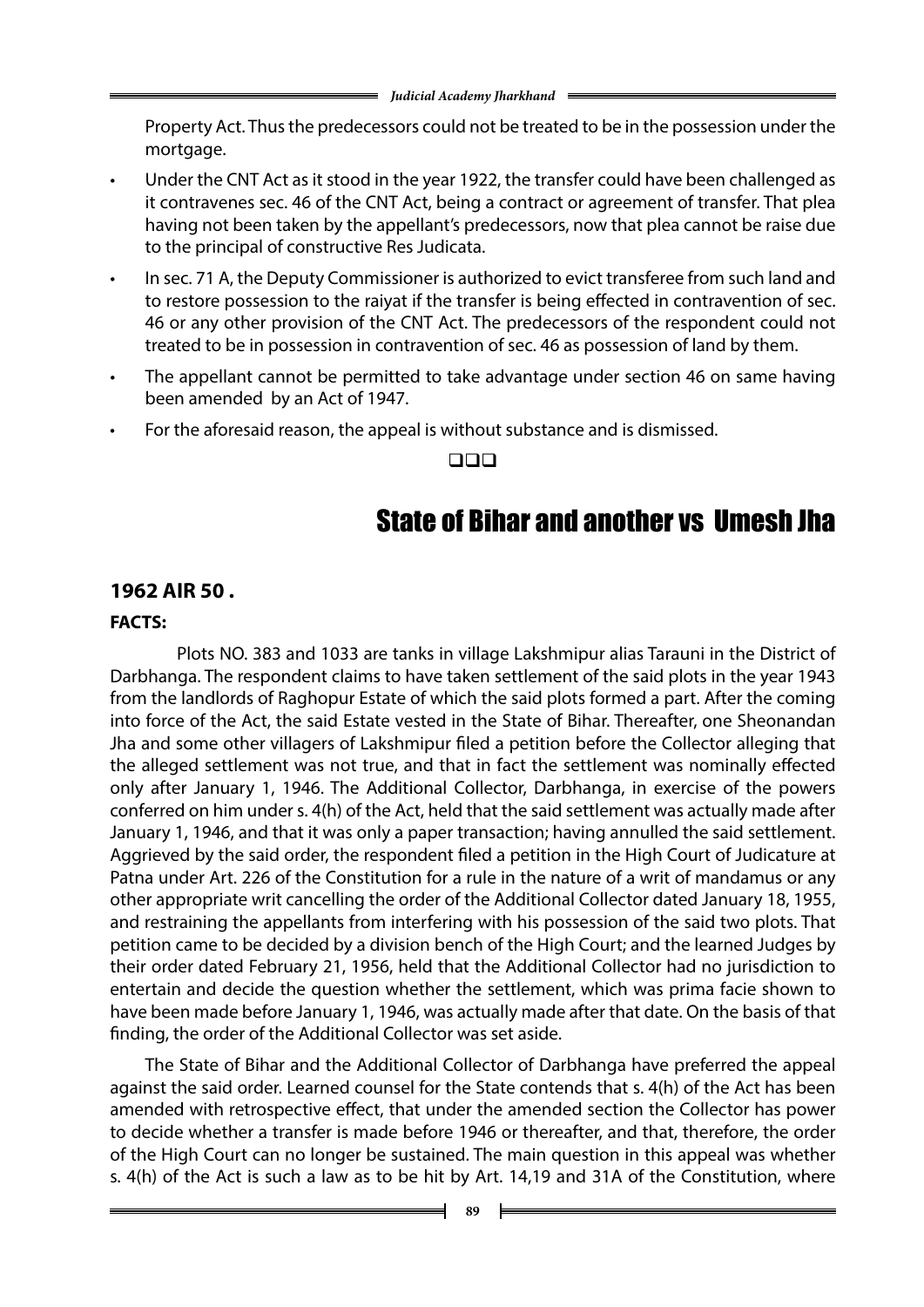Property Act. Thus the predecessors could not be treated to be in the possession under the mortgage.

- Under the CNT Act as it stood in the year 1922, the transfer could have been challenged as it contravenes sec. 46 of the CNT Act, being a contract or agreement of transfer. That plea having not been taken by the appellant's predecessors, now that plea cannot be raise due to the principal of constructive Res Judicata.
- In sec. 71 A, the Deputy Commissioner is authorized to evict transferee from such land and to restore possession to the raiyat if the transfer is being effected in contravention of sec. 46 or any other provision of the CNT Act. The predecessors of the respondent could not treated to be in possession in contravention of sec. 46 as possession of land by them.
- The appellant cannot be permitted to take advantage under section 46 on same having been amended by an Act of 1947.
- For the aforesaid reason, the appeal is without substance and is dismissed.

❑❑❑

# State of Bihar and another vs Umesh Jha

**1962 AIR 50 .**

**FACTS:**

Plots NO. 383 and 1033 are tanks in village Lakshmipur alias Tarauni in the District of Darbhanga. The respondent claims to have taken settlement of the said plots in the year 1943 from the landlords of Raghopur Estate of which the said plots formed a part. After the coming into force of the Act, the said Estate vested in the State of Bihar. Thereafter, one Sheonandan Jha and some other villagers of Lakshmipur filed a petition before the Collector alleging that the alleged settlement was not true, and that in fact the settlement was nominally effected only after January 1, 1946. The Additional Collector, Darbhanga, in exercise of the powers conferred on him under s. 4(h) of the Act, held that the said settlement was actually made after January 1, 1946, and that it was only a paper transaction; having annulled the said settlement. Aggrieved by the said order, the respondent filed a petition in the High Court of Judicature at Patna under Art. 226 of the Constitution for a rule in the nature of a writ of mandamus or any other appropriate writ cancelling the order of the Additional Collector dated January 18, 1955, and restraining the appellants from interfering with his possession of the said two plots. That petition came to be decided by a division bench of the High Court; and the learned Judges by their order dated February 21, 1956, held that the Additional Collector had no jurisdiction to entertain and decide the question whether the settlement, which was prima facie shown to have been made before January 1, 1946, was actually made after that date. On the basis of that finding, the order of the Additional Collector was set aside.

The State of Bihar and the Additional Collector of Darbhanga have preferred the appeal against the said order. Learned counsel for the State contends that s. 4(h) of the Act has been amended with retrospective effect, that under the amended section the Collector has power to decide whether a transfer is made before 1946 or thereafter, and that, therefore, the order of the High Court can no longer be sustained. The main question in this appeal was whether s. 4(h) of the Act is such a law as to be hit by Art. 14,19 and 31A of the Constitution, where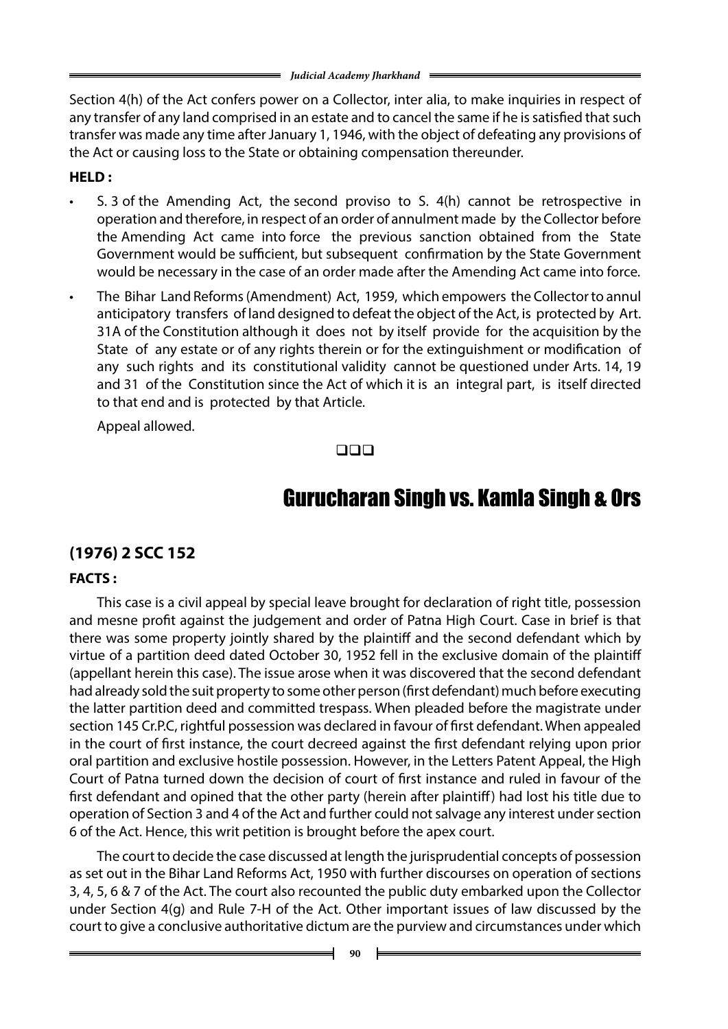Section 4(h) of the Act confers power on a Collector, inter alia, to make inquiries in respect of any transfer of any land comprised in an estate and to cancel the same if he is satisfied that such transfer was made any time after January 1, 1946, with the object of defeating any provisions of the Act or causing loss to the State or obtaining compensation thereunder.

**HELD :**

- S. 3 of the Amending Act, the second proviso to S. 4(h) cannot be retrospective in operation and therefore, in respect of an order of annulment made by the Collector before the Amending Act came into force the previous sanction obtained from the State Government would be sufficient, but subsequent confirmation by the State Government would be necessary in the case of an order made after the Amending Act came into force.
- The Bihar Land Reforms (Amendment) Act, 1959, which empowers the Collector to annul anticipatory transfers of land designed to defeat the object of the Act, is protected by Art. 31A of the Constitution although it does not by itself provide for the acquisition by the State of any estate or of any rights therein or for the extinguishment or modification of any such rights and its constitutional validity cannot be questioned under Arts. 14, 19 and 31 of the Constitution since the Act of which it is an integral part, is itself directed to that end and is protected by that Article.

Appeal allowed.

❑❑❑

# Gurucharan Singh vs. Kamla Singh & Ors

## (1976) 2 SCC 152

**FACTS :**

This case is a civil appeal by special leave brought for declaration of right title, possession and mesne profit against the judgement and order of Patna High Court. Case in brief is that there was some property jointly shared by the plaintiff and the second defendant which by virtue of a partition deed dated October 30, 1952 fell in the exclusive domain of the plaintiff (appellant herein this case). The issue arose when it was discovered that the second defendant had already sold the suit property to some other person (first defendant) much before executing the latter partition deed and committed trespass. When pleaded before the magistrate under section 145 Cr.P.C, rightful possession was declared in favour of first defendant. When appealed in the court of first instance, the court decreed against the first defendant relying upon prior oral partition and exclusive hostile possession. However, in the Letters Patent Appeal, the High Court of Patna turned down the decision of court of first instance and ruled in favour of the first defendant and opined that the other party (herein after plaintiff) had lost his title due to operation of Section 3 and 4 of the Act and further could not salvage any interest under section 6 of the Act. Hence, this writ petition is brought before the apex court.

The court to decide the case discussed at length the jurisprudential concepts of possession as set out in the Bihar Land Reforms Act, 1950 with further discourses on operation of sections 3, 4, 5, 6 & 7 of the Act. The court also recounted the public duty embarked upon the Collector under Section 4(g) and Rule 7-H of the Act. Other important issues of law discussed by the court to give a conclusive authoritative dictum are the purview and circumstances under which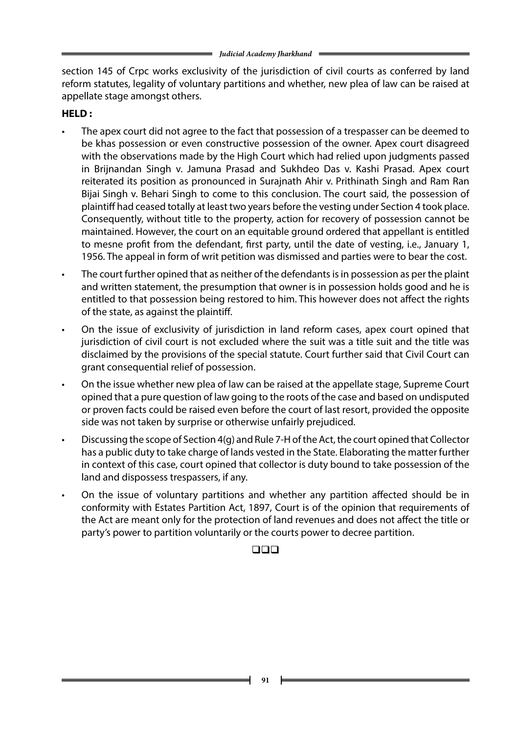section 145 of Crpc works exclusivity of the jurisdiction of civil courts as conferred by land reform statutes, legality of voluntary partitions and whether, new plea of law can be raised at appellate stage amongst others.

**HELD :**

- The apex court did not agree to the fact that possession of a trespasser can be deemed to be khas possession or even constructive possession of the owner. Apex court disagreed with the observations made by the High Court which had relied upon judgments passed in Brijnandan Singh v. Jamuna Prasad and Sukhdeo Das v. Kashi Prasad. Apex court reiterated its position as pronounced in Surajnath Ahir v. Prithinath Singh and Ram Ran Bijai Singh v. Behari Singh to come to this conclusion. The court said, the possession of plaintiff had ceased totally at least two years before the vesting under Section 4 took place. Consequently, without title to the property, action for recovery of possession cannot be maintained. However, the court on an equitable ground ordered that appellant is entitled to mesne profit from the defendant, first party, until the date of vesting, i.e., January 1, 1956. The appeal in form of writ petition was dismissed and parties were to bear the cost.
- The court further opined that as neither of the defendants is in possession as per the plaint and written statement, the presumption that owner is in possession holds good and he is entitled to that possession being restored to him. This however does not affect the rights of the state, as against the plaintiff.
- On the issue of exclusivity of jurisdiction in land reform cases, apex court opined that jurisdiction of civil court is not excluded where the suit was a title suit and the title was disclaimed by the provisions of the special statute. Court further said that Civil Court can grant consequential relief of possession.
- On the issue whether new plea of law can be raised at the appellate stage, Supreme Court opined that a pure question of law going to the roots of the case and based on undisputed or proven facts could be raised even before the court of last resort, provided the opposite side was not taken by surprise or otherwise unfairly prejudiced.
- Discussing the scope of Section 4(g) and Rule 7-H of the Act, the court opined that Collector has a public duty to take charge of lands vested in the State. Elaborating the matter further in context of this case, court opined that collector is duty bound to take possession of the land and dispossess trespassers, if any.
- On the issue of voluntary partitions and whether any partition affected should be in conformity with Estates Partition Act, 1897, Court is of the opinion that requirements of the Act are meant only for the protection of land revenues and does not affect the title or party's power to partition voluntarily or the courts power to decree partition.

❑❑❑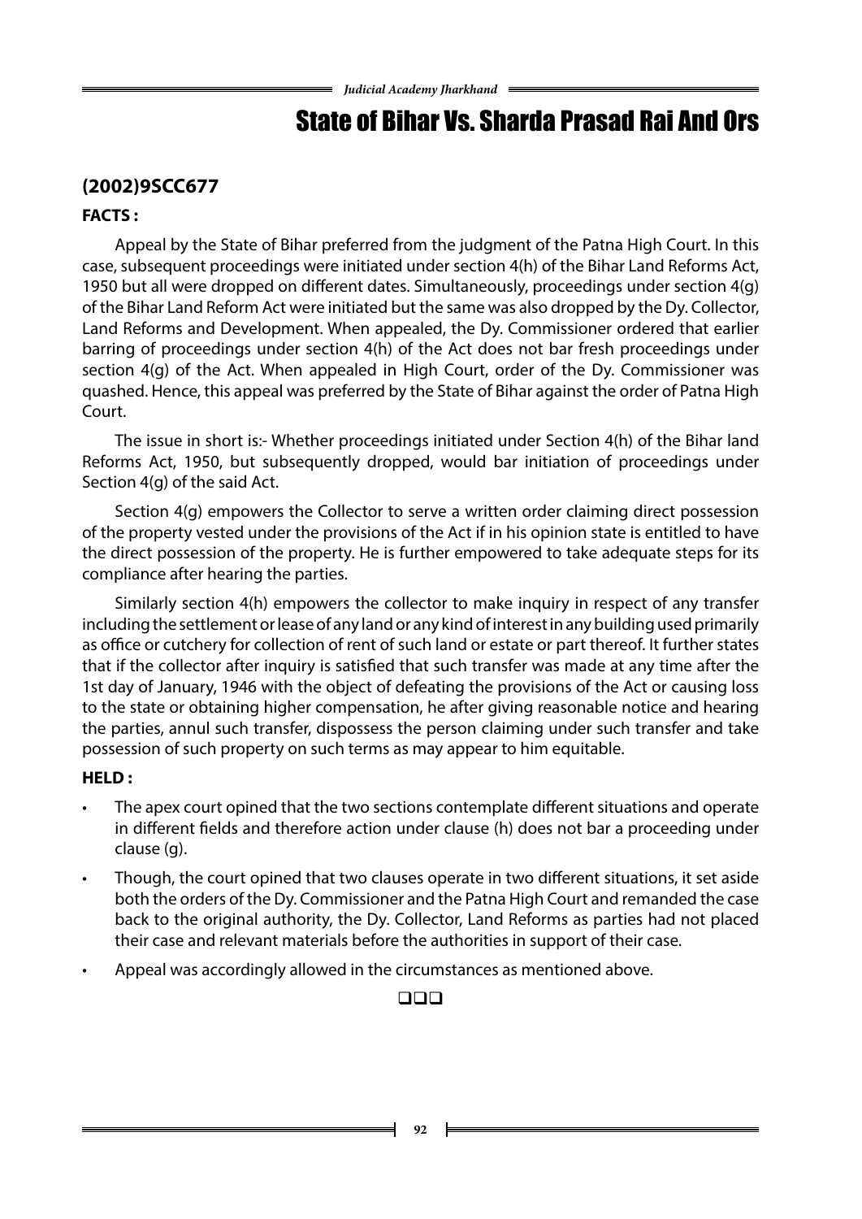# State of Bihar Vs. Sharda Prasad Rai And Ors

## (2002)9SCC677

**FACTS :**

Appeal by the State of Bihar preferred from the judgment of the Patna High Court. In this case, subsequent proceedings were initiated under section 4(h) of the Bihar Land Reforms Act, 1950 but all were dropped on different dates. Simultaneously, proceedings under section 4(g) of the Bihar Land Reform Act were initiated but the same was also dropped by the Dy. Collector, Land Reforms and Development. When appealed, the Dy. Commissioner ordered that earlier barring of proceedings under section 4(h) of the Act does not bar fresh proceedings under section 4(g) of the Act. When appealed in High Court, order of the Dy. Commissioner was quashed. Hence, this appeal was preferred by the State of Bihar against the order of Patna High Court.

The issue in short is:- Whether proceedings initiated under Section 4(h) of the Bihar land Reforms Act, 1950, but subsequently dropped, would bar initiation of proceedings under Section 4(g) of the said Act.

Section 4(g) empowers the Collector to serve a written order claiming direct possession of the property vested under the provisions of the Act if in his opinion state is entitled to have the direct possession of the property. He is further empowered to take adequate steps for its compliance after hearing the parties.

Similarly section 4(h) empowers the collector to make inquiry in respect of any transfer including the settlement or lease of any land or any kind of interest in any building used primarily as office or cutchery for collection of rent of such land or estate or part thereof. It further states that if the collector after inquiry is satisfied that such transfer was made at any time after the 1st day of January, 1946 with the object of defeating the provisions of the Act or causing loss to the state or obtaining higher compensation, he after giving reasonable notice and hearing the parties, annul such transfer, dispossess the person claiming under such transfer and take possession of such property on such terms as may appear to him equitable.

**HELD :**

- The apex court opined that the two sections contemplate different situations and operate in different fields and therefore action under clause (h) does not bar a proceeding under clause (g).
- Though, the court opined that two clauses operate in two different situations, it set aside both the orders of the Dy. Commissioner and the Patna High Court and remanded the case back to the original authority, the Dy. Collector, Land Reforms as parties had not placed their case and relevant materials before the authorities in support of their case.
- Appeal was accordingly allowed in the circumstances as mentioned above.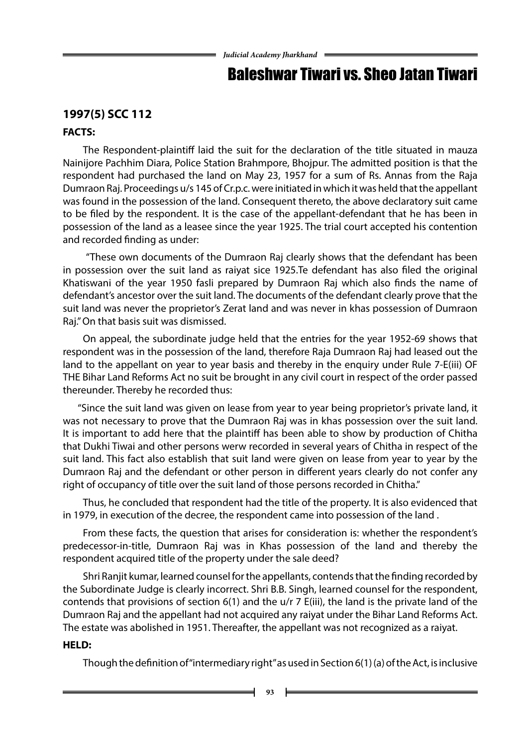# Baleshwar Tiwari vs. Sheo Jatan Tiwari

## 1997(5) SCC 112

### FACTS:

The Respondent-plaintiff laid the suit for the declaration of the title situated in mauza Nainijore Pachhim Diara, Police Station Brahmpore, Bhojpur. The admitted position is that the respondent had purchased the land on May 23, 1957 for a sum of Rs. Annas from the Raja Dumraon Raj. Proceedings u/s 145 of Cr.p.c. were initiated in which it was held that the appellant was found in the possession of the land. Consequent thereto, the above declaratory suit came to be filed by the respondent. It is the case of the appellant-defendant that he has been in possession of the land as a leasee since the year 1925. The trial court accepted his contention and recorded finding as under:

"These own documents of the Dumraon Raj clearly shows that the defendant has been in possession over the suit land as raiyat sice 1925.Te defendant has also filed the original Khatiswani of the year 1950 fasli prepared by Dumraon Raj which also finds the name of defendant's ancestor over the suit land. The documents of the defendant clearly prove that the suit land was never the proprietor's Zerat land and was never in khas possession of Dumraon Raj." On that basis suit was dismissed.

On appeal, the subordinate judge held that the entries for the year 1952-69 shows that respondent was in the possession of the land, therefore Raja Dumraon Raj had leased out the land to the appellant on year to year basis and thereby in the enquiry under Rule 7-E(iii) OF THE Bihar Land Reforms Act no suit be brought in any civil court in respect of the order passed thereunder. Thereby he recorded thus:

"Since the suit land was given on lease from year to year being proprietor's private land, it was not necessary to prove that the Dumraon Raj was in khas possession over the suit land. It is important to add here that the plaintiff has been able to show by production of Chitha that Dukhi Tiwai and other persons werw recorded in several years of Chitha in respect of the suit land. This fact also establish that suit land were given on lease from year to year by the Dumraon Raj and the defendant or other person in different years clearly do not confer any right of occupancy of title over the suit land of those persons recorded in Chitha."

Thus, he concluded that respondent had the title of the property. It is also evidenced that in 1979, in execution of the decree, the respondent came into possession of the land .

From these facts, the question that arises for consideration is: whether the respondent's predecessor-in-title, Dumraon Raj was in Khas possession of the land and thereby the respondent acquired title of the property under the sale deed?

Shri Ranjit kumar, learned counsel for the appellants, contends that the finding recorded by the Subordinate Judge is clearly incorrect. Shri B.B. Singh, learned counsel for the respondent, contends that provisions of section 6(1) and the u/r 7 E(iii), the land is the private land of the Dumraon Raj and the appellant had not acquired any raiyat under the Bihar Land Reforms Act. The estate was abolished in 1951. Thereafter, the appellant was not recognized as a raiyat.

### HELD:

Though the definition of "intermediary right" as used in Section 6(1) (a) of the Act, is inclusive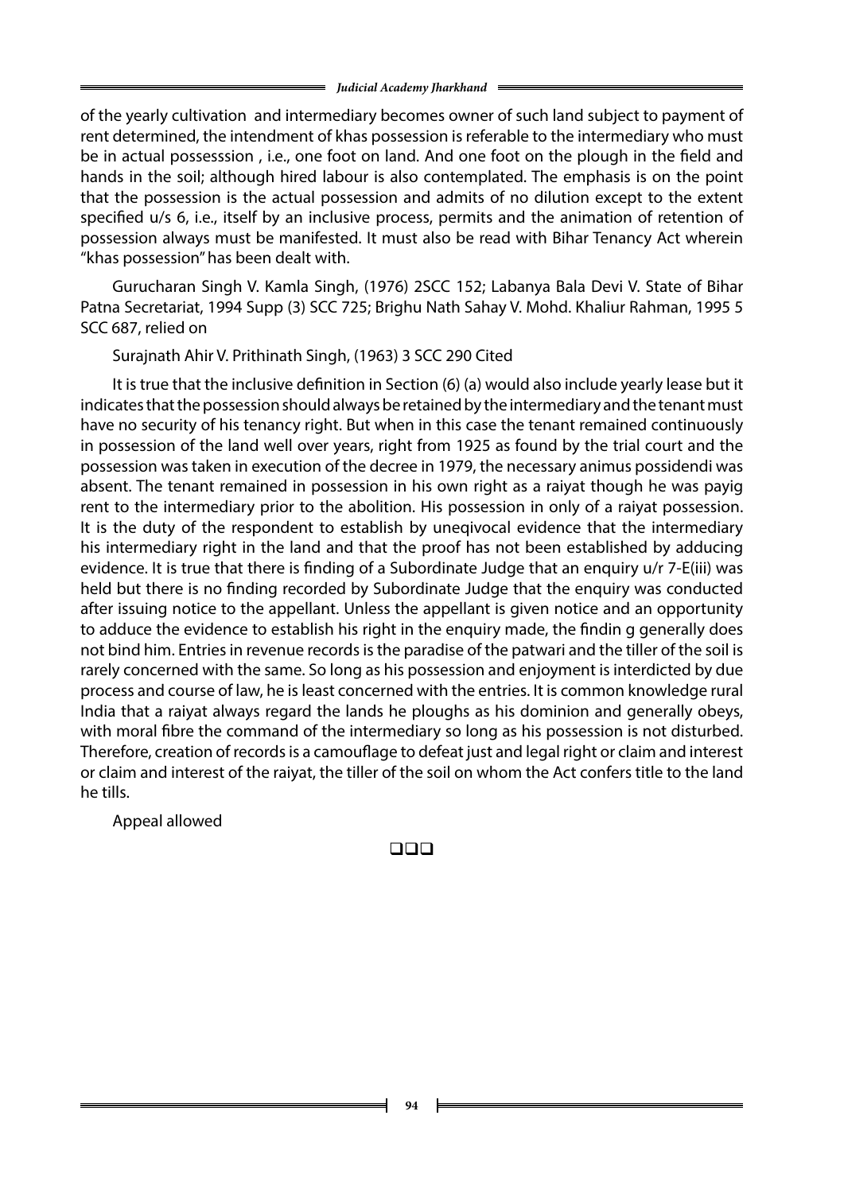of the yearly cultivation  and intermediary becomes owner of such land subject to payment of rent determined, the intendment of khas possession is referable to the intermediary who must be in actual possesssion , i.e., one foot on land. And one foot on the plough in the field and hands in the soil; although hired labour is also contemplated. The emphasis is on the point that the possession is the actual possession and admits of no dilution except to the extent specified u/s 6, i.e., itself by an inclusive process, permits and the animation of retention of possession always must be manifested. It must also be read with Bihar Tenancy Act wherein "khas possession" has been dealt with.

Gurucharan Singh V. Kamla Singh, (1976) 2SCC 152; Labanya Bala Devi V. State of Bihar Patna Secretariat, 1994 Supp (3) SCC 725; Brighu Nath Sahay V. Mohd. Khaliur Rahman, 1995 5 SCC 687, relied on

Surajnath Ahir V. Prithinath Singh, (1963) 3 SCC 290 Cited

It is true that the inclusive definition in Section (6) (a) would also include yearly lease but it indicates that the possession should always be retained by the intermediary and the tenant must have no security of his tenancy right. But when in this case the tenant remained continuously in possession of the land well over years, right from 1925 as found by the trial court and the possession was taken in execution of the decree in 1979, the necessary animus possidendi was absent. The tenant remained in possession in his own right as a raiyat though he was payig rent to the intermediary prior to the abolition. His possession in only of a raiyat possession. It is the duty of the respondent to establish by uneqivocal evidence that the intermediary his intermediary right in the land and that the proof has not been established by adducing evidence. It is true that there is finding of a Subordinate Judge that an enquiry u/r 7-E(iii) was held but there is no finding recorded by Subordinate Judge that the enquiry was conducted after issuing notice to the appellant. Unless the appellant is given notice and an opportunity to adduce the evidence to establish his right in the enquiry made, the findin g generally does not bind him. Entries in revenue records is the paradise of the patwari and the tiller of the soil is rarely concerned with the same. So long as his possession and enjoyment is interdicted by due process and course of law, he is least concerned with the entries. It is common knowledge rural India that a raiyat always regard the lands he ploughs as his dominion and generally obeys, with moral fibre the command of the intermediary so long as his possession is not disturbed. Therefore, creation of records is a camouflage to defeat just and legal right or claim and interest or claim and interest of the raiyat, the tiller of the soil on whom the Act confers title to the land he tills.

Appeal allowed

❑❑❑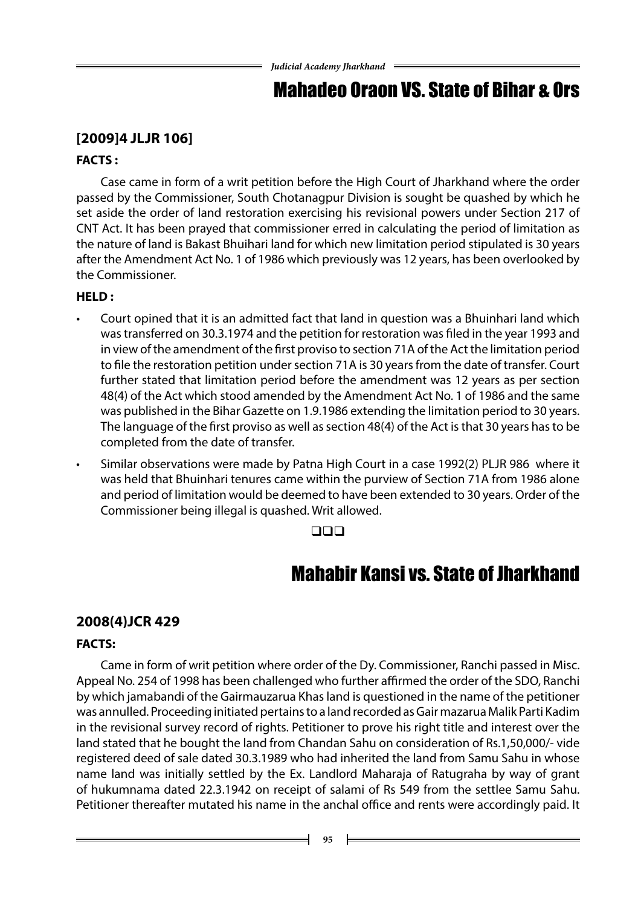# Mahadeo Oraon VS. State of Bihar & Ors

### [2009]4 JLJR 106]

**FACTS :**

Case came in form of a writ petition before the High Court of Jharkhand where the order passed by the Commissioner, South Chotanagpur Division is sought be quashed by which he set aside the order of land restoration exercising his revisional powers under Section 217 of CNT Act. It has been prayed that commissioner erred in calculating the period of limitation as the nature of land is Bakast Bhuihari land for which new limitation period stipulated is 30 years after the Amendment Act No. 1 of 1986 which previously was 12 years, has been overlooked by the Commissioner.

**HELD :**

- Court opined that it is an admitted fact that land in question was a Bhuinhari land which was transferred on 30.3.1974 and the petition for restoration was filed in the year 1993 and in view of the amendment of the first proviso to section 71A of the Act the limitation period to file the restoration petition under section 71A is 30 years from the date of transfer. Court further stated that limitation period before the amendment was 12 years as per section 48(4) of the Act which stood amended by the Amendment Act No. 1 of 1986 and the same was published in the Bihar Gazette on 1.9.1986 extending the limitation period to 30 years. The language of the first proviso as well as section 48(4) of the Act is that 30 years has to be completed from the date of transfer.
- Similar observations were made by Patna High Court in a case 1992(2) PLJR 986 where it was held that Bhuinhari tenures came within the purview of Section 71A from 1986 alone and period of limitation would be deemed to have been extended to 30 years. Order of the Commissioner being illegal is quashed. Writ allowed.

❑❑❑

# Mahabir Kansi vs. State of Jharkhand

### 2008(4)JCR 429

**FACTS:**

Came in form of writ petition where order of the Dy. Commissioner, Ranchi passed in Misc. Appeal No. 254 of 1998 has been challenged who further affirmed the order of the SDO, Ranchi by which jamabandi of the Gairmauzarua Khas land is questioned in the name of the petitioner was annulled. Proceeding initiated pertains to a land recorded as Gair mazarua Malik Parti Kadim in the revisional survey record of rights. Petitioner to prove his right title and interest over the land stated that he bought the land from Chandan Sahu on consideration of Rs.1,50,000/- vide registered deed of sale dated 30.3.1989 who had inherited the land from Samu Sahu in whose name land was initially settled by the Ex. Landlord Maharaja of Ratugraha by way of grant of hukumnama dated 22.3.1942 on receipt of salami of Rs 549 from the settlee Samu Sahu. Petitioner thereafter mutated his name in the anchal office and rents were accordingly paid. It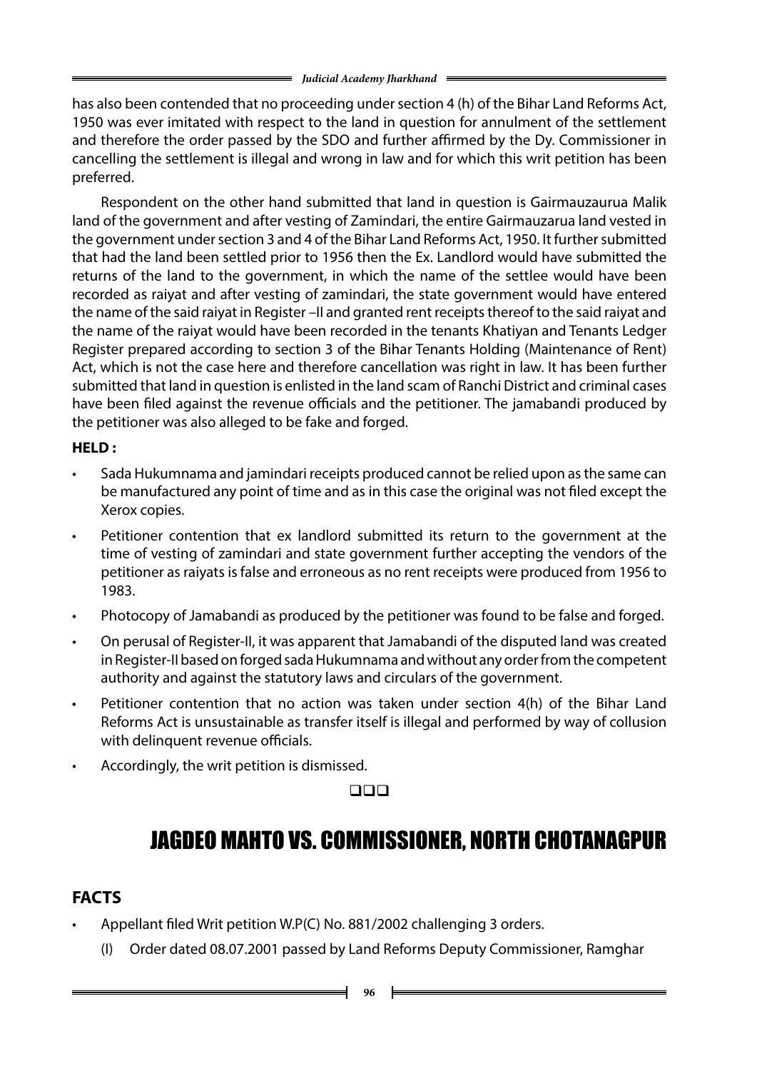has also been contended that no proceeding under section 4 (h) of the Bihar Land Reforms Act, 1950 was ever imitated with respect to the land in question for annulment of the settlement and therefore the order passed by the SDO and further affirmed by the Dy. Commissioner in cancelling the settlement is illegal and wrong in law and for which this writ petition has been preferred.

Respondent on the other hand submitted that land in question is Gairmauzaurua Malik land of the government and after vesting of Zamindari, the entire Gairmauzarua land vested in the government under section 3 and 4 of the Bihar Land Reforms Act, 1950. It further submitted that had the land been settled prior to 1956 then the Ex. Landlord would have submitted the returns of the land to the government, in which the name of the settlee would have been recorded as raiyat and after vesting of zamindari, the state government would have entered the name of the said raiyat in Register –II and granted rent receipts thereof to the said raiyat and the name of the raiyat would have been recorded in the tenants Khatiyan and Tenants Ledger Register prepared according to section 3 of the Bihar Tenants Holding (Maintenance of Rent) Act, which is not the case here and therefore cancellation was right in law. It has been further submitted that land in question is enlisted in the land scam of Ranchi District and criminal cases have been filed against the revenue officials and the petitioner. The jamabandi produced by the petitioner was also alleged to be fake and forged.

**HELD :**

- Sada Hukumnama and jamindari receipts produced cannot be relied upon as the same can be manufactured any point of time and as in this case the original was not filed except the Xerox copies.
- Petitioner contention that ex landlord submitted its return to the government at the time of vesting of zamindari and state government further accepting the vendors of the petitioner as raiyats is false and erroneous as no rent receipts were produced from 1956 to 1983.
- Photocopy of Jamabandi as produced by the petitioner was found to be false and forged.
- On perusal of Register-II, it was apparent that Jamabandi of the disputed land was created in Register-II based on forged sada Hukumnama and without any order from the competent authority and against the statutory laws and circulars of the government.
- Petitioner contention that no action was taken under section 4(h) of the Bihar Land Reforms Act is unsustainable as transfer itself is illegal and performed by way of collusion with delinquent revenue officials.
- Accordingly, the writ petition is dismissed.

❑❑❑

# JAGDEO MAHTO VS. COMMISSIONER, NORTH CHOTANAGPUR

## FACTS

- Appellant filed Writ petition W.P(C) No. 881/2002 challenging 3 orders.
  (I) Order dated 08.07.2001 passed by Land Reforms Deputy Commissioner, Ramghar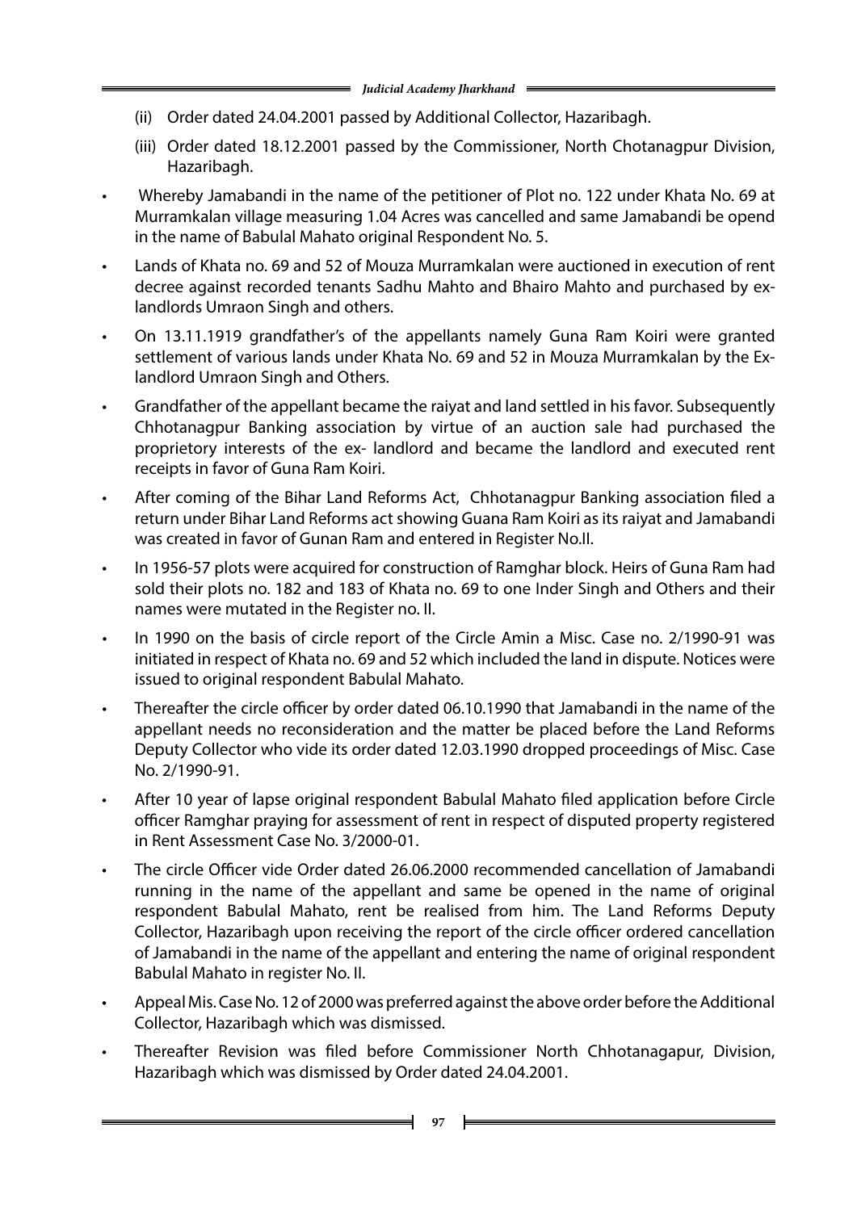(ii) Order dated 24.04.2001 passed by Additional Collector, Hazaribagh.

(iii) Order dated 18.12.2001 passed by the Commissioner, North Chotanagpur Division, Hazaribagh.

- Whereby Jamabandi in the name of the petitioner of Plot no. 122 under Khata No. 69 at Murramkalan village measuring 1.04 Acres was cancelled and same Jamabandi be opend in the name of Babulal Mahato original Respondent No. 5.
- Lands of Khata no. 69 and 52 of Mouza Murramkalan were auctioned in execution of rent decree against recorded tenants Sadhu Mahto and Bhairo Mahto and purchased by ex-landlords Umraon Singh and others.
- On 13.11.1919 grandfather's of the appellants namely Guna Ram Koiri were granted settlement of various lands under Khata No. 69 and 52 in Mouza Murramkalan by the Ex-landlord Umraon Singh and Others.
- Grandfather of the appellant became the raiyat and land settled in his favor. Subsequently Chhotanagpur Banking association by virtue of an auction sale had purchased the proprietory interests of the ex- landlord and became the landlord and executed rent receipts in favor of Guna Ram Koiri.
- After coming of the Bihar Land Reforms Act, Chhotanagpur Banking association filed a return under Bihar Land Reforms act showing Guana Ram Koiri as its raiyat and Jamabandi was created in favor of Gunan Ram and entered in Register No.II.
- In 1956-57 plots were acquired for construction of Ramghar block. Heirs of Guna Ram had sold their plots no. 182 and 183 of Khata no. 69 to one Inder Singh and Others and their names were mutated in the Register no. II.
- In 1990 on the basis of circle report of the Circle Amin a Misc. Case no. 2/1990-91 was initiated in respect of Khata no. 69 and 52 which included the land in dispute. Notices were issued to original respondent Babulal Mahato.
- Thereafter the circle officer by order dated 06.10.1990 that Jamabandi in the name of the appellant needs no reconsideration and the matter be placed before the Land Reforms Deputy Collector who vide its order dated 12.03.1990 dropped proceedings of Misc. Case No. 2/1990-91.
- After 10 year of lapse original respondent Babulal Mahato filed application before Circle officer Ramghar praying for assessment of rent in respect of disputed property registered in Rent Assessment Case No. 3/2000-01.
- The circle Officer vide Order dated 26.06.2000 recommended cancellation of Jamabandi running in the name of the appellant and same be opened in the name of original respondent Babulal Mahato, rent be realised from him. The Land Reforms Deputy Collector, Hazaribagh upon receiving the report of the circle officer ordered cancellation of Jamabandi in the name of the appellant and entering the name of original respondent Babulal Mahato in register No. II.
- Appeal Mis. Case No. 12 of 2000 was preferred against the above order before the Additional Collector, Hazaribagh which was dismissed.
- Thereafter Revision was filed before Commissioner North Chhotanagapur, Division, Hazaribagh which was dismissed by Order dated 24.04.2001.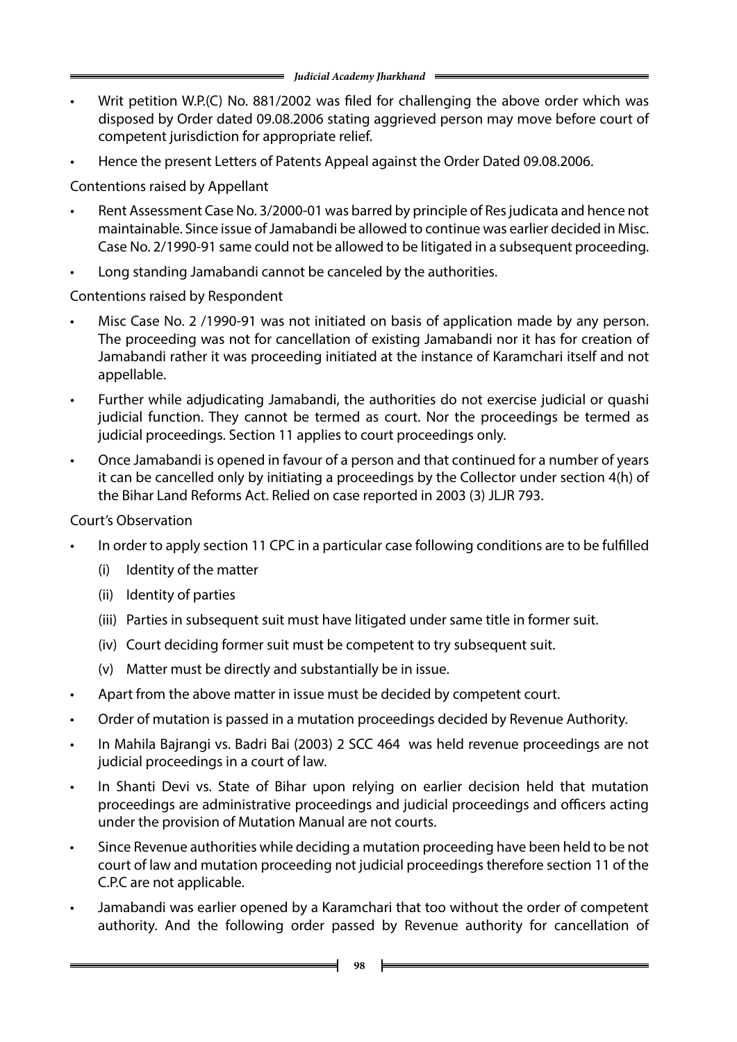- Writ petition W.P.(C) No. 881/2002 was filed for challenging the above order which was disposed by Order dated 09.08.2006 stating aggrieved person may move before court of competent jurisdiction for appropriate relief.
- Hence the present Letters of Patents Appeal against the Order Dated 09.08.2006.

Contentions raised by Appellant

- Rent Assessment Case No. 3/2000-01 was barred by principle of Res judicata and hence not maintainable. Since issue of Jamabandi be allowed to continue was earlier decided in Misc. Case No. 2/1990-91 same could not be allowed to be litigated in a subsequent proceeding.
- Long standing Jamabandi cannot be canceled by the authorities.

Contentions raised by Respondent

- Misc Case No. 2 /1990-91 was not initiated on basis of application made by any person. The proceeding was not for cancellation of existing Jamabandi nor it has for creation of Jamabandi rather it was proceeding initiated at the instance of Karamchari itself and not appellable.
- Further while adjudicating Jamabandi, the authorities do not exercise judicial or quashi judicial function. They cannot be termed as court. Nor the proceedings be termed as judicial proceedings. Section 11 applies to court proceedings only.
- Once Jamabandi is opened in favour of a person and that continued for a number of years it can be cancelled only by initiating a proceedings by the Collector under section 4(h) of the Bihar Land Reforms Act. Relied on case reported in 2003 (3) JLJR 793.

Court's Observation

- In order to apply section 11 CPC in a particular case following conditions are to be fulfilled
  - (i) Identity of the matter
  - (ii) Identity of parties
  - (iii) Parties in subsequent suit must have litigated under same title in former suit.
  - (iv) Court deciding former suit must be competent to try subsequent suit.
  - (v) Matter must be directly and substantially be in issue.
- Apart from the above matter in issue must be decided by competent court.
- Order of mutation is passed in a mutation proceedings decided by Revenue Authority.
- In Mahila Bajrangi vs. Badri Bai (2003) 2 SCC 464 was held revenue proceedings are not judicial proceedings in a court of law.
- In Shanti Devi vs. State of Bihar upon relying on earlier decision held that mutation proceedings are administrative proceedings and judicial proceedings and officers acting under the provision of Mutation Manual are not courts.
- Since Revenue authorities while deciding a mutation proceeding have been held to be not court of law and mutation proceeding not judicial proceedings therefore section 11 of the C.P.C are not applicable.
- Jamabandi was earlier opened by a Karamchari that too without the order of competent authority. And the following order passed by Revenue authority for cancellation of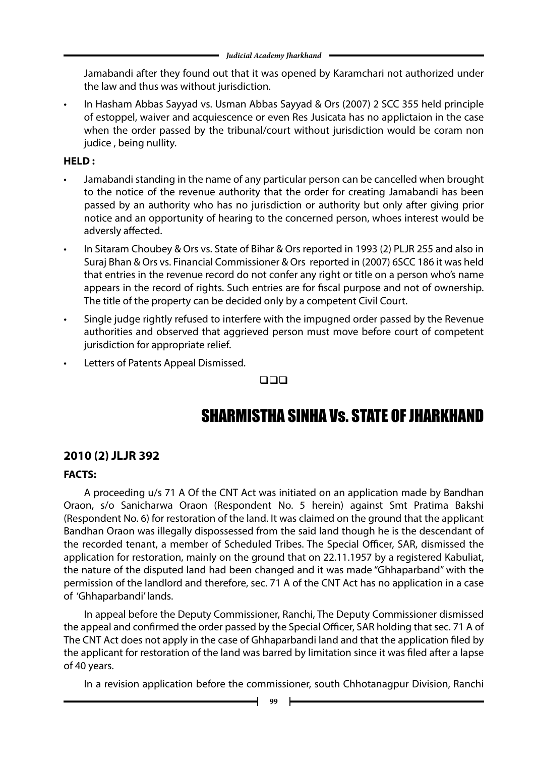Jamabandi after they found out that it was opened by Karamchari not authorized under the law and thus was without jurisdiction.

- In Hasham Abbas Sayyad vs. Usman Abbas Sayyad & Ors (2007) 2 SCC 355 held principle of estoppel, waiver and acquiescence or even Res Jusicata has no applictaion in the case when the order passed by the tribunal/court without jurisdiction would be coram non judice , being nullity.

**HELD :**

- Jamabandi standing in the name of any particular person can be cancelled when brought to the notice of the revenue authority that the order for creating Jamabandi has been passed by an authority who has no jurisdiction or authority but only after giving prior notice and an opportunity of hearing to the concerned person, whoes interest would be adversly affected.
- In Sitaram Choubey & Ors vs. State of Bihar & Ors reported in 1993 (2) PLJR 255 and also in Suraj Bhan & Ors vs. Financial Commissioner & Ors reported in (2007) 6SCC 186 it was held that entries in the revenue record do not confer any right or title on a person who's name appears in the record of rights. Such entries are for fiscal purpose and not of ownership. The title of the property can be decided only by a competent Civil Court.
- Single judge rightly refused to interfere with the impugned order passed by the Revenue authorities and observed that aggrieved person must move before court of competent jurisdiction for appropriate relief.
- Letters of Patents Appeal Dismissed.

❑❑❑

# SHARMISTHA SINHA Vs. STATE OF JHARKHAND

## 2010 (2) JLJR 392

**FACTS:**

A proceeding u/s 71 A Of the CNT Act was initiated on an application made by Bandhan Oraon, s/o Sanicharwa Oraon (Respondent No. 5 herein) against Smt Pratima Bakshi (Respondent No. 6) for restoration of the land. It was claimed on the ground that the applicant Bandhan Oraon was illegally dispossessed from the said land though he is the descendant of the recorded tenant, a member of Scheduled Tribes. The Special Officer, SAR, dismissed the application for restoration, mainly on the ground that on 22.11.1957 by a registered Kabuliat, the nature of the disputed land had been changed and it was made "Ghhaparband" with the permission of the landlord and therefore, sec. 71 A of the CNT Act has no application in a case of 'Ghhaparbandi' lands.

In appeal before the Deputy Commissioner, Ranchi, The Deputy Commissioner dismissed the appeal and confirmed the order passed by the Special Officer, SAR holding that sec. 71 A of The CNT Act does not apply in the case of Ghhaparbandi land and that the application filed by the applicant for restoration of the land was barred by limitation since it was filed after a lapse of 40 years.

In a revision application before the commissioner, south Chhotanagpur Division, Ranchi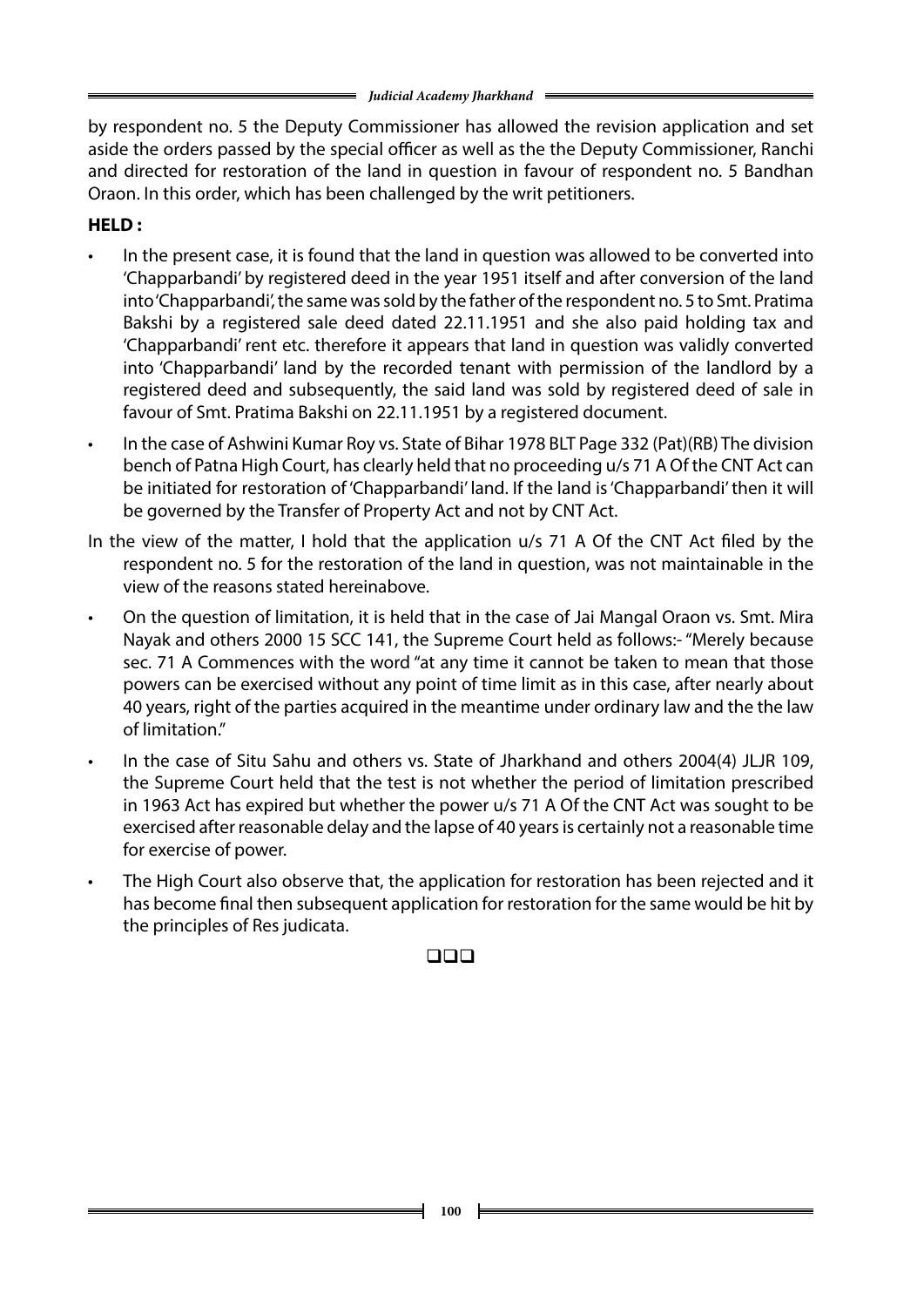by respondent no. 5 the Deputy Commissioner has allowed the revision application and set aside the orders passed by the special officer as well as the the Deputy Commissioner, Ranchi and directed for restoration of the land in question in favour of respondent no. 5 Bandhan Oraon. In this order, which has been challenged by the writ petitioners.

**HELD :**

- In the present case, it is found that the land in question was allowed to be converted into 'Chapparbandi' by registered deed in the year 1951 itself and after conversion of the land into 'Chapparbandi', the same was sold by the father of the respondent no. 5 to Smt. Pratima Bakshi by a registered sale deed dated 22.11.1951 and she also paid holding tax and 'Chapparbandi' rent etc. therefore it appears that land in question was validly converted into 'Chapparbandi' land by the recorded tenant with permission of the landlord by a registered deed and subsequently, the said land was sold by registered deed of sale in favour of Smt. Pratima Bakshi on 22.11.1951 by a registered document.
- In the case of Ashwini Kumar Roy vs. State of Bihar 1978 BLT Page 332 (Pat)(RB) The division bench of Patna High Court, has clearly held that no proceeding u/s 71 A Of the CNT Act can be initiated for restoration of 'Chapparbandi' land. If the land is 'Chapparbandi' then it will be governed by the Transfer of Property Act and not by CNT Act.

In the view of the matter, I hold that the application u/s 71 A Of the CNT Act filed by the respondent no. 5 for the restoration of the land in question, was not maintainable in the view of the reasons stated hereinabove.

- On the question of limitation, it is held that in the case of Jai Mangal Oraon vs. Smt. Mira Nayak and others 2000 15 SCC 141, the Supreme Court held as follows:- "Merely because sec. 71 A Commences with the word "at any time it cannot be taken to mean that those powers can be exercised without any point of time limit as in this case, after nearly about 40 years, right of the parties acquired in the meantime under ordinary law and the the law of limitation."
- In the case of Situ Sahu and others vs. State of Jharkhand and others 2004(4) JLJR 109, the Supreme Court held that the test is not whether the period of limitation prescribed in 1963 Act has expired but whether the power u/s 71 A Of the CNT Act was sought to be exercised after reasonable delay and the lapse of 40 years is certainly not a reasonable time for exercise of power.
- The High Court also observe that, the application for restoration has been rejected and it has become final then subsequent application for restoration for the same would be hit by the principles of Res judicata.

❑❑❑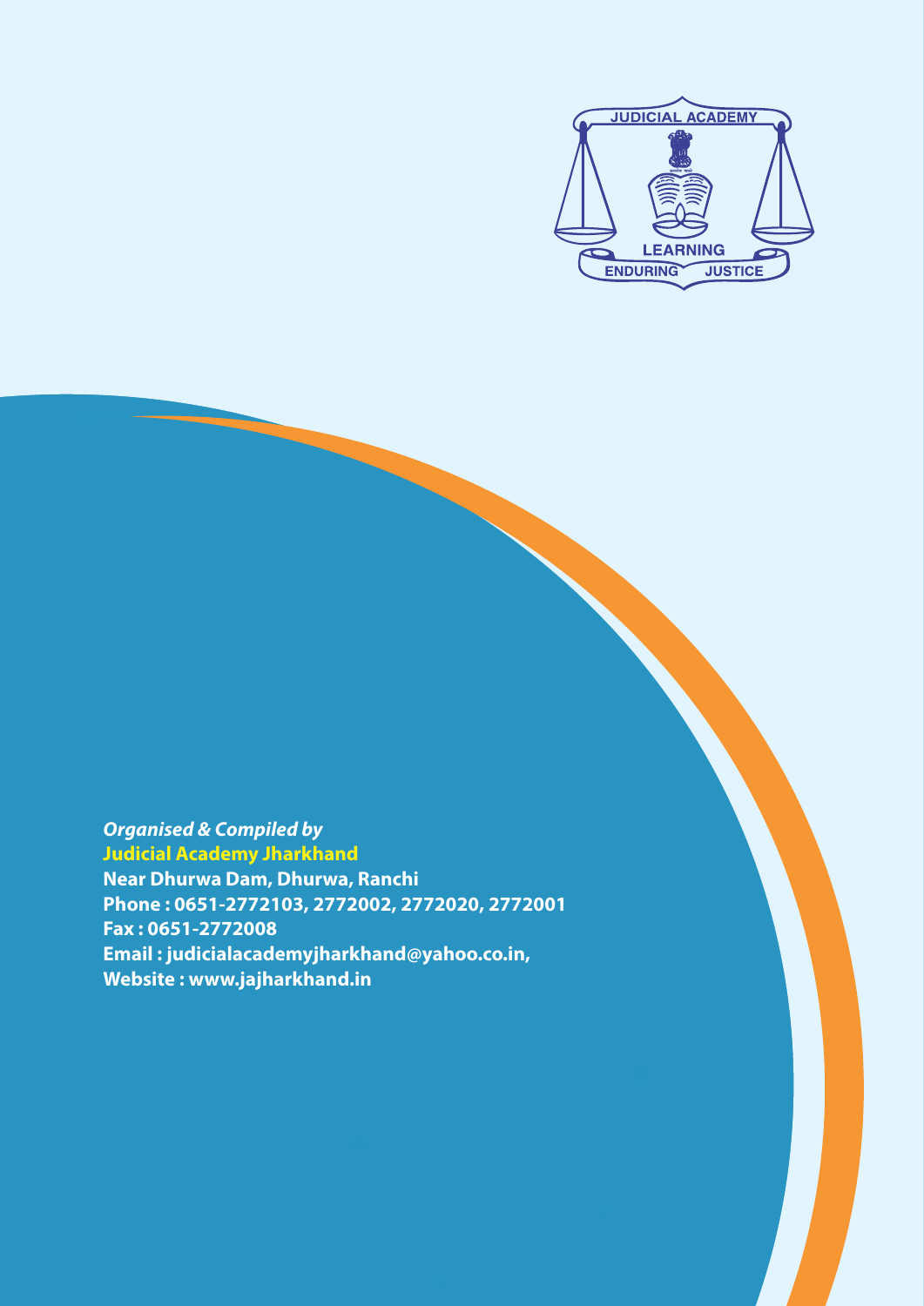JUDICIAL ACADEMY

LEARNING

ENDURING JUSTICE

*Organised & Compiled by*

**Judicial Academy Jharkhand**

**Near Dhurwa Dam, Dhurwa, Ranchi**

**Phone : 0651-2772103, 2772002, 2772020, 2772001**

**Fax : 0651-2772008**

**Email : judicialacademyjharkhand@yahoo.co.in,**

**Website : www.jajharkhand.in**